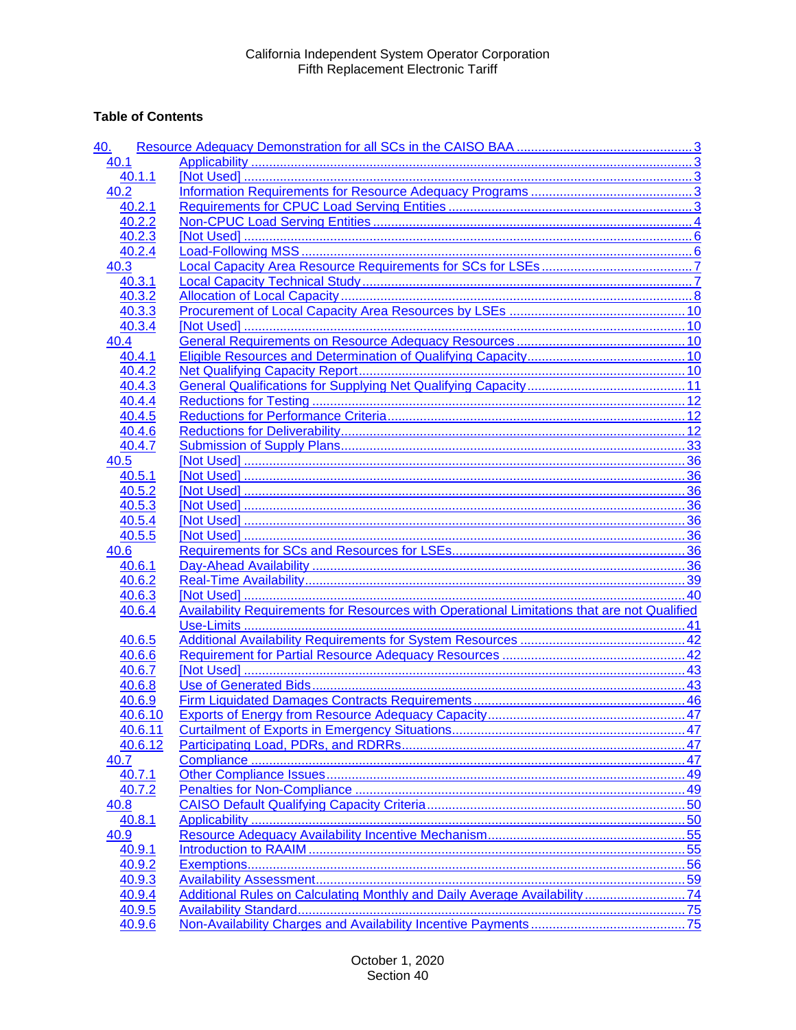California Independent System Operator Corporation
Fifth Replacement Electronic Tariff

**Table of Contents**

- 40. Resource Adequacy Demonstration for all SCs in the CAISO BAA ..... 3
  - 40.1 Applicability ..... 3
    - 40.1.1 [Not Used] ..... 3
  - 40.2 Information Requirements for Resource Adequacy Programs ..... 3
    - 40.2.1 Requirements for CPUC Load Serving Entities ..... 3
    - 40.2.2 Non-CPUC Load Serving Entities ..... 4
    - 40.2.3 [Not Used] ..... 6
    - 40.2.4 Load-Following MSS ..... 6
  - 40.3 Local Capacity Area Resource Requirements for SCs for LSEs ..... 7
    - 40.3.1 Local Capacity Technical Study ..... 7
    - 40.3.2 Allocation of Local Capacity ..... 8
    - 40.3.3 Procurement of Local Capacity Area Resources by LSEs ..... 10
    - 40.3.4 [Not Used] ..... 10
  - 40.4 General Requirements on Resource Adequacy Resources ..... 10
    - 40.4.1 Eligible Resources and Determination of Qualifying Capacity ..... 10
    - 40.4.2 Net Qualifying Capacity Report ..... 10
    - 40.4.3 General Qualifications for Supplying Net Qualifying Capacity ..... 11
    - 40.4.4 Reductions for Testing ..... 12
    - 40.4.5 Reductions for Performance Criteria ..... 12
    - 40.4.6 Reductions for Deliverability ..... 12
    - 40.4.7 Submission of Supply Plans ..... 33
  - 40.5 [Not Used] ..... 36
    - 40.5.1 [Not Used] ..... 36
    - 40.5.2 [Not Used] ..... 36
    - 40.5.3 [Not Used] ..... 36
    - 40.5.4 [Not Used] ..... 36
    - 40.5.5 [Not Used] ..... 36
  - 40.6 Requirements for SCs and Resources for LSEs ..... 36
    - 40.6.1 Day-Ahead Availability ..... 36
    - 40.6.2 Real-Time Availability ..... 39
    - 40.6.3 [Not Used] ..... 40
    - 40.6.4 Availability Requirements for Resources with Operational Limitations that are not Qualified Use-Limits ..... 41
    - 40.6.5 Additional Availability Requirements for System Resources ..... 42
    - 40.6.6 Requirement for Partial Resource Adequacy Resources ..... 42
    - 40.6.7 [Not Used] ..... 43
    - 40.6.8 Use of Generated Bids ..... 43
    - 40.6.9 Firm Liquidated Damages Contracts Requirements ..... 46
    - 40.6.10 Exports of Energy from Resource Adequacy Capacity ..... 47
    - 40.6.11 Curtailment of Exports in Emergency Situations ..... 47
    - 40.6.12 Participating Load, PDRs, and RDRRs ..... 47
  - 40.7 Compliance ..... 47
    - 40.7.1 Other Compliance Issues ..... 49
    - 40.7.2 Penalties for Non-Compliance ..... 49
  - 40.8 CAISO Default Qualifying Capacity Criteria ..... 50
    - 40.8.1 Applicability ..... 50
  - 40.9 Resource Adequacy Availability Incentive Mechanism ..... 55
    - 40.9.1 Introduction to RAAIM ..... 55
    - 40.9.2 Exemptions ..... 56
    - 40.9.3 Availability Assessment ..... 59
    - 40.9.4 Additional Rules on Calculating Monthly and Daily Average Availability ..... 74
    - 40.9.5 Availability Standard ..... 75
    - 40.9.6 Non-Availability Charges and Availability Incentive Payments ..... 75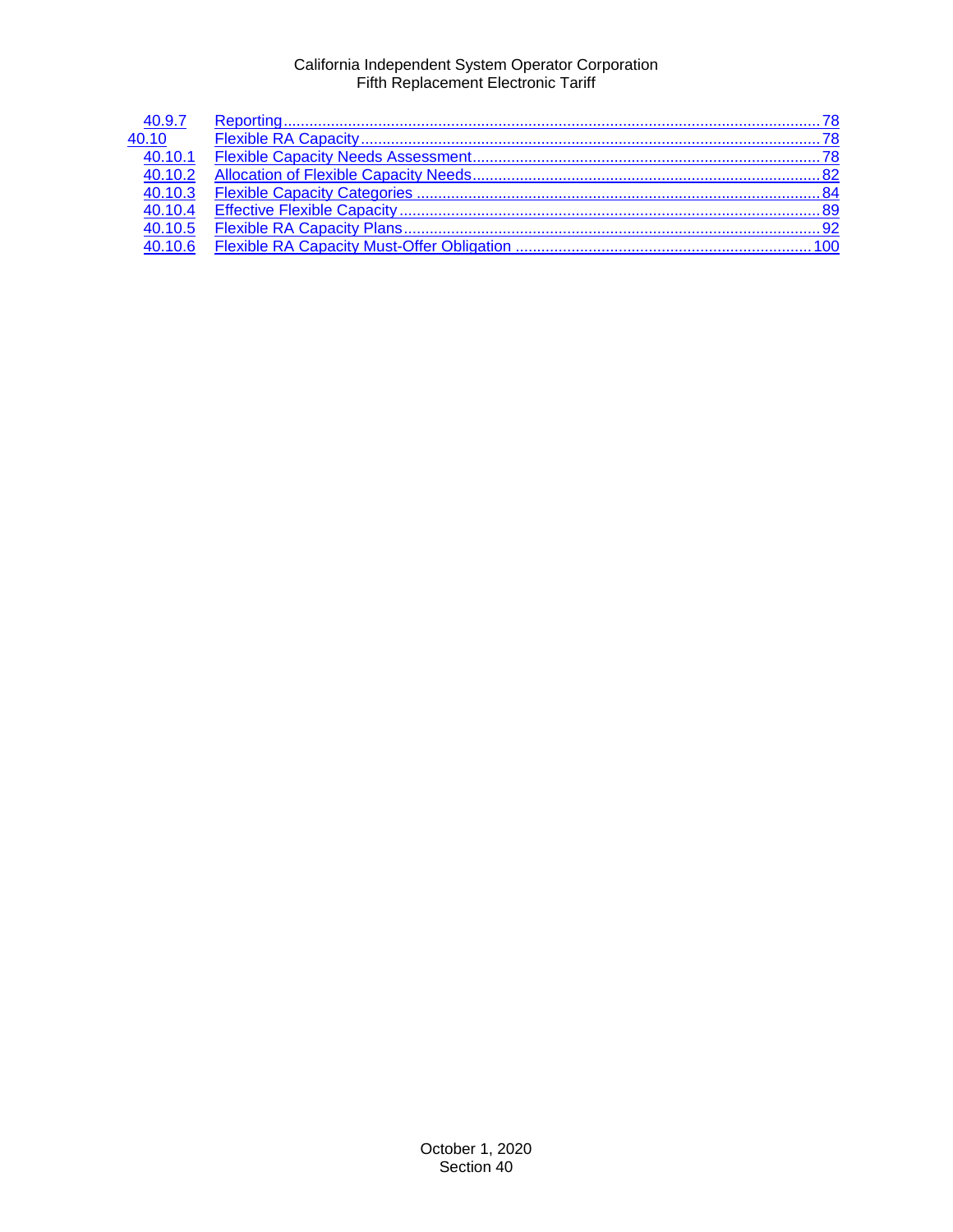| | | |
|---|---|---|
| 40.9.7 | Reporting | 78 |
| 40.10 | Flexible RA Capacity | 78 |
| 40.10.1 | Flexible Capacity Needs Assessment | 78 |
| 40.10.2 | Allocation of Flexible Capacity Needs | 82 |
| 40.10.3 | Flexible Capacity Categories | 84 |
| 40.10.4 | Effective Flexible Capacity | 89 |
| 40.10.5 | Flexible RA Capacity Plans | 92 |
| 40.10.6 | Flexible RA Capacity Must-Offer Obligation | 100 |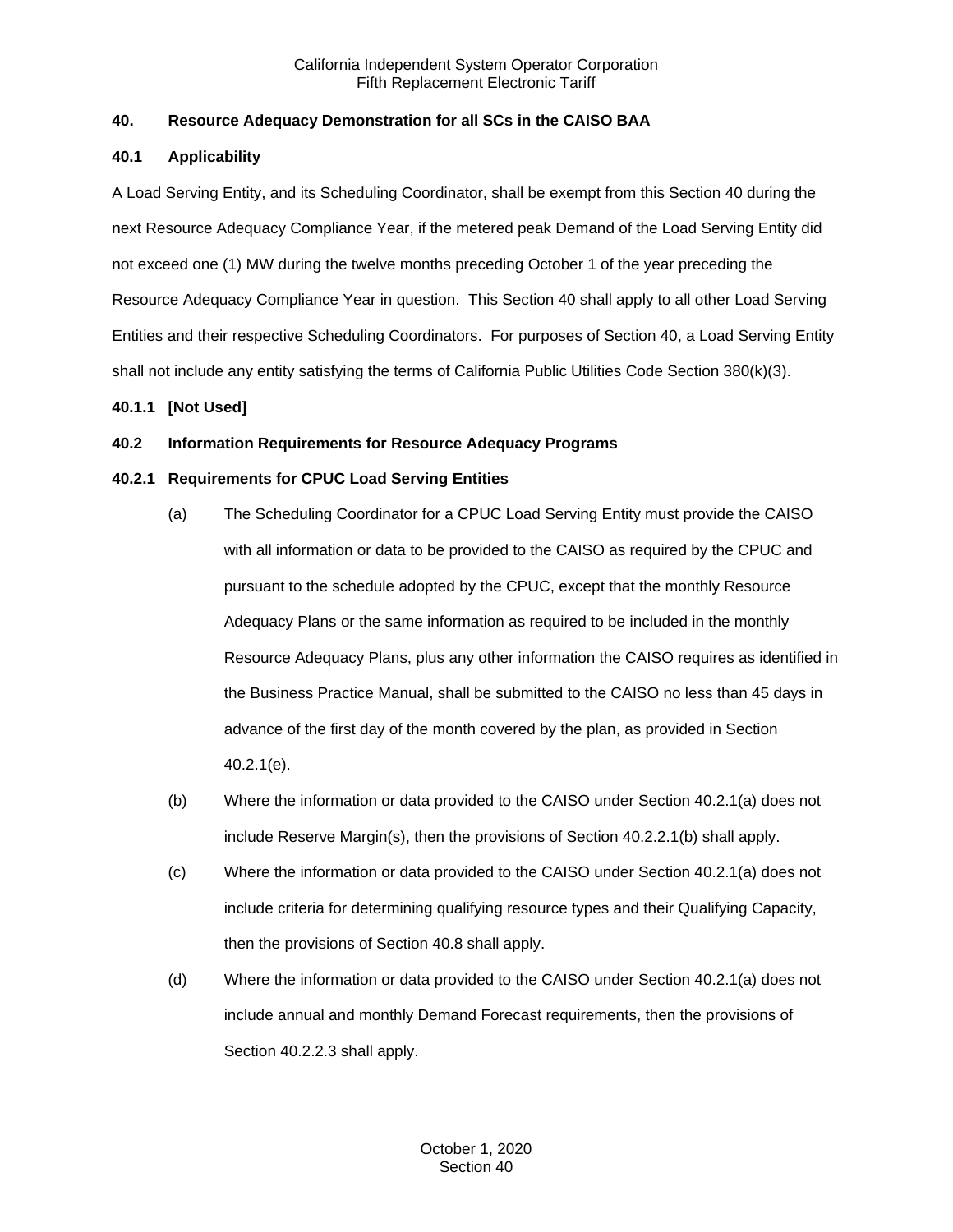## 40. Resource Adequacy Demonstration for all SCs in the CAISO BAA

### 40.1 Applicability

A Load Serving Entity, and its Scheduling Coordinator, shall be exempt from this Section 40 during the next Resource Adequacy Compliance Year, if the metered peak Demand of the Load Serving Entity did not exceed one (1) MW during the twelve months preceding October 1 of the year preceding the Resource Adequacy Compliance Year in question. This Section 40 shall apply to all other Load Serving Entities and their respective Scheduling Coordinators. For purposes of Section 40, a Load Serving Entity shall not include any entity satisfying the terms of California Public Utilities Code Section 380(k)(3).

#### 40.1.1 [Not Used]

### 40.2 Information Requirements for Resource Adequacy Programs

#### 40.2.1 Requirements for CPUC Load Serving Entities

(a) The Scheduling Coordinator for a CPUC Load Serving Entity must provide the CAISO with all information or data to be provided to the CAISO as required by the CPUC and pursuant to the schedule adopted by the CPUC, except that the monthly Resource Adequacy Plans or the same information as required to be included in the monthly Resource Adequacy Plans, plus any other information the CAISO requires as identified in the Business Practice Manual, shall be submitted to the CAISO no less than 45 days in advance of the first day of the month covered by the plan, as provided in Section 40.2.1(e).

(b) Where the information or data provided to the CAISO under Section 40.2.1(a) does not include Reserve Margin(s), then the provisions of Section 40.2.2.1(b) shall apply.

(c) Where the information or data provided to the CAISO under Section 40.2.1(a) does not include criteria for determining qualifying resource types and their Qualifying Capacity, then the provisions of Section 40.8 shall apply.

(d) Where the information or data provided to the CAISO under Section 40.2.1(a) does not include annual and monthly Demand Forecast requirements, then the provisions of Section 40.2.2.3 shall apply.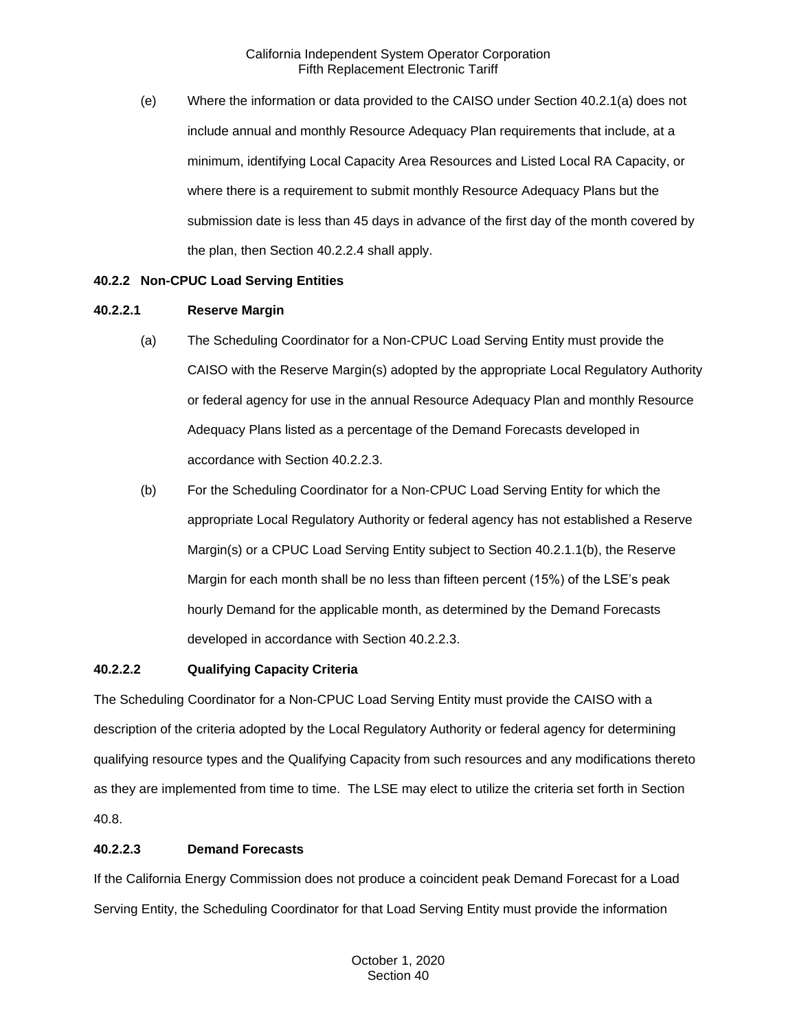(e) Where the information or data provided to the CAISO under Section 40.2.1(a) does not include annual and monthly Resource Adequacy Plan requirements that include, at a minimum, identifying Local Capacity Area Resources and Listed Local RA Capacity, or where there is a requirement to submit monthly Resource Adequacy Plans but the submission date is less than 45 days in advance of the first day of the month covered by the plan, then Section 40.2.2.4 shall apply.

### 40.2.2 Non-CPUC Load Serving Entities

#### 40.2.2.1 Reserve Margin

(a) The Scheduling Coordinator for a Non-CPUC Load Serving Entity must provide the CAISO with the Reserve Margin(s) adopted by the appropriate Local Regulatory Authority or federal agency for use in the annual Resource Adequacy Plan and monthly Resource Adequacy Plans listed as a percentage of the Demand Forecasts developed in accordance with Section 40.2.2.3.

(b) For the Scheduling Coordinator for a Non-CPUC Load Serving Entity for which the appropriate Local Regulatory Authority or federal agency has not established a Reserve Margin(s) or a CPUC Load Serving Entity subject to Section 40.2.1.1(b), the Reserve Margin for each month shall be no less than fifteen percent (15%) of the LSE's peak hourly Demand for the applicable month, as determined by the Demand Forecasts developed in accordance with Section 40.2.2.3.

#### 40.2.2.2 Qualifying Capacity Criteria

The Scheduling Coordinator for a Non-CPUC Load Serving Entity must provide the CAISO with a description of the criteria adopted by the Local Regulatory Authority or federal agency for determining qualifying resource types and the Qualifying Capacity from such resources and any modifications thereto as they are implemented from time to time. The LSE may elect to utilize the criteria set forth in Section 40.8.

#### 40.2.2.3 Demand Forecasts

If the California Energy Commission does not produce a coincident peak Demand Forecast for a Load Serving Entity, the Scheduling Coordinator for that Load Serving Entity must provide the information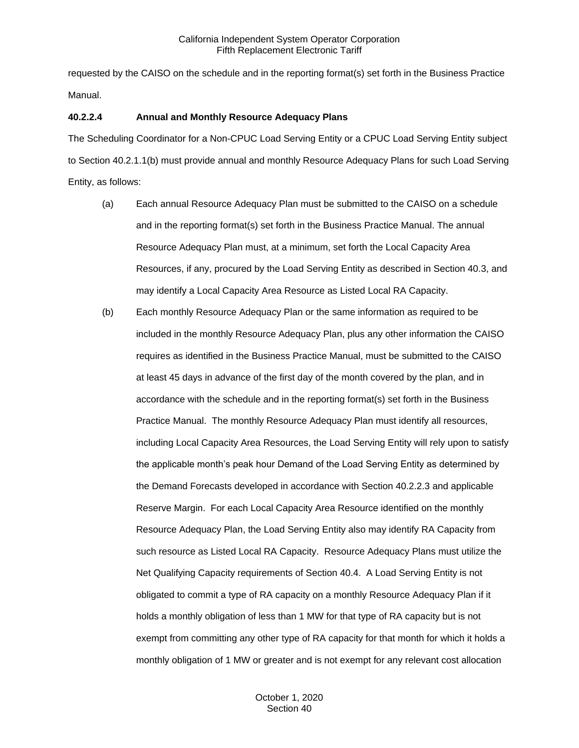requested by the CAISO on the schedule and in the reporting format(s) set forth in the Business Practice Manual.

**40.2.2.4 Annual and Monthly Resource Adequacy Plans**

The Scheduling Coordinator for a Non-CPUC Load Serving Entity or a CPUC Load Serving Entity subject to Section 40.2.1.1(b) must provide annual and monthly Resource Adequacy Plans for such Load Serving Entity, as follows:

(a) Each annual Resource Adequacy Plan must be submitted to the CAISO on a schedule and in the reporting format(s) set forth in the Business Practice Manual. The annual Resource Adequacy Plan must, at a minimum, set forth the Local Capacity Area Resources, if any, procured by the Load Serving Entity as described in Section 40.3, and may identify a Local Capacity Area Resource as Listed Local RA Capacity.

(b) Each monthly Resource Adequacy Plan or the same information as required to be included in the monthly Resource Adequacy Plan, plus any other information the CAISO requires as identified in the Business Practice Manual, must be submitted to the CAISO at least 45 days in advance of the first day of the month covered by the plan, and in accordance with the schedule and in the reporting format(s) set forth in the Business Practice Manual. The monthly Resource Adequacy Plan must identify all resources, including Local Capacity Area Resources, the Load Serving Entity will rely upon to satisfy the applicable month's peak hour Demand of the Load Serving Entity as determined by the Demand Forecasts developed in accordance with Section 40.2.2.3 and applicable Reserve Margin. For each Local Capacity Area Resource identified on the monthly Resource Adequacy Plan, the Load Serving Entity also may identify RA Capacity from such resource as Listed Local RA Capacity. Resource Adequacy Plans must utilize the Net Qualifying Capacity requirements of Section 40.4. A Load Serving Entity is not obligated to commit a type of RA capacity on a monthly Resource Adequacy Plan if it holds a monthly obligation of less than 1 MW for that type of RA capacity but is not exempt from committing any other type of RA capacity for that month for which it holds a monthly obligation of 1 MW or greater and is not exempt for any relevant cost allocation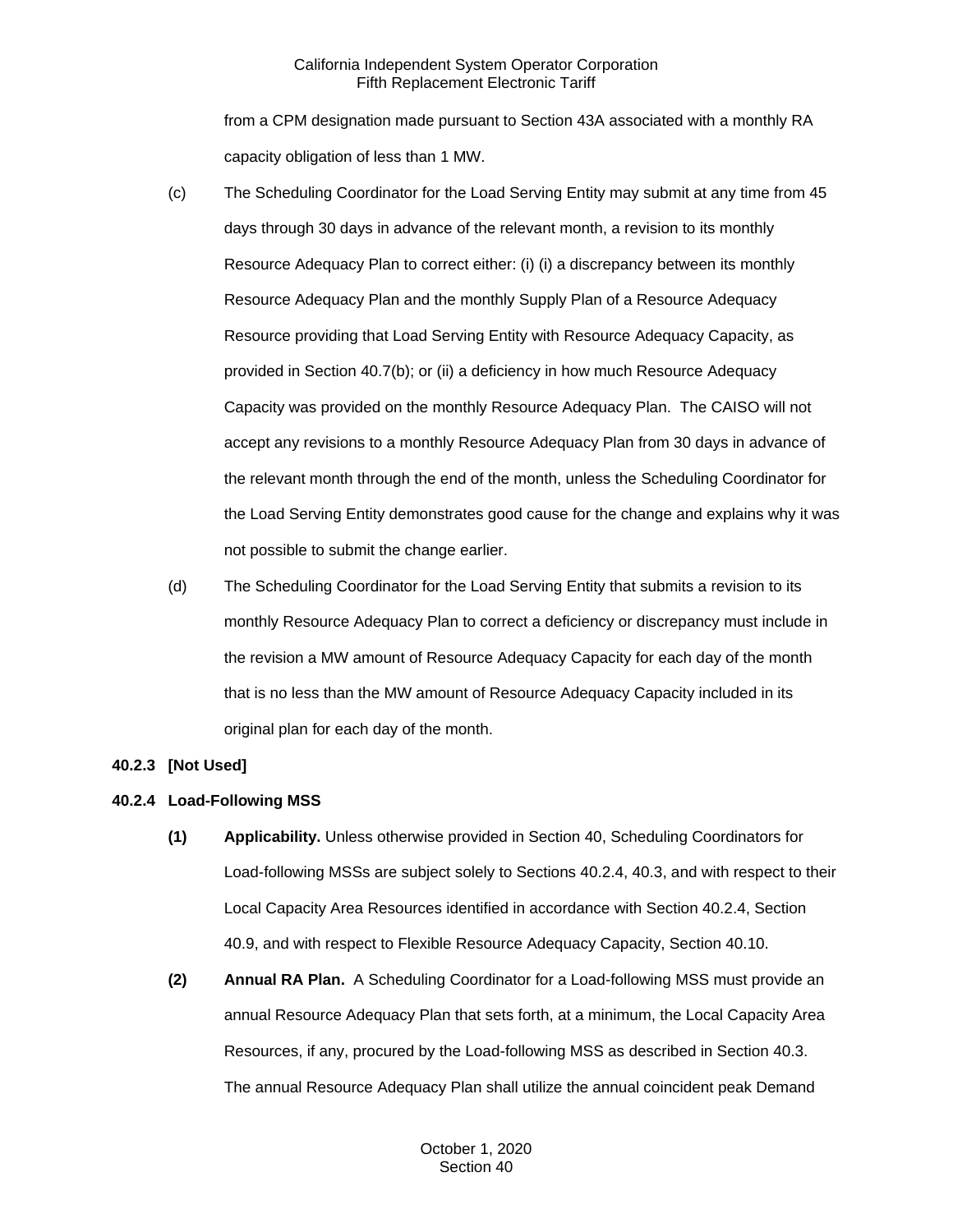from a CPM designation made pursuant to Section 43A associated with a monthly RA capacity obligation of less than 1 MW.

(c) The Scheduling Coordinator for the Load Serving Entity may submit at any time from 45 days through 30 days in advance of the relevant month, a revision to its monthly Resource Adequacy Plan to correct either: (i) (i) a discrepancy between its monthly Resource Adequacy Plan and the monthly Supply Plan of a Resource Adequacy Resource providing that Load Serving Entity with Resource Adequacy Capacity, as provided in Section 40.7(b); or (ii) a deficiency in how much Resource Adequacy Capacity was provided on the monthly Resource Adequacy Plan. The CAISO will not accept any revisions to a monthly Resource Adequacy Plan from 30 days in advance of the relevant month through the end of the month, unless the Scheduling Coordinator for the Load Serving Entity demonstrates good cause for the change and explains why it was not possible to submit the change earlier.

(d) The Scheduling Coordinator for the Load Serving Entity that submits a revision to its monthly Resource Adequacy Plan to correct a deficiency or discrepancy must include in the revision a MW amount of Resource Adequacy Capacity for each day of the month that is no less than the MW amount of Resource Adequacy Capacity included in its original plan for each day of the month.

**40.2.3 [Not Used]**

**40.2.4 Load-Following MSS**

**(1) Applicability.** Unless otherwise provided in Section 40, Scheduling Coordinators for Load-following MSSs are subject solely to Sections 40.2.4, 40.3, and with respect to their Local Capacity Area Resources identified in accordance with Section 40.2.4, Section 40.9, and with respect to Flexible Resource Adequacy Capacity, Section 40.10.

**(2) Annual RA Plan.** A Scheduling Coordinator for a Load-following MSS must provide an annual Resource Adequacy Plan that sets forth, at a minimum, the Local Capacity Area Resources, if any, procured by the Load-following MSS as described in Section 40.3. The annual Resource Adequacy Plan shall utilize the annual coincident peak Demand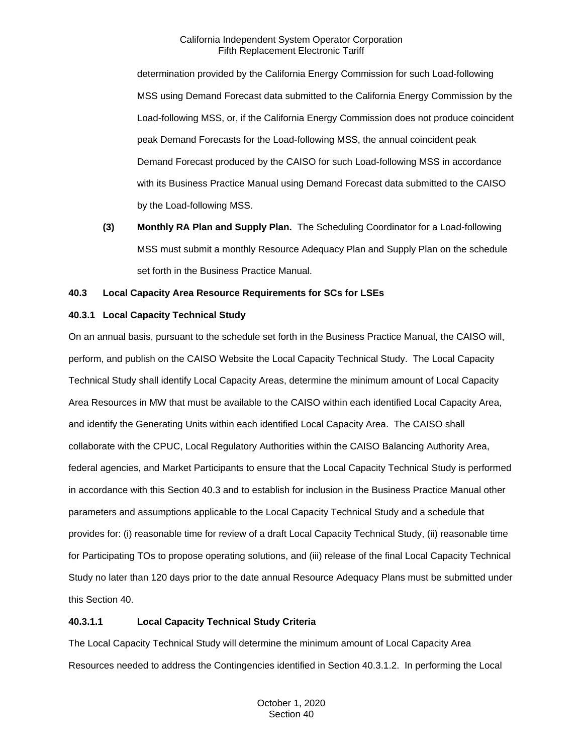determination provided by the California Energy Commission for such Load-following MSS using Demand Forecast data submitted to the California Energy Commission by the Load-following MSS, or, if the California Energy Commission does not produce coincident peak Demand Forecasts for the Load-following MSS, the annual coincident peak Demand Forecast produced by the CAISO for such Load-following MSS in accordance with its Business Practice Manual using Demand Forecast data submitted to the CAISO by the Load-following MSS.

**(3) Monthly RA Plan and Supply Plan.** The Scheduling Coordinator for a Load-following MSS must submit a monthly Resource Adequacy Plan and Supply Plan on the schedule set forth in the Business Practice Manual.

### 40.3 Local Capacity Area Resource Requirements for SCs for LSEs

#### 40.3.1 Local Capacity Technical Study

On an annual basis, pursuant to the schedule set forth in the Business Practice Manual, the CAISO will, perform, and publish on the CAISO Website the Local Capacity Technical Study. The Local Capacity Technical Study shall identify Local Capacity Areas, determine the minimum amount of Local Capacity Area Resources in MW that must be available to the CAISO within each identified Local Capacity Area, and identify the Generating Units within each identified Local Capacity Area. The CAISO shall collaborate with the CPUC, Local Regulatory Authorities within the CAISO Balancing Authority Area, federal agencies, and Market Participants to ensure that the Local Capacity Technical Study is performed in accordance with this Section 40.3 and to establish for inclusion in the Business Practice Manual other parameters and assumptions applicable to the Local Capacity Technical Study and a schedule that provides for: (i) reasonable time for review of a draft Local Capacity Technical Study, (ii) reasonable time for Participating TOs to propose operating solutions, and (iii) release of the final Local Capacity Technical Study no later than 120 days prior to the date annual Resource Adequacy Plans must be submitted under this Section 40.

##### 40.3.1.1 Local Capacity Technical Study Criteria

The Local Capacity Technical Study will determine the minimum amount of Local Capacity Area Resources needed to address the Contingencies identified in Section 40.3.1.2. In performing the Local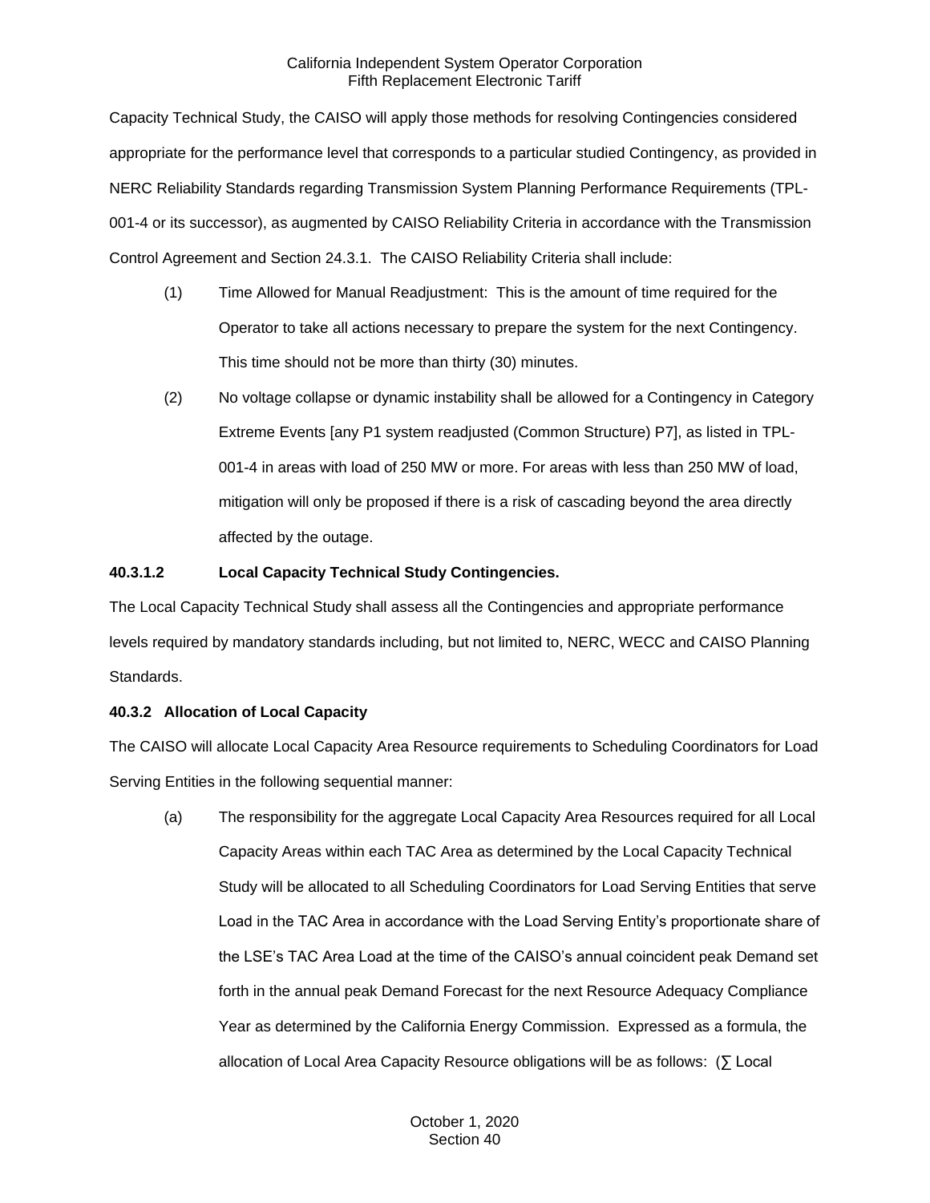Capacity Technical Study, the CAISO will apply those methods for resolving Contingencies considered appropriate for the performance level that corresponds to a particular studied Contingency, as provided in NERC Reliability Standards regarding Transmission System Planning Performance Requirements (TPL-001-4 or its successor), as augmented by CAISO Reliability Criteria in accordance with the Transmission Control Agreement and Section 24.3.1. The CAISO Reliability Criteria shall include:

(1) Time Allowed for Manual Readjustment: This is the amount of time required for the Operator to take all actions necessary to prepare the system for the next Contingency. This time should not be more than thirty (30) minutes.

(2) No voltage collapse or dynamic instability shall be allowed for a Contingency in Category Extreme Events [any P1 system readjusted (Common Structure) P7], as listed in TPL-001-4 in areas with load of 250 MW or more. For areas with less than 250 MW of load, mitigation will only be proposed if there is a risk of cascading beyond the area directly affected by the outage.

**40.3.1.2 Local Capacity Technical Study Contingencies.**

The Local Capacity Technical Study shall assess all the Contingencies and appropriate performance levels required by mandatory standards including, but not limited to, NERC, WECC and CAISO Planning Standards.

**40.3.2 Allocation of Local Capacity**

The CAISO will allocate Local Capacity Area Resource requirements to Scheduling Coordinators for Load Serving Entities in the following sequential manner:

(a) The responsibility for the aggregate Local Capacity Area Resources required for all Local Capacity Areas within each TAC Area as determined by the Local Capacity Technical Study will be allocated to all Scheduling Coordinators for Load Serving Entities that serve Load in the TAC Area in accordance with the Load Serving Entity's proportionate share of the LSE's TAC Area Load at the time of the CAISO's annual coincident peak Demand set forth in the annual peak Demand Forecast for the next Resource Adequacy Compliance Year as determined by the California Energy Commission. Expressed as a formula, the allocation of Local Area Capacity Resource obligations will be as follows: (∑ Local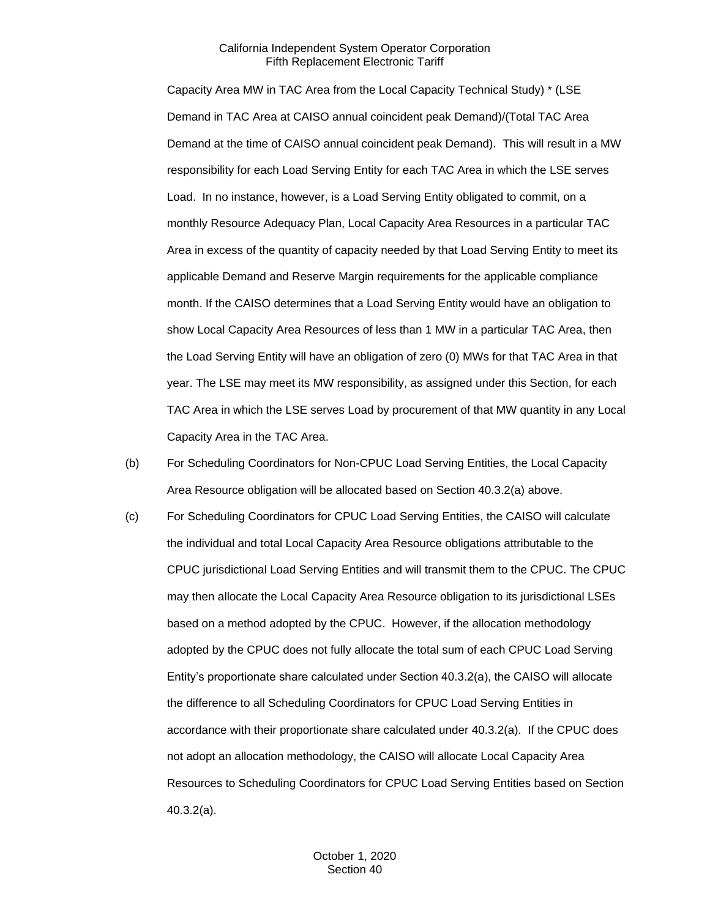Capacity Area MW in TAC Area from the Local Capacity Technical Study) * (LSE Demand in TAC Area at CAISO annual coincident peak Demand)/(Total TAC Area Demand at the time of CAISO annual coincident peak Demand). This will result in a MW responsibility for each Load Serving Entity for each TAC Area in which the LSE serves Load. In no instance, however, is a Load Serving Entity obligated to commit, on a monthly Resource Adequacy Plan, Local Capacity Area Resources in a particular TAC Area in excess of the quantity of capacity needed by that Load Serving Entity to meet its applicable Demand and Reserve Margin requirements for the applicable compliance month. If the CAISO determines that a Load Serving Entity would have an obligation to show Local Capacity Area Resources of less than 1 MW in a particular TAC Area, then the Load Serving Entity will have an obligation of zero (0) MWs for that TAC Area in that year. The LSE may meet its MW responsibility, as assigned under this Section, for each TAC Area in which the LSE serves Load by procurement of that MW quantity in any Local Capacity Area in the TAC Area.

(b) For Scheduling Coordinators for Non-CPUC Load Serving Entities, the Local Capacity Area Resource obligation will be allocated based on Section 40.3.2(a) above.

(c) For Scheduling Coordinators for CPUC Load Serving Entities, the CAISO will calculate the individual and total Local Capacity Area Resource obligations attributable to the CPUC jurisdictional Load Serving Entities and will transmit them to the CPUC. The CPUC may then allocate the Local Capacity Area Resource obligation to its jurisdictional LSEs based on a method adopted by the CPUC. However, if the allocation methodology adopted by the CPUC does not fully allocate the total sum of each CPUC Load Serving Entity's proportionate share calculated under Section 40.3.2(a), the CAISO will allocate the difference to all Scheduling Coordinators for CPUC Load Serving Entities in accordance with their proportionate share calculated under 40.3.2(a). If the CPUC does not adopt an allocation methodology, the CAISO will allocate Local Capacity Area Resources to Scheduling Coordinators for CPUC Load Serving Entities based on Section 40.3.2(a).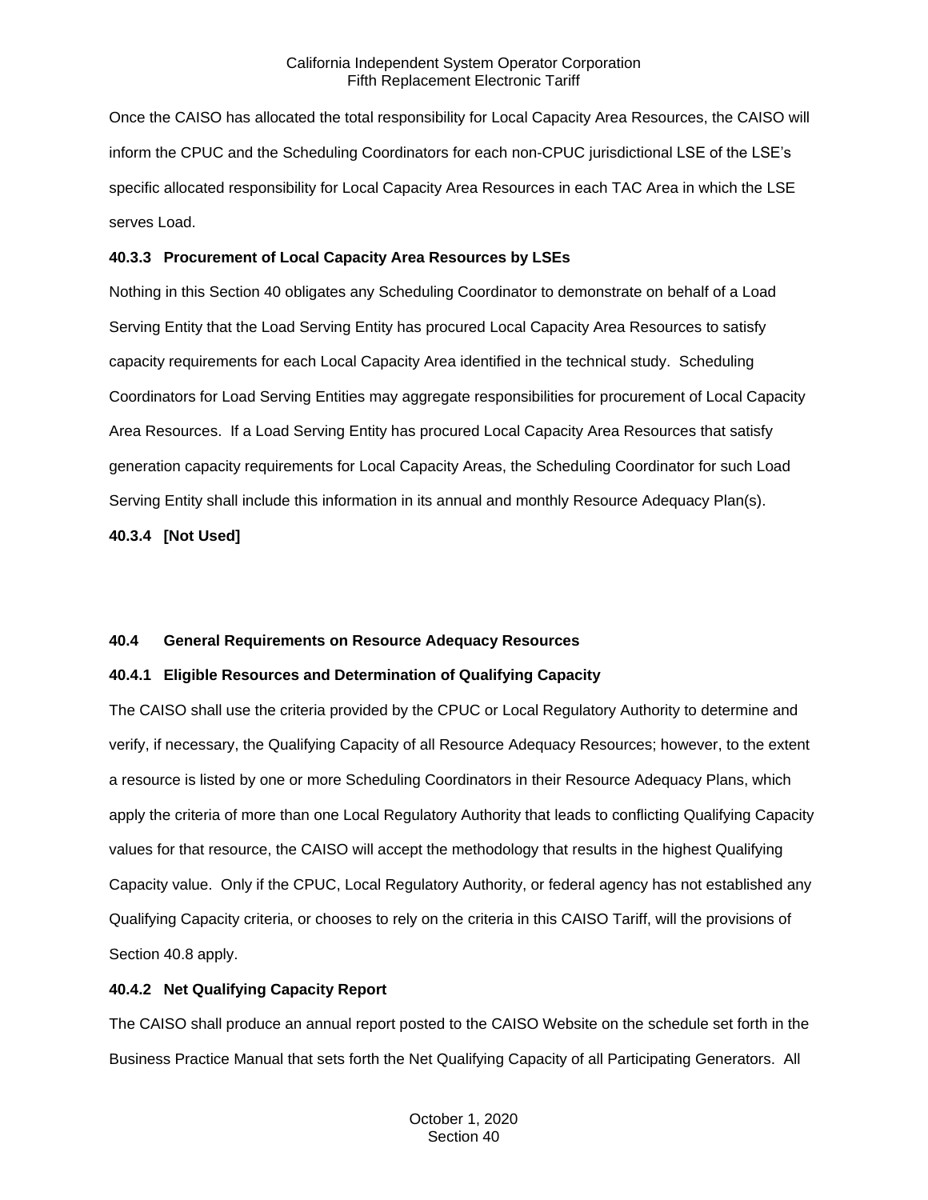Once the CAISO has allocated the total responsibility for Local Capacity Area Resources, the CAISO will inform the CPUC and the Scheduling Coordinators for each non-CPUC jurisdictional LSE of the LSE's specific allocated responsibility for Local Capacity Area Resources in each TAC Area in which the LSE serves Load.

#### 40.3.3 Procurement of Local Capacity Area Resources by LSEs

Nothing in this Section 40 obligates any Scheduling Coordinator to demonstrate on behalf of a Load Serving Entity that the Load Serving Entity has procured Local Capacity Area Resources to satisfy capacity requirements for each Local Capacity Area identified in the technical study. Scheduling Coordinators for Load Serving Entities may aggregate responsibilities for procurement of Local Capacity Area Resources. If a Load Serving Entity has procured Local Capacity Area Resources that satisfy generation capacity requirements for Local Capacity Areas, the Scheduling Coordinator for such Load Serving Entity shall include this information in its annual and monthly Resource Adequacy Plan(s).

#### 40.3.4 [Not Used]

### 40.4 General Requirements on Resource Adequacy Resources

#### 40.4.1 Eligible Resources and Determination of Qualifying Capacity

The CAISO shall use the criteria provided by the CPUC or Local Regulatory Authority to determine and verify, if necessary, the Qualifying Capacity of all Resource Adequacy Resources; however, to the extent a resource is listed by one or more Scheduling Coordinators in their Resource Adequacy Plans, which apply the criteria of more than one Local Regulatory Authority that leads to conflicting Qualifying Capacity values for that resource, the CAISO will accept the methodology that results in the highest Qualifying Capacity value. Only if the CPUC, Local Regulatory Authority, or federal agency has not established any Qualifying Capacity criteria, or chooses to rely on the criteria in this CAISO Tariff, will the provisions of Section 40.8 apply.

#### 40.4.2 Net Qualifying Capacity Report

The CAISO shall produce an annual report posted to the CAISO Website on the schedule set forth in the Business Practice Manual that sets forth the Net Qualifying Capacity of all Participating Generators. All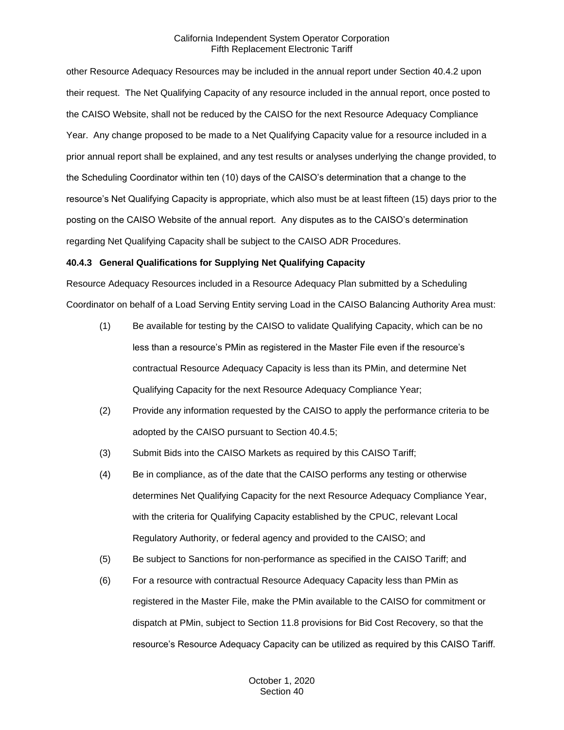other Resource Adequacy Resources may be included in the annual report under Section 40.4.2 upon their request. The Net Qualifying Capacity of any resource included in the annual report, once posted to the CAISO Website, shall not be reduced by the CAISO for the next Resource Adequacy Compliance Year. Any change proposed to be made to a Net Qualifying Capacity value for a resource included in a prior annual report shall be explained, and any test results or analyses underlying the change provided, to the Scheduling Coordinator within ten (10) days of the CAISO's determination that a change to the resource's Net Qualifying Capacity is appropriate, which also must be at least fifteen (15) days prior to the posting on the CAISO Website of the annual report. Any disputes as to the CAISO's determination regarding Net Qualifying Capacity shall be subject to the CAISO ADR Procedures.

**40.4.3 General Qualifications for Supplying Net Qualifying Capacity**

Resource Adequacy Resources included in a Resource Adequacy Plan submitted by a Scheduling Coordinator on behalf of a Load Serving Entity serving Load in the CAISO Balancing Authority Area must:

(1) Be available for testing by the CAISO to validate Qualifying Capacity, which can be no less than a resource's PMin as registered in the Master File even if the resource's contractual Resource Adequacy Capacity is less than its PMin, and determine Net Qualifying Capacity for the next Resource Adequacy Compliance Year;

(2) Provide any information requested by the CAISO to apply the performance criteria to be adopted by the CAISO pursuant to Section 40.4.5;

(3) Submit Bids into the CAISO Markets as required by this CAISO Tariff;

(4) Be in compliance, as of the date that the CAISO performs any testing or otherwise determines Net Qualifying Capacity for the next Resource Adequacy Compliance Year, with the criteria for Qualifying Capacity established by the CPUC, relevant Local Regulatory Authority, or federal agency and provided to the CAISO; and

(5) Be subject to Sanctions for non-performance as specified in the CAISO Tariff; and

(6) For a resource with contractual Resource Adequacy Capacity less than PMin as registered in the Master File, make the PMin available to the CAISO for commitment or dispatch at PMin, subject to Section 11.8 provisions for Bid Cost Recovery, so that the resource's Resource Adequacy Capacity can be utilized as required by this CAISO Tariff.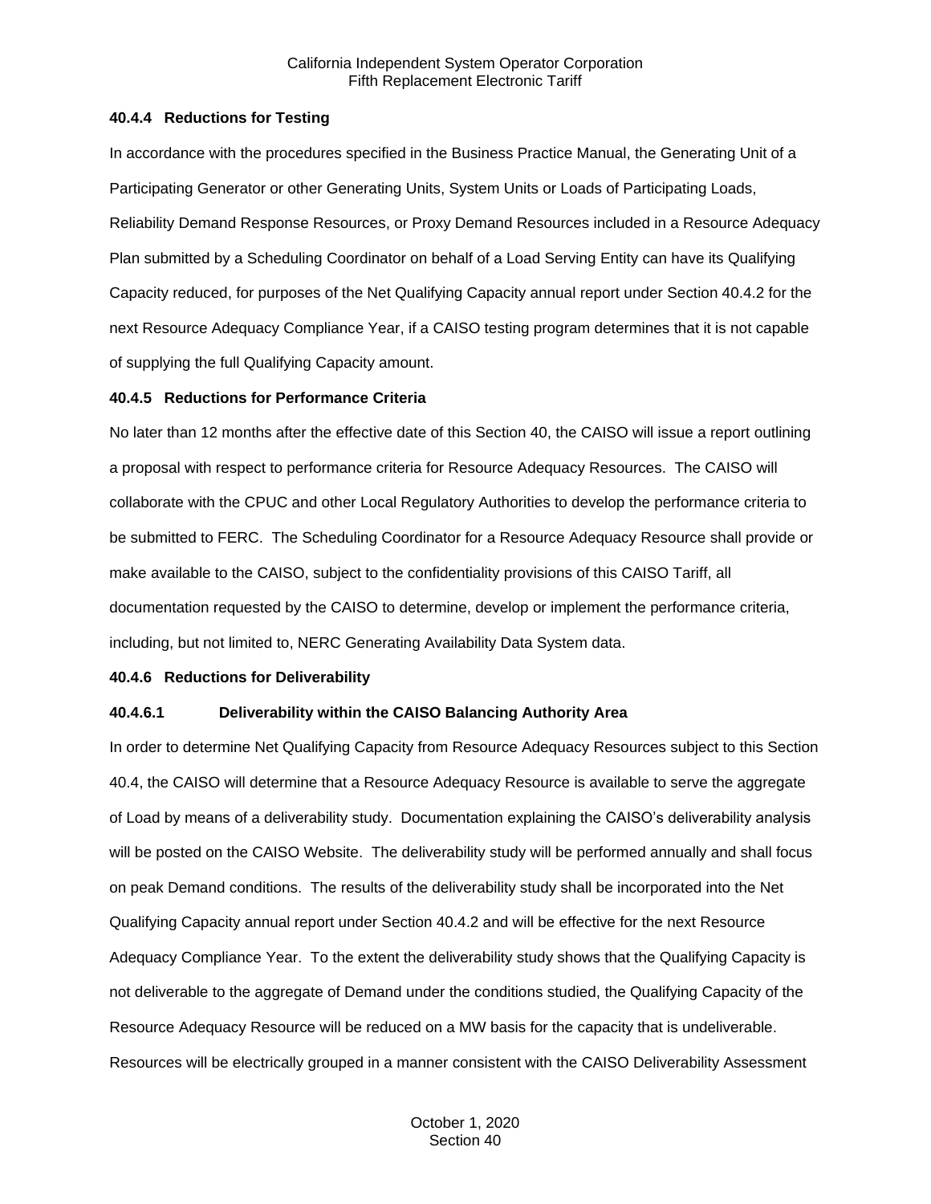**40.4.4 Reductions for Testing**

In accordance with the procedures specified in the Business Practice Manual, the Generating Unit of a Participating Generator or other Generating Units, System Units or Loads of Participating Loads, Reliability Demand Response Resources, or Proxy Demand Resources included in a Resource Adequacy Plan submitted by a Scheduling Coordinator on behalf of a Load Serving Entity can have its Qualifying Capacity reduced, for purposes of the Net Qualifying Capacity annual report under Section 40.4.2 for the next Resource Adequacy Compliance Year, if a CAISO testing program determines that it is not capable of supplying the full Qualifying Capacity amount.

**40.4.5 Reductions for Performance Criteria**

No later than 12 months after the effective date of this Section 40, the CAISO will issue a report outlining a proposal with respect to performance criteria for Resource Adequacy Resources. The CAISO will collaborate with the CPUC and other Local Regulatory Authorities to develop the performance criteria to be submitted to FERC. The Scheduling Coordinator for a Resource Adequacy Resource shall provide or make available to the CAISO, subject to the confidentiality provisions of this CAISO Tariff, all documentation requested by the CAISO to determine, develop or implement the performance criteria, including, but not limited to, NERC Generating Availability Data System data.

**40.4.6 Reductions for Deliverability**

**40.4.6.1 Deliverability within the CAISO Balancing Authority Area**

In order to determine Net Qualifying Capacity from Resource Adequacy Resources subject to this Section 40.4, the CAISO will determine that a Resource Adequacy Resource is available to serve the aggregate of Load by means of a deliverability study. Documentation explaining the CAISO's deliverability analysis will be posted on the CAISO Website. The deliverability study will be performed annually and shall focus on peak Demand conditions. The results of the deliverability study shall be incorporated into the Net Qualifying Capacity annual report under Section 40.4.2 and will be effective for the next Resource Adequacy Compliance Year. To the extent the deliverability study shows that the Qualifying Capacity is not deliverable to the aggregate of Demand under the conditions studied, the Qualifying Capacity of the Resource Adequacy Resource will be reduced on a MW basis for the capacity that is undeliverable. Resources will be electrically grouped in a manner consistent with the CAISO Deliverability Assessment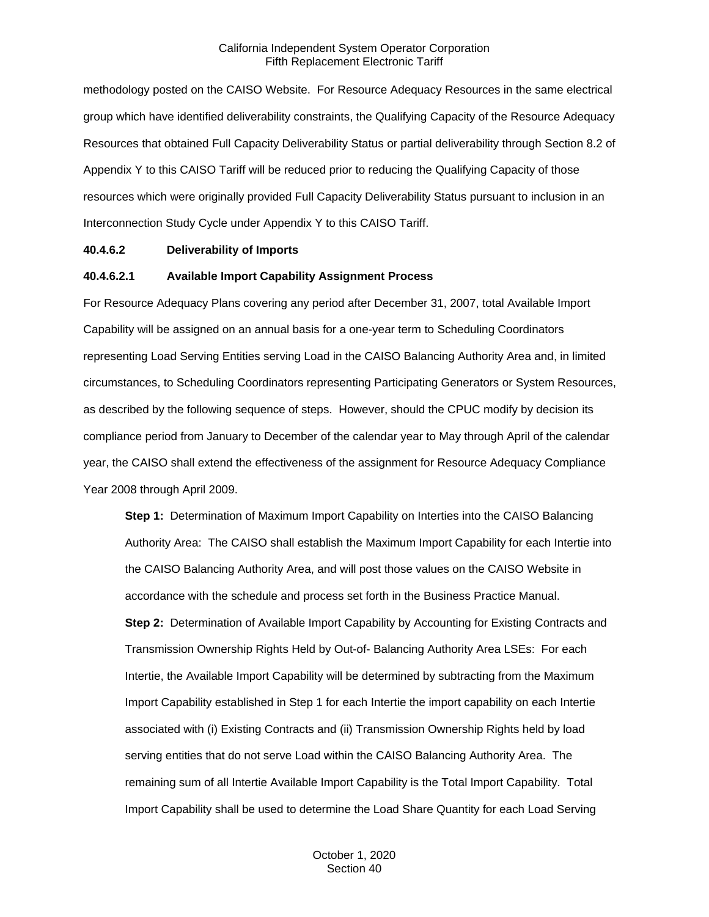methodology posted on the CAISO Website. For Resource Adequacy Resources in the same electrical group which have identified deliverability constraints, the Qualifying Capacity of the Resource Adequacy Resources that obtained Full Capacity Deliverability Status or partial deliverability through Section 8.2 of Appendix Y to this CAISO Tariff will be reduced prior to reducing the Qualifying Capacity of those resources which were originally provided Full Capacity Deliverability Status pursuant to inclusion in an Interconnection Study Cycle under Appendix Y to this CAISO Tariff.

**40.4.6.2 Deliverability of Imports**

**40.4.6.2.1 Available Import Capability Assignment Process**

For Resource Adequacy Plans covering any period after December 31, 2007, total Available Import Capability will be assigned on an annual basis for a one-year term to Scheduling Coordinators representing Load Serving Entities serving Load in the CAISO Balancing Authority Area and, in limited circumstances, to Scheduling Coordinators representing Participating Generators or System Resources, as described by the following sequence of steps. However, should the CPUC modify by decision its compliance period from January to December of the calendar year to May through April of the calendar year, the CAISO shall extend the effectiveness of the assignment for Resource Adequacy Compliance Year 2008 through April 2009.

**Step 1:** Determination of Maximum Import Capability on Interties into the CAISO Balancing Authority Area: The CAISO shall establish the Maximum Import Capability for each Intertie into the CAISO Balancing Authority Area, and will post those values on the CAISO Website in accordance with the schedule and process set forth in the Business Practice Manual.

**Step 2:** Determination of Available Import Capability by Accounting for Existing Contracts and Transmission Ownership Rights Held by Out-of- Balancing Authority Area LSEs: For each Intertie, the Available Import Capability will be determined by subtracting from the Maximum Import Capability established in Step 1 for each Intertie the import capability on each Intertie associated with (i) Existing Contracts and (ii) Transmission Ownership Rights held by load serving entities that do not serve Load within the CAISO Balancing Authority Area. The remaining sum of all Intertie Available Import Capability is the Total Import Capability. Total Import Capability shall be used to determine the Load Share Quantity for each Load Serving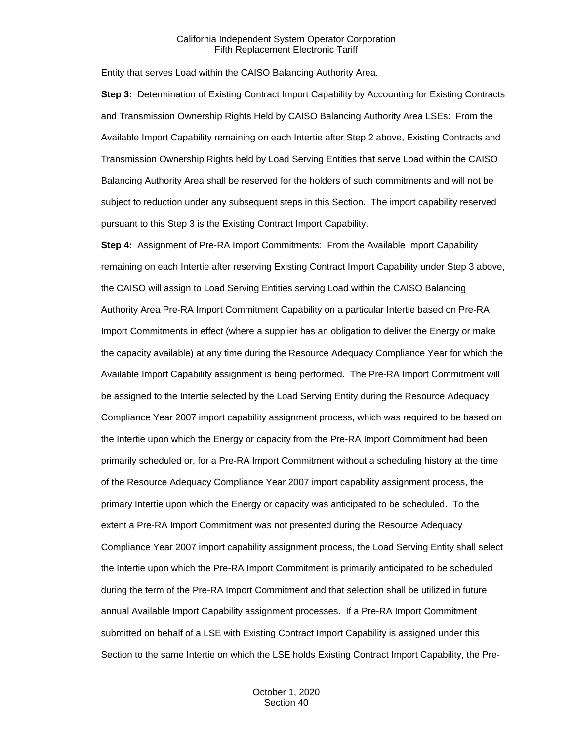Entity that serves Load within the CAISO Balancing Authority Area.

**Step 3:** Determination of Existing Contract Import Capability by Accounting for Existing Contracts and Transmission Ownership Rights Held by CAISO Balancing Authority Area LSEs: From the Available Import Capability remaining on each Intertie after Step 2 above, Existing Contracts and Transmission Ownership Rights held by Load Serving Entities that serve Load within the CAISO Balancing Authority Area shall be reserved for the holders of such commitments and will not be subject to reduction under any subsequent steps in this Section. The import capability reserved pursuant to this Step 3 is the Existing Contract Import Capability.

**Step 4:** Assignment of Pre-RA Import Commitments: From the Available Import Capability remaining on each Intertie after reserving Existing Contract Import Capability under Step 3 above, the CAISO will assign to Load Serving Entities serving Load within the CAISO Balancing Authority Area Pre-RA Import Commitment Capability on a particular Intertie based on Pre-RA Import Commitments in effect (where a supplier has an obligation to deliver the Energy or make the capacity available) at any time during the Resource Adequacy Compliance Year for which the Available Import Capability assignment is being performed. The Pre-RA Import Commitment will be assigned to the Intertie selected by the Load Serving Entity during the Resource Adequacy Compliance Year 2007 import capability assignment process, which was required to be based on the Intertie upon which the Energy or capacity from the Pre-RA Import Commitment had been primarily scheduled or, for a Pre-RA Import Commitment without a scheduling history at the time of the Resource Adequacy Compliance Year 2007 import capability assignment process, the primary Intertie upon which the Energy or capacity was anticipated to be scheduled. To the extent a Pre-RA Import Commitment was not presented during the Resource Adequacy Compliance Year 2007 import capability assignment process, the Load Serving Entity shall select the Intertie upon which the Pre-RA Import Commitment is primarily anticipated to be scheduled during the term of the Pre-RA Import Commitment and that selection shall be utilized in future annual Available Import Capability assignment processes. If a Pre-RA Import Commitment submitted on behalf of a LSE with Existing Contract Import Capability is assigned under this Section to the same Intertie on which the LSE holds Existing Contract Import Capability, the Pre-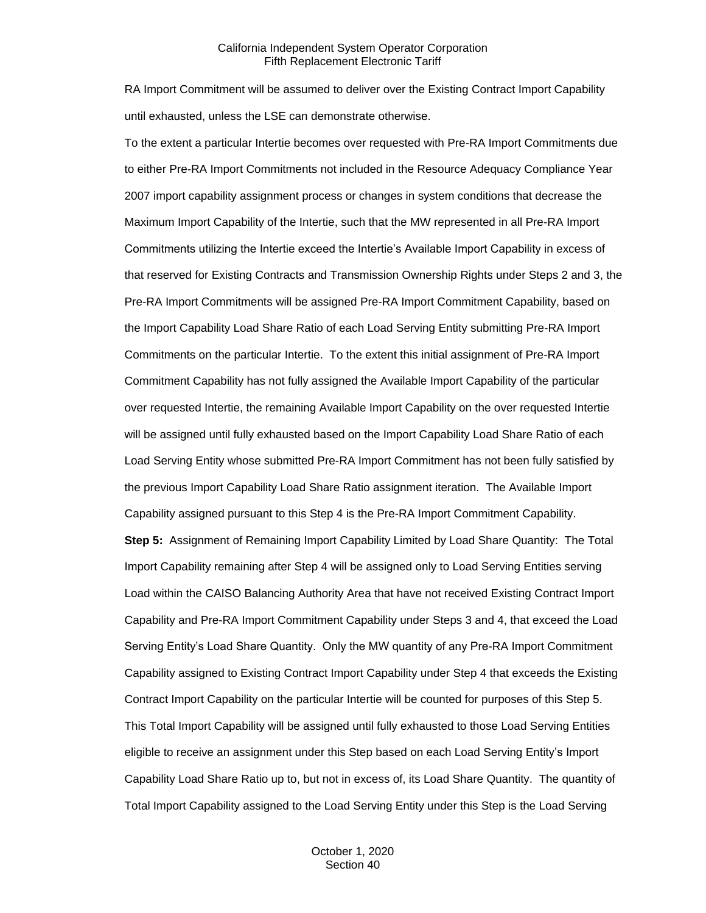RA Import Commitment will be assumed to deliver over the Existing Contract Import Capability until exhausted, unless the LSE can demonstrate otherwise.

To the extent a particular Intertie becomes over requested with Pre-RA Import Commitments due to either Pre-RA Import Commitments not included in the Resource Adequacy Compliance Year 2007 import capability assignment process or changes in system conditions that decrease the Maximum Import Capability of the Intertie, such that the MW represented in all Pre-RA Import Commitments utilizing the Intertie exceed the Intertie's Available Import Capability in excess of that reserved for Existing Contracts and Transmission Ownership Rights under Steps 2 and 3, the Pre-RA Import Commitments will be assigned Pre-RA Import Commitment Capability, based on the Import Capability Load Share Ratio of each Load Serving Entity submitting Pre-RA Import Commitments on the particular Intertie. To the extent this initial assignment of Pre-RA Import Commitment Capability has not fully assigned the Available Import Capability of the particular over requested Intertie, the remaining Available Import Capability on the over requested Intertie will be assigned until fully exhausted based on the Import Capability Load Share Ratio of each Load Serving Entity whose submitted Pre-RA Import Commitment has not been fully satisfied by the previous Import Capability Load Share Ratio assignment iteration. The Available Import Capability assigned pursuant to this Step 4 is the Pre-RA Import Commitment Capability.

**Step 5:** Assignment of Remaining Import Capability Limited by Load Share Quantity: The Total Import Capability remaining after Step 4 will be assigned only to Load Serving Entities serving Load within the CAISO Balancing Authority Area that have not received Existing Contract Import Capability and Pre-RA Import Commitment Capability under Steps 3 and 4, that exceed the Load Serving Entity's Load Share Quantity. Only the MW quantity of any Pre-RA Import Commitment Capability assigned to Existing Contract Import Capability under Step 4 that exceeds the Existing Contract Import Capability on the particular Intertie will be counted for purposes of this Step 5. This Total Import Capability will be assigned until fully exhausted to those Load Serving Entities eligible to receive an assignment under this Step based on each Load Serving Entity's Import Capability Load Share Ratio up to, but not in excess of, its Load Share Quantity. The quantity of Total Import Capability assigned to the Load Serving Entity under this Step is the Load Serving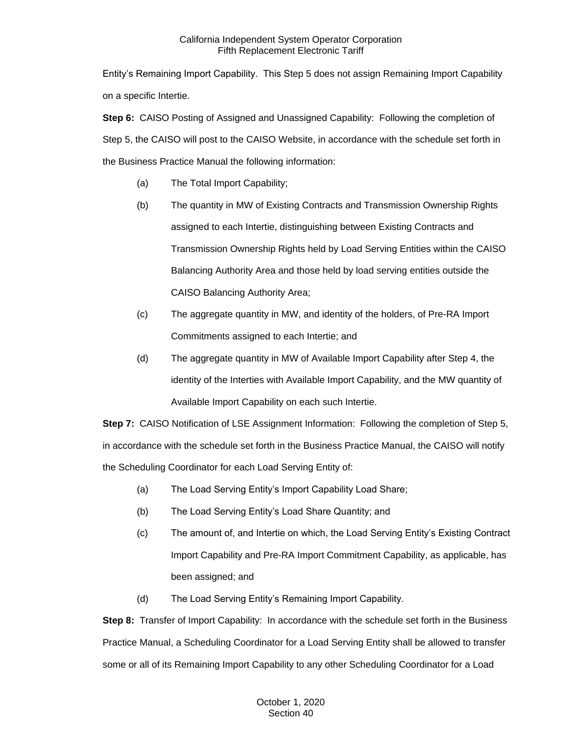Entity's Remaining Import Capability. This Step 5 does not assign Remaining Import Capability on a specific Intertie.

**Step 6:** CAISO Posting of Assigned and Unassigned Capability: Following the completion of Step 5, the CAISO will post to the CAISO Website, in accordance with the schedule set forth in the Business Practice Manual the following information:

(a) The Total Import Capability;

(b) The quantity in MW of Existing Contracts and Transmission Ownership Rights assigned to each Intertie, distinguishing between Existing Contracts and Transmission Ownership Rights held by Load Serving Entities within the CAISO Balancing Authority Area and those held by load serving entities outside the CAISO Balancing Authority Area;

(c) The aggregate quantity in MW, and identity of the holders, of Pre-RA Import Commitments assigned to each Intertie; and

(d) The aggregate quantity in MW of Available Import Capability after Step 4, the identity of the Interties with Available Import Capability, and the MW quantity of Available Import Capability on each such Intertie.

**Step 7:** CAISO Notification of LSE Assignment Information: Following the completion of Step 5, in accordance with the schedule set forth in the Business Practice Manual, the CAISO will notify the Scheduling Coordinator for each Load Serving Entity of:

(a) The Load Serving Entity's Import Capability Load Share;

(b) The Load Serving Entity's Load Share Quantity; and

(c) The amount of, and Intertie on which, the Load Serving Entity's Existing Contract Import Capability and Pre-RA Import Commitment Capability, as applicable, has been assigned; and

(d) The Load Serving Entity's Remaining Import Capability.

**Step 8:** Transfer of Import Capability: In accordance with the schedule set forth in the Business Practice Manual, a Scheduling Coordinator for a Load Serving Entity shall be allowed to transfer some or all of its Remaining Import Capability to any other Scheduling Coordinator for a Load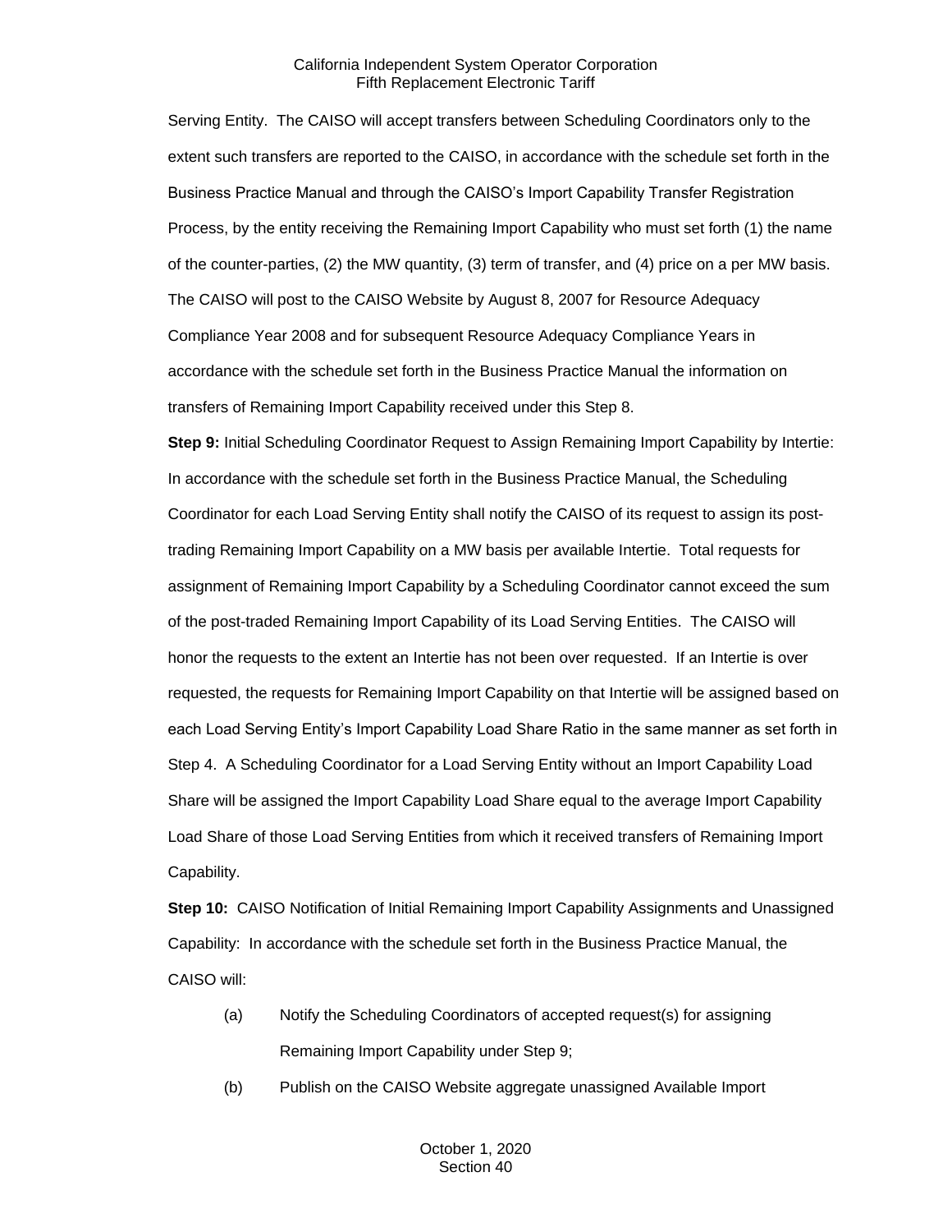Serving Entity. The CAISO will accept transfers between Scheduling Coordinators only to the extent such transfers are reported to the CAISO, in accordance with the schedule set forth in the Business Practice Manual and through the CAISO's Import Capability Transfer Registration Process, by the entity receiving the Remaining Import Capability who must set forth (1) the name of the counter-parties, (2) the MW quantity, (3) term of transfer, and (4) price on a per MW basis. The CAISO will post to the CAISO Website by August 8, 2007 for Resource Adequacy Compliance Year 2008 and for subsequent Resource Adequacy Compliance Years in accordance with the schedule set forth in the Business Practice Manual the information on transfers of Remaining Import Capability received under this Step 8.

**Step 9:** Initial Scheduling Coordinator Request to Assign Remaining Import Capability by Intertie: In accordance with the schedule set forth in the Business Practice Manual, the Scheduling Coordinator for each Load Serving Entity shall notify the CAISO of its request to assign its post-trading Remaining Import Capability on a MW basis per available Intertie. Total requests for assignment of Remaining Import Capability by a Scheduling Coordinator cannot exceed the sum of the post-traded Remaining Import Capability of its Load Serving Entities. The CAISO will honor the requests to the extent an Intertie has not been over requested. If an Intertie is over requested, the requests for Remaining Import Capability on that Intertie will be assigned based on each Load Serving Entity's Import Capability Load Share Ratio in the same manner as set forth in Step 4. A Scheduling Coordinator for a Load Serving Entity without an Import Capability Load Share will be assigned the Import Capability Load Share equal to the average Import Capability Load Share of those Load Serving Entities from which it received transfers of Remaining Import Capability.

**Step 10:** CAISO Notification of Initial Remaining Import Capability Assignments and Unassigned Capability: In accordance with the schedule set forth in the Business Practice Manual, the CAISO will:

(a) Notify the Scheduling Coordinators of accepted request(s) for assigning Remaining Import Capability under Step 9;

(b) Publish on the CAISO Website aggregate unassigned Available Import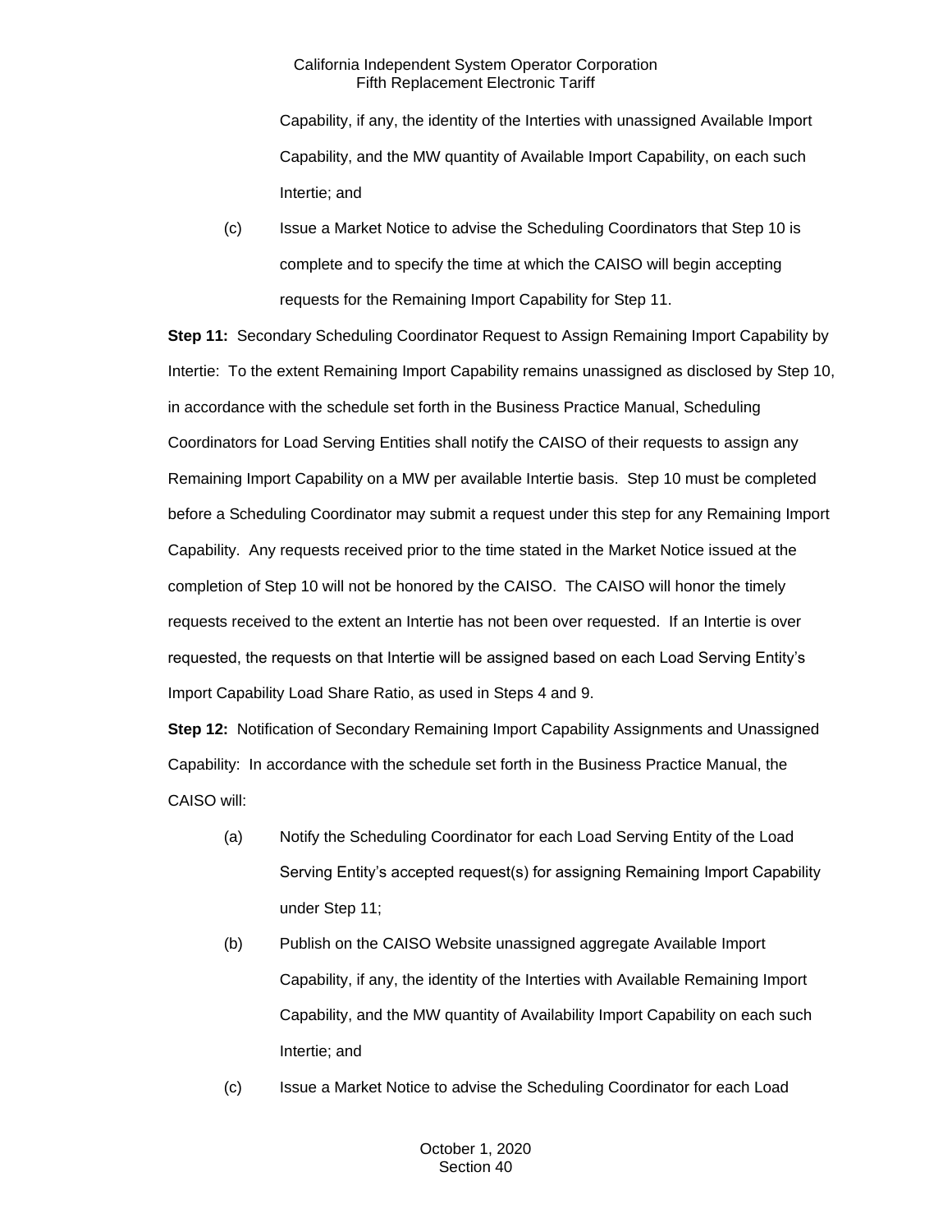Capability, if any, the identity of the Interties with unassigned Available Import Capability, and the MW quantity of Available Import Capability, on each such Intertie; and

(c) Issue a Market Notice to advise the Scheduling Coordinators that Step 10 is complete and to specify the time at which the CAISO will begin accepting requests for the Remaining Import Capability for Step 11.

**Step 11:** Secondary Scheduling Coordinator Request to Assign Remaining Import Capability by Intertie: To the extent Remaining Import Capability remains unassigned as disclosed by Step 10, in accordance with the schedule set forth in the Business Practice Manual, Scheduling Coordinators for Load Serving Entities shall notify the CAISO of their requests to assign any Remaining Import Capability on a MW per available Intertie basis. Step 10 must be completed before a Scheduling Coordinator may submit a request under this step for any Remaining Import Capability. Any requests received prior to the time stated in the Market Notice issued at the completion of Step 10 will not be honored by the CAISO. The CAISO will honor the timely requests received to the extent an Intertie has not been over requested. If an Intertie is over requested, the requests on that Intertie will be assigned based on each Load Serving Entity's Import Capability Load Share Ratio, as used in Steps 4 and 9.

**Step 12:** Notification of Secondary Remaining Import Capability Assignments and Unassigned Capability: In accordance with the schedule set forth in the Business Practice Manual, the CAISO will:

(a) Notify the Scheduling Coordinator for each Load Serving Entity of the Load Serving Entity's accepted request(s) for assigning Remaining Import Capability under Step 11;

(b) Publish on the CAISO Website unassigned aggregate Available Import Capability, if any, the identity of the Interties with Available Remaining Import Capability, and the MW quantity of Availability Import Capability on each such Intertie; and

(c) Issue a Market Notice to advise the Scheduling Coordinator for each Load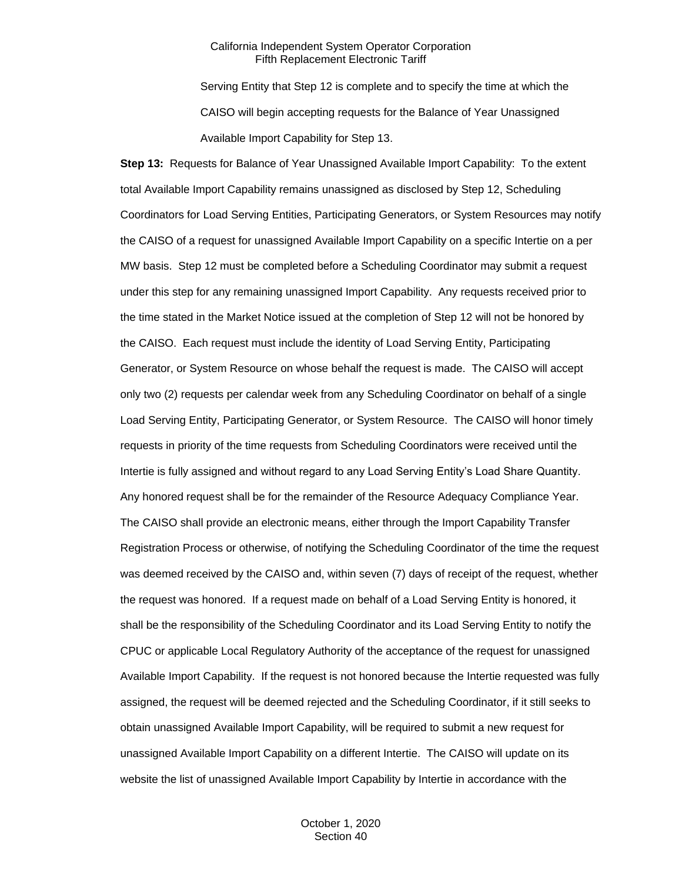Serving Entity that Step 12 is complete and to specify the time at which the CAISO will begin accepting requests for the Balance of Year Unassigned Available Import Capability for Step 13.

**Step 13:** Requests for Balance of Year Unassigned Available Import Capability: To the extent total Available Import Capability remains unassigned as disclosed by Step 12, Scheduling Coordinators for Load Serving Entities, Participating Generators, or System Resources may notify the CAISO of a request for unassigned Available Import Capability on a specific Intertie on a per MW basis. Step 12 must be completed before a Scheduling Coordinator may submit a request under this step for any remaining unassigned Import Capability. Any requests received prior to the time stated in the Market Notice issued at the completion of Step 12 will not be honored by the CAISO. Each request must include the identity of Load Serving Entity, Participating Generator, or System Resource on whose behalf the request is made. The CAISO will accept only two (2) requests per calendar week from any Scheduling Coordinator on behalf of a single Load Serving Entity, Participating Generator, or System Resource. The CAISO will honor timely requests in priority of the time requests from Scheduling Coordinators were received until the Intertie is fully assigned and without regard to any Load Serving Entity's Load Share Quantity. Any honored request shall be for the remainder of the Resource Adequacy Compliance Year. The CAISO shall provide an electronic means, either through the Import Capability Transfer Registration Process or otherwise, of notifying the Scheduling Coordinator of the time the request was deemed received by the CAISO and, within seven (7) days of receipt of the request, whether the request was honored. If a request made on behalf of a Load Serving Entity is honored, it shall be the responsibility of the Scheduling Coordinator and its Load Serving Entity to notify the CPUC or applicable Local Regulatory Authority of the acceptance of the request for unassigned Available Import Capability. If the request is not honored because the Intertie requested was fully assigned, the request will be deemed rejected and the Scheduling Coordinator, if it still seeks to obtain unassigned Available Import Capability, will be required to submit a new request for unassigned Available Import Capability on a different Intertie. The CAISO will update on its website the list of unassigned Available Import Capability by Intertie in accordance with the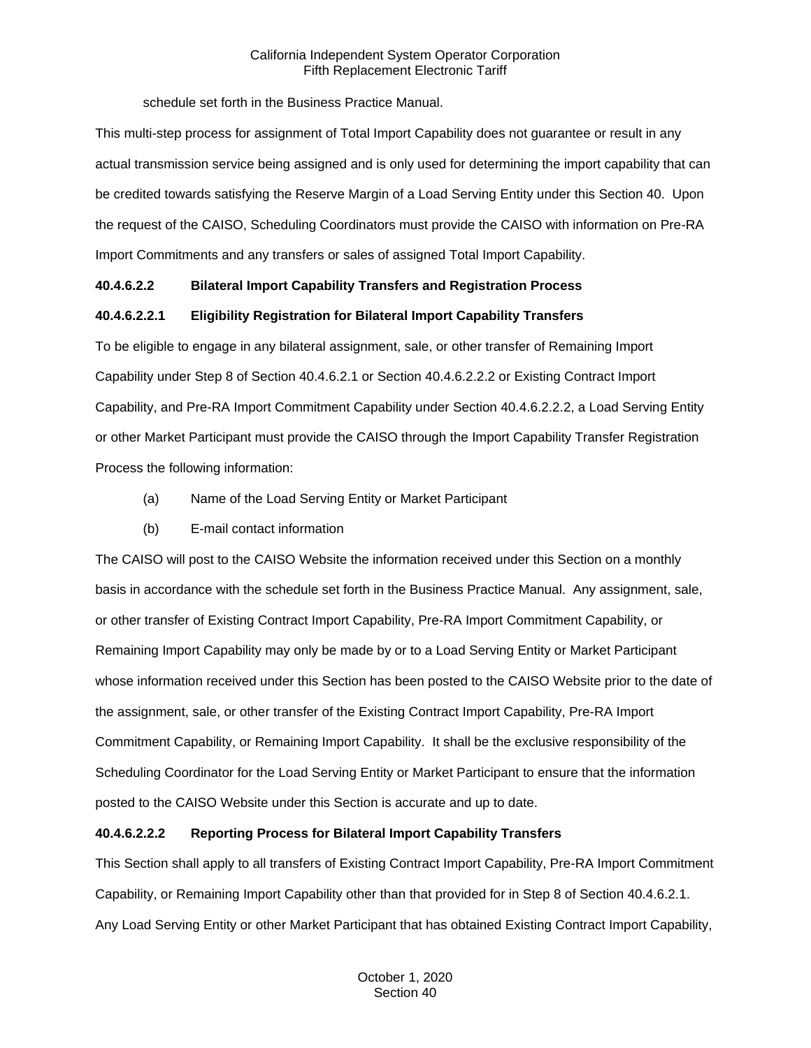schedule set forth in the Business Practice Manual.

This multi-step process for assignment of Total Import Capability does not guarantee or result in any actual transmission service being assigned and is only used for determining the import capability that can be credited towards satisfying the Reserve Margin of a Load Serving Entity under this Section 40. Upon the request of the CAISO, Scheduling Coordinators must provide the CAISO with information on Pre-RA Import Commitments and any transfers or sales of assigned Total Import Capability.

**40.4.6.2.2 Bilateral Import Capability Transfers and Registration Process**

**40.4.6.2.2.1 Eligibility Registration for Bilateral Import Capability Transfers**

To be eligible to engage in any bilateral assignment, sale, or other transfer of Remaining Import Capability under Step 8 of Section 40.4.6.2.1 or Section 40.4.6.2.2.2 or Existing Contract Import Capability, and Pre-RA Import Commitment Capability under Section 40.4.6.2.2.2, a Load Serving Entity or other Market Participant must provide the CAISO through the Import Capability Transfer Registration Process the following information:

(a) Name of the Load Serving Entity or Market Participant

(b) E-mail contact information

The CAISO will post to the CAISO Website the information received under this Section on a monthly basis in accordance with the schedule set forth in the Business Practice Manual. Any assignment, sale, or other transfer of Existing Contract Import Capability, Pre-RA Import Commitment Capability, or Remaining Import Capability may only be made by or to a Load Serving Entity or Market Participant whose information received under this Section has been posted to the CAISO Website prior to the date of the assignment, sale, or other transfer of the Existing Contract Import Capability, Pre-RA Import Commitment Capability, or Remaining Import Capability. It shall be the exclusive responsibility of the Scheduling Coordinator for the Load Serving Entity or Market Participant to ensure that the information posted to the CAISO Website under this Section is accurate and up to date.

**40.4.6.2.2.2 Reporting Process for Bilateral Import Capability Transfers**

This Section shall apply to all transfers of Existing Contract Import Capability, Pre-RA Import Commitment Capability, or Remaining Import Capability other than that provided for in Step 8 of Section 40.4.6.2.1. Any Load Serving Entity or other Market Participant that has obtained Existing Contract Import Capability,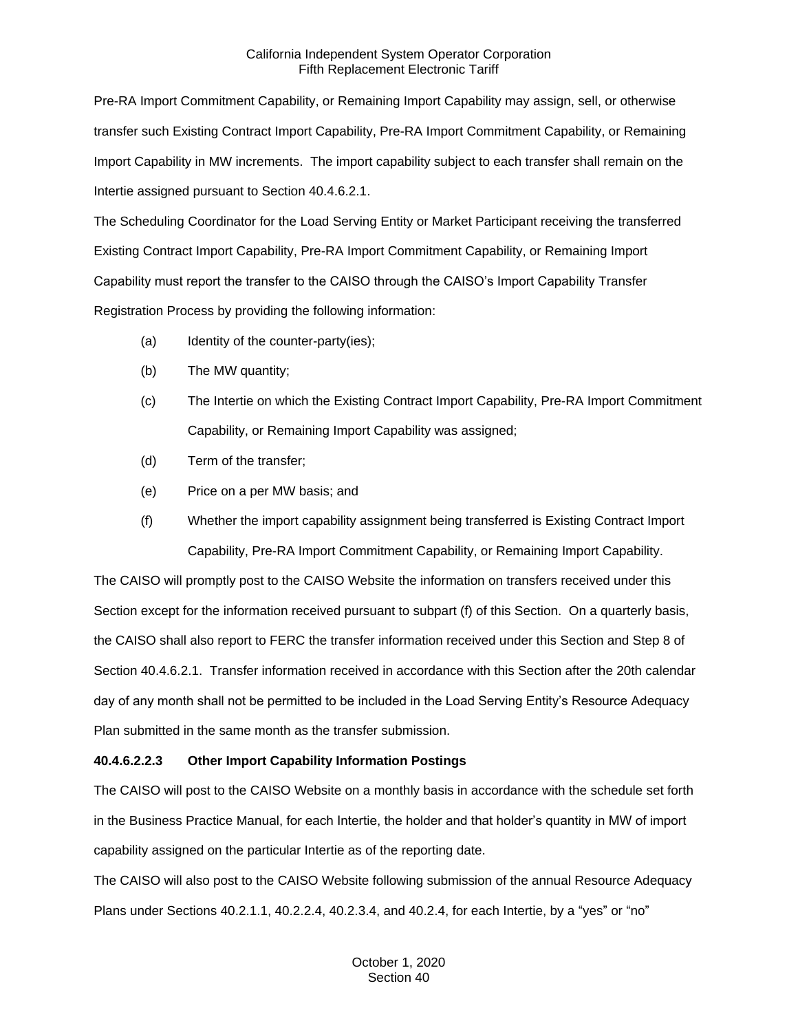Pre-RA Import Commitment Capability, or Remaining Import Capability may assign, sell, or otherwise transfer such Existing Contract Import Capability, Pre-RA Import Commitment Capability, or Remaining Import Capability in MW increments. The import capability subject to each transfer shall remain on the Intertie assigned pursuant to Section 40.4.6.2.1.

The Scheduling Coordinator for the Load Serving Entity or Market Participant receiving the transferred Existing Contract Import Capability, Pre-RA Import Commitment Capability, or Remaining Import Capability must report the transfer to the CAISO through the CAISO's Import Capability Transfer Registration Process by providing the following information:

(a) Identity of the counter-party(ies);

(b) The MW quantity;

(c) The Intertie on which the Existing Contract Import Capability, Pre-RA Import Commitment Capability, or Remaining Import Capability was assigned;

(d) Term of the transfer;

(e) Price on a per MW basis; and

(f) Whether the import capability assignment being transferred is Existing Contract Import Capability, Pre-RA Import Commitment Capability, or Remaining Import Capability.

The CAISO will promptly post to the CAISO Website the information on transfers received under this Section except for the information received pursuant to subpart (f) of this Section. On a quarterly basis, the CAISO shall also report to FERC the transfer information received under this Section and Step 8 of Section 40.4.6.2.1. Transfer information received in accordance with this Section after the 20th calendar day of any month shall not be permitted to be included in the Load Serving Entity's Resource Adequacy Plan submitted in the same month as the transfer submission.

**40.4.6.2.2.3 Other Import Capability Information Postings**

The CAISO will post to the CAISO Website on a monthly basis in accordance with the schedule set forth in the Business Practice Manual, for each Intertie, the holder and that holder's quantity in MW of import capability assigned on the particular Intertie as of the reporting date.

The CAISO will also post to the CAISO Website following submission of the annual Resource Adequacy Plans under Sections 40.2.1.1, 40.2.2.4, 40.2.3.4, and 40.2.4, for each Intertie, by a "yes" or "no"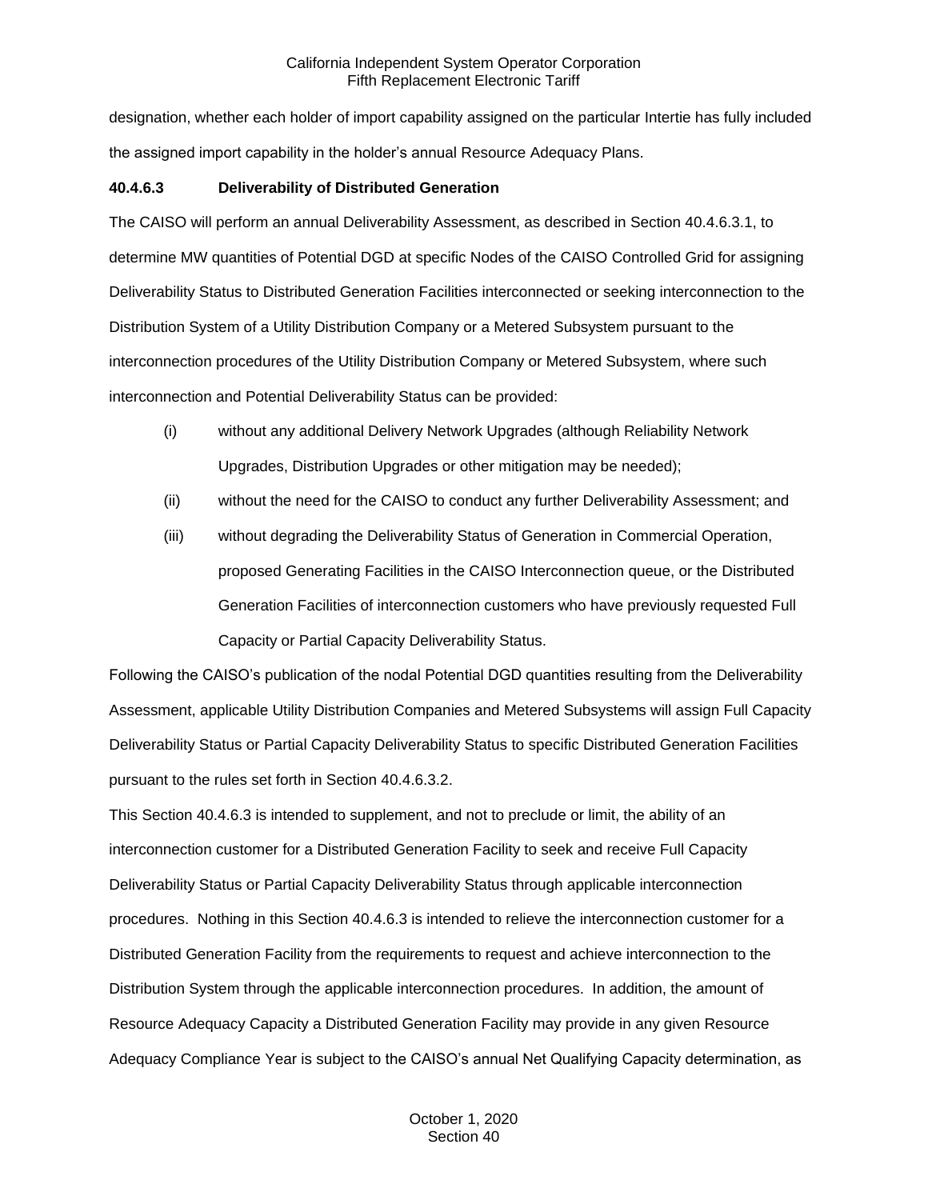designation, whether each holder of import capability assigned on the particular Intertie has fully included the assigned import capability in the holder's annual Resource Adequacy Plans.

**40.4.6.3 Deliverability of Distributed Generation**

The CAISO will perform an annual Deliverability Assessment, as described in Section 40.4.6.3.1, to determine MW quantities of Potential DGD at specific Nodes of the CAISO Controlled Grid for assigning Deliverability Status to Distributed Generation Facilities interconnected or seeking interconnection to the Distribution System of a Utility Distribution Company or a Metered Subsystem pursuant to the interconnection procedures of the Utility Distribution Company or Metered Subsystem, where such interconnection and Potential Deliverability Status can be provided:

(i) without any additional Delivery Network Upgrades (although Reliability Network Upgrades, Distribution Upgrades or other mitigation may be needed);

(ii) without the need for the CAISO to conduct any further Deliverability Assessment; and

(iii) without degrading the Deliverability Status of Generation in Commercial Operation, proposed Generating Facilities in the CAISO Interconnection queue, or the Distributed Generation Facilities of interconnection customers who have previously requested Full Capacity or Partial Capacity Deliverability Status.

Following the CAISO's publication of the nodal Potential DGD quantities resulting from the Deliverability Assessment, applicable Utility Distribution Companies and Metered Subsystems will assign Full Capacity Deliverability Status or Partial Capacity Deliverability Status to specific Distributed Generation Facilities pursuant to the rules set forth in Section 40.4.6.3.2.

This Section 40.4.6.3 is intended to supplement, and not to preclude or limit, the ability of an interconnection customer for a Distributed Generation Facility to seek and receive Full Capacity Deliverability Status or Partial Capacity Deliverability Status through applicable interconnection procedures. Nothing in this Section 40.4.6.3 is intended to relieve the interconnection customer for a Distributed Generation Facility from the requirements to request and achieve interconnection to the Distribution System through the applicable interconnection procedures. In addition, the amount of Resource Adequacy Capacity a Distributed Generation Facility may provide in any given Resource Adequacy Compliance Year is subject to the CAISO's annual Net Qualifying Capacity determination, as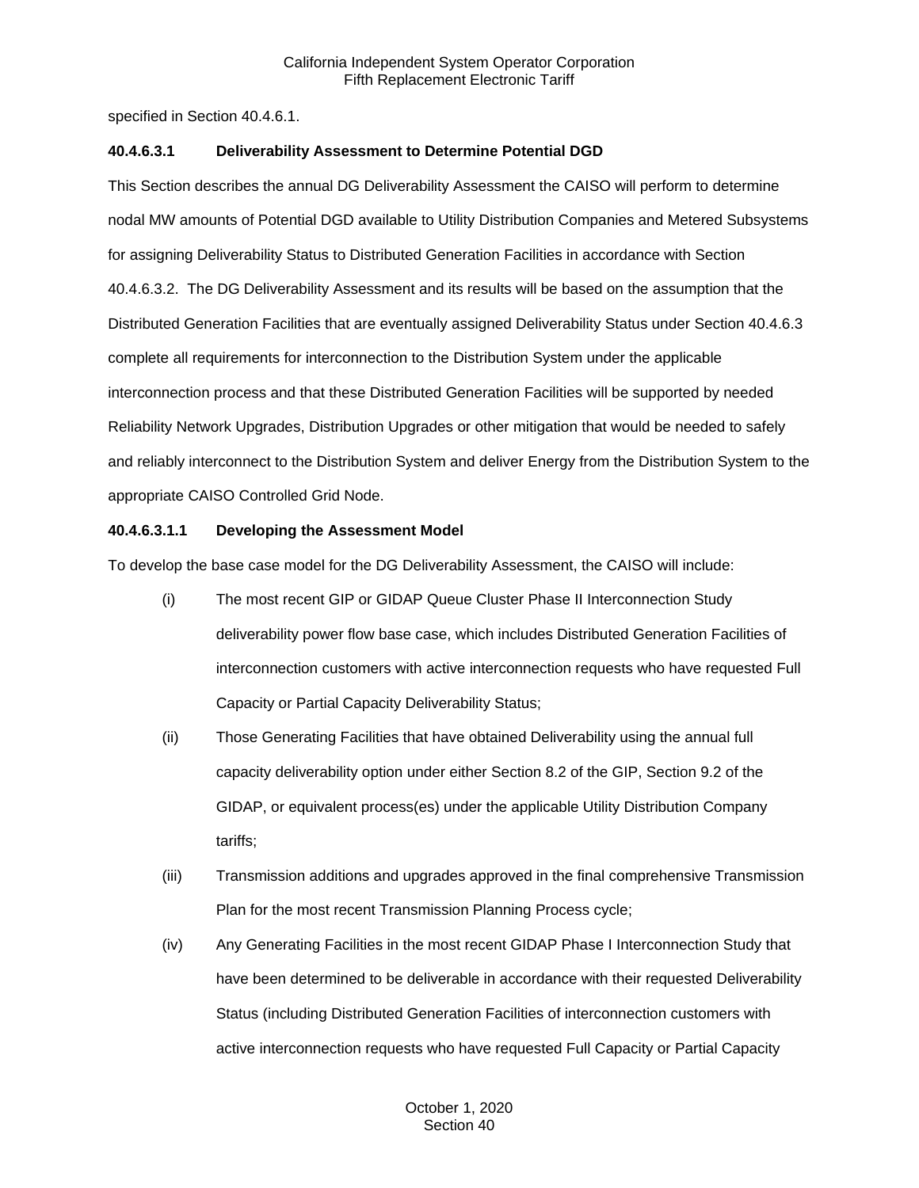specified in Section 40.4.6.1.

**40.4.6.3.1 Deliverability Assessment to Determine Potential DGD**

This Section describes the annual DG Deliverability Assessment the CAISO will perform to determine nodal MW amounts of Potential DGD available to Utility Distribution Companies and Metered Subsystems for assigning Deliverability Status to Distributed Generation Facilities in accordance with Section 40.4.6.3.2. The DG Deliverability Assessment and its results will be based on the assumption that the Distributed Generation Facilities that are eventually assigned Deliverability Status under Section 40.4.6.3 complete all requirements for interconnection to the Distribution System under the applicable interconnection process and that these Distributed Generation Facilities will be supported by needed Reliability Network Upgrades, Distribution Upgrades or other mitigation that would be needed to safely and reliably interconnect to the Distribution System and deliver Energy from the Distribution System to the appropriate CAISO Controlled Grid Node.

**40.4.6.3.1.1 Developing the Assessment Model**

To develop the base case model for the DG Deliverability Assessment, the CAISO will include:

(i) The most recent GIP or GIDAP Queue Cluster Phase II Interconnection Study deliverability power flow base case, which includes Distributed Generation Facilities of interconnection customers with active interconnection requests who have requested Full Capacity or Partial Capacity Deliverability Status;

(ii) Those Generating Facilities that have obtained Deliverability using the annual full capacity deliverability option under either Section 8.2 of the GIP, Section 9.2 of the GIDAP, or equivalent process(es) under the applicable Utility Distribution Company tariffs;

(iii) Transmission additions and upgrades approved in the final comprehensive Transmission Plan for the most recent Transmission Planning Process cycle;

(iv) Any Generating Facilities in the most recent GIDAP Phase I Interconnection Study that have been determined to be deliverable in accordance with their requested Deliverability Status (including Distributed Generation Facilities of interconnection customers with active interconnection requests who have requested Full Capacity or Partial Capacity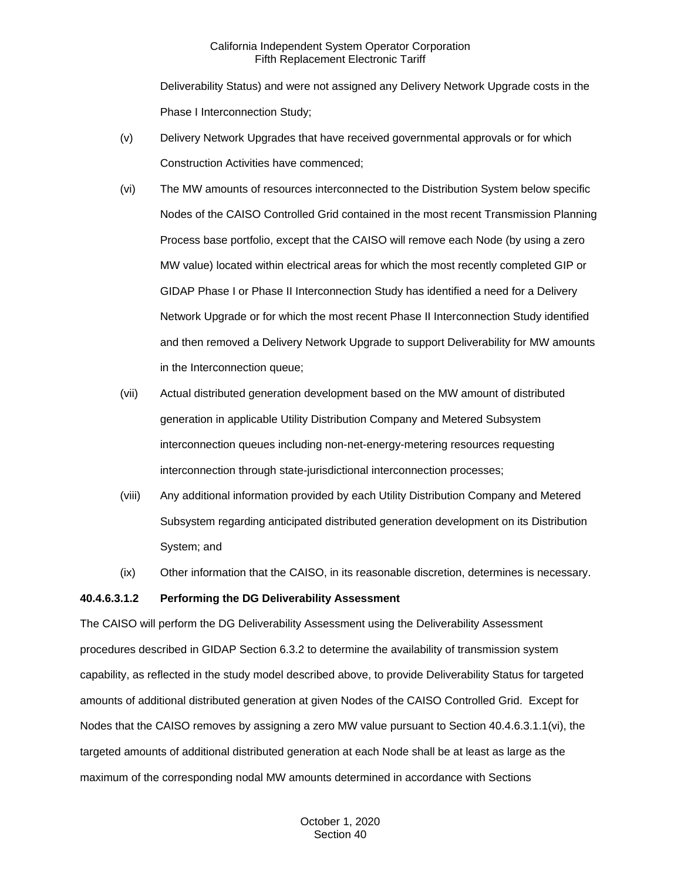Deliverability Status) and were not assigned any Delivery Network Upgrade costs in the Phase I Interconnection Study;

(v) Delivery Network Upgrades that have received governmental approvals or for which Construction Activities have commenced;

(vi) The MW amounts of resources interconnected to the Distribution System below specific Nodes of the CAISO Controlled Grid contained in the most recent Transmission Planning Process base portfolio, except that the CAISO will remove each Node (by using a zero MW value) located within electrical areas for which the most recently completed GIP or GIDAP Phase I or Phase II Interconnection Study has identified a need for a Delivery Network Upgrade or for which the most recent Phase II Interconnection Study identified and then removed a Delivery Network Upgrade to support Deliverability for MW amounts in the Interconnection queue;

(vii) Actual distributed generation development based on the MW amount of distributed generation in applicable Utility Distribution Company and Metered Subsystem interconnection queues including non-net-energy-metering resources requesting interconnection through state-jurisdictional interconnection processes;

(viii) Any additional information provided by each Utility Distribution Company and Metered Subsystem regarding anticipated distributed generation development on its Distribution System; and

(ix) Other information that the CAISO, in its reasonable discretion, determines is necessary.

**40.4.6.3.1.2 Performing the DG Deliverability Assessment**

The CAISO will perform the DG Deliverability Assessment using the Deliverability Assessment procedures described in GIDAP Section 6.3.2 to determine the availability of transmission system capability, as reflected in the study model described above, to provide Deliverability Status for targeted amounts of additional distributed generation at given Nodes of the CAISO Controlled Grid. Except for Nodes that the CAISO removes by assigning a zero MW value pursuant to Section 40.4.6.3.1.1(vi), the targeted amounts of additional distributed generation at each Node shall be at least as large as the maximum of the corresponding nodal MW amounts determined in accordance with Sections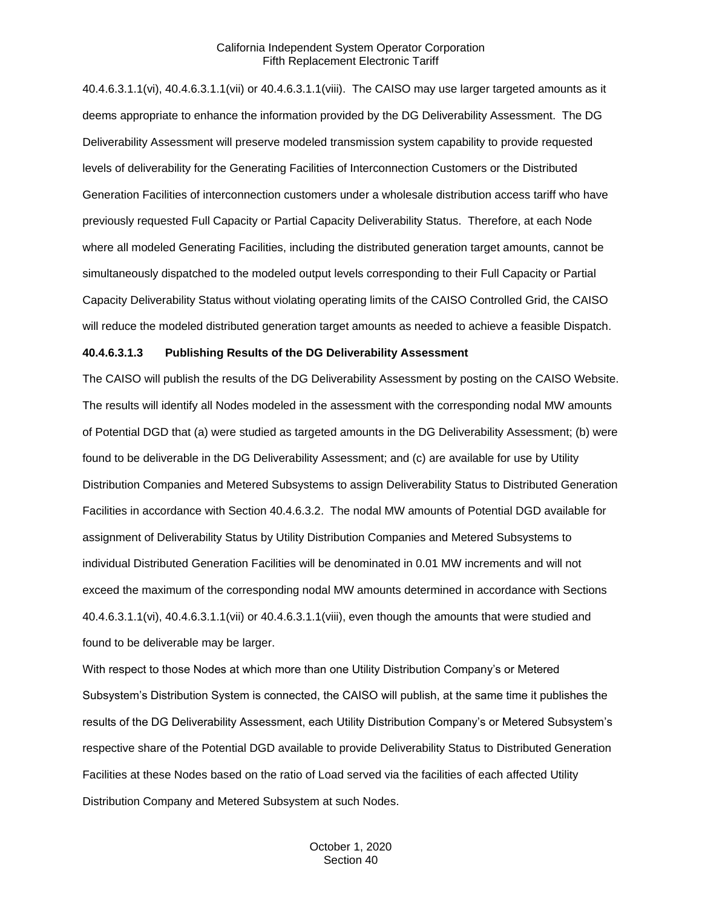40.4.6.3.1.1(vi), 40.4.6.3.1.1(vii) or 40.4.6.3.1.1(viii). The CAISO may use larger targeted amounts as it deems appropriate to enhance the information provided by the DG Deliverability Assessment. The DG Deliverability Assessment will preserve modeled transmission system capability to provide requested levels of deliverability for the Generating Facilities of Interconnection Customers or the Distributed Generation Facilities of interconnection customers under a wholesale distribution access tariff who have previously requested Full Capacity or Partial Capacity Deliverability Status. Therefore, at each Node where all modeled Generating Facilities, including the distributed generation target amounts, cannot be simultaneously dispatched to the modeled output levels corresponding to their Full Capacity or Partial Capacity Deliverability Status without violating operating limits of the CAISO Controlled Grid, the CAISO will reduce the modeled distributed generation target amounts as needed to achieve a feasible Dispatch.

**40.4.6.3.1.3 Publishing Results of the DG Deliverability Assessment**

The CAISO will publish the results of the DG Deliverability Assessment by posting on the CAISO Website. The results will identify all Nodes modeled in the assessment with the corresponding nodal MW amounts of Potential DGD that (a) were studied as targeted amounts in the DG Deliverability Assessment; (b) were found to be deliverable in the DG Deliverability Assessment; and (c) are available for use by Utility Distribution Companies and Metered Subsystems to assign Deliverability Status to Distributed Generation Facilities in accordance with Section 40.4.6.3.2. The nodal MW amounts of Potential DGD available for assignment of Deliverability Status by Utility Distribution Companies and Metered Subsystems to individual Distributed Generation Facilities will be denominated in 0.01 MW increments and will not exceed the maximum of the corresponding nodal MW amounts determined in accordance with Sections 40.4.6.3.1.1(vi), 40.4.6.3.1.1(vii) or 40.4.6.3.1.1(viii), even though the amounts that were studied and found to be deliverable may be larger.

With respect to those Nodes at which more than one Utility Distribution Company's or Metered Subsystem's Distribution System is connected, the CAISO will publish, at the same time it publishes the results of the DG Deliverability Assessment, each Utility Distribution Company's or Metered Subsystem's respective share of the Potential DGD available to provide Deliverability Status to Distributed Generation Facilities at these Nodes based on the ratio of Load served via the facilities of each affected Utility Distribution Company and Metered Subsystem at such Nodes.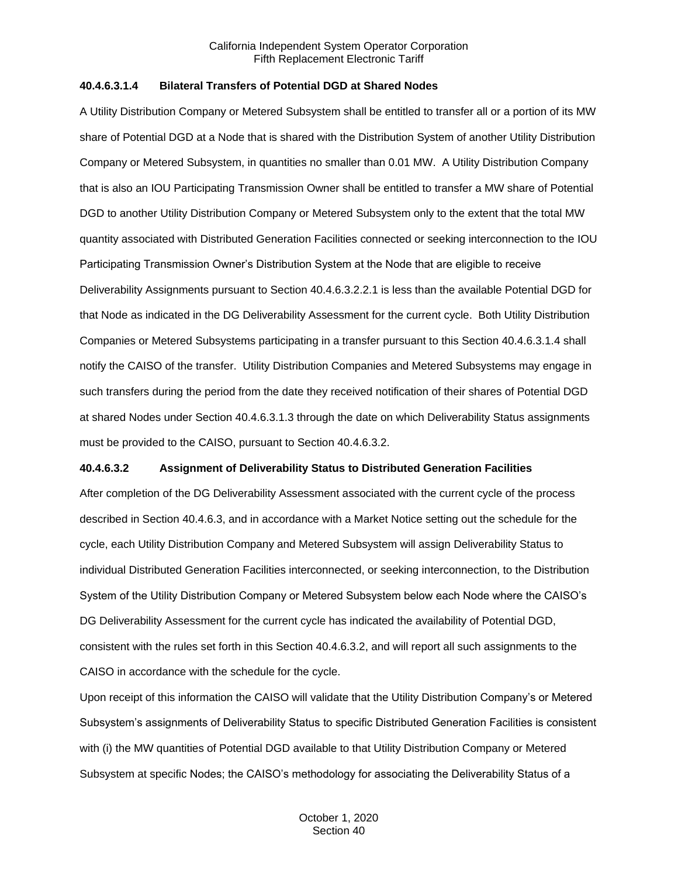**40.4.6.3.1.4 Bilateral Transfers of Potential DGD at Shared Nodes**

A Utility Distribution Company or Metered Subsystem shall be entitled to transfer all or a portion of its MW share of Potential DGD at a Node that is shared with the Distribution System of another Utility Distribution Company or Metered Subsystem, in quantities no smaller than 0.01 MW. A Utility Distribution Company that is also an IOU Participating Transmission Owner shall be entitled to transfer a MW share of Potential DGD to another Utility Distribution Company or Metered Subsystem only to the extent that the total MW quantity associated with Distributed Generation Facilities connected or seeking interconnection to the IOU Participating Transmission Owner's Distribution System at the Node that are eligible to receive Deliverability Assignments pursuant to Section 40.4.6.3.2.2.1 is less than the available Potential DGD for that Node as indicated in the DG Deliverability Assessment for the current cycle. Both Utility Distribution Companies or Metered Subsystems participating in a transfer pursuant to this Section 40.4.6.3.1.4 shall notify the CAISO of the transfer. Utility Distribution Companies and Metered Subsystems may engage in such transfers during the period from the date they received notification of their shares of Potential DGD at shared Nodes under Section 40.4.6.3.1.3 through the date on which Deliverability Status assignments must be provided to the CAISO, pursuant to Section 40.4.6.3.2.

**40.4.6.3.2 Assignment of Deliverability Status to Distributed Generation Facilities**

After completion of the DG Deliverability Assessment associated with the current cycle of the process described in Section 40.4.6.3, and in accordance with a Market Notice setting out the schedule for the cycle, each Utility Distribution Company and Metered Subsystem will assign Deliverability Status to individual Distributed Generation Facilities interconnected, or seeking interconnection, to the Distribution System of the Utility Distribution Company or Metered Subsystem below each Node where the CAISO's DG Deliverability Assessment for the current cycle has indicated the availability of Potential DGD, consistent with the rules set forth in this Section 40.4.6.3.2, and will report all such assignments to the CAISO in accordance with the schedule for the cycle.

Upon receipt of this information the CAISO will validate that the Utility Distribution Company's or Metered Subsystem's assignments of Deliverability Status to specific Distributed Generation Facilities is consistent with (i) the MW quantities of Potential DGD available to that Utility Distribution Company or Metered Subsystem at specific Nodes; the CAISO's methodology for associating the Deliverability Status of a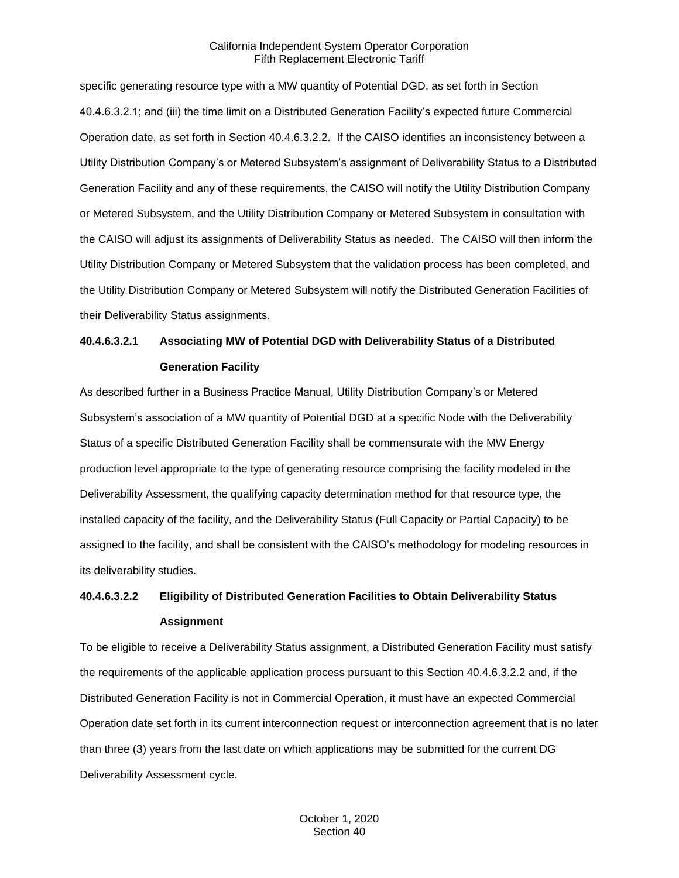specific generating resource type with a MW quantity of Potential DGD, as set forth in Section 40.4.6.3.2.1; and (iii) the time limit on a Distributed Generation Facility's expected future Commercial Operation date, as set forth in Section 40.4.6.3.2.2. If the CAISO identifies an inconsistency between a Utility Distribution Company's or Metered Subsystem's assignment of Deliverability Status to a Distributed Generation Facility and any of these requirements, the CAISO will notify the Utility Distribution Company or Metered Subsystem, and the Utility Distribution Company or Metered Subsystem in consultation with the CAISO will adjust its assignments of Deliverability Status as needed. The CAISO will then inform the Utility Distribution Company or Metered Subsystem that the validation process has been completed, and the Utility Distribution Company or Metered Subsystem will notify the Distributed Generation Facilities of their Deliverability Status assignments.

**40.4.6.3.2.1 Associating MW of Potential DGD with Deliverability Status of a Distributed Generation Facility**

As described further in a Business Practice Manual, Utility Distribution Company's or Metered Subsystem's association of a MW quantity of Potential DGD at a specific Node with the Deliverability Status of a specific Distributed Generation Facility shall be commensurate with the MW Energy production level appropriate to the type of generating resource comprising the facility modeled in the Deliverability Assessment, the qualifying capacity determination method for that resource type, the installed capacity of the facility, and the Deliverability Status (Full Capacity or Partial Capacity) to be assigned to the facility, and shall be consistent with the CAISO's methodology for modeling resources in its deliverability studies.

**40.4.6.3.2.2 Eligibility of Distributed Generation Facilities to Obtain Deliverability Status Assignment**

To be eligible to receive a Deliverability Status assignment, a Distributed Generation Facility must satisfy the requirements of the applicable application process pursuant to this Section 40.4.6.3.2.2 and, if the Distributed Generation Facility is not in Commercial Operation, it must have an expected Commercial Operation date set forth in its current interconnection request or interconnection agreement that is no later than three (3) years from the last date on which applications may be submitted for the current DG Deliverability Assessment cycle.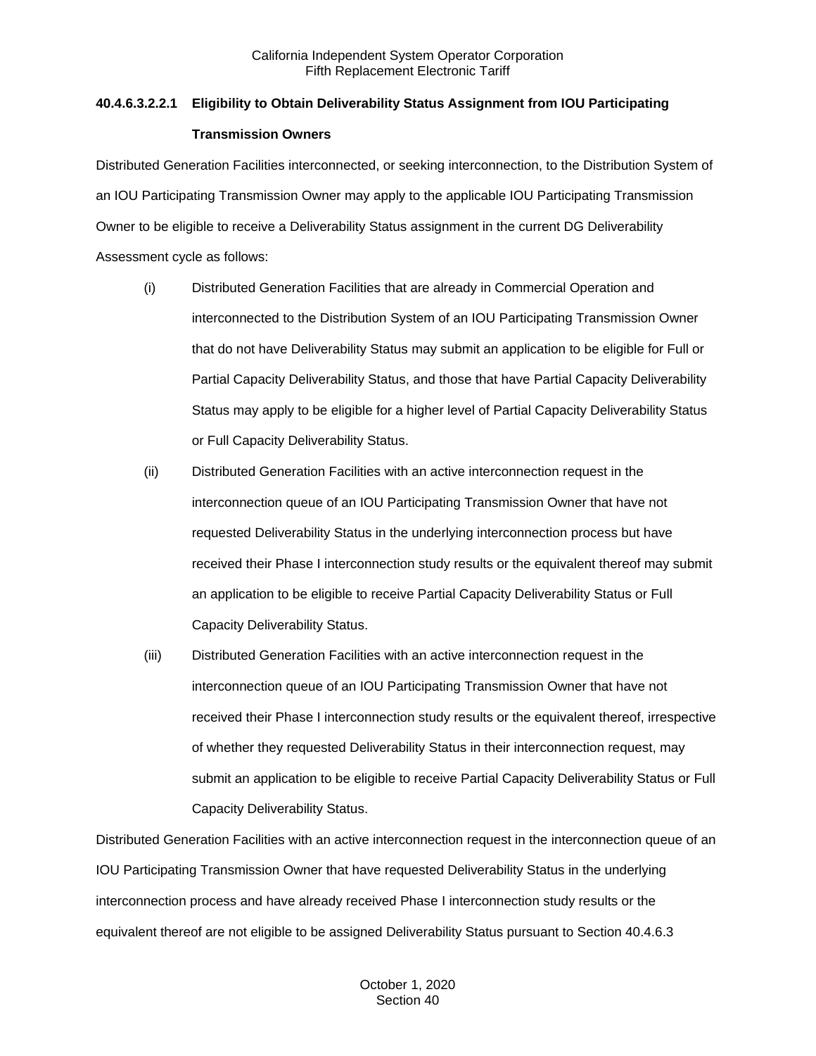#### 40.4.6.3.2.2.1 Eligibility to Obtain Deliverability Status Assignment from IOU Participating Transmission Owners

Distributed Generation Facilities interconnected, or seeking interconnection, to the Distribution System of an IOU Participating Transmission Owner may apply to the applicable IOU Participating Transmission Owner to be eligible to receive a Deliverability Status assignment in the current DG Deliverability Assessment cycle as follows:

(i) Distributed Generation Facilities that are already in Commercial Operation and interconnected to the Distribution System of an IOU Participating Transmission Owner that do not have Deliverability Status may submit an application to be eligible for Full or Partial Capacity Deliverability Status, and those that have Partial Capacity Deliverability Status may apply to be eligible for a higher level of Partial Capacity Deliverability Status or Full Capacity Deliverability Status.

(ii) Distributed Generation Facilities with an active interconnection request in the interconnection queue of an IOU Participating Transmission Owner that have not requested Deliverability Status in the underlying interconnection process but have received their Phase I interconnection study results or the equivalent thereof may submit an application to be eligible to receive Partial Capacity Deliverability Status or Full Capacity Deliverability Status.

(iii) Distributed Generation Facilities with an active interconnection request in the interconnection queue of an IOU Participating Transmission Owner that have not received their Phase I interconnection study results or the equivalent thereof, irrespective of whether they requested Deliverability Status in their interconnection request, may submit an application to be eligible to receive Partial Capacity Deliverability Status or Full Capacity Deliverability Status.

Distributed Generation Facilities with an active interconnection request in the interconnection queue of an IOU Participating Transmission Owner that have requested Deliverability Status in the underlying interconnection process and have already received Phase I interconnection study results or the equivalent thereof are not eligible to be assigned Deliverability Status pursuant to Section 40.4.6.3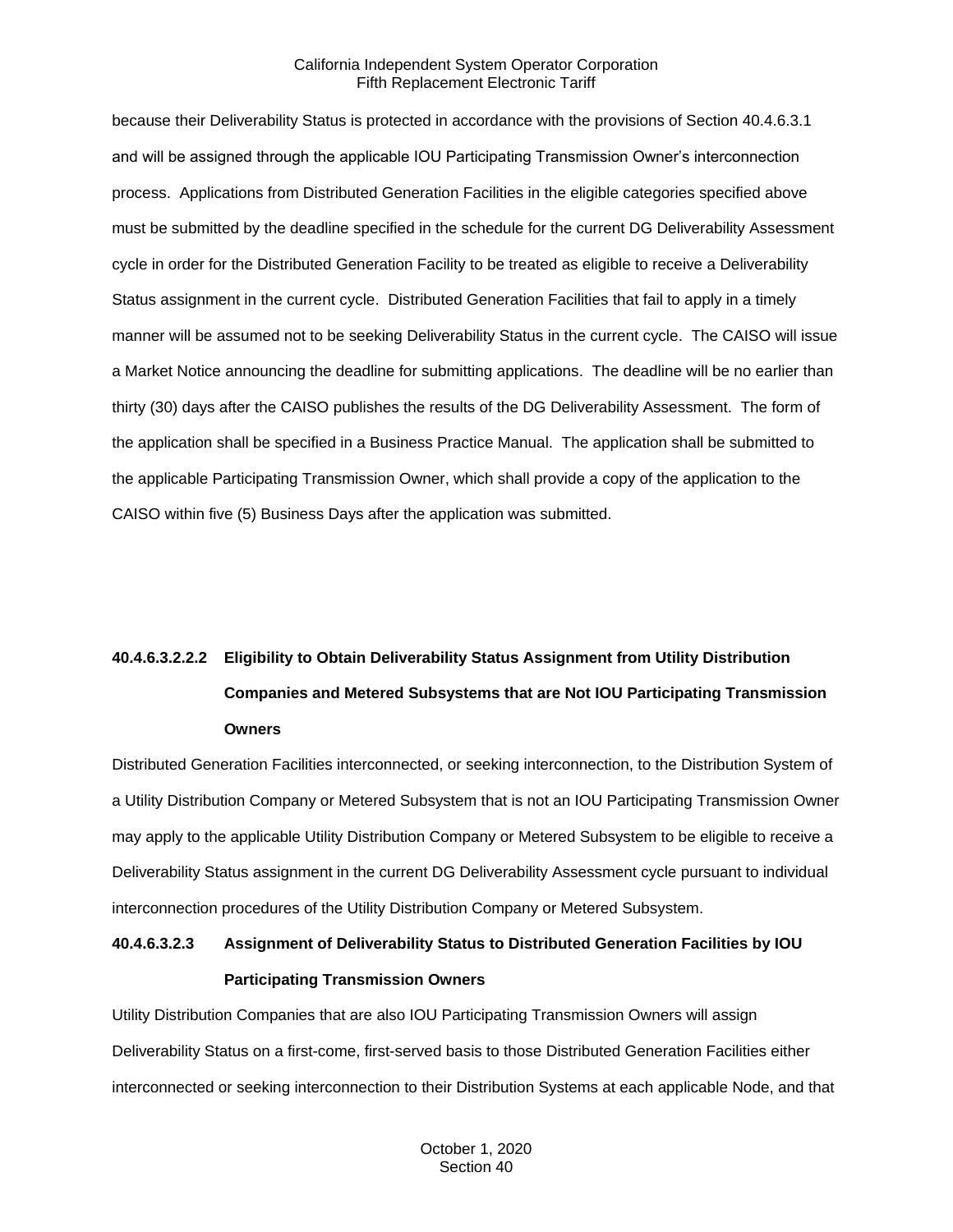because their Deliverability Status is protected in accordance with the provisions of Section 40.4.6.3.1 and will be assigned through the applicable IOU Participating Transmission Owner's interconnection process. Applications from Distributed Generation Facilities in the eligible categories specified above must be submitted by the deadline specified in the schedule for the current DG Deliverability Assessment cycle in order for the Distributed Generation Facility to be treated as eligible to receive a Deliverability Status assignment in the current cycle. Distributed Generation Facilities that fail to apply in a timely manner will be assumed not to be seeking Deliverability Status in the current cycle. The CAISO will issue a Market Notice announcing the deadline for submitting applications. The deadline will be no earlier than thirty (30) days after the CAISO publishes the results of the DG Deliverability Assessment. The form of the application shall be specified in a Business Practice Manual. The application shall be submitted to the applicable Participating Transmission Owner, which shall provide a copy of the application to the CAISO within five (5) Business Days after the application was submitted.

**40.4.6.3.2.2.2 Eligibility to Obtain Deliverability Status Assignment from Utility Distribution Companies and Metered Subsystems that are Not IOU Participating Transmission Owners**

Distributed Generation Facilities interconnected, or seeking interconnection, to the Distribution System of a Utility Distribution Company or Metered Subsystem that is not an IOU Participating Transmission Owner may apply to the applicable Utility Distribution Company or Metered Subsystem to be eligible to receive a Deliverability Status assignment in the current DG Deliverability Assessment cycle pursuant to individual interconnection procedures of the Utility Distribution Company or Metered Subsystem.

**40.4.6.3.2.3 Assignment of Deliverability Status to Distributed Generation Facilities by IOU Participating Transmission Owners**

Utility Distribution Companies that are also IOU Participating Transmission Owners will assign Deliverability Status on a first-come, first-served basis to those Distributed Generation Facilities either interconnected or seeking interconnection to their Distribution Systems at each applicable Node, and that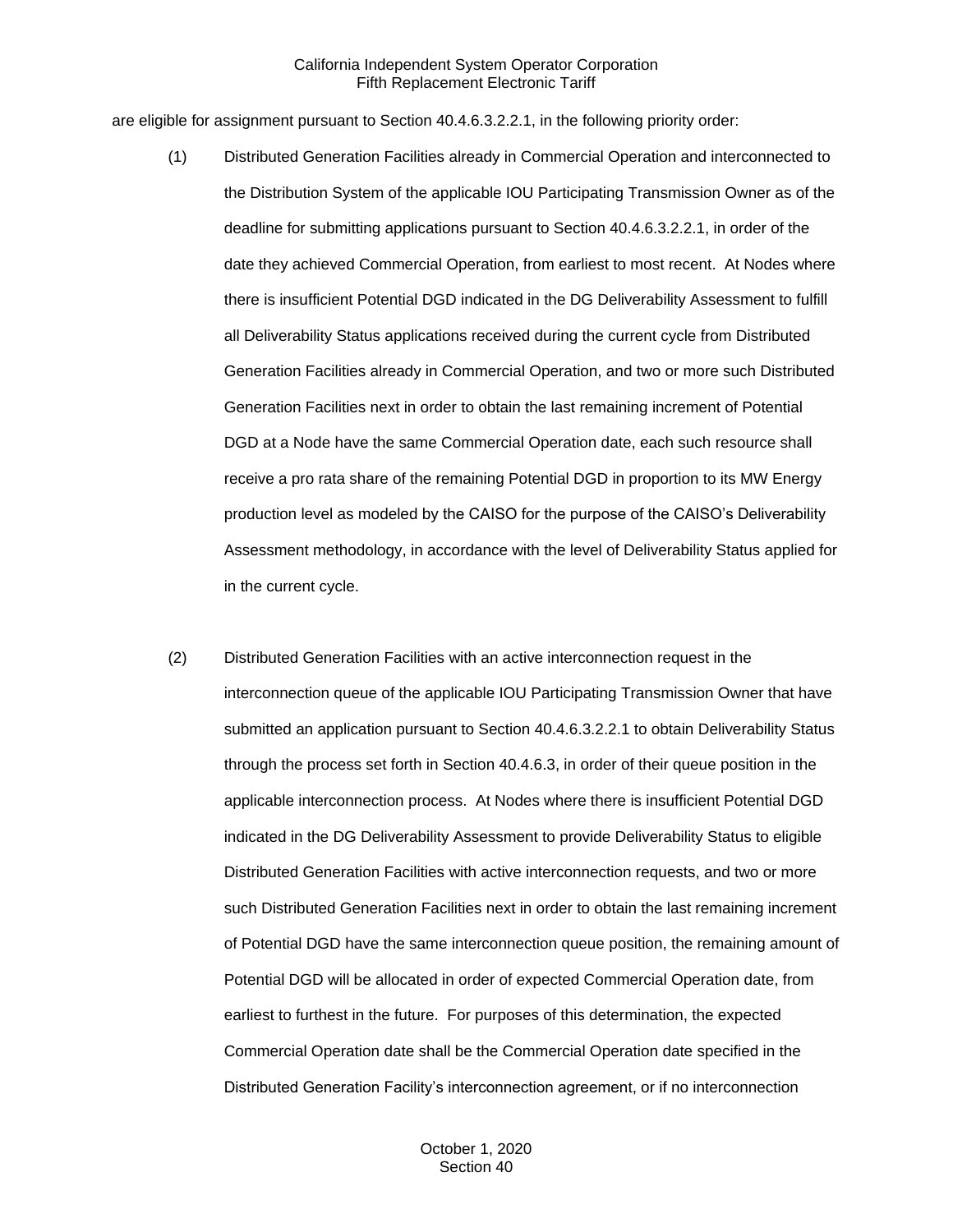are eligible for assignment pursuant to Section 40.4.6.3.2.2.1, in the following priority order:

(1) Distributed Generation Facilities already in Commercial Operation and interconnected to the Distribution System of the applicable IOU Participating Transmission Owner as of the deadline for submitting applications pursuant to Section 40.4.6.3.2.2.1, in order of the date they achieved Commercial Operation, from earliest to most recent. At Nodes where there is insufficient Potential DGD indicated in the DG Deliverability Assessment to fulfill all Deliverability Status applications received during the current cycle from Distributed Generation Facilities already in Commercial Operation, and two or more such Distributed Generation Facilities next in order to obtain the last remaining increment of Potential DGD at a Node have the same Commercial Operation date, each such resource shall receive a pro rata share of the remaining Potential DGD in proportion to its MW Energy production level as modeled by the CAISO for the purpose of the CAISO's Deliverability Assessment methodology, in accordance with the level of Deliverability Status applied for in the current cycle.

(2) Distributed Generation Facilities with an active interconnection request in the interconnection queue of the applicable IOU Participating Transmission Owner that have submitted an application pursuant to Section 40.4.6.3.2.2.1 to obtain Deliverability Status through the process set forth in Section 40.4.6.3, in order of their queue position in the applicable interconnection process. At Nodes where there is insufficient Potential DGD indicated in the DG Deliverability Assessment to provide Deliverability Status to eligible Distributed Generation Facilities with active interconnection requests, and two or more such Distributed Generation Facilities next in order to obtain the last remaining increment of Potential DGD have the same interconnection queue position, the remaining amount of Potential DGD will be allocated in order of expected Commercial Operation date, from earliest to furthest in the future. For purposes of this determination, the expected Commercial Operation date shall be the Commercial Operation date specified in the Distributed Generation Facility's interconnection agreement, or if no interconnection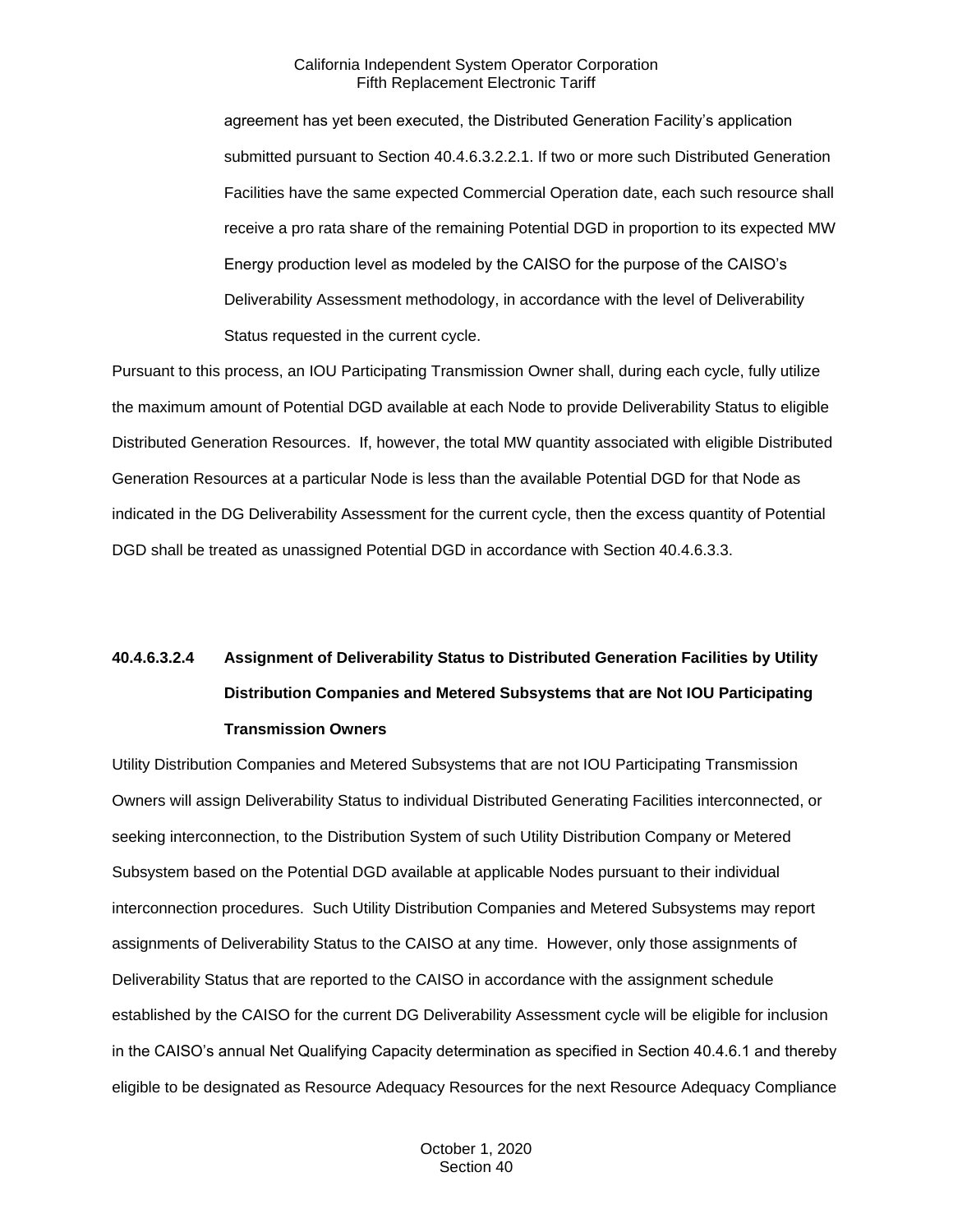agreement has yet been executed, the Distributed Generation Facility's application submitted pursuant to Section 40.4.6.3.2.2.1. If two or more such Distributed Generation Facilities have the same expected Commercial Operation date, each such resource shall receive a pro rata share of the remaining Potential DGD in proportion to its expected MW Energy production level as modeled by the CAISO for the purpose of the CAISO's Deliverability Assessment methodology, in accordance with the level of Deliverability Status requested in the current cycle.

Pursuant to this process, an IOU Participating Transmission Owner shall, during each cycle, fully utilize the maximum amount of Potential DGD available at each Node to provide Deliverability Status to eligible Distributed Generation Resources. If, however, the total MW quantity associated with eligible Distributed Generation Resources at a particular Node is less than the available Potential DGD for that Node as indicated in the DG Deliverability Assessment for the current cycle, then the excess quantity of Potential DGD shall be treated as unassigned Potential DGD in accordance with Section 40.4.6.3.3.

**40.4.6.3.2.4 Assignment of Deliverability Status to Distributed Generation Facilities by Utility Distribution Companies and Metered Subsystems that are Not IOU Participating Transmission Owners**

Utility Distribution Companies and Metered Subsystems that are not IOU Participating Transmission Owners will assign Deliverability Status to individual Distributed Generating Facilities interconnected, or seeking interconnection, to the Distribution System of such Utility Distribution Company or Metered Subsystem based on the Potential DGD available at applicable Nodes pursuant to their individual interconnection procedures. Such Utility Distribution Companies and Metered Subsystems may report assignments of Deliverability Status to the CAISO at any time. However, only those assignments of Deliverability Status that are reported to the CAISO in accordance with the assignment schedule established by the CAISO for the current DG Deliverability Assessment cycle will be eligible for inclusion in the CAISO's annual Net Qualifying Capacity determination as specified in Section 40.4.6.1 and thereby eligible to be designated as Resource Adequacy Resources for the next Resource Adequacy Compliance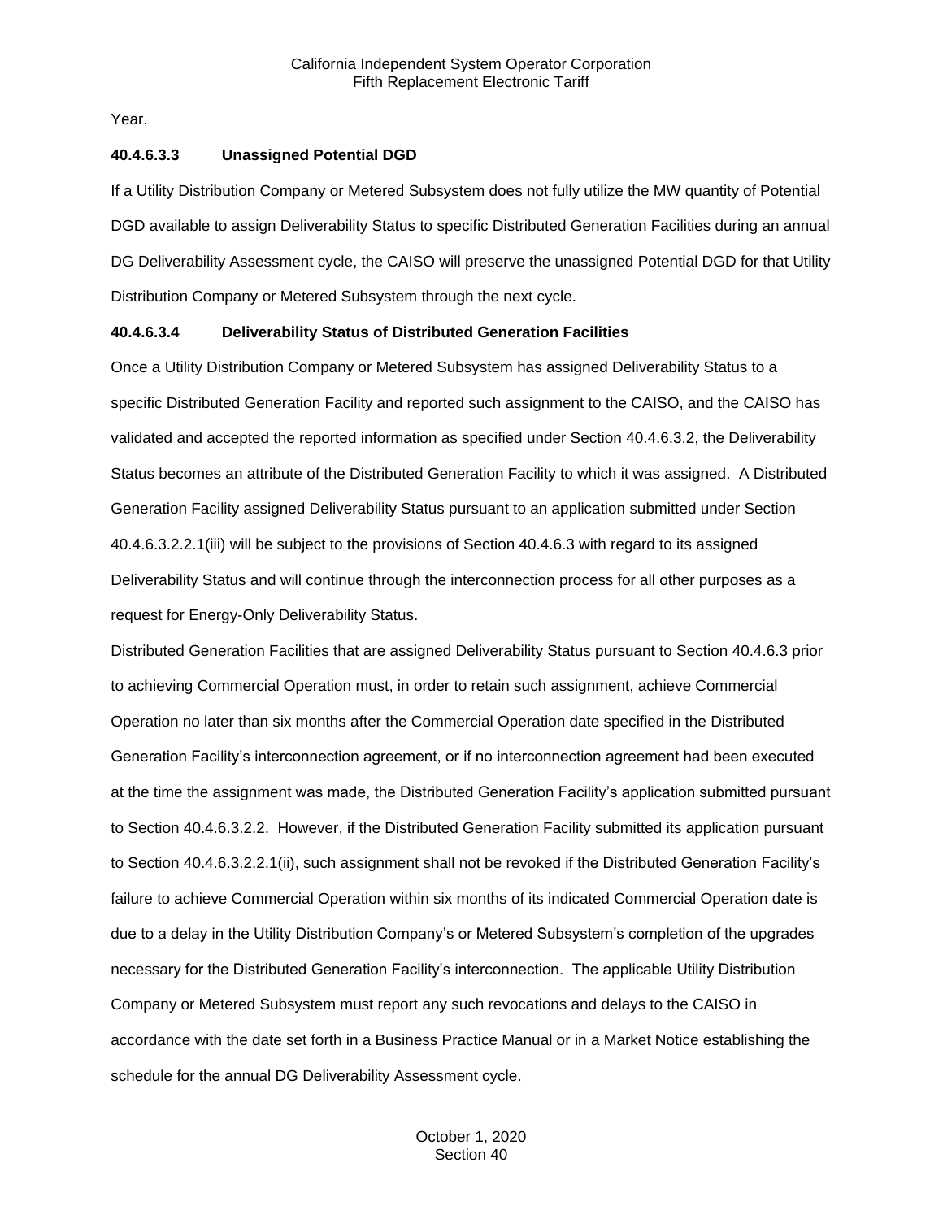Year.

**40.4.6.3.3 Unassigned Potential DGD**

If a Utility Distribution Company or Metered Subsystem does not fully utilize the MW quantity of Potential DGD available to assign Deliverability Status to specific Distributed Generation Facilities during an annual DG Deliverability Assessment cycle, the CAISO will preserve the unassigned Potential DGD for that Utility Distribution Company or Metered Subsystem through the next cycle.

**40.4.6.3.4 Deliverability Status of Distributed Generation Facilities**

Once a Utility Distribution Company or Metered Subsystem has assigned Deliverability Status to a specific Distributed Generation Facility and reported such assignment to the CAISO, and the CAISO has validated and accepted the reported information as specified under Section 40.4.6.3.2, the Deliverability Status becomes an attribute of the Distributed Generation Facility to which it was assigned. A Distributed Generation Facility assigned Deliverability Status pursuant to an application submitted under Section 40.4.6.3.2.2.1(iii) will be subject to the provisions of Section 40.4.6.3 with regard to its assigned Deliverability Status and will continue through the interconnection process for all other purposes as a request for Energy-Only Deliverability Status.

Distributed Generation Facilities that are assigned Deliverability Status pursuant to Section 40.4.6.3 prior to achieving Commercial Operation must, in order to retain such assignment, achieve Commercial Operation no later than six months after the Commercial Operation date specified in the Distributed Generation Facility's interconnection agreement, or if no interconnection agreement had been executed at the time the assignment was made, the Distributed Generation Facility's application submitted pursuant to Section 40.4.6.3.2.2. However, if the Distributed Generation Facility submitted its application pursuant to Section 40.4.6.3.2.2.1(ii), such assignment shall not be revoked if the Distributed Generation Facility's failure to achieve Commercial Operation within six months of its indicated Commercial Operation date is due to a delay in the Utility Distribution Company's or Metered Subsystem's completion of the upgrades necessary for the Distributed Generation Facility's interconnection. The applicable Utility Distribution Company or Metered Subsystem must report any such revocations and delays to the CAISO in accordance with the date set forth in a Business Practice Manual or in a Market Notice establishing the schedule for the annual DG Deliverability Assessment cycle.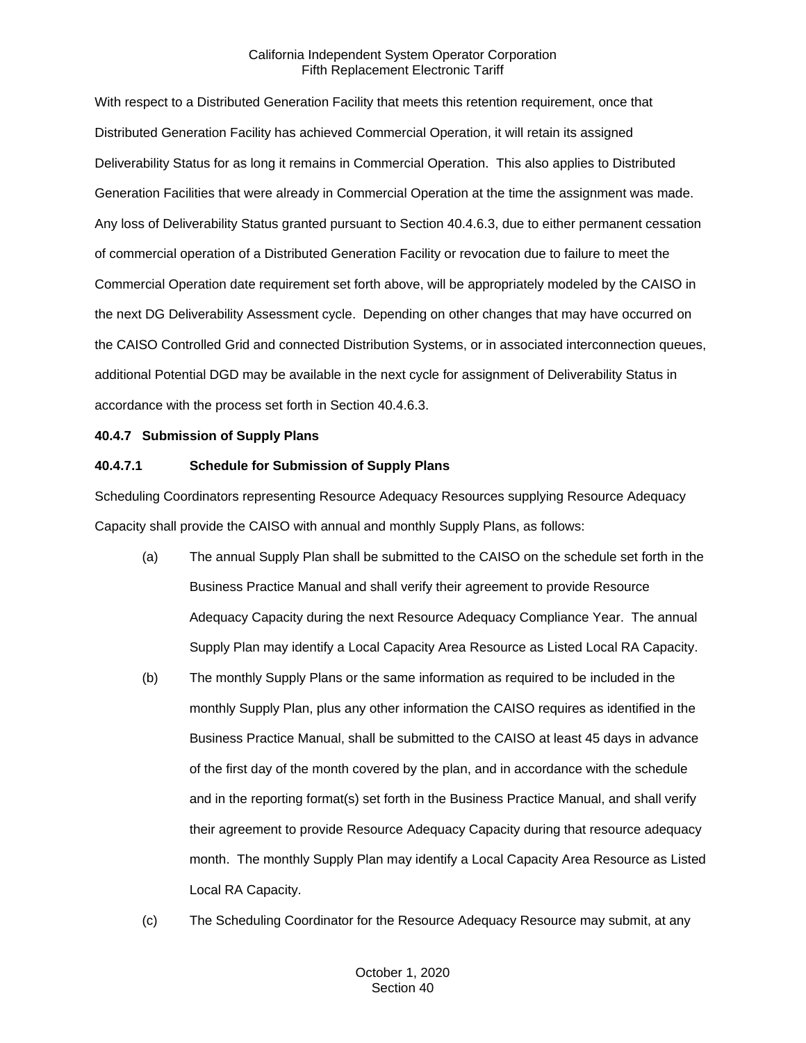With respect to a Distributed Generation Facility that meets this retention requirement, once that Distributed Generation Facility has achieved Commercial Operation, it will retain its assigned Deliverability Status for as long it remains in Commercial Operation. This also applies to Distributed Generation Facilities that were already in Commercial Operation at the time the assignment was made. Any loss of Deliverability Status granted pursuant to Section 40.4.6.3, due to either permanent cessation of commercial operation of a Distributed Generation Facility or revocation due to failure to meet the Commercial Operation date requirement set forth above, will be appropriately modeled by the CAISO in the next DG Deliverability Assessment cycle. Depending on other changes that may have occurred on the CAISO Controlled Grid and connected Distribution Systems, or in associated interconnection queues, additional Potential DGD may be available in the next cycle for assignment of Deliverability Status in accordance with the process set forth in Section 40.4.6.3.

**40.4.7 Submission of Supply Plans**

**40.4.7.1 Schedule for Submission of Supply Plans**

Scheduling Coordinators representing Resource Adequacy Resources supplying Resource Adequacy Capacity shall provide the CAISO with annual and monthly Supply Plans, as follows:

(a) The annual Supply Plan shall be submitted to the CAISO on the schedule set forth in the Business Practice Manual and shall verify their agreement to provide Resource Adequacy Capacity during the next Resource Adequacy Compliance Year. The annual Supply Plan may identify a Local Capacity Area Resource as Listed Local RA Capacity.

(b) The monthly Supply Plans or the same information as required to be included in the monthly Supply Plan, plus any other information the CAISO requires as identified in the Business Practice Manual, shall be submitted to the CAISO at least 45 days in advance of the first day of the month covered by the plan, and in accordance with the schedule and in the reporting format(s) set forth in the Business Practice Manual, and shall verify their agreement to provide Resource Adequacy Capacity during that resource adequacy month. The monthly Supply Plan may identify a Local Capacity Area Resource as Listed Local RA Capacity.

(c) The Scheduling Coordinator for the Resource Adequacy Resource may submit, at any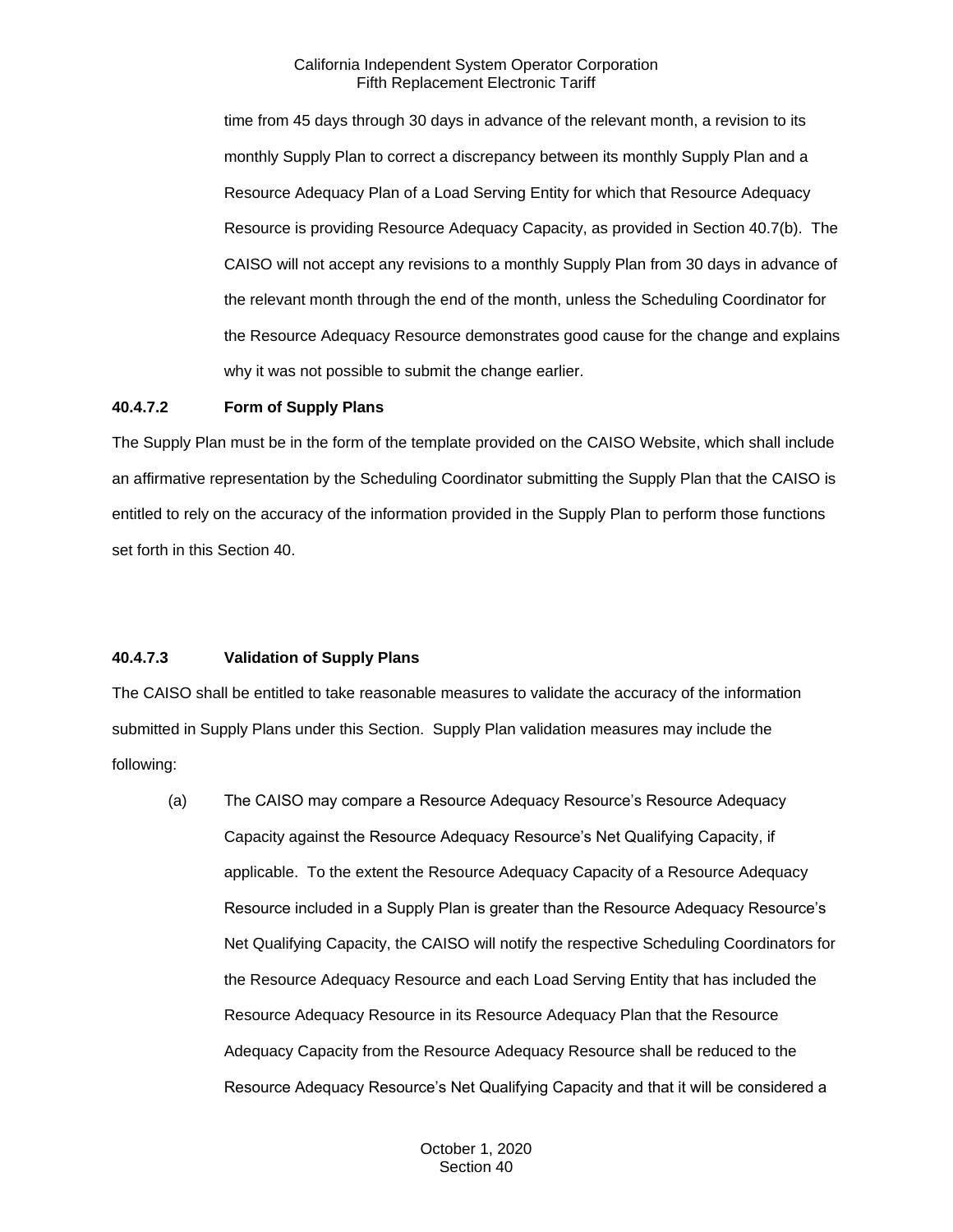time from 45 days through 30 days in advance of the relevant month, a revision to its monthly Supply Plan to correct a discrepancy between its monthly Supply Plan and a Resource Adequacy Plan of a Load Serving Entity for which that Resource Adequacy Resource is providing Resource Adequacy Capacity, as provided in Section 40.7(b). The CAISO will not accept any revisions to a monthly Supply Plan from 30 days in advance of the relevant month through the end of the month, unless the Scheduling Coordinator for the Resource Adequacy Resource demonstrates good cause for the change and explains why it was not possible to submit the change earlier.

**40.4.7.2 Form of Supply Plans**

The Supply Plan must be in the form of the template provided on the CAISO Website, which shall include an affirmative representation by the Scheduling Coordinator submitting the Supply Plan that the CAISO is entitled to rely on the accuracy of the information provided in the Supply Plan to perform those functions set forth in this Section 40.

**40.4.7.3 Validation of Supply Plans**

The CAISO shall be entitled to take reasonable measures to validate the accuracy of the information submitted in Supply Plans under this Section. Supply Plan validation measures may include the following:

(a) The CAISO may compare a Resource Adequacy Resource's Resource Adequacy Capacity against the Resource Adequacy Resource's Net Qualifying Capacity, if applicable. To the extent the Resource Adequacy Capacity of a Resource Adequacy Resource included in a Supply Plan is greater than the Resource Adequacy Resource's Net Qualifying Capacity, the CAISO will notify the respective Scheduling Coordinators for the Resource Adequacy Resource and each Load Serving Entity that has included the Resource Adequacy Resource in its Resource Adequacy Plan that the Resource Adequacy Capacity from the Resource Adequacy Resource shall be reduced to the Resource Adequacy Resource's Net Qualifying Capacity and that it will be considered a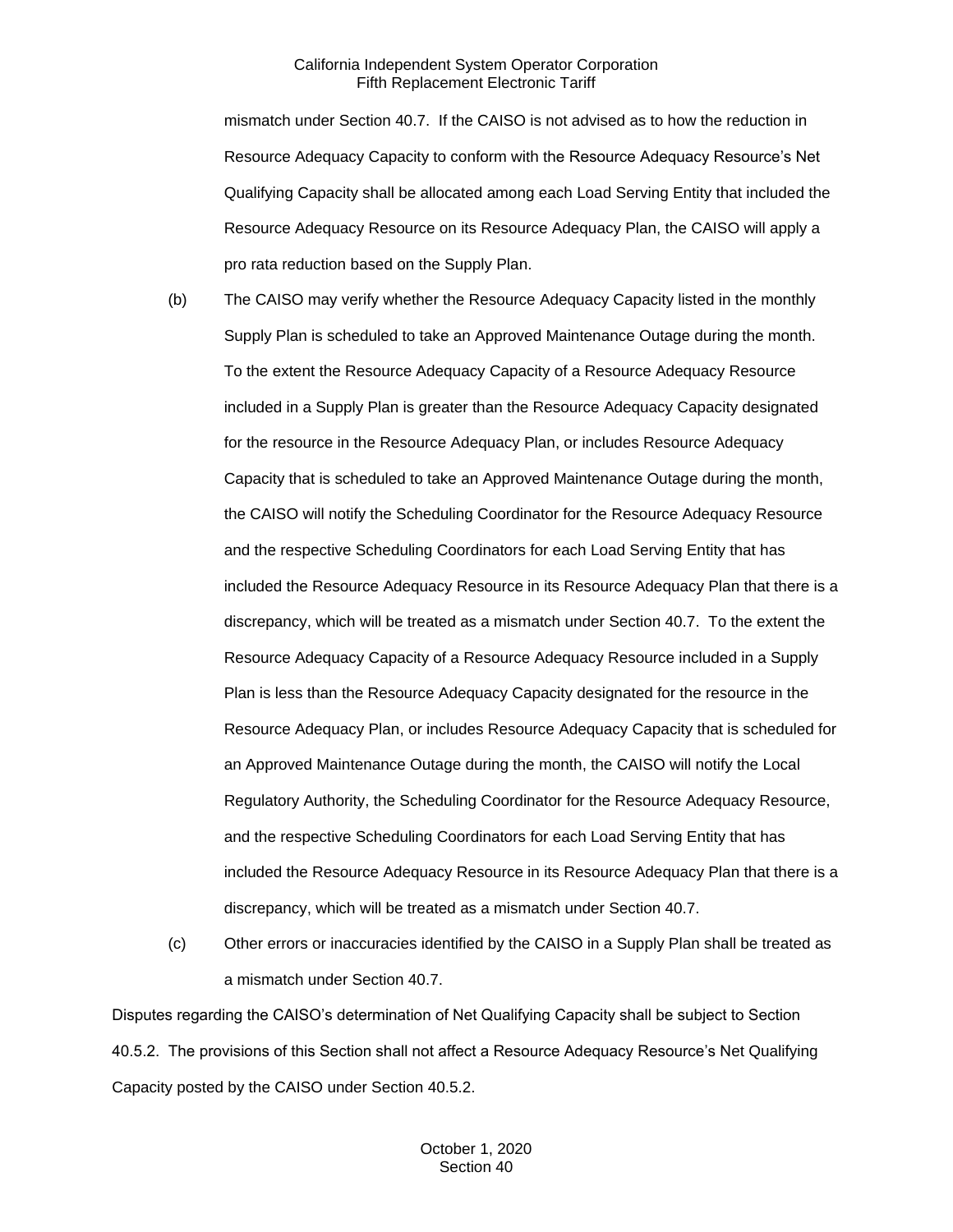mismatch under Section 40.7. If the CAISO is not advised as to how the reduction in Resource Adequacy Capacity to conform with the Resource Adequacy Resource's Net Qualifying Capacity shall be allocated among each Load Serving Entity that included the Resource Adequacy Resource on its Resource Adequacy Plan, the CAISO will apply a pro rata reduction based on the Supply Plan.

(b) The CAISO may verify whether the Resource Adequacy Capacity listed in the monthly Supply Plan is scheduled to take an Approved Maintenance Outage during the month. To the extent the Resource Adequacy Capacity of a Resource Adequacy Resource included in a Supply Plan is greater than the Resource Adequacy Capacity designated for the resource in the Resource Adequacy Plan, or includes Resource Adequacy Capacity that is scheduled to take an Approved Maintenance Outage during the month, the CAISO will notify the Scheduling Coordinator for the Resource Adequacy Resource and the respective Scheduling Coordinators for each Load Serving Entity that has included the Resource Adequacy Resource in its Resource Adequacy Plan that there is a discrepancy, which will be treated as a mismatch under Section 40.7. To the extent the Resource Adequacy Capacity of a Resource Adequacy Resource included in a Supply Plan is less than the Resource Adequacy Capacity designated for the resource in the Resource Adequacy Plan, or includes Resource Adequacy Capacity that is scheduled for an Approved Maintenance Outage during the month, the CAISO will notify the Local Regulatory Authority, the Scheduling Coordinator for the Resource Adequacy Resource, and the respective Scheduling Coordinators for each Load Serving Entity that has included the Resource Adequacy Resource in its Resource Adequacy Plan that there is a discrepancy, which will be treated as a mismatch under Section 40.7.

(c) Other errors or inaccuracies identified by the CAISO in a Supply Plan shall be treated as a mismatch under Section 40.7.

Disputes regarding the CAISO's determination of Net Qualifying Capacity shall be subject to Section 40.5.2. The provisions of this Section shall not affect a Resource Adequacy Resource's Net Qualifying Capacity posted by the CAISO under Section 40.5.2.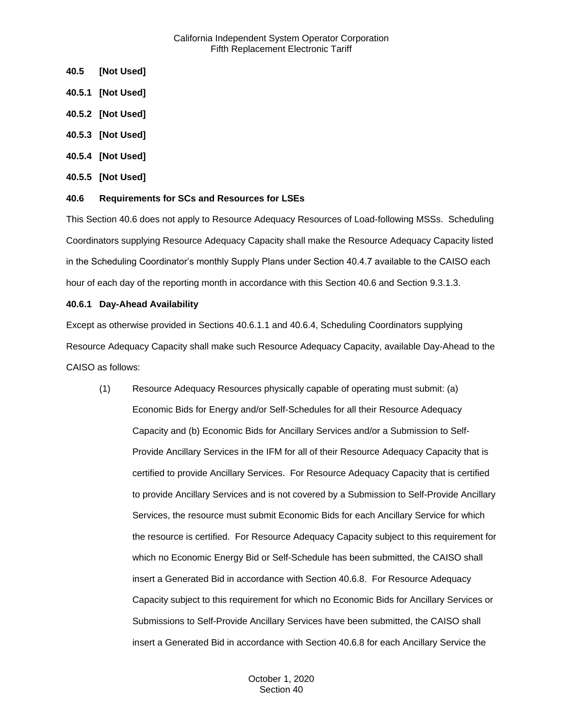**40.5 [Not Used]**

**40.5.1 [Not Used]**

**40.5.2 [Not Used]**

**40.5.3 [Not Used]**

**40.5.4 [Not Used]**

**40.5.5 [Not Used]**

**40.6 Requirements for SCs and Resources for LSEs**

This Section 40.6 does not apply to Resource Adequacy Resources of Load-following MSSs. Scheduling Coordinators supplying Resource Adequacy Capacity shall make the Resource Adequacy Capacity listed in the Scheduling Coordinator's monthly Supply Plans under Section 40.4.7 available to the CAISO each hour of each day of the reporting month in accordance with this Section 40.6 and Section 9.3.1.3.

**40.6.1 Day-Ahead Availability**

Except as otherwise provided in Sections 40.6.1.1 and 40.6.4, Scheduling Coordinators supplying Resource Adequacy Capacity shall make such Resource Adequacy Capacity, available Day-Ahead to the CAISO as follows:

(1) Resource Adequacy Resources physically capable of operating must submit: (a) Economic Bids for Energy and/or Self-Schedules for all their Resource Adequacy Capacity and (b) Economic Bids for Ancillary Services and/or a Submission to Self-Provide Ancillary Services in the IFM for all of their Resource Adequacy Capacity that is certified to provide Ancillary Services. For Resource Adequacy Capacity that is certified to provide Ancillary Services and is not covered by a Submission to Self-Provide Ancillary Services, the resource must submit Economic Bids for each Ancillary Service for which the resource is certified. For Resource Adequacy Capacity subject to this requirement for which no Economic Energy Bid or Self-Schedule has been submitted, the CAISO shall insert a Generated Bid in accordance with Section 40.6.8. For Resource Adequacy Capacity subject to this requirement for which no Economic Bids for Ancillary Services or Submissions to Self-Provide Ancillary Services have been submitted, the CAISO shall insert a Generated Bid in accordance with Section 40.6.8 for each Ancillary Service the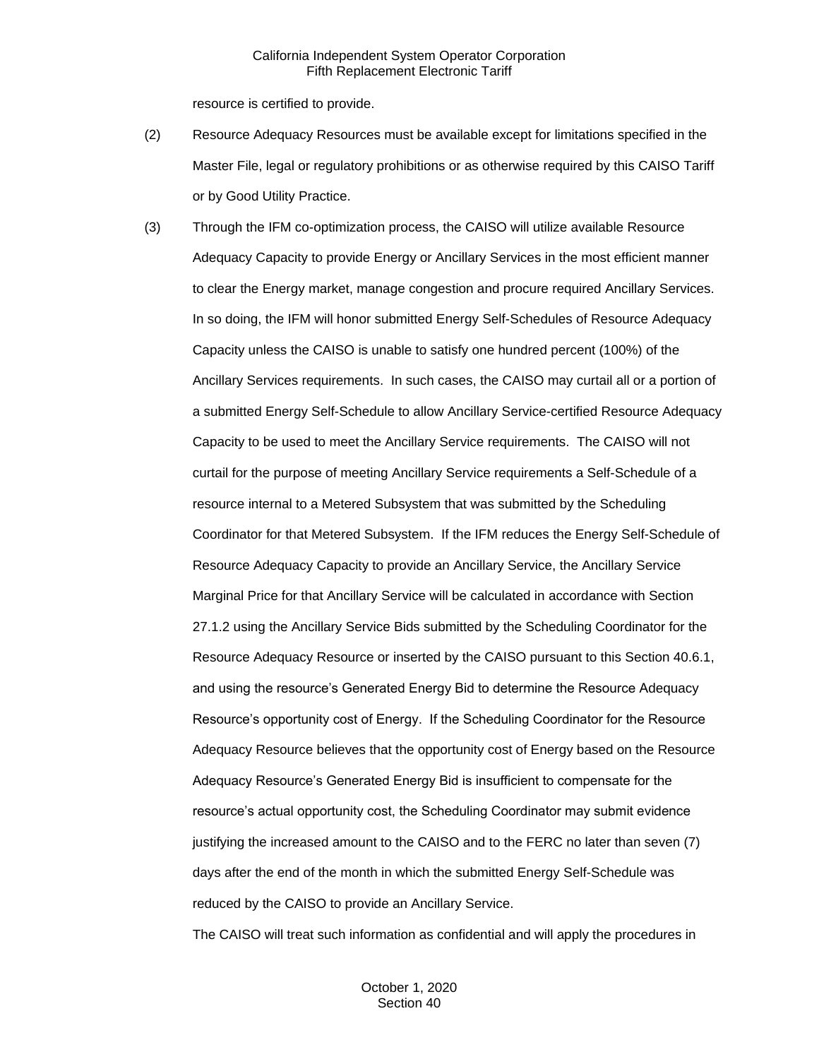resource is certified to provide.

(2) Resource Adequacy Resources must be available except for limitations specified in the Master File, legal or regulatory prohibitions or as otherwise required by this CAISO Tariff or by Good Utility Practice.

(3) Through the IFM co-optimization process, the CAISO will utilize available Resource Adequacy Capacity to provide Energy or Ancillary Services in the most efficient manner to clear the Energy market, manage congestion and procure required Ancillary Services. In so doing, the IFM will honor submitted Energy Self-Schedules of Resource Adequacy Capacity unless the CAISO is unable to satisfy one hundred percent (100%) of the Ancillary Services requirements. In such cases, the CAISO may curtail all or a portion of a submitted Energy Self-Schedule to allow Ancillary Service-certified Resource Adequacy Capacity to be used to meet the Ancillary Service requirements. The CAISO will not curtail for the purpose of meeting Ancillary Service requirements a Self-Schedule of a resource internal to a Metered Subsystem that was submitted by the Scheduling Coordinator for that Metered Subsystem. If the IFM reduces the Energy Self-Schedule of Resource Adequacy Capacity to provide an Ancillary Service, the Ancillary Service Marginal Price for that Ancillary Service will be calculated in accordance with Section 27.1.2 using the Ancillary Service Bids submitted by the Scheduling Coordinator for the Resource Adequacy Resource or inserted by the CAISO pursuant to this Section 40.6.1, and using the resource's Generated Energy Bid to determine the Resource Adequacy Resource's opportunity cost of Energy. If the Scheduling Coordinator for the Resource Adequacy Resource believes that the opportunity cost of Energy based on the Resource Adequacy Resource's Generated Energy Bid is insufficient to compensate for the resource's actual opportunity cost, the Scheduling Coordinator may submit evidence justifying the increased amount to the CAISO and to the FERC no later than seven (7) days after the end of the month in which the submitted Energy Self-Schedule was reduced by the CAISO to provide an Ancillary Service.

The CAISO will treat such information as confidential and will apply the procedures in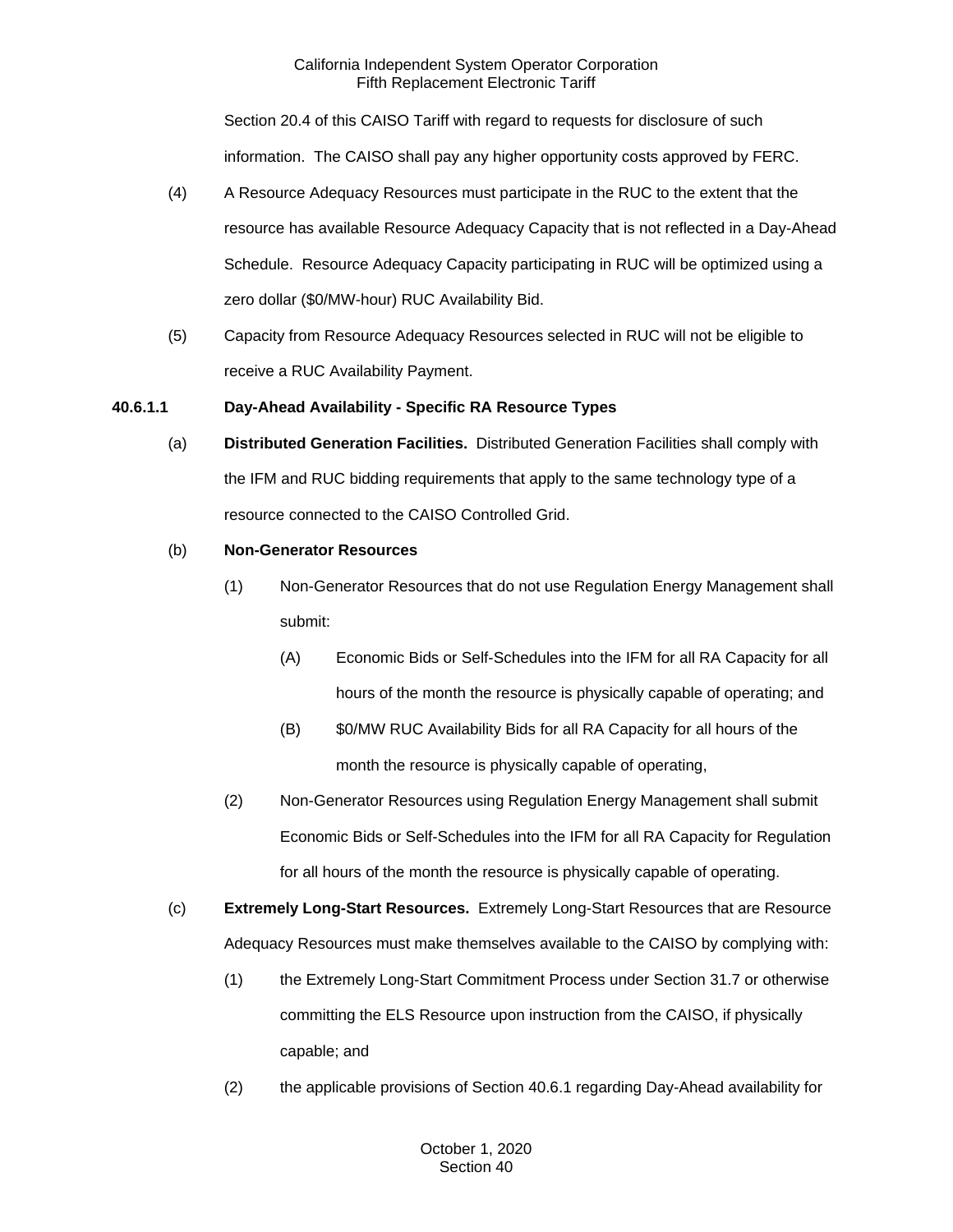Section 20.4 of this CAISO Tariff with regard to requests for disclosure of such information. The CAISO shall pay any higher opportunity costs approved by FERC.

(4) A Resource Adequacy Resources must participate in the RUC to the extent that the resource has available Resource Adequacy Capacity that is not reflected in a Day-Ahead Schedule. Resource Adequacy Capacity participating in RUC will be optimized using a zero dollar ($0/MW-hour) RUC Availability Bid.

(5) Capacity from Resource Adequacy Resources selected in RUC will not be eligible to receive a RUC Availability Payment.

**40.6.1.1 Day-Ahead Availability - Specific RA Resource Types**

(a) **Distributed Generation Facilities.** Distributed Generation Facilities shall comply with the IFM and RUC bidding requirements that apply to the same technology type of a resource connected to the CAISO Controlled Grid.

(b) **Non-Generator Resources**

(1) Non-Generator Resources that do not use Regulation Energy Management shall submit:

(A) Economic Bids or Self-Schedules into the IFM for all RA Capacity for all hours of the month the resource is physically capable of operating; and

(B) $0/MW RUC Availability Bids for all RA Capacity for all hours of the month the resource is physically capable of operating,

(2) Non-Generator Resources using Regulation Energy Management shall submit Economic Bids or Self-Schedules into the IFM for all RA Capacity for Regulation for all hours of the month the resource is physically capable of operating.

(c) **Extremely Long-Start Resources.** Extremely Long-Start Resources that are Resource Adequacy Resources must make themselves available to the CAISO by complying with:

(1) the Extremely Long-Start Commitment Process under Section 31.7 or otherwise committing the ELS Resource upon instruction from the CAISO, if physically capable; and

(2) the applicable provisions of Section 40.6.1 regarding Day-Ahead availability for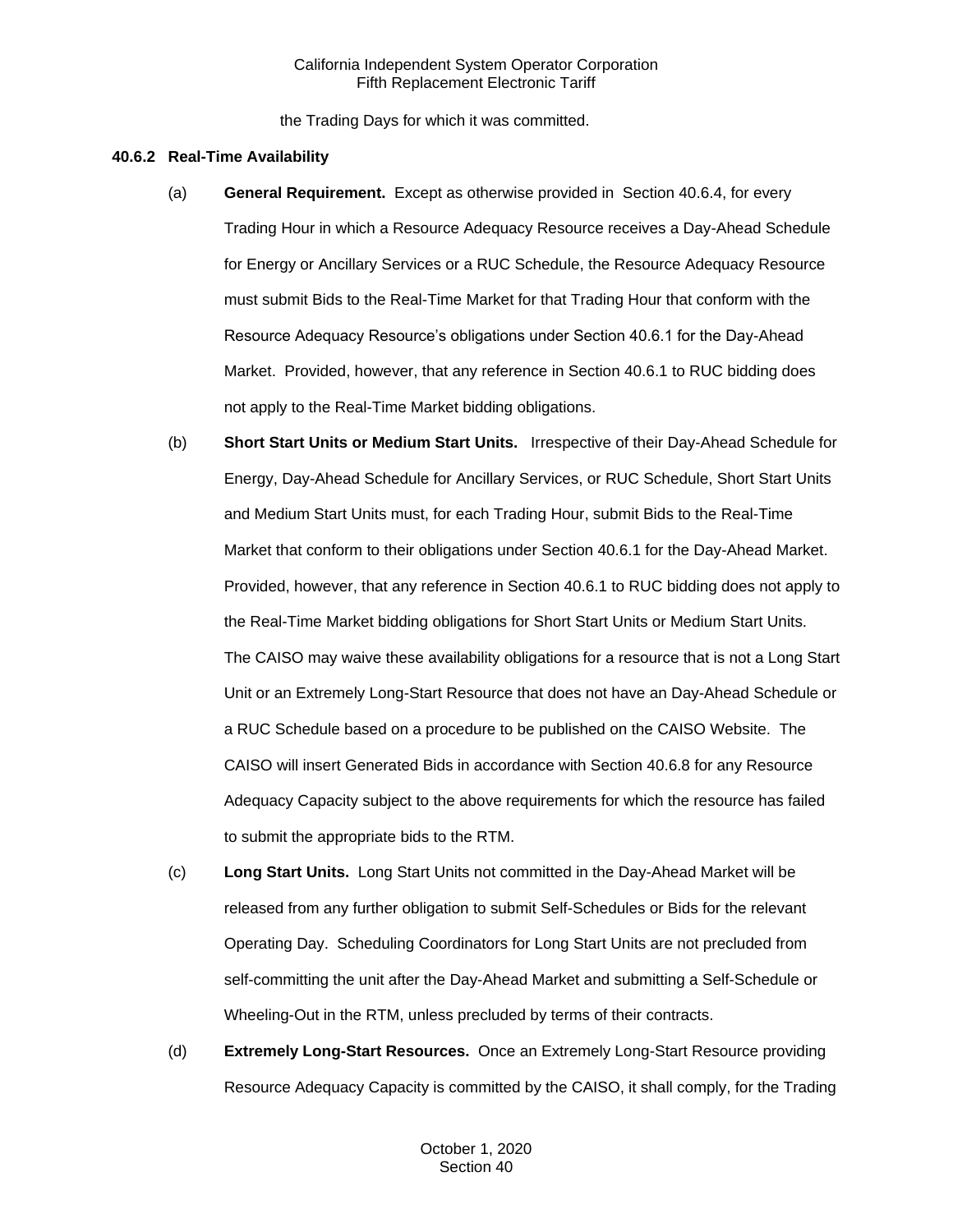the Trading Days for which it was committed.

**40.6.2 Real-Time Availability**

(a) **General Requirement.** Except as otherwise provided in Section 40.6.4, for every Trading Hour in which a Resource Adequacy Resource receives a Day-Ahead Schedule for Energy or Ancillary Services or a RUC Schedule, the Resource Adequacy Resource must submit Bids to the Real-Time Market for that Trading Hour that conform with the Resource Adequacy Resource's obligations under Section 40.6.1 for the Day-Ahead Market. Provided, however, that any reference in Section 40.6.1 to RUC bidding does not apply to the Real-Time Market bidding obligations.

(b) **Short Start Units or Medium Start Units.** Irrespective of their Day-Ahead Schedule for Energy, Day-Ahead Schedule for Ancillary Services, or RUC Schedule, Short Start Units and Medium Start Units must, for each Trading Hour, submit Bids to the Real-Time Market that conform to their obligations under Section 40.6.1 for the Day-Ahead Market. Provided, however, that any reference in Section 40.6.1 to RUC bidding does not apply to the Real-Time Market bidding obligations for Short Start Units or Medium Start Units. The CAISO may waive these availability obligations for a resource that is not a Long Start Unit or an Extremely Long-Start Resource that does not have an Day-Ahead Schedule or a RUC Schedule based on a procedure to be published on the CAISO Website. The CAISO will insert Generated Bids in accordance with Section 40.6.8 for any Resource Adequacy Capacity subject to the above requirements for which the resource has failed to submit the appropriate bids to the RTM.

(c) **Long Start Units.** Long Start Units not committed in the Day-Ahead Market will be released from any further obligation to submit Self-Schedules or Bids for the relevant Operating Day. Scheduling Coordinators for Long Start Units are not precluded from self-committing the unit after the Day-Ahead Market and submitting a Self-Schedule or Wheeling-Out in the RTM, unless precluded by terms of their contracts.

(d) **Extremely Long-Start Resources.** Once an Extremely Long-Start Resource providing Resource Adequacy Capacity is committed by the CAISO, it shall comply, for the Trading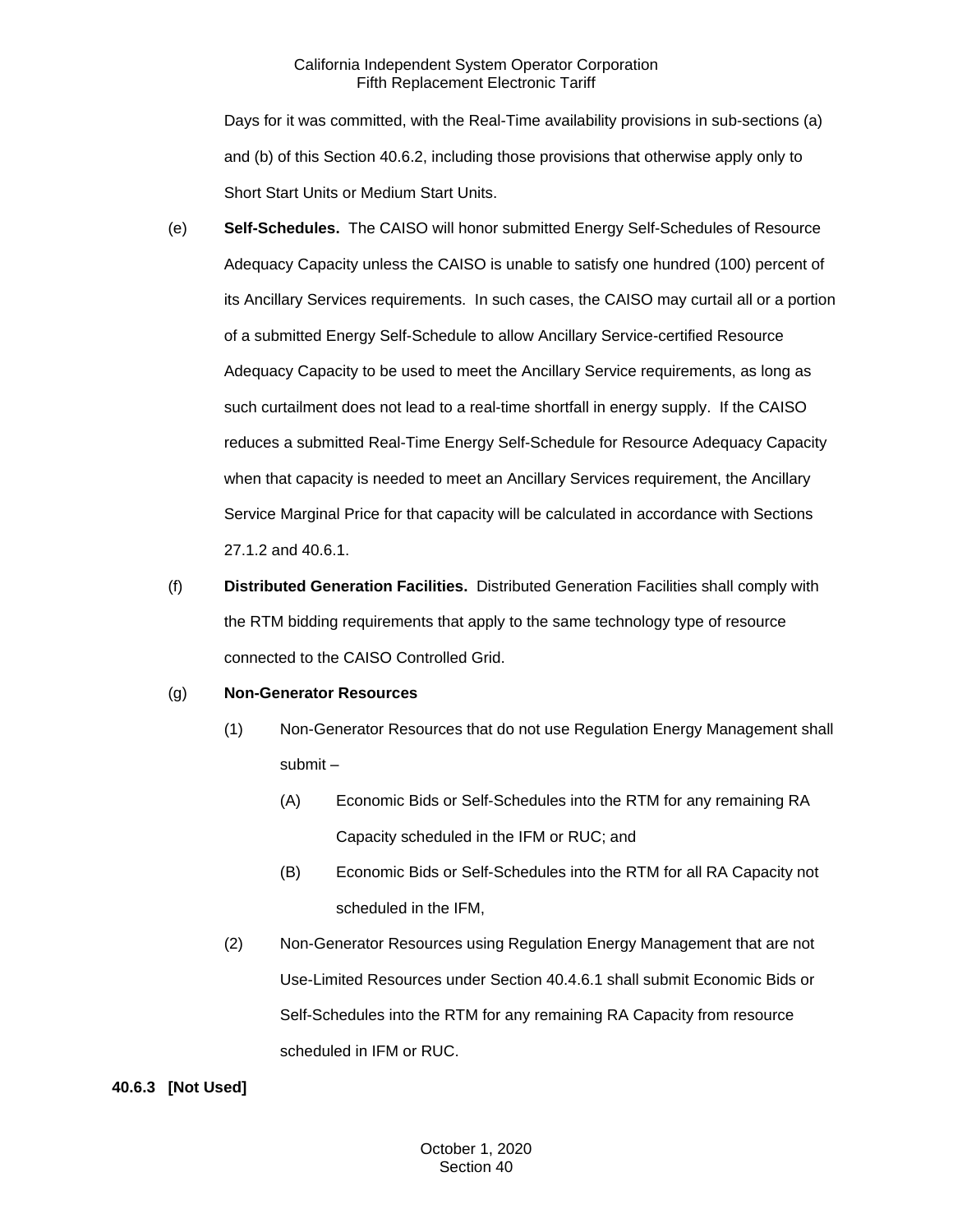Days for it was committed, with the Real-Time availability provisions in sub-sections (a) and (b) of this Section 40.6.2, including those provisions that otherwise apply only to Short Start Units or Medium Start Units.

(e) **Self-Schedules.** The CAISO will honor submitted Energy Self-Schedules of Resource Adequacy Capacity unless the CAISO is unable to satisfy one hundred (100) percent of its Ancillary Services requirements. In such cases, the CAISO may curtail all or a portion of a submitted Energy Self-Schedule to allow Ancillary Service-certified Resource Adequacy Capacity to be used to meet the Ancillary Service requirements, as long as such curtailment does not lead to a real-time shortfall in energy supply. If the CAISO reduces a submitted Real-Time Energy Self-Schedule for Resource Adequacy Capacity when that capacity is needed to meet an Ancillary Services requirement, the Ancillary Service Marginal Price for that capacity will be calculated in accordance with Sections 27.1.2 and 40.6.1.

(f) **Distributed Generation Facilities.** Distributed Generation Facilities shall comply with the RTM bidding requirements that apply to the same technology type of resource connected to the CAISO Controlled Grid.

(g) **Non-Generator Resources**

(1) Non-Generator Resources that do not use Regulation Energy Management shall submit –

(A) Economic Bids or Self-Schedules into the RTM for any remaining RA Capacity scheduled in the IFM or RUC; and

(B) Economic Bids or Self-Schedules into the RTM for all RA Capacity not scheduled in the IFM,

(2) Non-Generator Resources using Regulation Energy Management that are not Use-Limited Resources under Section 40.4.6.1 shall submit Economic Bids or Self-Schedules into the RTM for any remaining RA Capacity from resource scheduled in IFM or RUC.

**40.6.3 [Not Used]**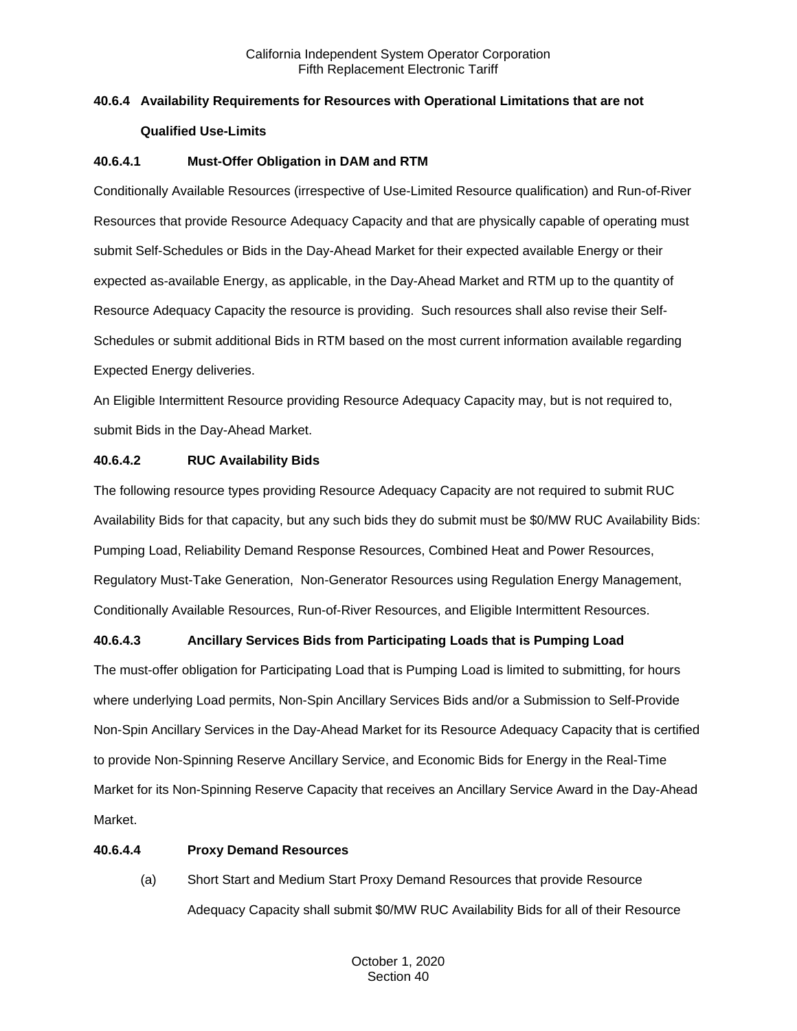### 40.6.4 Availability Requirements for Resources with Operational Limitations that are not Qualified Use-Limits

#### 40.6.4.1 Must-Offer Obligation in DAM and RTM

Conditionally Available Resources (irrespective of Use-Limited Resource qualification) and Run-of-River Resources that provide Resource Adequacy Capacity and that are physically capable of operating must submit Self-Schedules or Bids in the Day-Ahead Market for their expected available Energy or their expected as-available Energy, as applicable, in the Day-Ahead Market and RTM up to the quantity of Resource Adequacy Capacity the resource is providing. Such resources shall also revise their Self-Schedules or submit additional Bids in RTM based on the most current information available regarding Expected Energy deliveries.

An Eligible Intermittent Resource providing Resource Adequacy Capacity may, but is not required to, submit Bids in the Day-Ahead Market.

#### 40.6.4.2 RUC Availability Bids

The following resource types providing Resource Adequacy Capacity are not required to submit RUC Availability Bids for that capacity, but any such bids they do submit must be $0/MW RUC Availability Bids: Pumping Load, Reliability Demand Response Resources, Combined Heat and Power Resources, Regulatory Must-Take Generation, Non-Generator Resources using Regulation Energy Management, Conditionally Available Resources, Run-of-River Resources, and Eligible Intermittent Resources.

#### 40.6.4.3 Ancillary Services Bids from Participating Loads that is Pumping Load

The must-offer obligation for Participating Load that is Pumping Load is limited to submitting, for hours where underlying Load permits, Non-Spin Ancillary Services Bids and/or a Submission to Self-Provide Non-Spin Ancillary Services in the Day-Ahead Market for its Resource Adequacy Capacity that is certified to provide Non-Spinning Reserve Ancillary Service, and Economic Bids for Energy in the Real-Time Market for its Non-Spinning Reserve Capacity that receives an Ancillary Service Award in the Day-Ahead Market.

#### 40.6.4.4 Proxy Demand Resources

(a) Short Start and Medium Start Proxy Demand Resources that provide Resource Adequacy Capacity shall submit $0/MW RUC Availability Bids for all of their Resource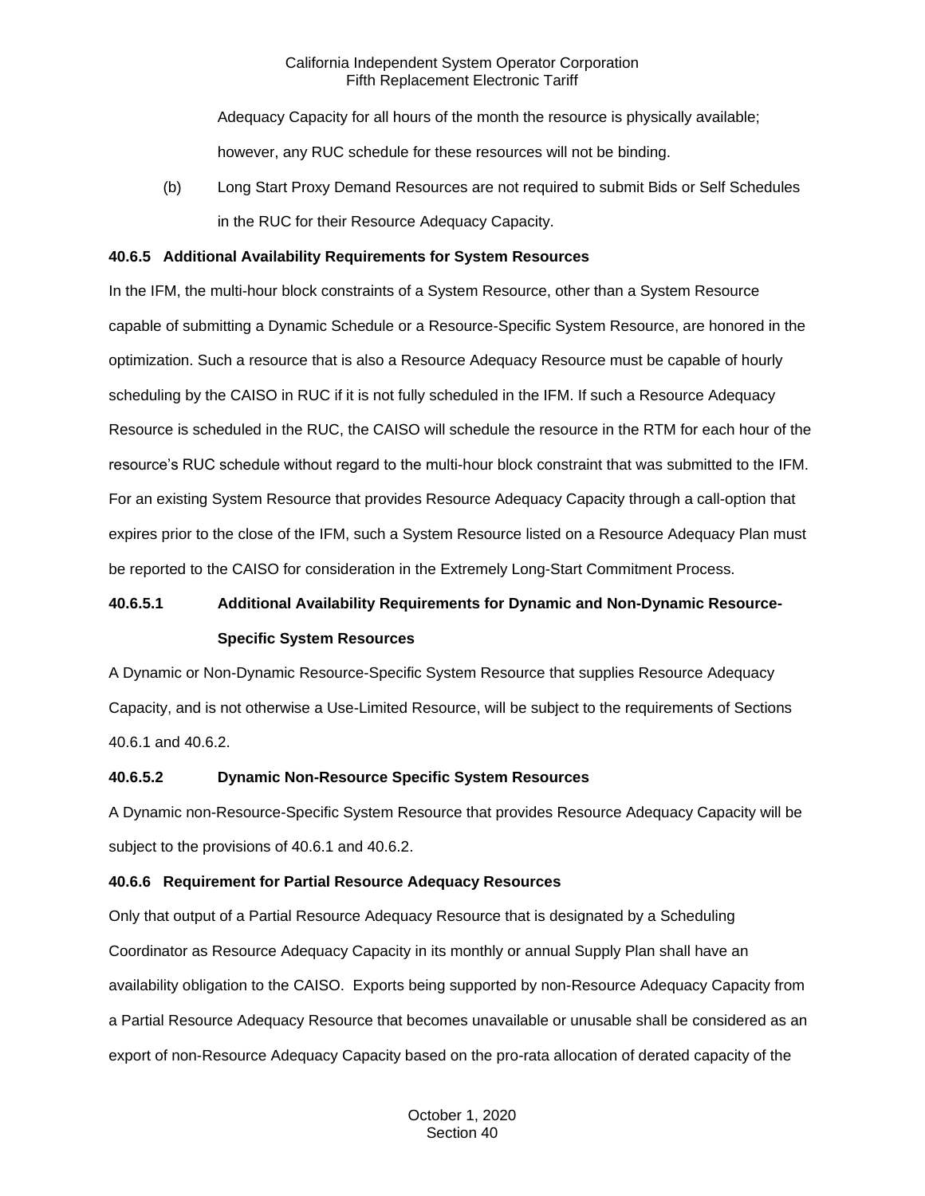Adequacy Capacity for all hours of the month the resource is physically available; however, any RUC schedule for these resources will not be binding.

(b) Long Start Proxy Demand Resources are not required to submit Bids or Self Schedules in the RUC for their Resource Adequacy Capacity.

**40.6.5 Additional Availability Requirements for System Resources**

In the IFM, the multi-hour block constraints of a System Resource, other than a System Resource capable of submitting a Dynamic Schedule or a Resource-Specific System Resource, are honored in the optimization. Such a resource that is also a Resource Adequacy Resource must be capable of hourly scheduling by the CAISO in RUC if it is not fully scheduled in the IFM. If such a Resource Adequacy Resource is scheduled in the RUC, the CAISO will schedule the resource in the RTM for each hour of the resource's RUC schedule without regard to the multi-hour block constraint that was submitted to the IFM. For an existing System Resource that provides Resource Adequacy Capacity through a call-option that expires prior to the close of the IFM, such a System Resource listed on a Resource Adequacy Plan must be reported to the CAISO for consideration in the Extremely Long-Start Commitment Process.

**40.6.5.1 Additional Availability Requirements for Dynamic and Non-Dynamic Resource-Specific System Resources**

A Dynamic or Non-Dynamic Resource-Specific System Resource that supplies Resource Adequacy Capacity, and is not otherwise a Use-Limited Resource, will be subject to the requirements of Sections 40.6.1 and 40.6.2.

**40.6.5.2 Dynamic Non-Resource Specific System Resources**

A Dynamic non-Resource-Specific System Resource that provides Resource Adequacy Capacity will be subject to the provisions of 40.6.1 and 40.6.2.

**40.6.6 Requirement for Partial Resource Adequacy Resources**

Only that output of a Partial Resource Adequacy Resource that is designated by a Scheduling Coordinator as Resource Adequacy Capacity in its monthly or annual Supply Plan shall have an availability obligation to the CAISO. Exports being supported by non-Resource Adequacy Capacity from a Partial Resource Adequacy Resource that becomes unavailable or unusable shall be considered as an export of non-Resource Adequacy Capacity based on the pro-rata allocation of derated capacity of the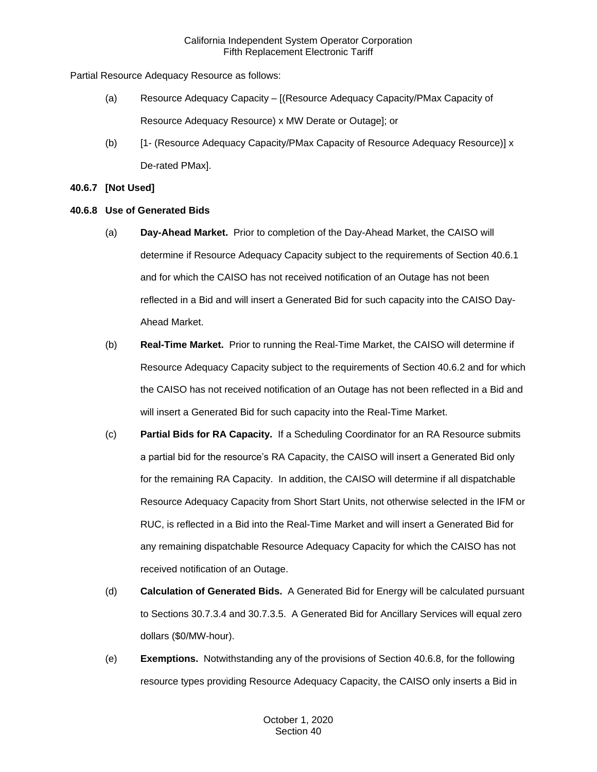Partial Resource Adequacy Resource as follows:

(a) Resource Adequacy Capacity – [(Resource Adequacy Capacity/PMax Capacity of Resource Adequacy Resource) x MW Derate or Outage]; or

(b) [1- (Resource Adequacy Capacity/PMax Capacity of Resource Adequacy Resource)] x De-rated PMax].

**40.6.7 [Not Used]**

**40.6.8 Use of Generated Bids**

(a) **Day-Ahead Market.** Prior to completion of the Day-Ahead Market, the CAISO will determine if Resource Adequacy Capacity subject to the requirements of Section 40.6.1 and for which the CAISO has not received notification of an Outage has not been reflected in a Bid and will insert a Generated Bid for such capacity into the CAISO Day-Ahead Market.

(b) **Real-Time Market.** Prior to running the Real-Time Market, the CAISO will determine if Resource Adequacy Capacity subject to the requirements of Section 40.6.2 and for which the CAISO has not received notification of an Outage has not been reflected in a Bid and will insert a Generated Bid for such capacity into the Real-Time Market.

(c) **Partial Bids for RA Capacity.** If a Scheduling Coordinator for an RA Resource submits a partial bid for the resource's RA Capacity, the CAISO will insert a Generated Bid only for the remaining RA Capacity. In addition, the CAISO will determine if all dispatchable Resource Adequacy Capacity from Short Start Units, not otherwise selected in the IFM or RUC, is reflected in a Bid into the Real-Time Market and will insert a Generated Bid for any remaining dispatchable Resource Adequacy Capacity for which the CAISO has not received notification of an Outage.

(d) **Calculation of Generated Bids.** A Generated Bid for Energy will be calculated pursuant to Sections 30.7.3.4 and 30.7.3.5. A Generated Bid for Ancillary Services will equal zero dollars ($0/MW-hour).

(e) **Exemptions.** Notwithstanding any of the provisions of Section 40.6.8, for the following resource types providing Resource Adequacy Capacity, the CAISO only inserts a Bid in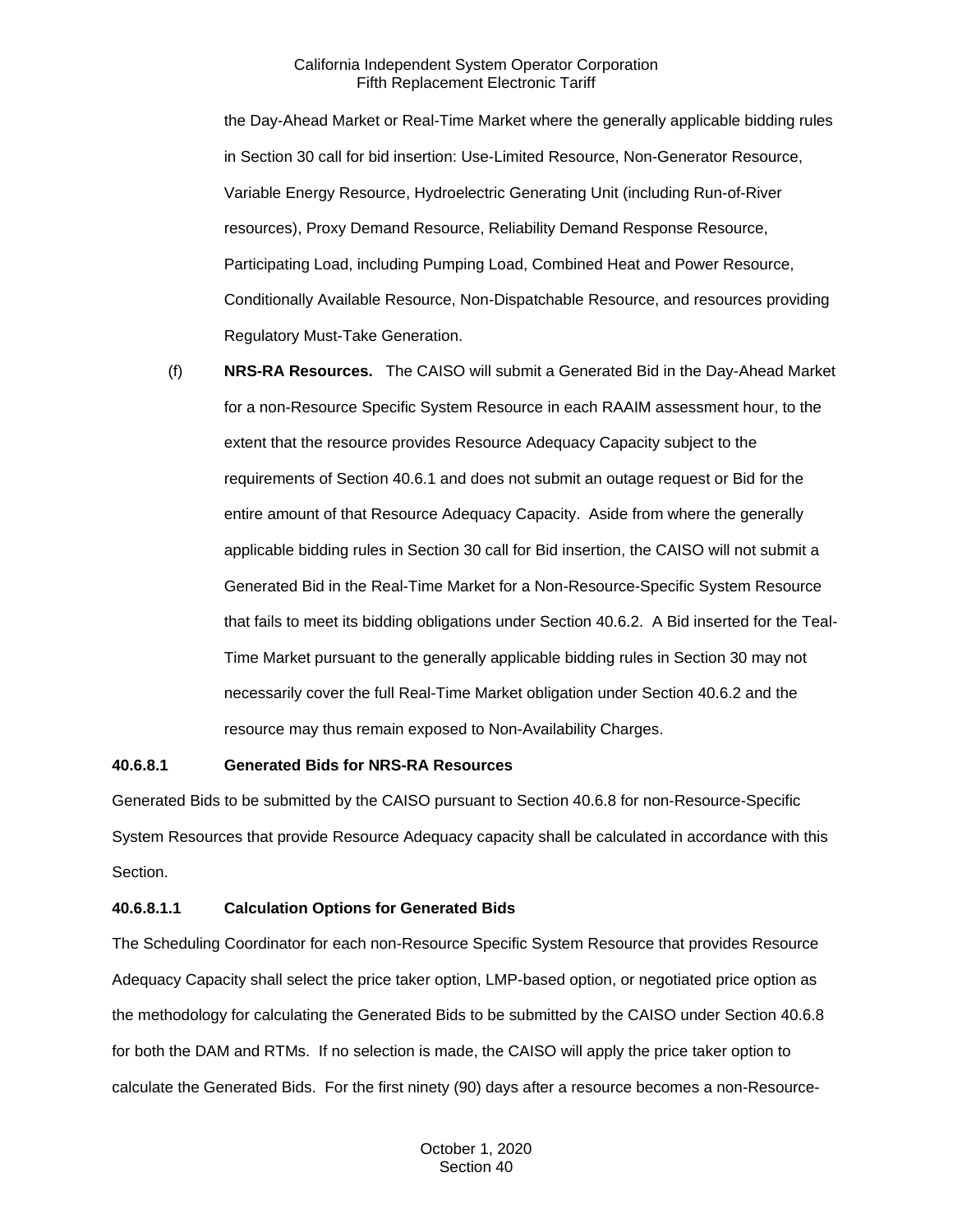the Day-Ahead Market or Real-Time Market where the generally applicable bidding rules in Section 30 call for bid insertion: Use-Limited Resource, Non-Generator Resource, Variable Energy Resource, Hydroelectric Generating Unit (including Run-of-River resources), Proxy Demand Resource, Reliability Demand Response Resource, Participating Load, including Pumping Load, Combined Heat and Power Resource, Conditionally Available Resource, Non-Dispatchable Resource, and resources providing Regulatory Must-Take Generation.

(f) **NRS-RA Resources.** The CAISO will submit a Generated Bid in the Day-Ahead Market for a non-Resource Specific System Resource in each RAAIM assessment hour, to the extent that the resource provides Resource Adequacy Capacity subject to the requirements of Section 40.6.1 and does not submit an outage request or Bid for the entire amount of that Resource Adequacy Capacity. Aside from where the generally applicable bidding rules in Section 30 call for Bid insertion, the CAISO will not submit a Generated Bid in the Real-Time Market for a Non-Resource-Specific System Resource that fails to meet its bidding obligations under Section 40.6.2. A Bid inserted for the Teal-Time Market pursuant to the generally applicable bidding rules in Section 30 may not necessarily cover the full Real-Time Market obligation under Section 40.6.2 and the resource may thus remain exposed to Non-Availability Charges.

**40.6.8.1 Generated Bids for NRS-RA Resources**

Generated Bids to be submitted by the CAISO pursuant to Section 40.6.8 for non-Resource-Specific System Resources that provide Resource Adequacy capacity shall be calculated in accordance with this Section.

**40.6.8.1.1 Calculation Options for Generated Bids**

The Scheduling Coordinator for each non-Resource Specific System Resource that provides Resource Adequacy Capacity shall select the price taker option, LMP-based option, or negotiated price option as the methodology for calculating the Generated Bids to be submitted by the CAISO under Section 40.6.8 for both the DAM and RTMs. If no selection is made, the CAISO will apply the price taker option to calculate the Generated Bids. For the first ninety (90) days after a resource becomes a non-Resource-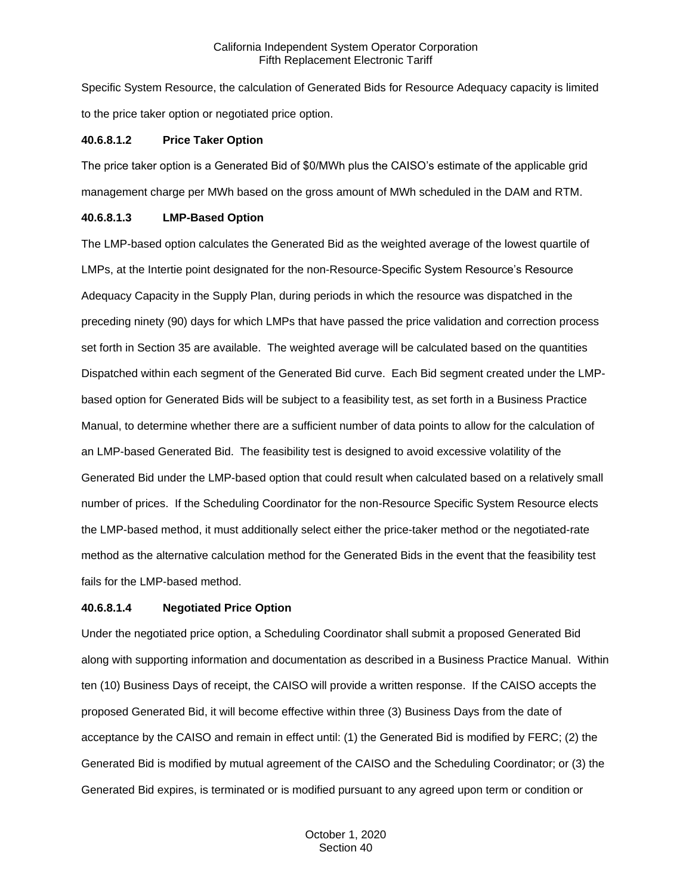Specific System Resource, the calculation of Generated Bids for Resource Adequacy capacity is limited to the price taker option or negotiated price option.

**40.6.8.1.2 Price Taker Option**

The price taker option is a Generated Bid of $0/MWh plus the CAISO's estimate of the applicable grid management charge per MWh based on the gross amount of MWh scheduled in the DAM and RTM.

**40.6.8.1.3 LMP-Based Option**

The LMP-based option calculates the Generated Bid as the weighted average of the lowest quartile of LMPs, at the Intertie point designated for the non-Resource-Specific System Resource's Resource Adequacy Capacity in the Supply Plan, during periods in which the resource was dispatched in the preceding ninety (90) days for which LMPs that have passed the price validation and correction process set forth in Section 35 are available. The weighted average will be calculated based on the quantities Dispatched within each segment of the Generated Bid curve. Each Bid segment created under the LMP-based option for Generated Bids will be subject to a feasibility test, as set forth in a Business Practice Manual, to determine whether there are a sufficient number of data points to allow for the calculation of an LMP-based Generated Bid. The feasibility test is designed to avoid excessive volatility of the Generated Bid under the LMP-based option that could result when calculated based on a relatively small number of prices. If the Scheduling Coordinator for the non-Resource Specific System Resource elects the LMP-based method, it must additionally select either the price-taker method or the negotiated-rate method as the alternative calculation method for the Generated Bids in the event that the feasibility test fails for the LMP-based method.

**40.6.8.1.4 Negotiated Price Option**

Under the negotiated price option, a Scheduling Coordinator shall submit a proposed Generated Bid along with supporting information and documentation as described in a Business Practice Manual. Within ten (10) Business Days of receipt, the CAISO will provide a written response. If the CAISO accepts the proposed Generated Bid, it will become effective within three (3) Business Days from the date of acceptance by the CAISO and remain in effect until: (1) the Generated Bid is modified by FERC; (2) the Generated Bid is modified by mutual agreement of the CAISO and the Scheduling Coordinator; or (3) the Generated Bid expires, is terminated or is modified pursuant to any agreed upon term or condition or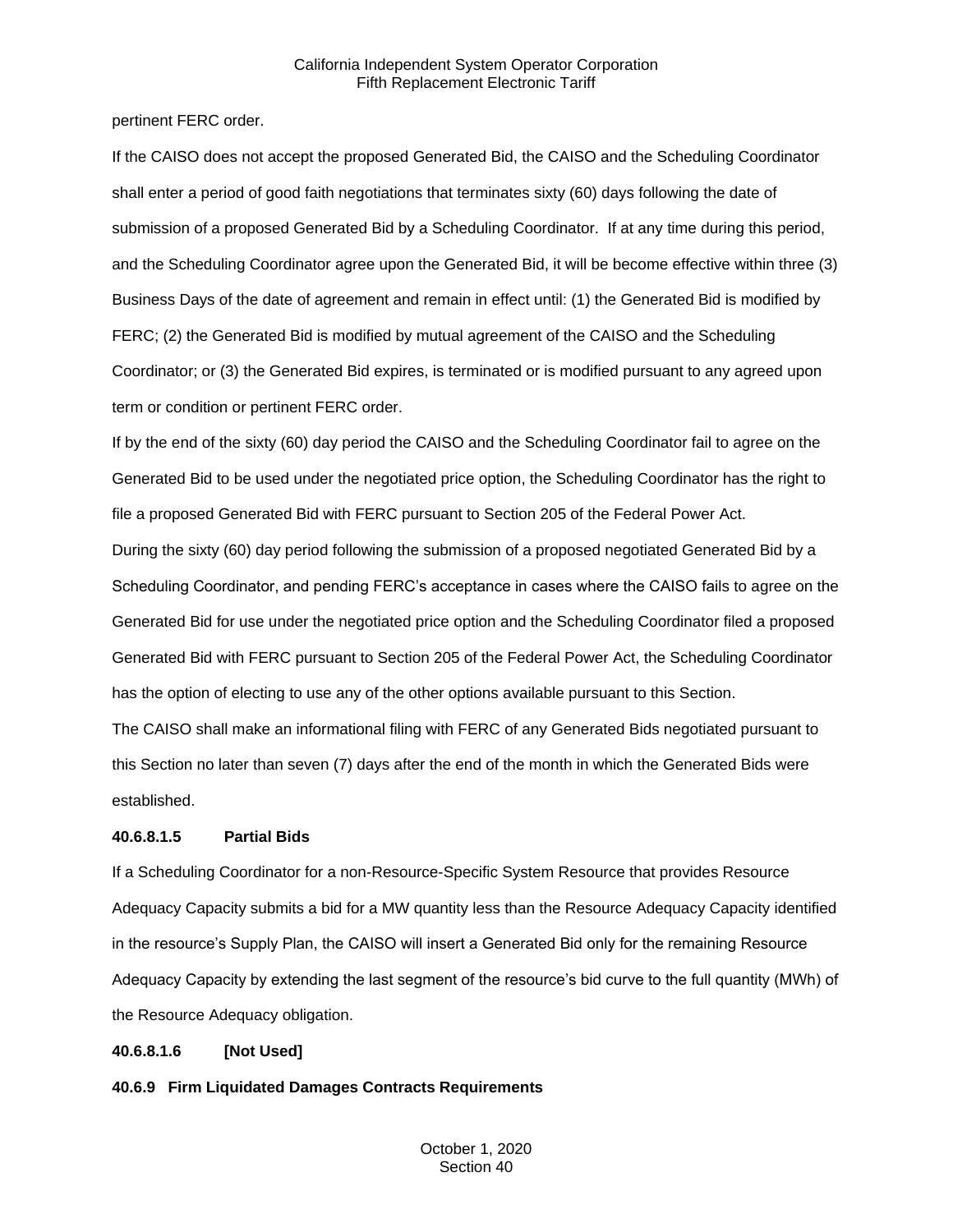pertinent FERC order.

If the CAISO does not accept the proposed Generated Bid, the CAISO and the Scheduling Coordinator shall enter a period of good faith negotiations that terminates sixty (60) days following the date of submission of a proposed Generated Bid by a Scheduling Coordinator. If at any time during this period, and the Scheduling Coordinator agree upon the Generated Bid, it will be become effective within three (3) Business Days of the date of agreement and remain in effect until: (1) the Generated Bid is modified by FERC; (2) the Generated Bid is modified by mutual agreement of the CAISO and the Scheduling Coordinator; or (3) the Generated Bid expires, is terminated or is modified pursuant to any agreed upon term or condition or pertinent FERC order.

If by the end of the sixty (60) day period the CAISO and the Scheduling Coordinator fail to agree on the Generated Bid to be used under the negotiated price option, the Scheduling Coordinator has the right to file a proposed Generated Bid with FERC pursuant to Section 205 of the Federal Power Act.

During the sixty (60) day period following the submission of a proposed negotiated Generated Bid by a Scheduling Coordinator, and pending FERC's acceptance in cases where the CAISO fails to agree on the Generated Bid for use under the negotiated price option and the Scheduling Coordinator filed a proposed Generated Bid with FERC pursuant to Section 205 of the Federal Power Act, the Scheduling Coordinator has the option of electing to use any of the other options available pursuant to this Section.

The CAISO shall make an informational filing with FERC of any Generated Bids negotiated pursuant to this Section no later than seven (7) days after the end of the month in which the Generated Bids were established.

**40.6.8.1.5 Partial Bids**

If a Scheduling Coordinator for a non-Resource-Specific System Resource that provides Resource Adequacy Capacity submits a bid for a MW quantity less than the Resource Adequacy Capacity identified in the resource's Supply Plan, the CAISO will insert a Generated Bid only for the remaining Resource Adequacy Capacity by extending the last segment of the resource's bid curve to the full quantity (MWh) of the Resource Adequacy obligation.

**40.6.8.1.6 [Not Used]**

**40.6.9 Firm Liquidated Damages Contracts Requirements**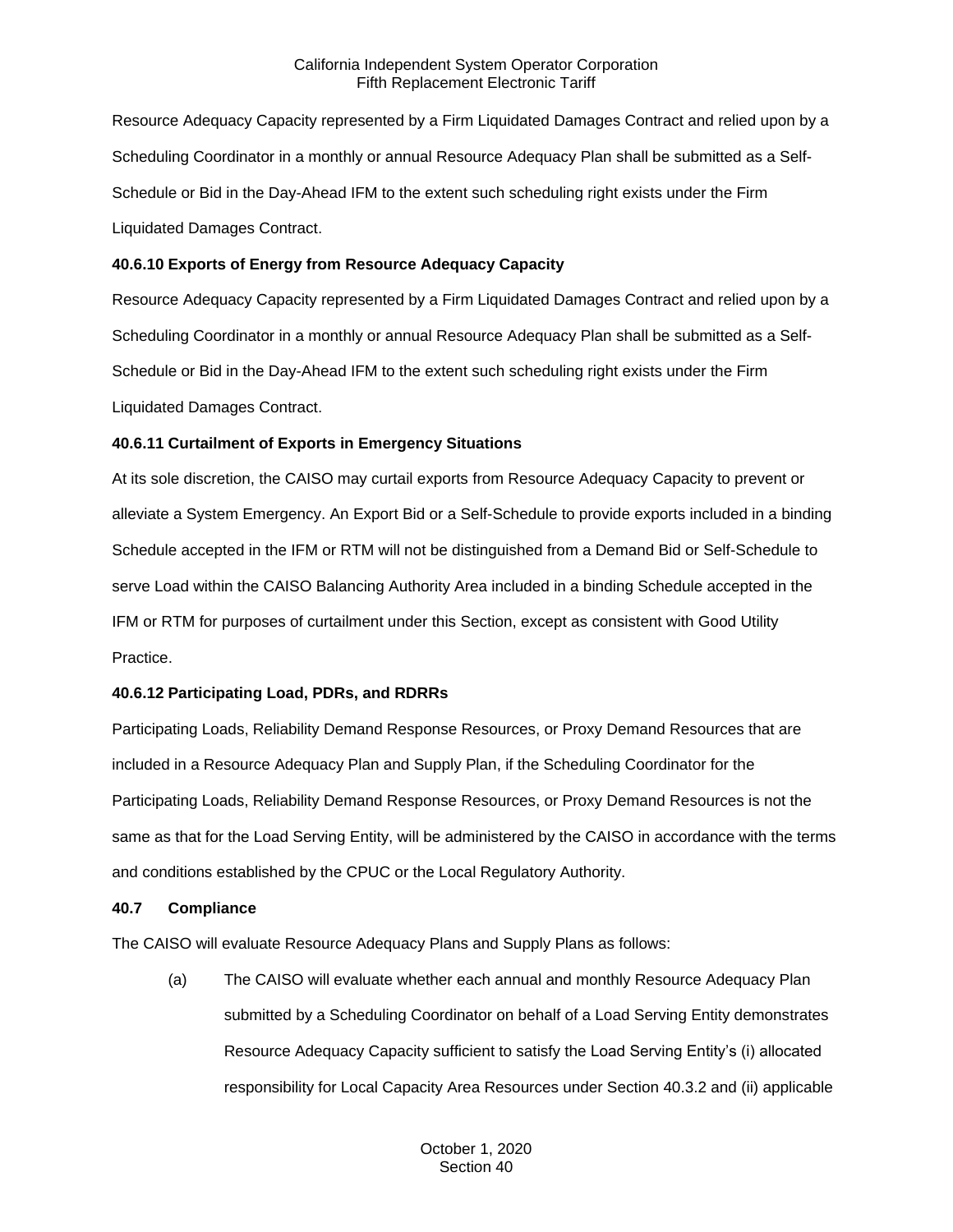Resource Adequacy Capacity represented by a Firm Liquidated Damages Contract and relied upon by a Scheduling Coordinator in a monthly or annual Resource Adequacy Plan shall be submitted as a Self-Schedule or Bid in the Day-Ahead IFM to the extent such scheduling right exists under the Firm Liquidated Damages Contract.

**40.6.10 Exports of Energy from Resource Adequacy Capacity**

Resource Adequacy Capacity represented by a Firm Liquidated Damages Contract and relied upon by a Scheduling Coordinator in a monthly or annual Resource Adequacy Plan shall be submitted as a Self-Schedule or Bid in the Day-Ahead IFM to the extent such scheduling right exists under the Firm Liquidated Damages Contract.

**40.6.11 Curtailment of Exports in Emergency Situations**

At its sole discretion, the CAISO may curtail exports from Resource Adequacy Capacity to prevent or alleviate a System Emergency. An Export Bid or a Self-Schedule to provide exports included in a binding Schedule accepted in the IFM or RTM will not be distinguished from a Demand Bid or Self-Schedule to serve Load within the CAISO Balancing Authority Area included in a binding Schedule accepted in the IFM or RTM for purposes of curtailment under this Section, except as consistent with Good Utility Practice.

**40.6.12 Participating Load, PDRs, and RDRRs**

Participating Loads, Reliability Demand Response Resources, or Proxy Demand Resources that are included in a Resource Adequacy Plan and Supply Plan, if the Scheduling Coordinator for the Participating Loads, Reliability Demand Response Resources, or Proxy Demand Resources is not the same as that for the Load Serving Entity, will be administered by the CAISO in accordance with the terms and conditions established by the CPUC or the Local Regulatory Authority.

**40.7 Compliance**

The CAISO will evaluate Resource Adequacy Plans and Supply Plans as follows:

(a) The CAISO will evaluate whether each annual and monthly Resource Adequacy Plan submitted by a Scheduling Coordinator on behalf of a Load Serving Entity demonstrates Resource Adequacy Capacity sufficient to satisfy the Load Serving Entity's (i) allocated responsibility for Local Capacity Area Resources under Section 40.3.2 and (ii) applicable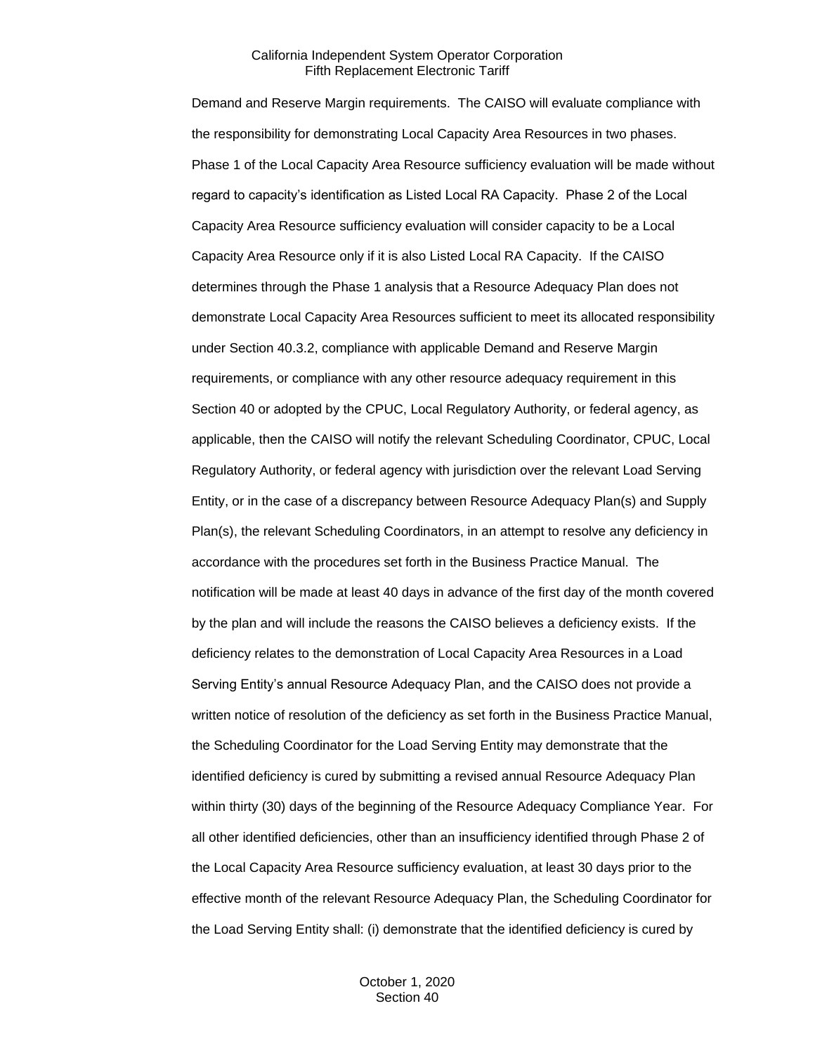Demand and Reserve Margin requirements. The CAISO will evaluate compliance with the responsibility for demonstrating Local Capacity Area Resources in two phases. Phase 1 of the Local Capacity Area Resource sufficiency evaluation will be made without regard to capacity's identification as Listed Local RA Capacity. Phase 2 of the Local Capacity Area Resource sufficiency evaluation will consider capacity to be a Local Capacity Area Resource only if it is also Listed Local RA Capacity. If the CAISO determines through the Phase 1 analysis that a Resource Adequacy Plan does not demonstrate Local Capacity Area Resources sufficient to meet its allocated responsibility under Section 40.3.2, compliance with applicable Demand and Reserve Margin requirements, or compliance with any other resource adequacy requirement in this Section 40 or adopted by the CPUC, Local Regulatory Authority, or federal agency, as applicable, then the CAISO will notify the relevant Scheduling Coordinator, CPUC, Local Regulatory Authority, or federal agency with jurisdiction over the relevant Load Serving Entity, or in the case of a discrepancy between Resource Adequacy Plan(s) and Supply Plan(s), the relevant Scheduling Coordinators, in an attempt to resolve any deficiency in accordance with the procedures set forth in the Business Practice Manual. The notification will be made at least 40 days in advance of the first day of the month covered by the plan and will include the reasons the CAISO believes a deficiency exists. If the deficiency relates to the demonstration of Local Capacity Area Resources in a Load Serving Entity's annual Resource Adequacy Plan, and the CAISO does not provide a written notice of resolution of the deficiency as set forth in the Business Practice Manual, the Scheduling Coordinator for the Load Serving Entity may demonstrate that the identified deficiency is cured by submitting a revised annual Resource Adequacy Plan within thirty (30) days of the beginning of the Resource Adequacy Compliance Year. For all other identified deficiencies, other than an insufficiency identified through Phase 2 of the Local Capacity Area Resource sufficiency evaluation, at least 30 days prior to the effective month of the relevant Resource Adequacy Plan, the Scheduling Coordinator for the Load Serving Entity shall: (i) demonstrate that the identified deficiency is cured by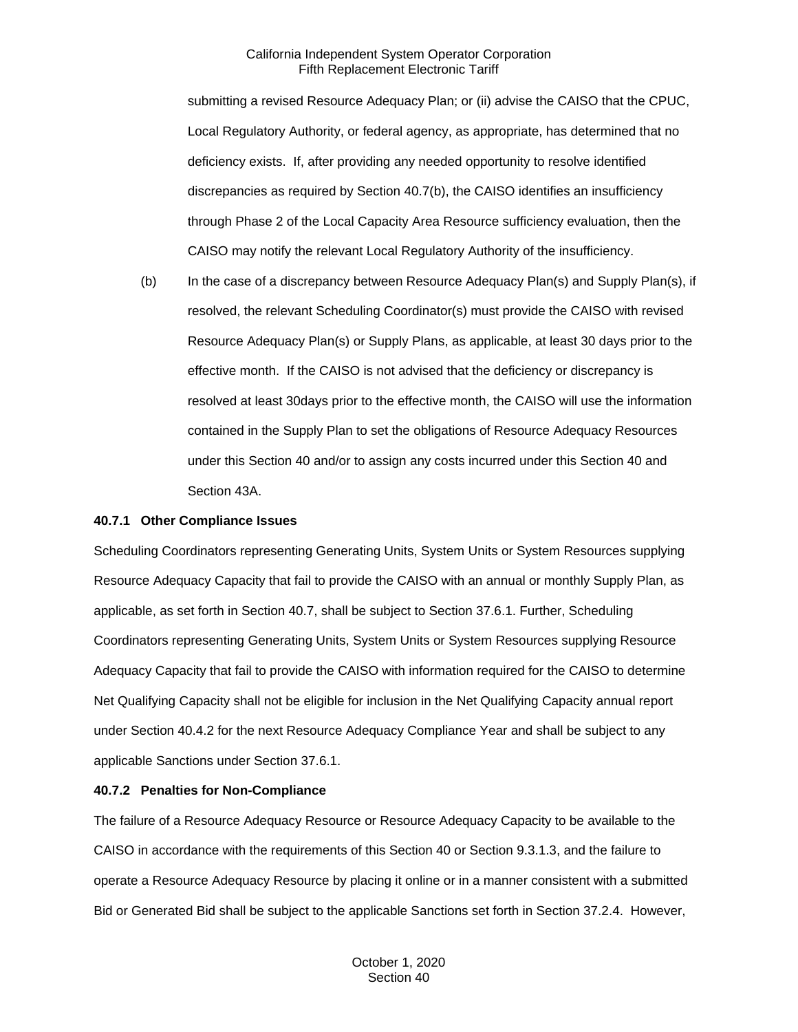submitting a revised Resource Adequacy Plan; or (ii) advise the CAISO that the CPUC, Local Regulatory Authority, or federal agency, as appropriate, has determined that no deficiency exists. If, after providing any needed opportunity to resolve identified discrepancies as required by Section 40.7(b), the CAISO identifies an insufficiency through Phase 2 of the Local Capacity Area Resource sufficiency evaluation, then the CAISO may notify the relevant Local Regulatory Authority of the insufficiency.

(b) In the case of a discrepancy between Resource Adequacy Plan(s) and Supply Plan(s), if resolved, the relevant Scheduling Coordinator(s) must provide the CAISO with revised Resource Adequacy Plan(s) or Supply Plans, as applicable, at least 30 days prior to the effective month. If the CAISO is not advised that the deficiency or discrepancy is resolved at least 30days prior to the effective month, the CAISO will use the information contained in the Supply Plan to set the obligations of Resource Adequacy Resources under this Section 40 and/or to assign any costs incurred under this Section 40 and Section 43A.

**40.7.1 Other Compliance Issues**

Scheduling Coordinators representing Generating Units, System Units or System Resources supplying Resource Adequacy Capacity that fail to provide the CAISO with an annual or monthly Supply Plan, as applicable, as set forth in Section 40.7, shall be subject to Section 37.6.1. Further, Scheduling Coordinators representing Generating Units, System Units or System Resources supplying Resource Adequacy Capacity that fail to provide the CAISO with information required for the CAISO to determine Net Qualifying Capacity shall not be eligible for inclusion in the Net Qualifying Capacity annual report under Section 40.4.2 for the next Resource Adequacy Compliance Year and shall be subject to any applicable Sanctions under Section 37.6.1.

**40.7.2 Penalties for Non-Compliance**

The failure of a Resource Adequacy Resource or Resource Adequacy Capacity to be available to the CAISO in accordance with the requirements of this Section 40 or Section 9.3.1.3, and the failure to operate a Resource Adequacy Resource by placing it online or in a manner consistent with a submitted Bid or Generated Bid shall be subject to the applicable Sanctions set forth in Section 37.2.4. However,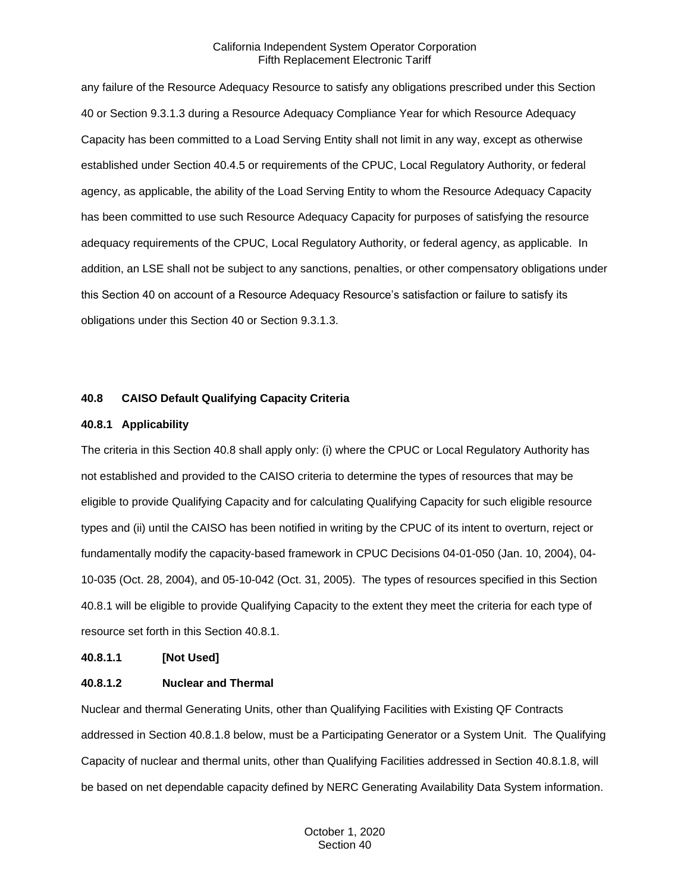any failure of the Resource Adequacy Resource to satisfy any obligations prescribed under this Section 40 or Section 9.3.1.3 during a Resource Adequacy Compliance Year for which Resource Adequacy Capacity has been committed to a Load Serving Entity shall not limit in any way, except as otherwise established under Section 40.4.5 or requirements of the CPUC, Local Regulatory Authority, or federal agency, as applicable, the ability of the Load Serving Entity to whom the Resource Adequacy Capacity has been committed to use such Resource Adequacy Capacity for purposes of satisfying the resource adequacy requirements of the CPUC, Local Regulatory Authority, or federal agency, as applicable. In addition, an LSE shall not be subject to any sanctions, penalties, or other compensatory obligations under this Section 40 on account of a Resource Adequacy Resource's satisfaction or failure to satisfy its obligations under this Section 40 or Section 9.3.1.3.

## 40.8 CAISO Default Qualifying Capacity Criteria

### 40.8.1 Applicability

The criteria in this Section 40.8 shall apply only: (i) where the CPUC or Local Regulatory Authority has not established and provided to the CAISO criteria to determine the types of resources that may be eligible to provide Qualifying Capacity and for calculating Qualifying Capacity for such eligible resource types and (ii) until the CAISO has been notified in writing by the CPUC of its intent to overturn, reject or fundamentally modify the capacity-based framework in CPUC Decisions 04-01-050 (Jan. 10, 2004), 04-10-035 (Oct. 28, 2004), and 05-10-042 (Oct. 31, 2005). The types of resources specified in this Section 40.8.1 will be eligible to provide Qualifying Capacity to the extent they meet the criteria for each type of resource set forth in this Section 40.8.1.

#### 40.8.1.1 [Not Used]

#### 40.8.1.2 Nuclear and Thermal

Nuclear and thermal Generating Units, other than Qualifying Facilities with Existing QF Contracts addressed in Section 40.8.1.8 below, must be a Participating Generator or a System Unit. The Qualifying Capacity of nuclear and thermal units, other than Qualifying Facilities addressed in Section 40.8.1.8, will be based on net dependable capacity defined by NERC Generating Availability Data System information.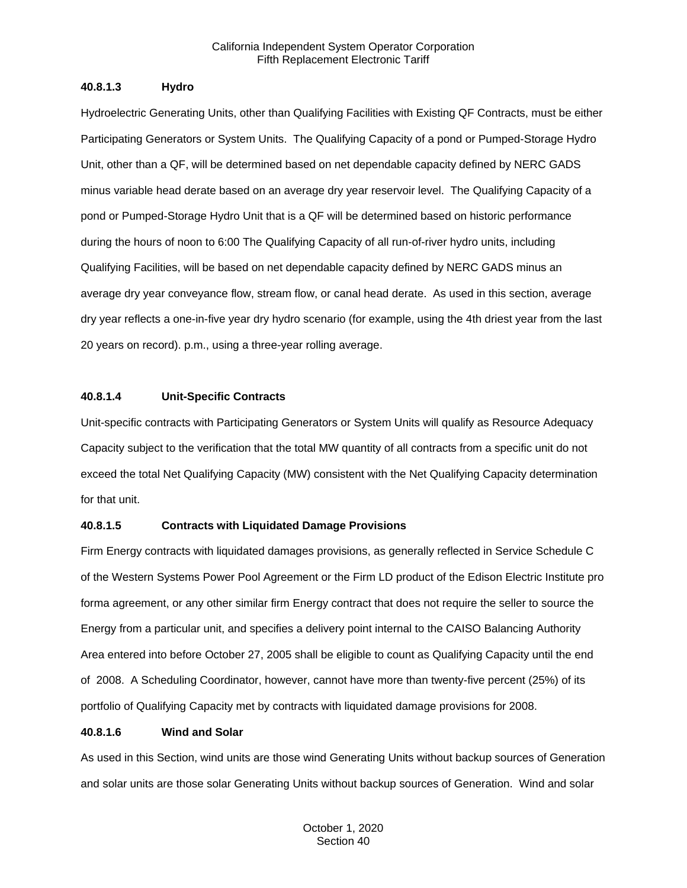#### 40.8.1.3 Hydro

Hydroelectric Generating Units, other than Qualifying Facilities with Existing QF Contracts, must be either Participating Generators or System Units. The Qualifying Capacity of a pond or Pumped-Storage Hydro Unit, other than a QF, will be determined based on net dependable capacity defined by NERC GADS minus variable head derate based on an average dry year reservoir level. The Qualifying Capacity of a pond or Pumped-Storage Hydro Unit that is a QF will be determined based on historic performance during the hours of noon to 6:00 The Qualifying Capacity of all run-of-river hydro units, including Qualifying Facilities, will be based on net dependable capacity defined by NERC GADS minus an average dry year conveyance flow, stream flow, or canal head derate. As used in this section, average dry year reflects a one-in-five year dry hydro scenario (for example, using the 4th driest year from the last 20 years on record). p.m., using a three-year rolling average.

#### 40.8.1.4 Unit-Specific Contracts

Unit-specific contracts with Participating Generators or System Units will qualify as Resource Adequacy Capacity subject to the verification that the total MW quantity of all contracts from a specific unit do not exceed the total Net Qualifying Capacity (MW) consistent with the Net Qualifying Capacity determination for that unit.

#### 40.8.1.5 Contracts with Liquidated Damage Provisions

Firm Energy contracts with liquidated damages provisions, as generally reflected in Service Schedule C of the Western Systems Power Pool Agreement or the Firm LD product of the Edison Electric Institute pro forma agreement, or any other similar firm Energy contract that does not require the seller to source the Energy from a particular unit, and specifies a delivery point internal to the CAISO Balancing Authority Area entered into before October 27, 2005 shall be eligible to count as Qualifying Capacity until the end of 2008. A Scheduling Coordinator, however, cannot have more than twenty-five percent (25%) of its portfolio of Qualifying Capacity met by contracts with liquidated damage provisions for 2008.

#### 40.8.1.6 Wind and Solar

As used in this Section, wind units are those wind Generating Units without backup sources of Generation and solar units are those solar Generating Units without backup sources of Generation. Wind and solar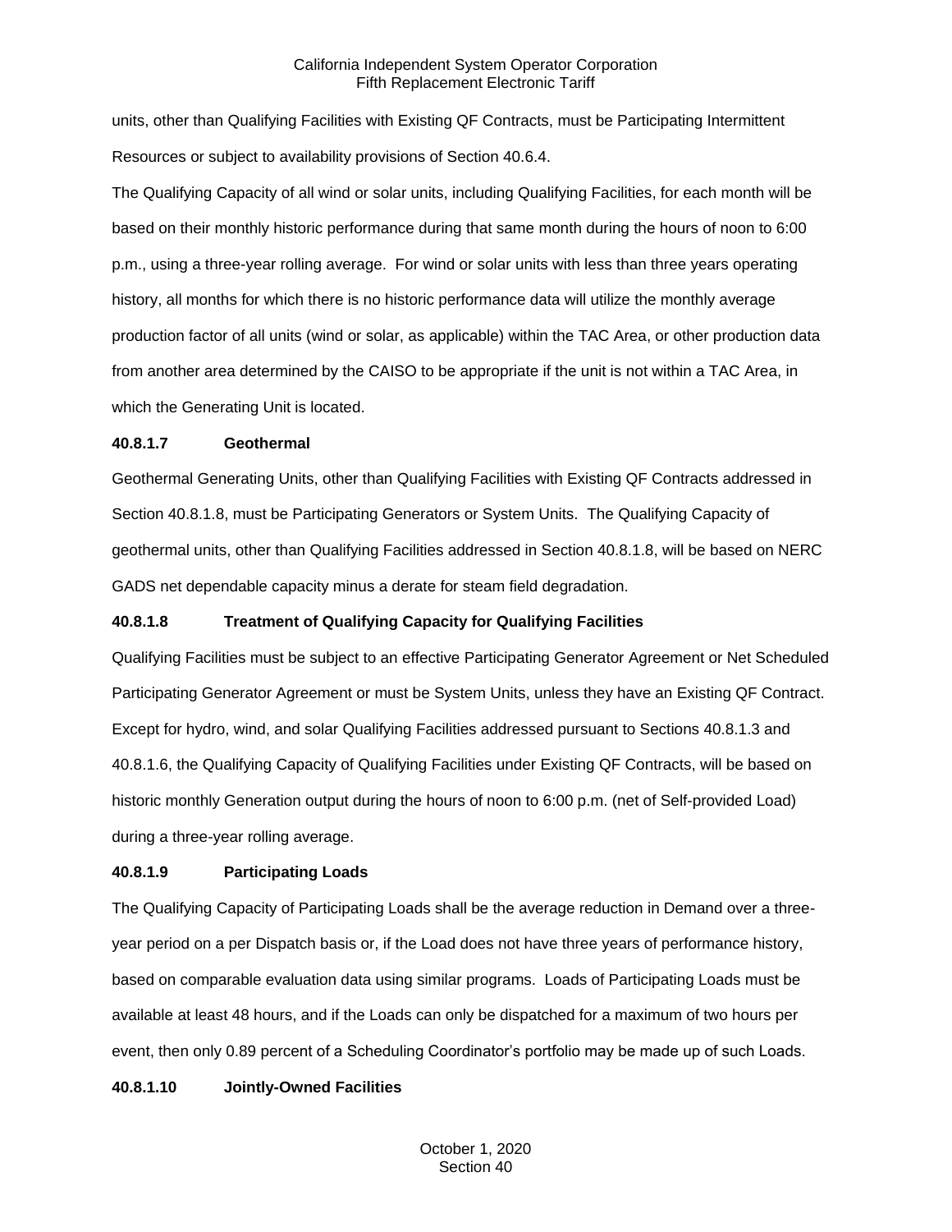units, other than Qualifying Facilities with Existing QF Contracts, must be Participating Intermittent Resources or subject to availability provisions of Section 40.6.4.

The Qualifying Capacity of all wind or solar units, including Qualifying Facilities, for each month will be based on their monthly historic performance during that same month during the hours of noon to 6:00 p.m., using a three-year rolling average. For wind or solar units with less than three years operating history, all months for which there is no historic performance data will utilize the monthly average production factor of all units (wind or solar, as applicable) within the TAC Area, or other production data from another area determined by the CAISO to be appropriate if the unit is not within a TAC Area, in which the Generating Unit is located.

**40.8.1.7 Geothermal**

Geothermal Generating Units, other than Qualifying Facilities with Existing QF Contracts addressed in Section 40.8.1.8, must be Participating Generators or System Units. The Qualifying Capacity of geothermal units, other than Qualifying Facilities addressed in Section 40.8.1.8, will be based on NERC GADS net dependable capacity minus a derate for steam field degradation.

**40.8.1.8 Treatment of Qualifying Capacity for Qualifying Facilities**

Qualifying Facilities must be subject to an effective Participating Generator Agreement or Net Scheduled Participating Generator Agreement or must be System Units, unless they have an Existing QF Contract. Except for hydro, wind, and solar Qualifying Facilities addressed pursuant to Sections 40.8.1.3 and 40.8.1.6, the Qualifying Capacity of Qualifying Facilities under Existing QF Contracts, will be based on historic monthly Generation output during the hours of noon to 6:00 p.m. (net of Self-provided Load) during a three-year rolling average.

**40.8.1.9 Participating Loads**

The Qualifying Capacity of Participating Loads shall be the average reduction in Demand over a three-year period on a per Dispatch basis or, if the Load does not have three years of performance history, based on comparable evaluation data using similar programs. Loads of Participating Loads must be available at least 48 hours, and if the Loads can only be dispatched for a maximum of two hours per event, then only 0.89 percent of a Scheduling Coordinator's portfolio may be made up of such Loads.

**40.8.1.10 Jointly-Owned Facilities**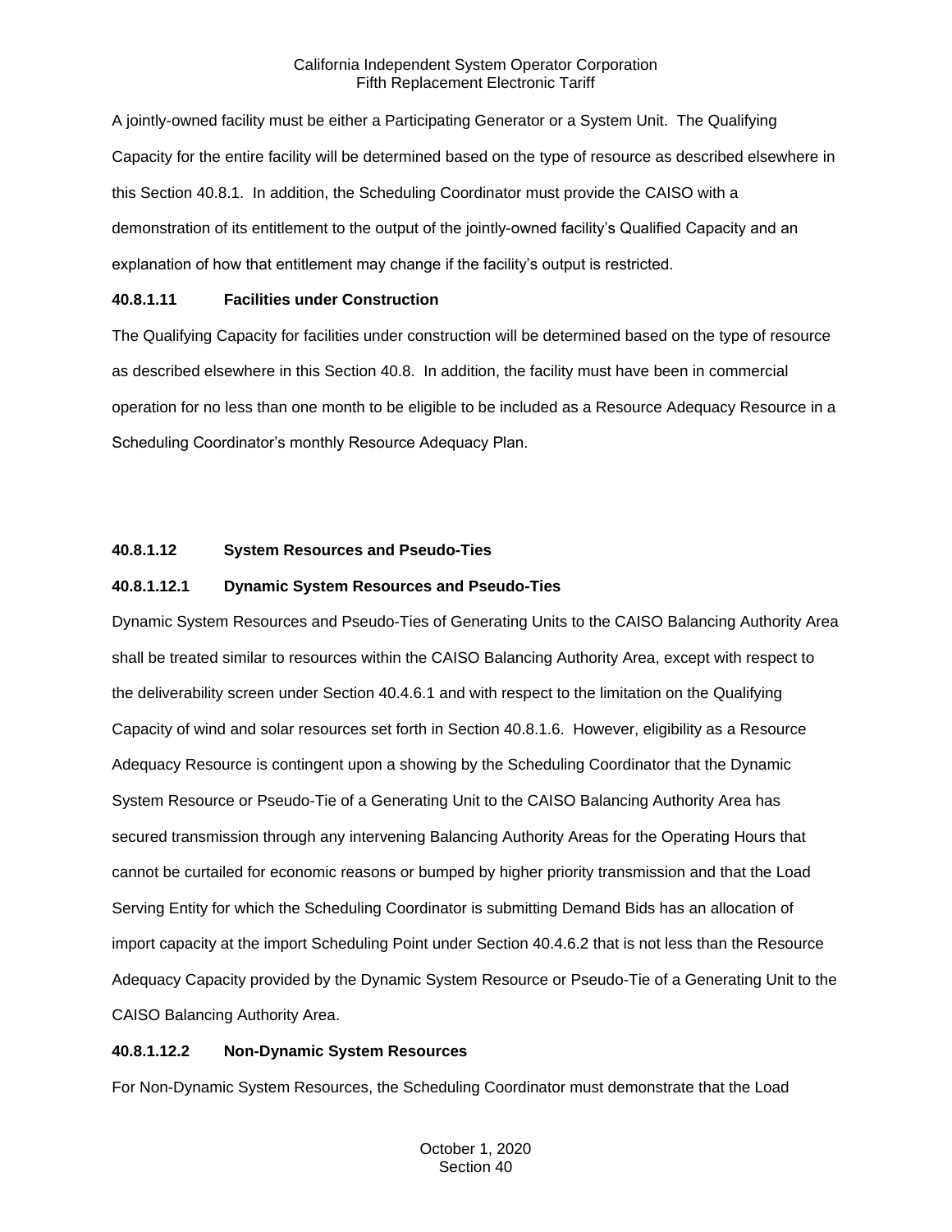A jointly-owned facility must be either a Participating Generator or a System Unit. The Qualifying Capacity for the entire facility will be determined based on the type of resource as described elsewhere in this Section 40.8.1. In addition, the Scheduling Coordinator must provide the CAISO with a demonstration of its entitlement to the output of the jointly-owned facility's Qualified Capacity and an explanation of how that entitlement may change if the facility's output is restricted.

**40.8.1.11 Facilities under Construction**

The Qualifying Capacity for facilities under construction will be determined based on the type of resource as described elsewhere in this Section 40.8. In addition, the facility must have been in commercial operation for no less than one month to be eligible to be included as a Resource Adequacy Resource in a Scheduling Coordinator's monthly Resource Adequacy Plan.

**40.8.1.12 System Resources and Pseudo-Ties**

**40.8.1.12.1 Dynamic System Resources and Pseudo-Ties**

Dynamic System Resources and Pseudo-Ties of Generating Units to the CAISO Balancing Authority Area shall be treated similar to resources within the CAISO Balancing Authority Area, except with respect to the deliverability screen under Section 40.4.6.1 and with respect to the limitation on the Qualifying Capacity of wind and solar resources set forth in Section 40.8.1.6. However, eligibility as a Resource Adequacy Resource is contingent upon a showing by the Scheduling Coordinator that the Dynamic System Resource or Pseudo-Tie of a Generating Unit to the CAISO Balancing Authority Area has secured transmission through any intervening Balancing Authority Areas for the Operating Hours that cannot be curtailed for economic reasons or bumped by higher priority transmission and that the Load Serving Entity for which the Scheduling Coordinator is submitting Demand Bids has an allocation of import capacity at the import Scheduling Point under Section 40.4.6.2 that is not less than the Resource Adequacy Capacity provided by the Dynamic System Resource or Pseudo-Tie of a Generating Unit to the CAISO Balancing Authority Area.

**40.8.1.12.2 Non-Dynamic System Resources**

For Non-Dynamic System Resources, the Scheduling Coordinator must demonstrate that the Load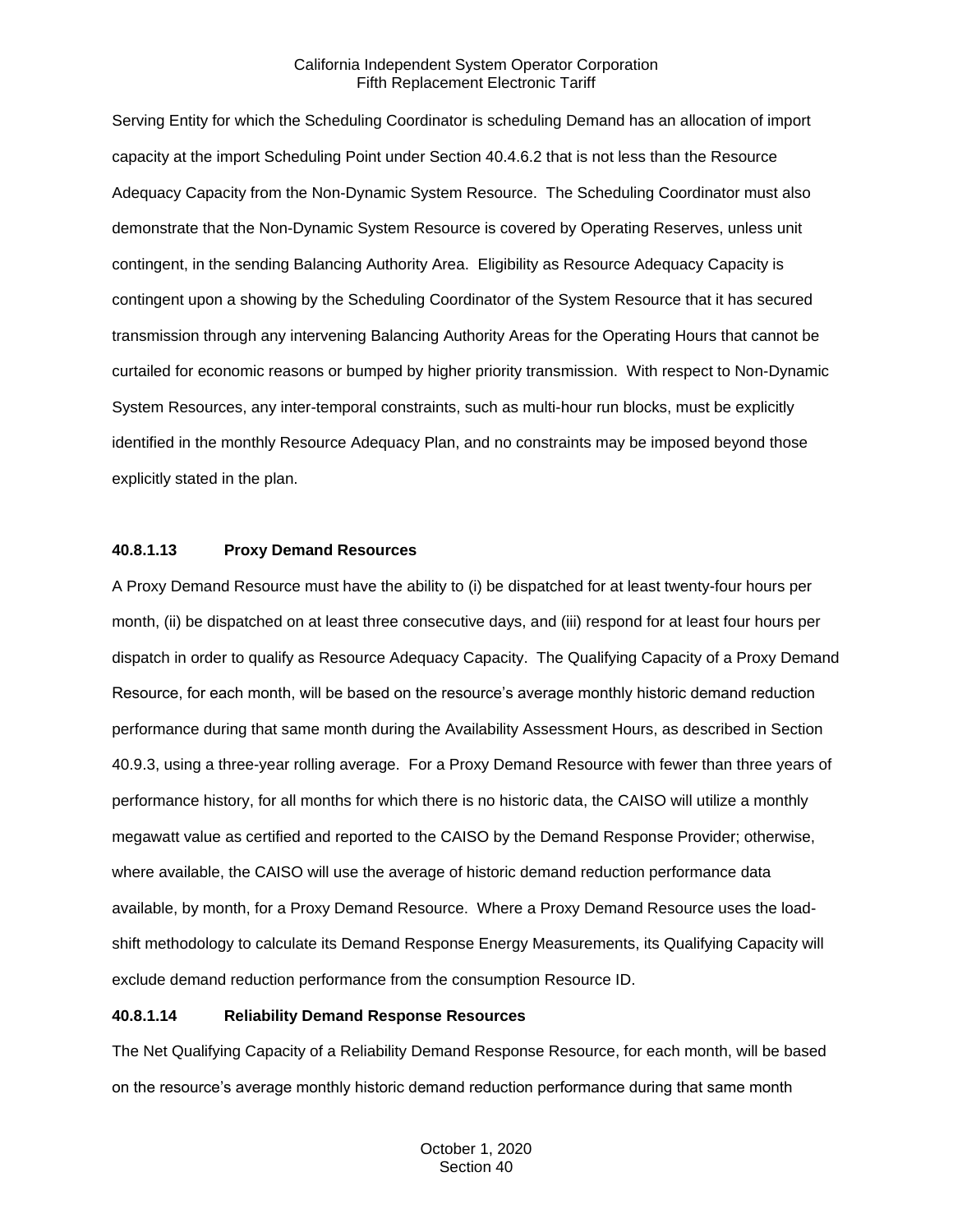Serving Entity for which the Scheduling Coordinator is scheduling Demand has an allocation of import capacity at the import Scheduling Point under Section 40.4.6.2 that is not less than the Resource Adequacy Capacity from the Non-Dynamic System Resource. The Scheduling Coordinator must also demonstrate that the Non-Dynamic System Resource is covered by Operating Reserves, unless unit contingent, in the sending Balancing Authority Area. Eligibility as Resource Adequacy Capacity is contingent upon a showing by the Scheduling Coordinator of the System Resource that it has secured transmission through any intervening Balancing Authority Areas for the Operating Hours that cannot be curtailed for economic reasons or bumped by higher priority transmission. With respect to Non-Dynamic System Resources, any inter-temporal constraints, such as multi-hour run blocks, must be explicitly identified in the monthly Resource Adequacy Plan, and no constraints may be imposed beyond those explicitly stated in the plan.

#### 40.8.1.13 Proxy Demand Resources

A Proxy Demand Resource must have the ability to (i) be dispatched for at least twenty-four hours per month, (ii) be dispatched on at least three consecutive days, and (iii) respond for at least four hours per dispatch in order to qualify as Resource Adequacy Capacity. The Qualifying Capacity of a Proxy Demand Resource, for each month, will be based on the resource's average monthly historic demand reduction performance during that same month during the Availability Assessment Hours, as described in Section 40.9.3, using a three-year rolling average. For a Proxy Demand Resource with fewer than three years of performance history, for all months for which there is no historic data, the CAISO will utilize a monthly megawatt value as certified and reported to the CAISO by the Demand Response Provider; otherwise, where available, the CAISO will use the average of historic demand reduction performance data available, by month, for a Proxy Demand Resource. Where a Proxy Demand Resource uses the load-shift methodology to calculate its Demand Response Energy Measurements, its Qualifying Capacity will exclude demand reduction performance from the consumption Resource ID.

#### 40.8.1.14 Reliability Demand Response Resources

The Net Qualifying Capacity of a Reliability Demand Response Resource, for each month, will be based on the resource's average monthly historic demand reduction performance during that same month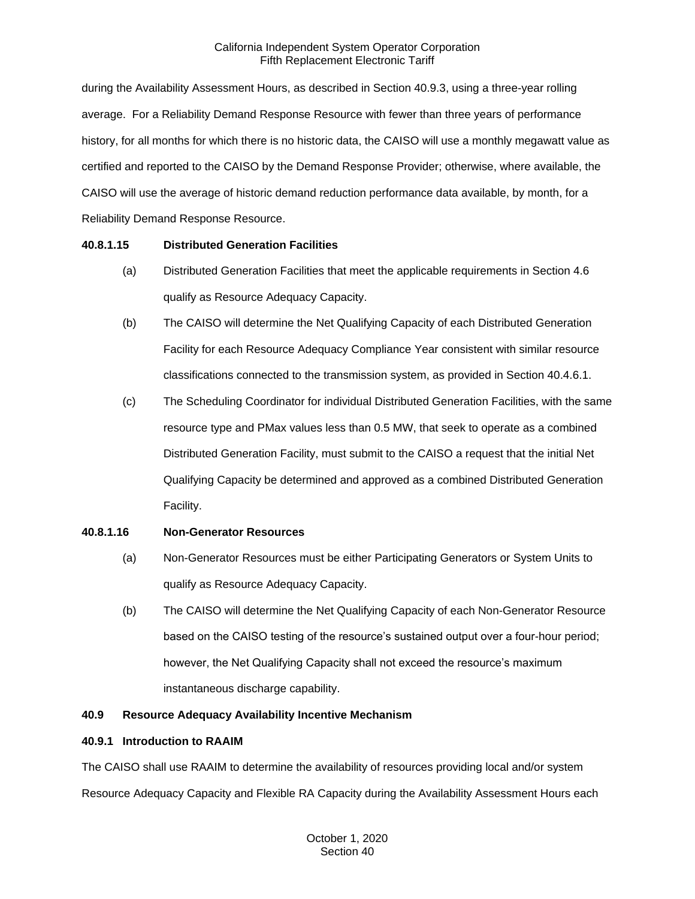during the Availability Assessment Hours, as described in Section 40.9.3, using a three-year rolling average. For a Reliability Demand Response Resource with fewer than three years of performance history, for all months for which there is no historic data, the CAISO will use a monthly megawatt value as certified and reported to the CAISO by the Demand Response Provider; otherwise, where available, the CAISO will use the average of historic demand reduction performance data available, by month, for a Reliability Demand Response Resource.

**40.8.1.15 Distributed Generation Facilities**

(a) Distributed Generation Facilities that meet the applicable requirements in Section 4.6 qualify as Resource Adequacy Capacity.

(b) The CAISO will determine the Net Qualifying Capacity of each Distributed Generation Facility for each Resource Adequacy Compliance Year consistent with similar resource classifications connected to the transmission system, as provided in Section 40.4.6.1.

(c) The Scheduling Coordinator for individual Distributed Generation Facilities, with the same resource type and PMax values less than 0.5 MW, that seek to operate as a combined Distributed Generation Facility, must submit to the CAISO a request that the initial Net Qualifying Capacity be determined and approved as a combined Distributed Generation Facility.

**40.8.1.16 Non-Generator Resources**

(a) Non-Generator Resources must be either Participating Generators or System Units to qualify as Resource Adequacy Capacity.

(b) The CAISO will determine the Net Qualifying Capacity of each Non-Generator Resource based on the CAISO testing of the resource's sustained output over a four-hour period; however, the Net Qualifying Capacity shall not exceed the resource's maximum instantaneous discharge capability.

**40.9 Resource Adequacy Availability Incentive Mechanism**

**40.9.1 Introduction to RAAIM**

The CAISO shall use RAAIM to determine the availability of resources providing local and/or system Resource Adequacy Capacity and Flexible RA Capacity during the Availability Assessment Hours each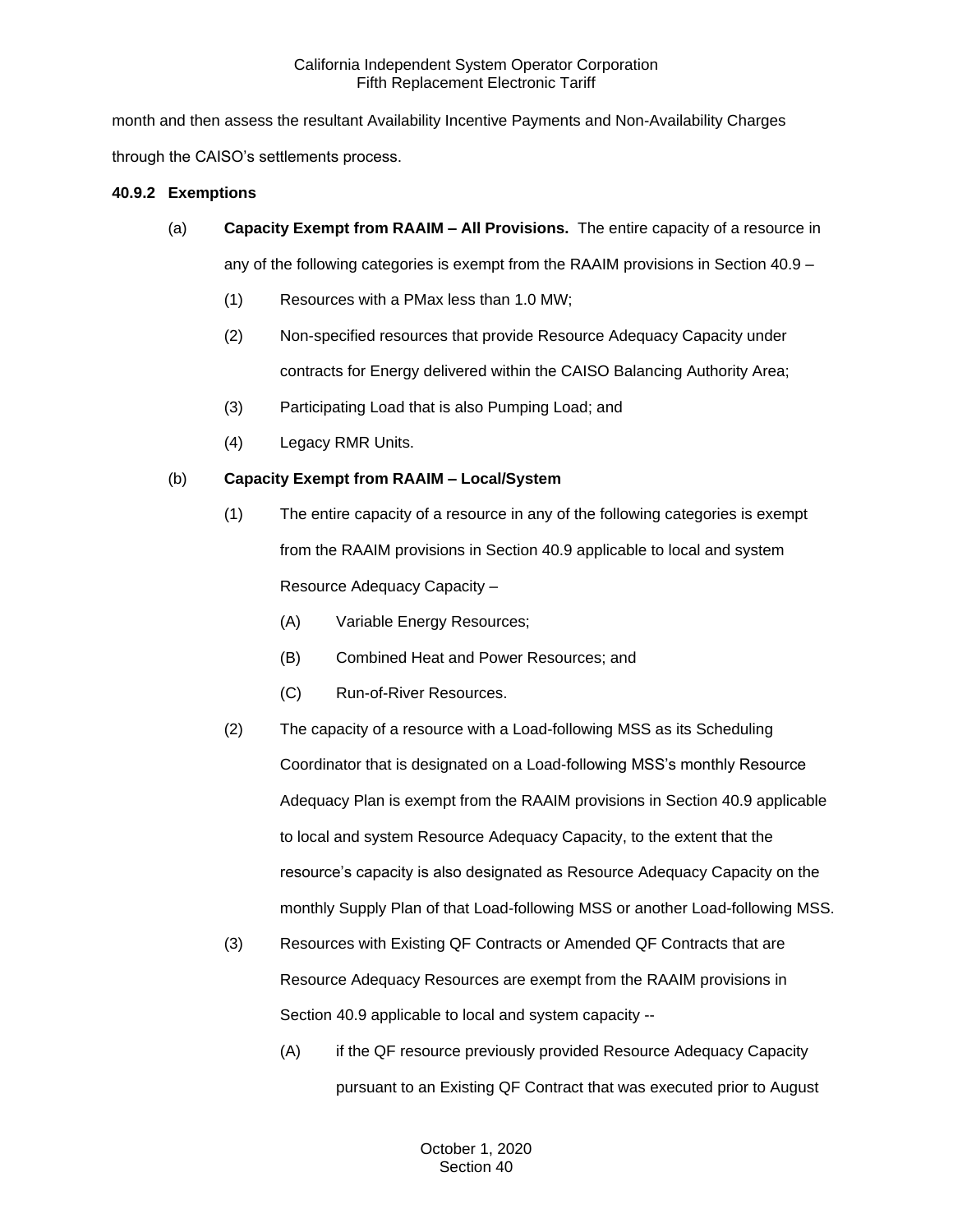month and then assess the resultant Availability Incentive Payments and Non-Availability Charges through the CAISO's settlements process.

**40.9.2 Exemptions**

(a) **Capacity Exempt from RAAIM – All Provisions.** The entire capacity of a resource in any of the following categories is exempt from the RAAIM provisions in Section 40.9 –

(1) Resources with a PMax less than 1.0 MW;

(2) Non-specified resources that provide Resource Adequacy Capacity under contracts for Energy delivered within the CAISO Balancing Authority Area;

(3) Participating Load that is also Pumping Load; and

(4) Legacy RMR Units.

(b) **Capacity Exempt from RAAIM – Local/System**

(1) The entire capacity of a resource in any of the following categories is exempt from the RAAIM provisions in Section 40.9 applicable to local and system Resource Adequacy Capacity –

(A) Variable Energy Resources;

(B) Combined Heat and Power Resources; and

(C) Run-of-River Resources.

(2) The capacity of a resource with a Load-following MSS as its Scheduling Coordinator that is designated on a Load-following MSS's monthly Resource Adequacy Plan is exempt from the RAAIM provisions in Section 40.9 applicable to local and system Resource Adequacy Capacity, to the extent that the resource's capacity is also designated as Resource Adequacy Capacity on the monthly Supply Plan of that Load-following MSS or another Load-following MSS.

(3) Resources with Existing QF Contracts or Amended QF Contracts that are Resource Adequacy Resources are exempt from the RAAIM provisions in Section 40.9 applicable to local and system capacity --

(A) if the QF resource previously provided Resource Adequacy Capacity pursuant to an Existing QF Contract that was executed prior to August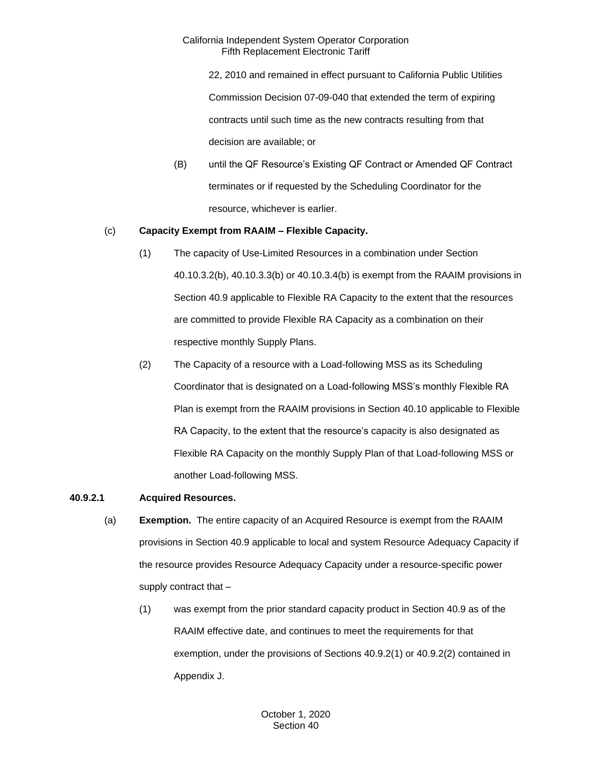22, 2010 and remained in effect pursuant to California Public Utilities Commission Decision 07-09-040 that extended the term of expiring contracts until such time as the new contracts resulting from that decision are available; or

(B) until the QF Resource's Existing QF Contract or Amended QF Contract terminates or if requested by the Scheduling Coordinator for the resource, whichever is earlier.

(c) **Capacity Exempt from RAAIM – Flexible Capacity.**

(1) The capacity of Use-Limited Resources in a combination under Section 40.10.3.2(b), 40.10.3.3(b) or 40.10.3.4(b) is exempt from the RAAIM provisions in Section 40.9 applicable to Flexible RA Capacity to the extent that the resources are committed to provide Flexible RA Capacity as a combination on their respective monthly Supply Plans.

(2) The Capacity of a resource with a Load-following MSS as its Scheduling Coordinator that is designated on a Load-following MSS's monthly Flexible RA Plan is exempt from the RAAIM provisions in Section 40.10 applicable to Flexible RA Capacity, to the extent that the resource's capacity is also designated as Flexible RA Capacity on the monthly Supply Plan of that Load-following MSS or another Load-following MSS.

**40.9.2.1 Acquired Resources.**

(a) **Exemption.** The entire capacity of an Acquired Resource is exempt from the RAAIM provisions in Section 40.9 applicable to local and system Resource Adequacy Capacity if the resource provides Resource Adequacy Capacity under a resource-specific power supply contract that –

(1) was exempt from the prior standard capacity product in Section 40.9 as of the RAAIM effective date, and continues to meet the requirements for that exemption, under the provisions of Sections 40.9.2(1) or 40.9.2(2) contained in Appendix J.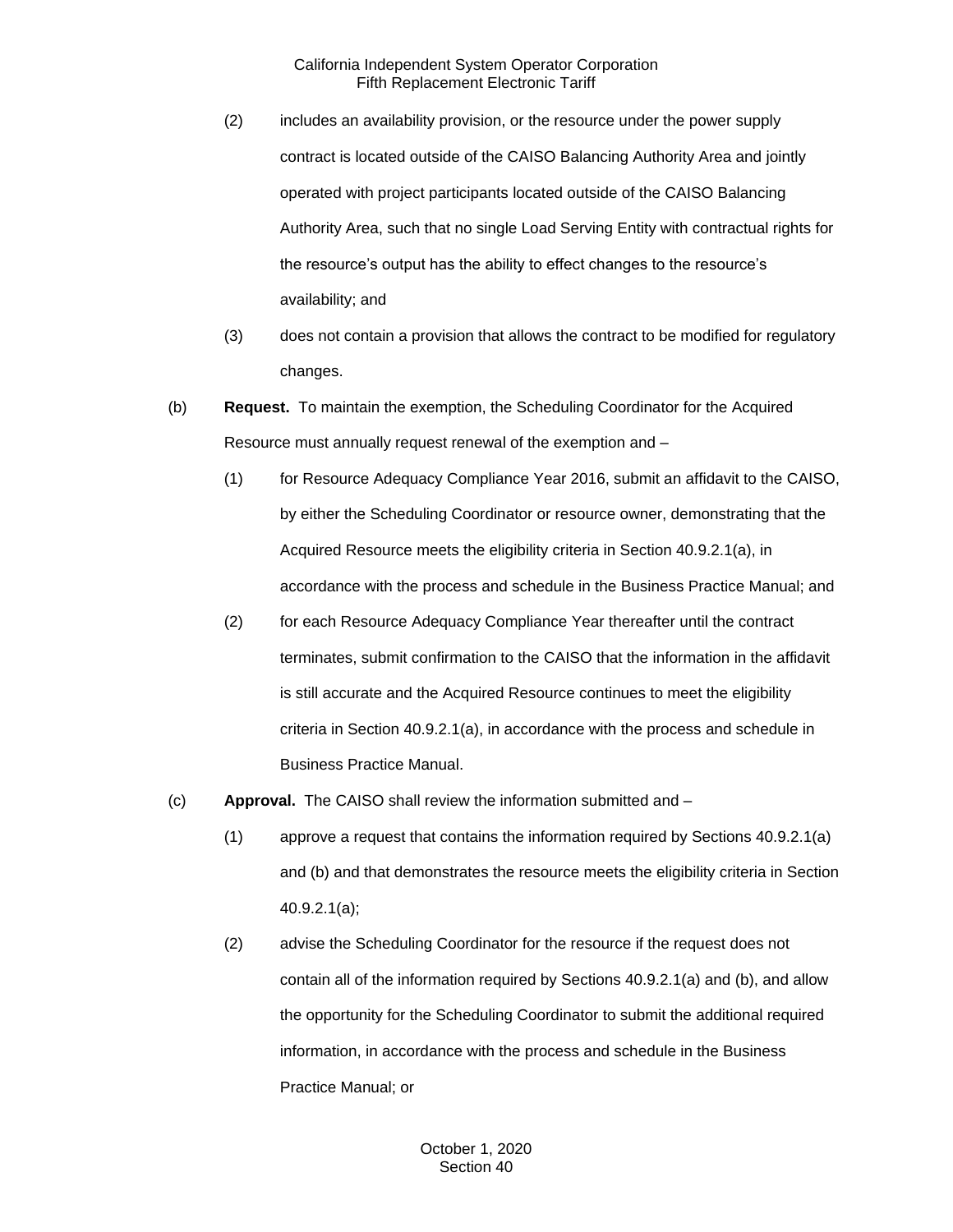(2) includes an availability provision, or the resource under the power supply contract is located outside of the CAISO Balancing Authority Area and jointly operated with project participants located outside of the CAISO Balancing Authority Area, such that no single Load Serving Entity with contractual rights for the resource's output has the ability to effect changes to the resource's availability; and

(3) does not contain a provision that allows the contract to be modified for regulatory changes.

(b) **Request.** To maintain the exemption, the Scheduling Coordinator for the Acquired Resource must annually request renewal of the exemption and –

(1) for Resource Adequacy Compliance Year 2016, submit an affidavit to the CAISO, by either the Scheduling Coordinator or resource owner, demonstrating that the Acquired Resource meets the eligibility criteria in Section 40.9.2.1(a), in accordance with the process and schedule in the Business Practice Manual; and

(2) for each Resource Adequacy Compliance Year thereafter until the contract terminates, submit confirmation to the CAISO that the information in the affidavit is still accurate and the Acquired Resource continues to meet the eligibility criteria in Section 40.9.2.1(a), in accordance with the process and schedule in Business Practice Manual.

(c) **Approval.** The CAISO shall review the information submitted and –

(1) approve a request that contains the information required by Sections 40.9.2.1(a) and (b) and that demonstrates the resource meets the eligibility criteria in Section 40.9.2.1(a);

(2) advise the Scheduling Coordinator for the resource if the request does not contain all of the information required by Sections 40.9.2.1(a) and (b), and allow the opportunity for the Scheduling Coordinator to submit the additional required information, in accordance with the process and schedule in the Business Practice Manual; or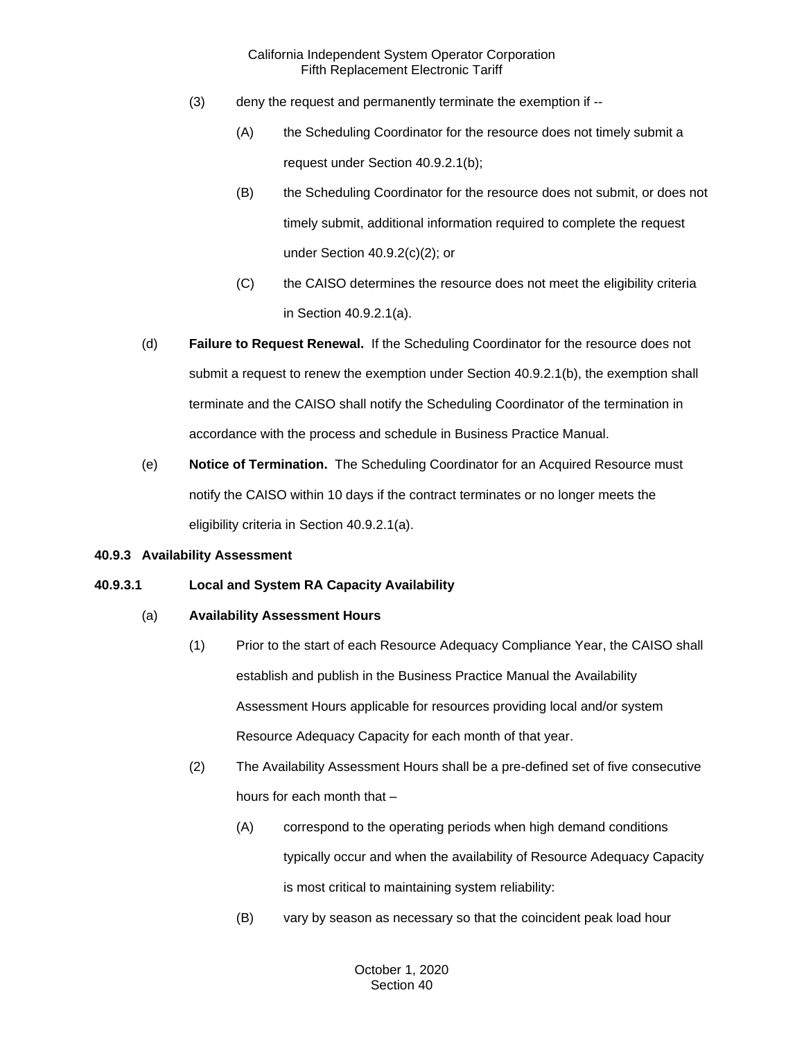(3) deny the request and permanently terminate the exemption if --

(A) the Scheduling Coordinator for the resource does not timely submit a request under Section 40.9.2.1(b);

(B) the Scheduling Coordinator for the resource does not submit, or does not timely submit, additional information required to complete the request under Section 40.9.2(c)(2); or

(C) the CAISO determines the resource does not meet the eligibility criteria in Section 40.9.2.1(a).

(d) **Failure to Request Renewal.** If the Scheduling Coordinator for the resource does not submit a request to renew the exemption under Section 40.9.2.1(b), the exemption shall terminate and the CAISO shall notify the Scheduling Coordinator of the termination in accordance with the process and schedule in Business Practice Manual.

(e) **Notice of Termination.** The Scheduling Coordinator for an Acquired Resource must notify the CAISO within 10 days if the contract terminates or no longer meets the eligibility criteria in Section 40.9.2.1(a).

**40.9.3 Availability Assessment**

**40.9.3.1 Local and System RA Capacity Availability**

(a) **Availability Assessment Hours**

(1) Prior to the start of each Resource Adequacy Compliance Year, the CAISO shall establish and publish in the Business Practice Manual the Availability Assessment Hours applicable for resources providing local and/or system Resource Adequacy Capacity for each month of that year.

(2) The Availability Assessment Hours shall be a pre-defined set of five consecutive hours for each month that –

(A) correspond to the operating periods when high demand conditions typically occur and when the availability of Resource Adequacy Capacity is most critical to maintaining system reliability:

(B) vary by season as necessary so that the coincident peak load hour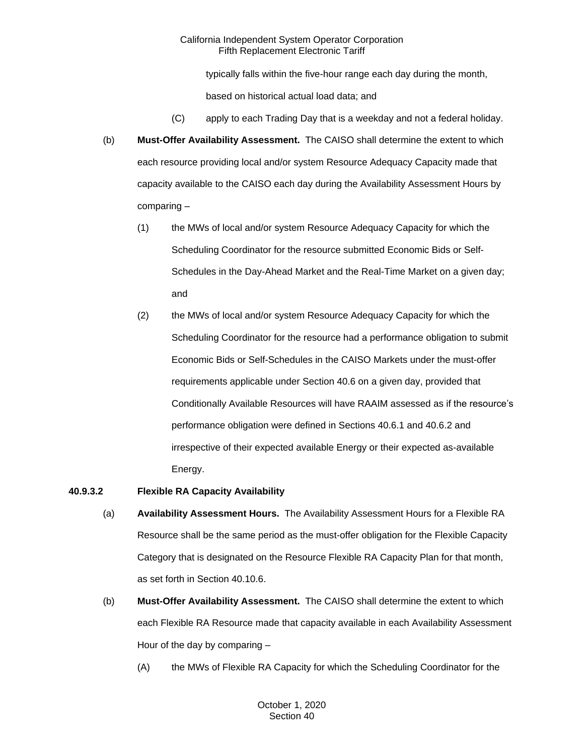typically falls within the five-hour range each day during the month, based on historical actual load data; and

(C) apply to each Trading Day that is a weekday and not a federal holiday.

(b) **Must-Offer Availability Assessment.** The CAISO shall determine the extent to which each resource providing local and/or system Resource Adequacy Capacity made that capacity available to the CAISO each day during the Availability Assessment Hours by comparing –

(1) the MWs of local and/or system Resource Adequacy Capacity for which the Scheduling Coordinator for the resource submitted Economic Bids or Self-Schedules in the Day-Ahead Market and the Real-Time Market on a given day; and

(2) the MWs of local and/or system Resource Adequacy Capacity for which the Scheduling Coordinator for the resource had a performance obligation to submit Economic Bids or Self-Schedules in the CAISO Markets under the must-offer requirements applicable under Section 40.6 on a given day, provided that Conditionally Available Resources will have RAAIM assessed as if the resource's performance obligation were defined in Sections 40.6.1 and 40.6.2 and irrespective of their expected available Energy or their expected as-available Energy.

**40.9.3.2 Flexible RA Capacity Availability**

(a) **Availability Assessment Hours.** The Availability Assessment Hours for a Flexible RA Resource shall be the same period as the must-offer obligation for the Flexible Capacity Category that is designated on the Resource Flexible RA Capacity Plan for that month, as set forth in Section 40.10.6.

(b) **Must-Offer Availability Assessment.** The CAISO shall determine the extent to which each Flexible RA Resource made that capacity available in each Availability Assessment Hour of the day by comparing –

(A) the MWs of Flexible RA Capacity for which the Scheduling Coordinator for the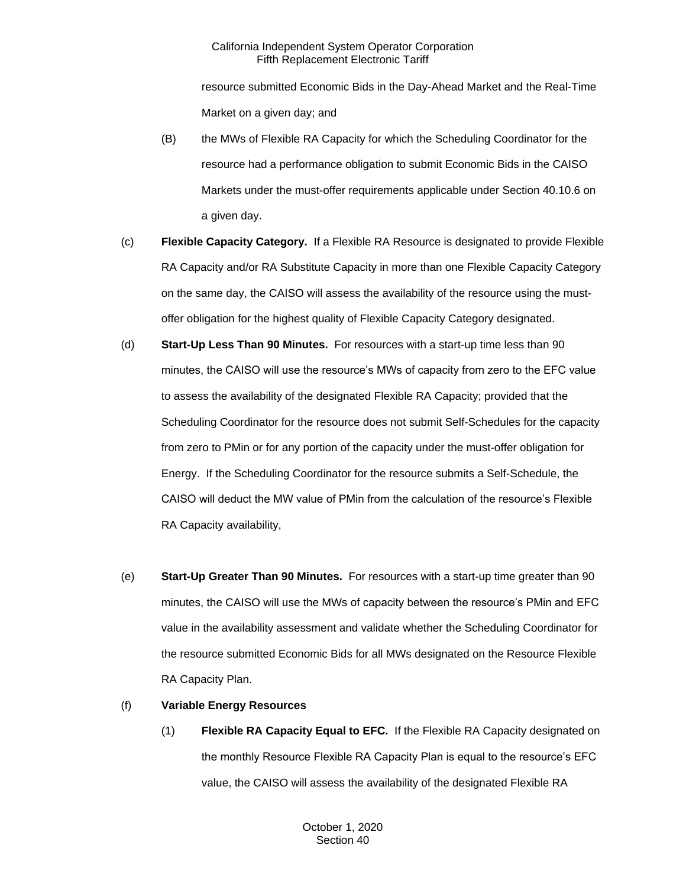resource submitted Economic Bids in the Day-Ahead Market and the Real-Time Market on a given day; and

(B) the MWs of Flexible RA Capacity for which the Scheduling Coordinator for the resource had a performance obligation to submit Economic Bids in the CAISO Markets under the must-offer requirements applicable under Section 40.10.6 on a given day.

(c) **Flexible Capacity Category.** If a Flexible RA Resource is designated to provide Flexible RA Capacity and/or RA Substitute Capacity in more than one Flexible Capacity Category on the same day, the CAISO will assess the availability of the resource using the must-offer obligation for the highest quality of Flexible Capacity Category designated.

(d) **Start-Up Less Than 90 Minutes.** For resources with a start-up time less than 90 minutes, the CAISO will use the resource's MWs of capacity from zero to the EFC value to assess the availability of the designated Flexible RA Capacity; provided that the Scheduling Coordinator for the resource does not submit Self-Schedules for the capacity from zero to PMin or for any portion of the capacity under the must-offer obligation for Energy. If the Scheduling Coordinator for the resource submits a Self-Schedule, the CAISO will deduct the MW value of PMin from the calculation of the resource's Flexible RA Capacity availability,

(e) **Start-Up Greater Than 90 Minutes.** For resources with a start-up time greater than 90 minutes, the CAISO will use the MWs of capacity between the resource's PMin and EFC value in the availability assessment and validate whether the Scheduling Coordinator for the resource submitted Economic Bids for all MWs designated on the Resource Flexible RA Capacity Plan.

(f) **Variable Energy Resources**

(1) **Flexible RA Capacity Equal to EFC.** If the Flexible RA Capacity designated on the monthly Resource Flexible RA Capacity Plan is equal to the resource's EFC value, the CAISO will assess the availability of the designated Flexible RA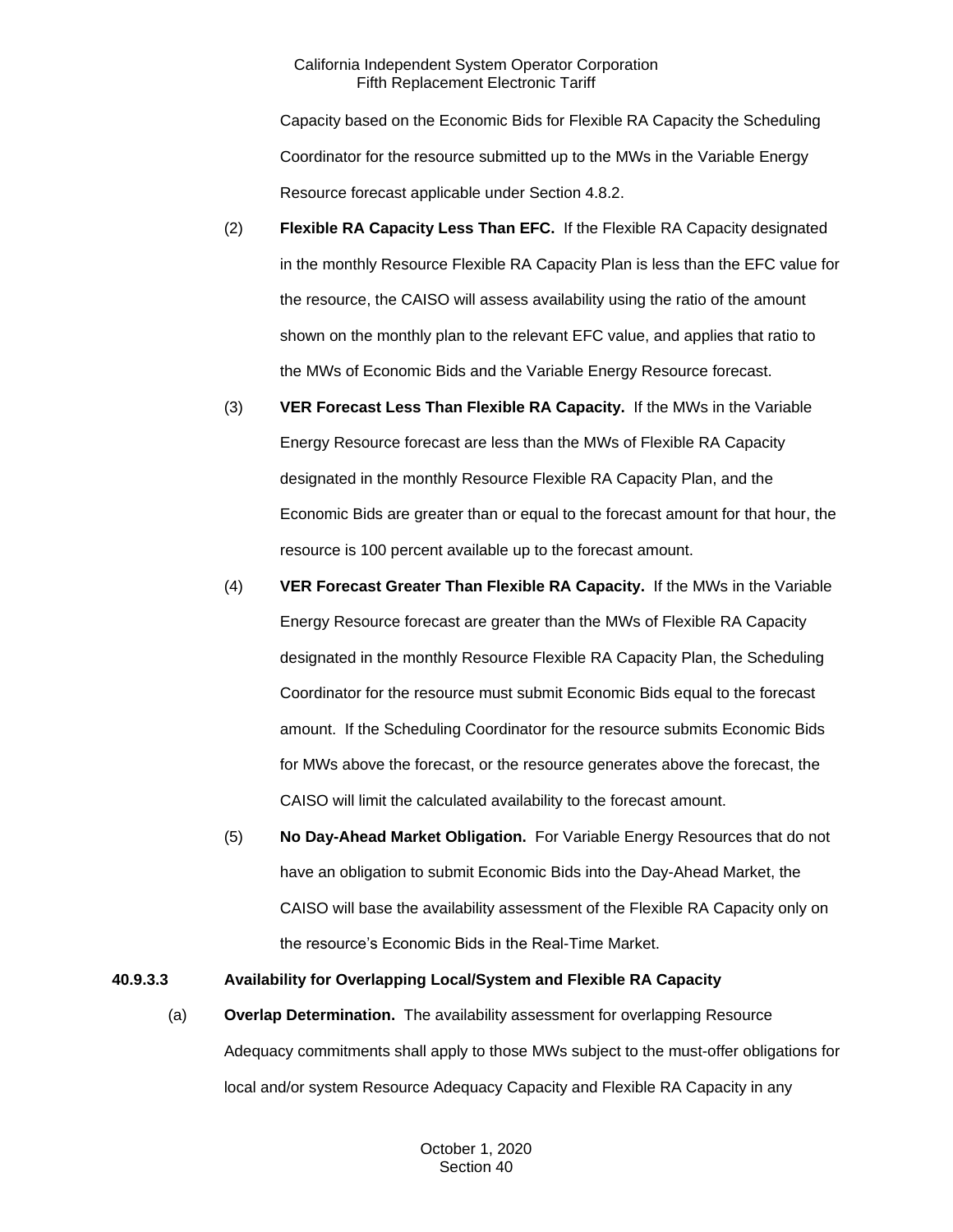Capacity based on the Economic Bids for Flexible RA Capacity the Scheduling Coordinator for the resource submitted up to the MWs in the Variable Energy Resource forecast applicable under Section 4.8.2.

(2) **Flexible RA Capacity Less Than EFC.** If the Flexible RA Capacity designated in the monthly Resource Flexible RA Capacity Plan is less than the EFC value for the resource, the CAISO will assess availability using the ratio of the amount shown on the monthly plan to the relevant EFC value, and applies that ratio to the MWs of Economic Bids and the Variable Energy Resource forecast.

(3) **VER Forecast Less Than Flexible RA Capacity.** If the MWs in the Variable Energy Resource forecast are less than the MWs of Flexible RA Capacity designated in the monthly Resource Flexible RA Capacity Plan, and the Economic Bids are greater than or equal to the forecast amount for that hour, the resource is 100 percent available up to the forecast amount.

(4) **VER Forecast Greater Than Flexible RA Capacity.** If the MWs in the Variable Energy Resource forecast are greater than the MWs of Flexible RA Capacity designated in the monthly Resource Flexible RA Capacity Plan, the Scheduling Coordinator for the resource must submit Economic Bids equal to the forecast amount. If the Scheduling Coordinator for the resource submits Economic Bids for MWs above the forecast, or the resource generates above the forecast, the CAISO will limit the calculated availability to the forecast amount.

(5) **No Day-Ahead Market Obligation.** For Variable Energy Resources that do not have an obligation to submit Economic Bids into the Day-Ahead Market, the CAISO will base the availability assessment of the Flexible RA Capacity only on the resource's Economic Bids in the Real-Time Market.

**40.9.3.3 Availability for Overlapping Local/System and Flexible RA Capacity**

(a) **Overlap Determination.** The availability assessment for overlapping Resource Adequacy commitments shall apply to those MWs subject to the must-offer obligations for local and/or system Resource Adequacy Capacity and Flexible RA Capacity in any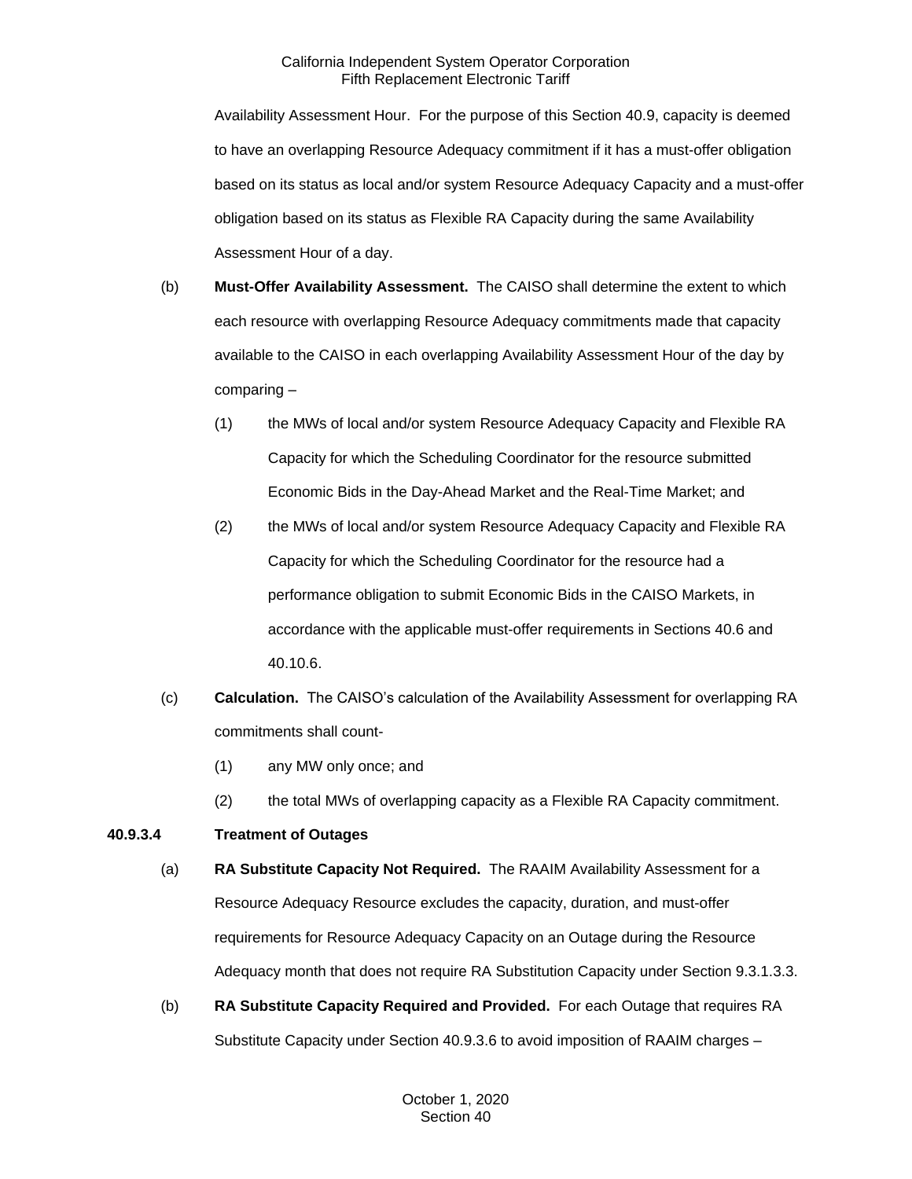Availability Assessment Hour. For the purpose of this Section 40.9, capacity is deemed to have an overlapping Resource Adequacy commitment if it has a must-offer obligation based on its status as local and/or system Resource Adequacy Capacity and a must-offer obligation based on its status as Flexible RA Capacity during the same Availability Assessment Hour of a day.

(b) **Must-Offer Availability Assessment.** The CAISO shall determine the extent to which each resource with overlapping Resource Adequacy commitments made that capacity available to the CAISO in each overlapping Availability Assessment Hour of the day by comparing –

(1) the MWs of local and/or system Resource Adequacy Capacity and Flexible RA Capacity for which the Scheduling Coordinator for the resource submitted Economic Bids in the Day-Ahead Market and the Real-Time Market; and

(2) the MWs of local and/or system Resource Adequacy Capacity and Flexible RA Capacity for which the Scheduling Coordinator for the resource had a performance obligation to submit Economic Bids in the CAISO Markets, in accordance with the applicable must-offer requirements in Sections 40.6 and 40.10.6.

(c) **Calculation.** The CAISO's calculation of the Availability Assessment for overlapping RA commitments shall count-

(1) any MW only once; and

(2) the total MWs of overlapping capacity as a Flexible RA Capacity commitment.

**40.9.3.4 Treatment of Outages**

(a) **RA Substitute Capacity Not Required.** The RAAIM Availability Assessment for a Resource Adequacy Resource excludes the capacity, duration, and must-offer requirements for Resource Adequacy Capacity on an Outage during the Resource Adequacy month that does not require RA Substitution Capacity under Section 9.3.1.3.3.

(b) **RA Substitute Capacity Required and Provided.** For each Outage that requires RA Substitute Capacity under Section 40.9.3.6 to avoid imposition of RAAIM charges –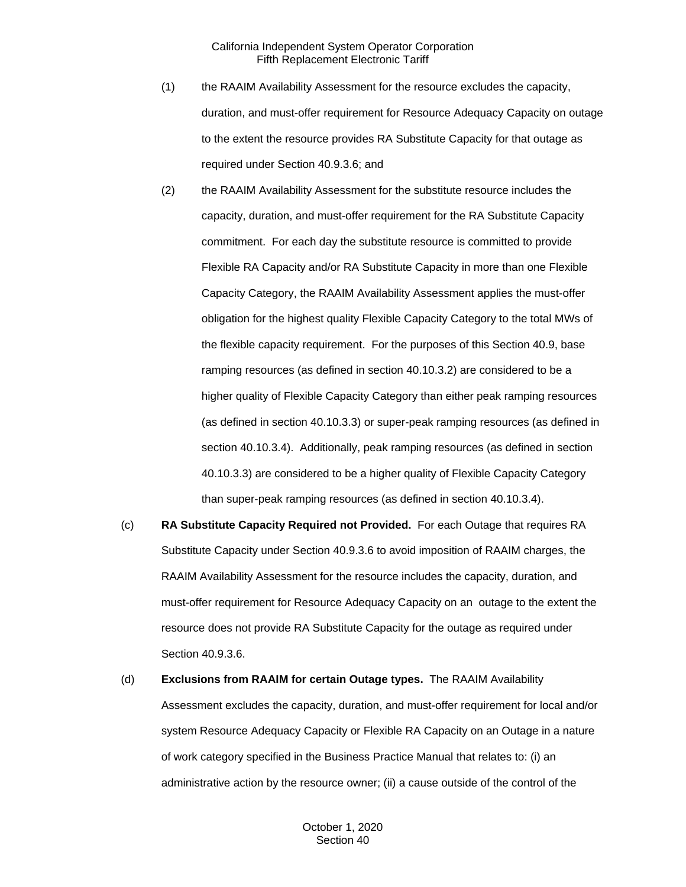(1) the RAAIM Availability Assessment for the resource excludes the capacity, duration, and must-offer requirement for Resource Adequacy Capacity on outage to the extent the resource provides RA Substitute Capacity for that outage as required under Section 40.9.3.6; and

(2) the RAAIM Availability Assessment for the substitute resource includes the capacity, duration, and must-offer requirement for the RA Substitute Capacity commitment. For each day the substitute resource is committed to provide Flexible RA Capacity and/or RA Substitute Capacity in more than one Flexible Capacity Category, the RAAIM Availability Assessment applies the must-offer obligation for the highest quality Flexible Capacity Category to the total MWs of the flexible capacity requirement. For the purposes of this Section 40.9, base ramping resources (as defined in section 40.10.3.2) are considered to be a higher quality of Flexible Capacity Category than either peak ramping resources (as defined in section 40.10.3.3) or super-peak ramping resources (as defined in section 40.10.3.4). Additionally, peak ramping resources (as defined in section 40.10.3.3) are considered to be a higher quality of Flexible Capacity Category than super-peak ramping resources (as defined in section 40.10.3.4).

(c) **RA Substitute Capacity Required not Provided.** For each Outage that requires RA Substitute Capacity under Section 40.9.3.6 to avoid imposition of RAAIM charges, the RAAIM Availability Assessment for the resource includes the capacity, duration, and must-offer requirement for Resource Adequacy Capacity on an outage to the extent the resource does not provide RA Substitute Capacity for the outage as required under Section 40.9.3.6.

(d) **Exclusions from RAAIM for certain Outage types.** The RAAIM Availability Assessment excludes the capacity, duration, and must-offer requirement for local and/or system Resource Adequacy Capacity or Flexible RA Capacity on an Outage in a nature of work category specified in the Business Practice Manual that relates to: (i) an administrative action by the resource owner; (ii) a cause outside of the control of the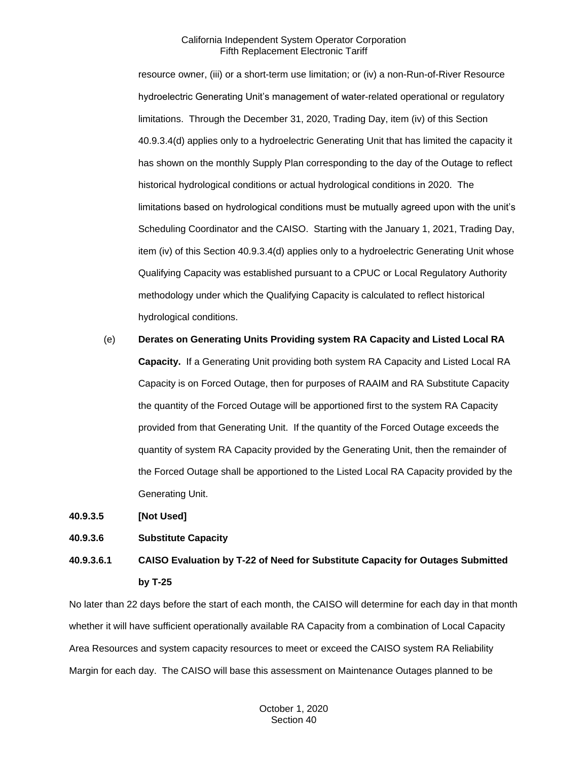resource owner, (iii) or a short-term use limitation; or (iv) a non-Run-of-River Resource hydroelectric Generating Unit's management of water-related operational or regulatory limitations. Through the December 31, 2020, Trading Day, item (iv) of this Section 40.9.3.4(d) applies only to a hydroelectric Generating Unit that has limited the capacity it has shown on the monthly Supply Plan corresponding to the day of the Outage to reflect historical hydrological conditions or actual hydrological conditions in 2020. The limitations based on hydrological conditions must be mutually agreed upon with the unit's Scheduling Coordinator and the CAISO. Starting with the January 1, 2021, Trading Day, item (iv) of this Section 40.9.3.4(d) applies only to a hydroelectric Generating Unit whose Qualifying Capacity was established pursuant to a CPUC or Local Regulatory Authority methodology under which the Qualifying Capacity is calculated to reflect historical hydrological conditions.

(e) **Derates on Generating Units Providing system RA Capacity and Listed Local RA Capacity.** If a Generating Unit providing both system RA Capacity and Listed Local RA Capacity is on Forced Outage, then for purposes of RAAIM and RA Substitute Capacity the quantity of the Forced Outage will be apportioned first to the system RA Capacity provided from that Generating Unit. If the quantity of the Forced Outage exceeds the quantity of system RA Capacity provided by the Generating Unit, then the remainder of the Forced Outage shall be apportioned to the Listed Local RA Capacity provided by the Generating Unit.

**40.9.3.5 [Not Used]**

**40.9.3.6 Substitute Capacity**

**40.9.3.6.1 CAISO Evaluation by T-22 of Need for Substitute Capacity for Outages Submitted by T-25**

No later than 22 days before the start of each month, the CAISO will determine for each day in that month whether it will have sufficient operationally available RA Capacity from a combination of Local Capacity Area Resources and system capacity resources to meet or exceed the CAISO system RA Reliability Margin for each day. The CAISO will base this assessment on Maintenance Outages planned to be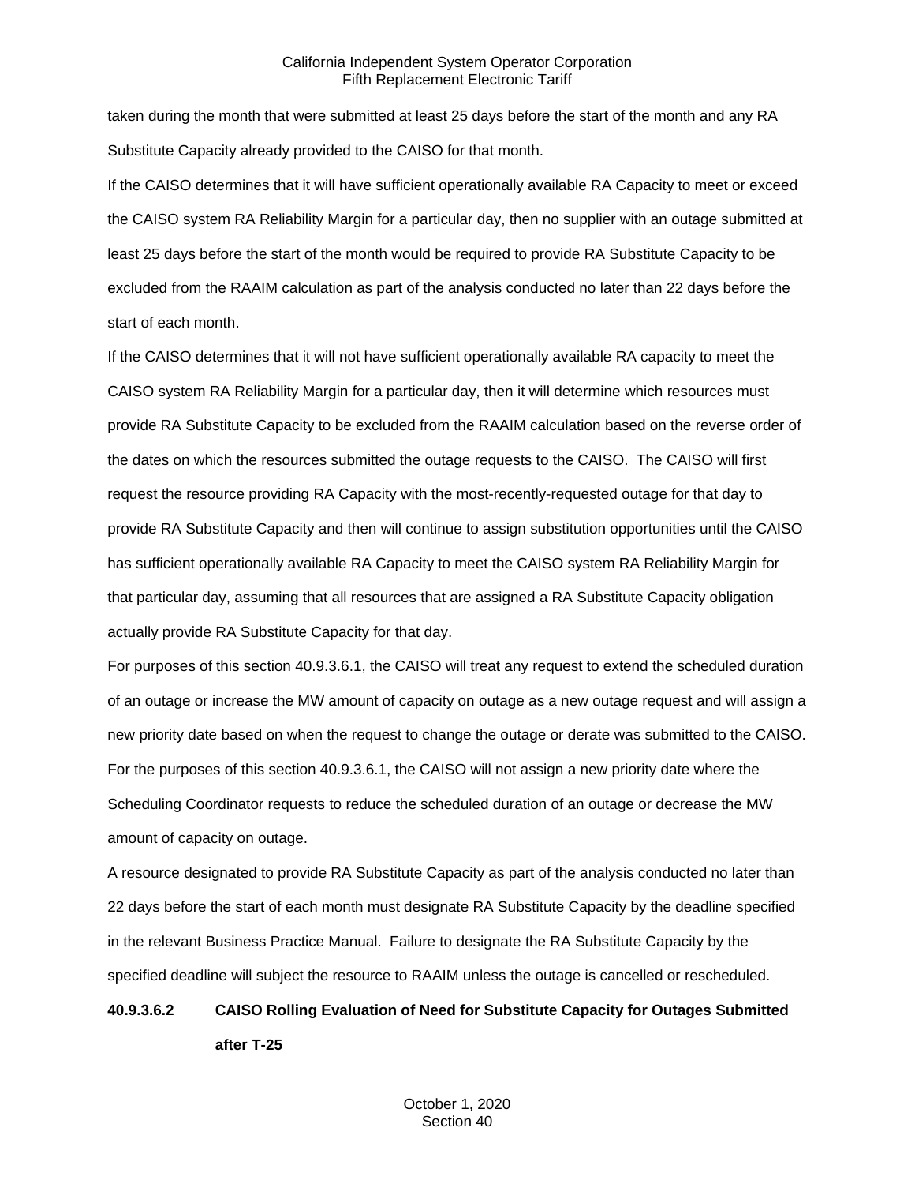taken during the month that were submitted at least 25 days before the start of the month and any RA Substitute Capacity already provided to the CAISO for that month.

If the CAISO determines that it will have sufficient operationally available RA Capacity to meet or exceed the CAISO system RA Reliability Margin for a particular day, then no supplier with an outage submitted at least 25 days before the start of the month would be required to provide RA Substitute Capacity to be excluded from the RAAIM calculation as part of the analysis conducted no later than 22 days before the start of each month.

If the CAISO determines that it will not have sufficient operationally available RA capacity to meet the CAISO system RA Reliability Margin for a particular day, then it will determine which resources must provide RA Substitute Capacity to be excluded from the RAAIM calculation based on the reverse order of the dates on which the resources submitted the outage requests to the CAISO. The CAISO will first request the resource providing RA Capacity with the most-recently-requested outage for that day to provide RA Substitute Capacity and then will continue to assign substitution opportunities until the CAISO has sufficient operationally available RA Capacity to meet the CAISO system RA Reliability Margin for that particular day, assuming that all resources that are assigned a RA Substitute Capacity obligation actually provide RA Substitute Capacity for that day.

For purposes of this section 40.9.3.6.1, the CAISO will treat any request to extend the scheduled duration of an outage or increase the MW amount of capacity on outage as a new outage request and will assign a new priority date based on when the request to change the outage or derate was submitted to the CAISO. For the purposes of this section 40.9.3.6.1, the CAISO will not assign a new priority date where the Scheduling Coordinator requests to reduce the scheduled duration of an outage or decrease the MW amount of capacity on outage.

A resource designated to provide RA Substitute Capacity as part of the analysis conducted no later than 22 days before the start of each month must designate RA Substitute Capacity by the deadline specified in the relevant Business Practice Manual. Failure to designate the RA Substitute Capacity by the specified deadline will subject the resource to RAAIM unless the outage is cancelled or rescheduled.

**40.9.3.6.2 CAISO Rolling Evaluation of Need for Substitute Capacity for Outages Submitted after T-25**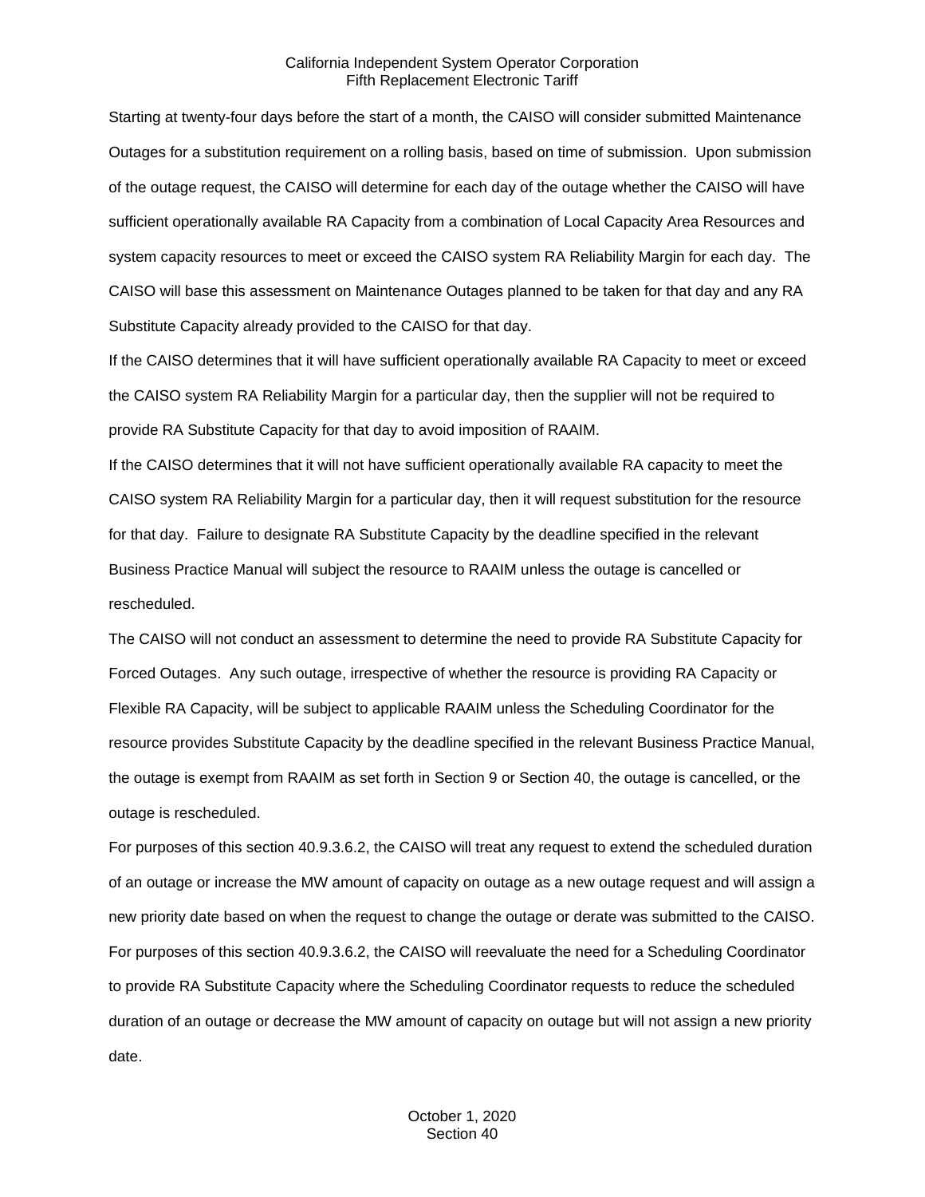Starting at twenty-four days before the start of a month, the CAISO will consider submitted Maintenance Outages for a substitution requirement on a rolling basis, based on time of submission. Upon submission of the outage request, the CAISO will determine for each day of the outage whether the CAISO will have sufficient operationally available RA Capacity from a combination of Local Capacity Area Resources and system capacity resources to meet or exceed the CAISO system RA Reliability Margin for each day. The CAISO will base this assessment on Maintenance Outages planned to be taken for that day and any RA Substitute Capacity already provided to the CAISO for that day.

If the CAISO determines that it will have sufficient operationally available RA Capacity to meet or exceed the CAISO system RA Reliability Margin for a particular day, then the supplier will not be required to provide RA Substitute Capacity for that day to avoid imposition of RAAIM.

If the CAISO determines that it will not have sufficient operationally available RA capacity to meet the CAISO system RA Reliability Margin for a particular day, then it will request substitution for the resource for that day. Failure to designate RA Substitute Capacity by the deadline specified in the relevant Business Practice Manual will subject the resource to RAAIM unless the outage is cancelled or rescheduled.

The CAISO will not conduct an assessment to determine the need to provide RA Substitute Capacity for Forced Outages. Any such outage, irrespective of whether the resource is providing RA Capacity or Flexible RA Capacity, will be subject to applicable RAAIM unless the Scheduling Coordinator for the resource provides Substitute Capacity by the deadline specified in the relevant Business Practice Manual, the outage is exempt from RAAIM as set forth in Section 9 or Section 40, the outage is cancelled, or the outage is rescheduled.

For purposes of this section 40.9.3.6.2, the CAISO will treat any request to extend the scheduled duration of an outage or increase the MW amount of capacity on outage as a new outage request and will assign a new priority date based on when the request to change the outage or derate was submitted to the CAISO.

For purposes of this section 40.9.3.6.2, the CAISO will reevaluate the need for a Scheduling Coordinator to provide RA Substitute Capacity where the Scheduling Coordinator requests to reduce the scheduled duration of an outage or decrease the MW amount of capacity on outage but will not assign a new priority date.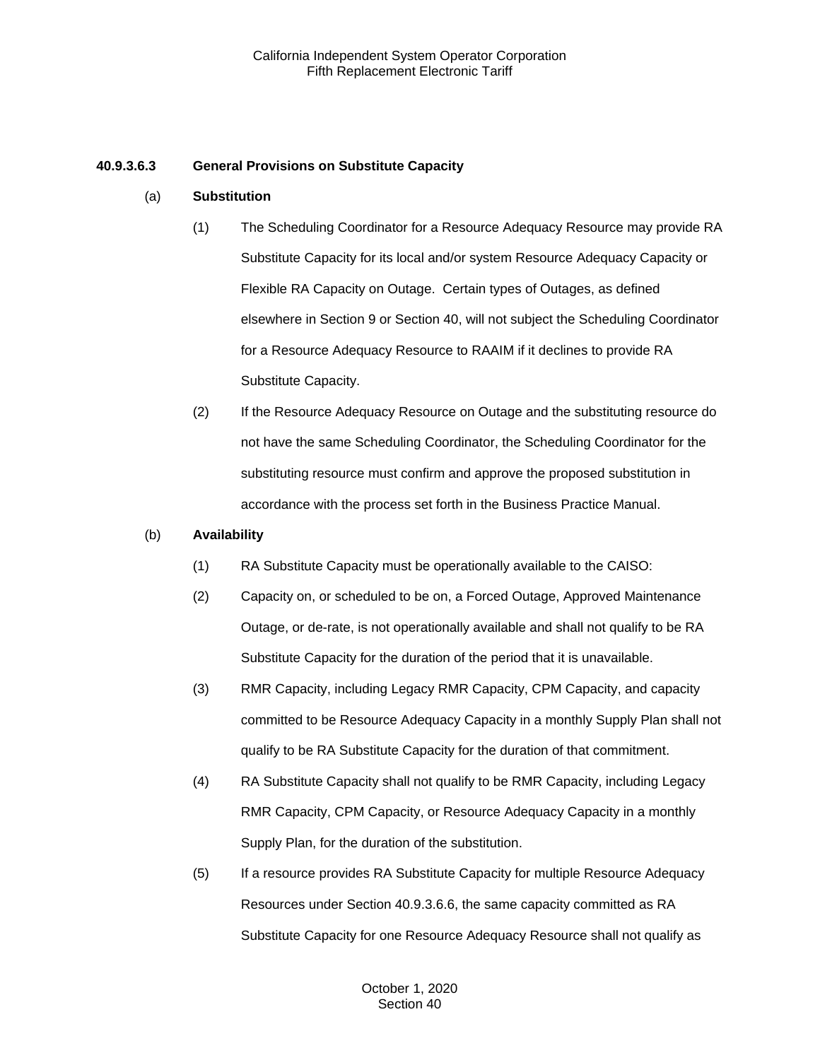### 40.9.3.6.3 General Provisions on Substitute Capacity

(a) **Substitution**

(1) The Scheduling Coordinator for a Resource Adequacy Resource may provide RA Substitute Capacity for its local and/or system Resource Adequacy Capacity or Flexible RA Capacity on Outage. Certain types of Outages, as defined elsewhere in Section 9 or Section 40, will not subject the Scheduling Coordinator for a Resource Adequacy Resource to RAAIM if it declines to provide RA Substitute Capacity.

(2) If the Resource Adequacy Resource on Outage and the substituting resource do not have the same Scheduling Coordinator, the Scheduling Coordinator for the substituting resource must confirm and approve the proposed substitution in accordance with the process set forth in the Business Practice Manual.

(b) **Availability**

(1) RA Substitute Capacity must be operationally available to the CAISO:

(2) Capacity on, or scheduled to be on, a Forced Outage, Approved Maintenance Outage, or de-rate, is not operationally available and shall not qualify to be RA Substitute Capacity for the duration of the period that it is unavailable.

(3) RMR Capacity, including Legacy RMR Capacity, CPM Capacity, and capacity committed to be Resource Adequacy Capacity in a monthly Supply Plan shall not qualify to be RA Substitute Capacity for the duration of that commitment.

(4) RA Substitute Capacity shall not qualify to be RMR Capacity, including Legacy RMR Capacity, CPM Capacity, or Resource Adequacy Capacity in a monthly Supply Plan, for the duration of the substitution.

(5) If a resource provides RA Substitute Capacity for multiple Resource Adequacy Resources under Section 40.9.3.6.6, the same capacity committed as RA Substitute Capacity for one Resource Adequacy Resource shall not qualify as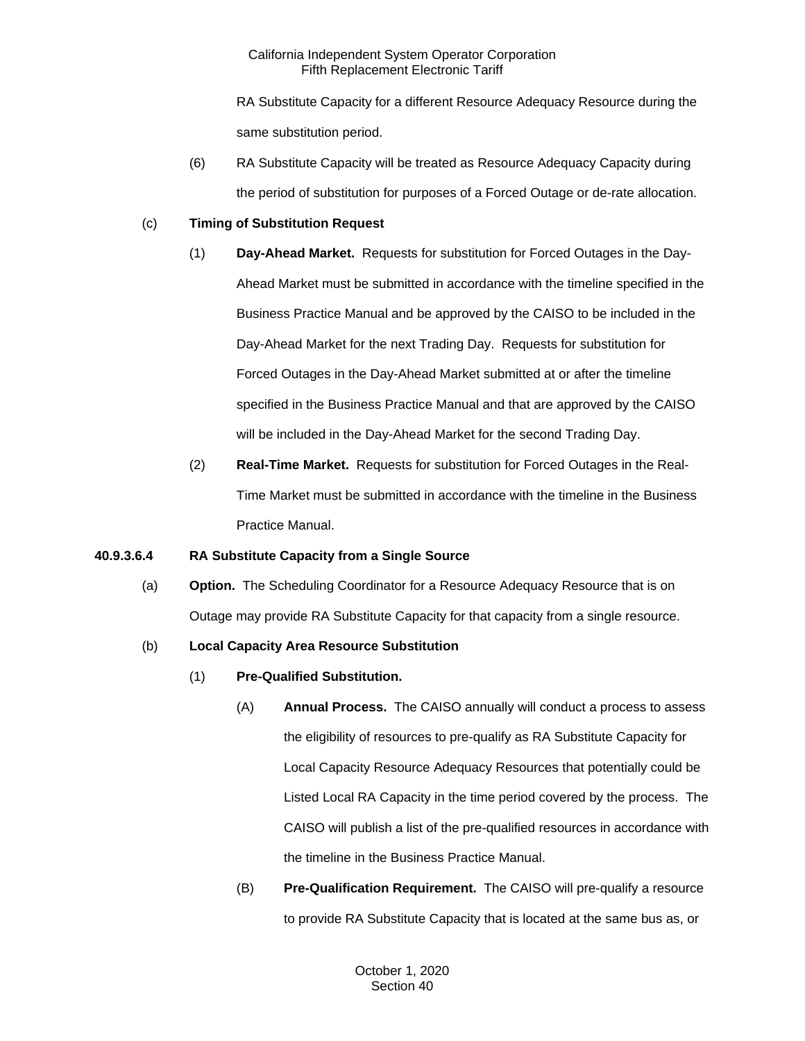RA Substitute Capacity for a different Resource Adequacy Resource during the same substitution period.

(6) RA Substitute Capacity will be treated as Resource Adequacy Capacity during the period of substitution for purposes of a Forced Outage or de-rate allocation.

(c) **Timing of Substitution Request**

(1) **Day-Ahead Market.** Requests for substitution for Forced Outages in the Day-Ahead Market must be submitted in accordance with the timeline specified in the Business Practice Manual and be approved by the CAISO to be included in the Day-Ahead Market for the next Trading Day. Requests for substitution for Forced Outages in the Day-Ahead Market submitted at or after the timeline specified in the Business Practice Manual and that are approved by the CAISO will be included in the Day-Ahead Market for the second Trading Day.

(2) **Real-Time Market.** Requests for substitution for Forced Outages in the Real-Time Market must be submitted in accordance with the timeline in the Business Practice Manual.

**40.9.3.6.4 RA Substitute Capacity from a Single Source**

(a) **Option.** The Scheduling Coordinator for a Resource Adequacy Resource that is on Outage may provide RA Substitute Capacity for that capacity from a single resource.

(b) **Local Capacity Area Resource Substitution**

(1) **Pre-Qualified Substitution.**

(A) **Annual Process.** The CAISO annually will conduct a process to assess the eligibility of resources to pre-qualify as RA Substitute Capacity for Local Capacity Resource Adequacy Resources that potentially could be Listed Local RA Capacity in the time period covered by the process. The CAISO will publish a list of the pre-qualified resources in accordance with the timeline in the Business Practice Manual.

(B) **Pre-Qualification Requirement.** The CAISO will pre-qualify a resource to provide RA Substitute Capacity that is located at the same bus as, or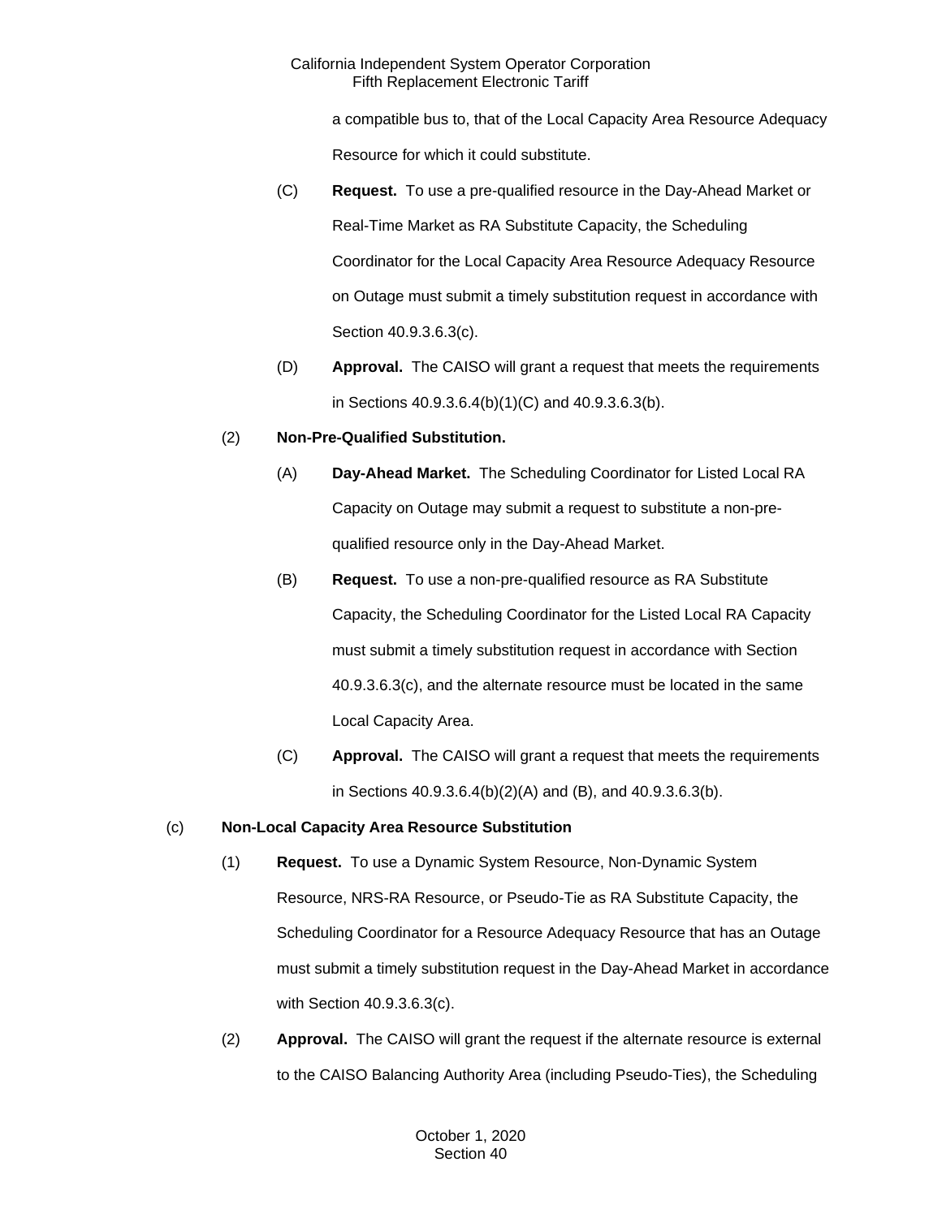a compatible bus to, that of the Local Capacity Area Resource Adequacy Resource for which it could substitute.

(C) **Request.** To use a pre-qualified resource in the Day-Ahead Market or Real-Time Market as RA Substitute Capacity, the Scheduling Coordinator for the Local Capacity Area Resource Adequacy Resource on Outage must submit a timely substitution request in accordance with Section 40.9.3.6.3(c).

(D) **Approval.** The CAISO will grant a request that meets the requirements in Sections 40.9.3.6.4(b)(1)(C) and 40.9.3.6.3(b).

(2) **Non-Pre-Qualified Substitution.**

(A) **Day-Ahead Market.** The Scheduling Coordinator for Listed Local RA Capacity on Outage may submit a request to substitute a non-pre-qualified resource only in the Day-Ahead Market.

(B) **Request.** To use a non-pre-qualified resource as RA Substitute Capacity, the Scheduling Coordinator for the Listed Local RA Capacity must submit a timely substitution request in accordance with Section 40.9.3.6.3(c), and the alternate resource must be located in the same Local Capacity Area.

(C) **Approval.** The CAISO will grant a request that meets the requirements in Sections 40.9.3.6.4(b)(2)(A) and (B), and 40.9.3.6.3(b).

(c) **Non-Local Capacity Area Resource Substitution**

(1) **Request.** To use a Dynamic System Resource, Non-Dynamic System Resource, NRS-RA Resource, or Pseudo-Tie as RA Substitute Capacity, the Scheduling Coordinator for a Resource Adequacy Resource that has an Outage must submit a timely substitution request in the Day-Ahead Market in accordance with Section 40.9.3.6.3(c).

(2) **Approval.** The CAISO will grant the request if the alternate resource is external to the CAISO Balancing Authority Area (including Pseudo-Ties), the Scheduling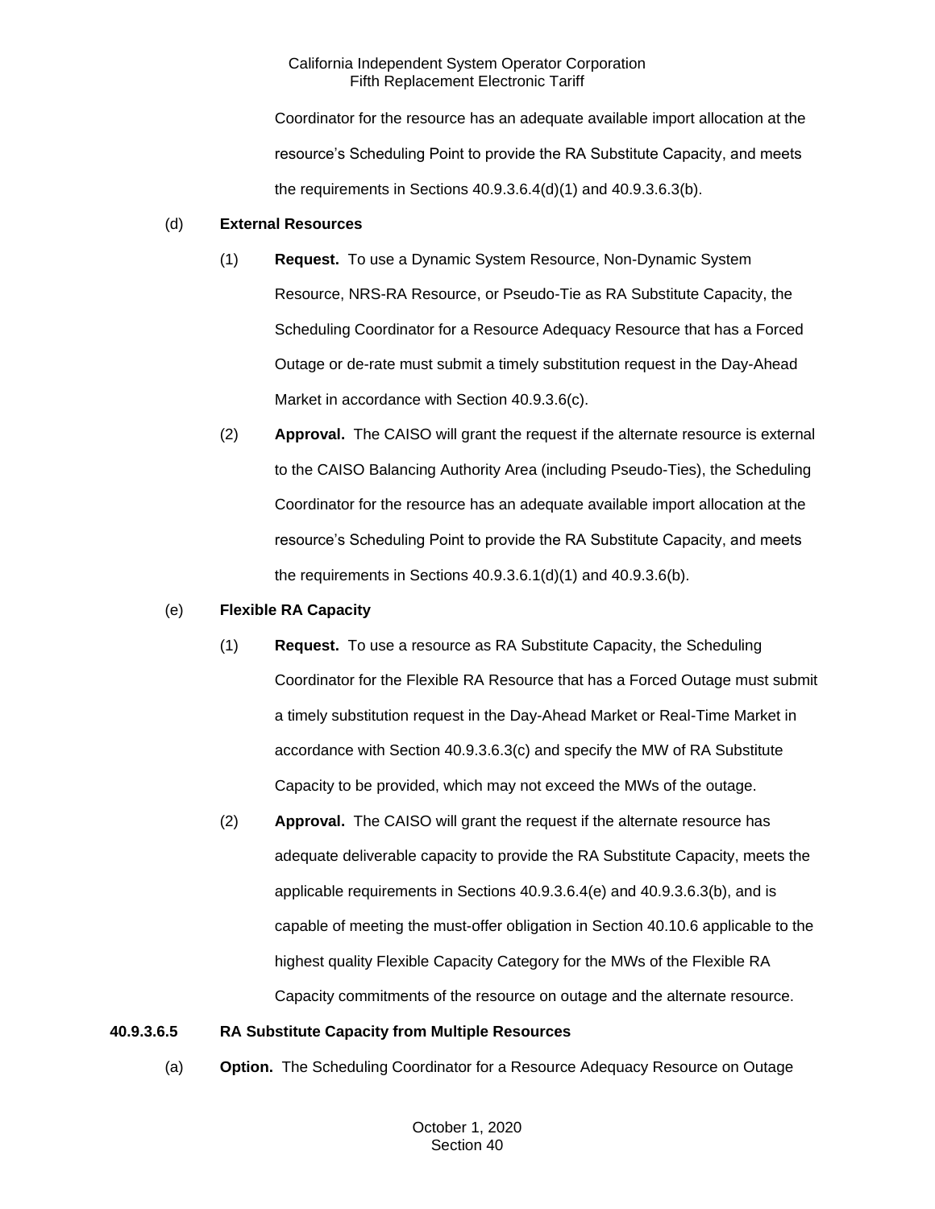Coordinator for the resource has an adequate available import allocation at the resource's Scheduling Point to provide the RA Substitute Capacity, and meets the requirements in Sections 40.9.3.6.4(d)(1) and 40.9.3.6.3(b).

(d) **External Resources**

(1) **Request.** To use a Dynamic System Resource, Non-Dynamic System Resource, NRS-RA Resource, or Pseudo-Tie as RA Substitute Capacity, the Scheduling Coordinator for a Resource Adequacy Resource that has a Forced Outage or de-rate must submit a timely substitution request in the Day-Ahead Market in accordance with Section 40.9.3.6(c).

(2) **Approval.** The CAISO will grant the request if the alternate resource is external to the CAISO Balancing Authority Area (including Pseudo-Ties), the Scheduling Coordinator for the resource has an adequate available import allocation at the resource's Scheduling Point to provide the RA Substitute Capacity, and meets the requirements in Sections 40.9.3.6.1(d)(1) and 40.9.3.6(b).

(e) **Flexible RA Capacity**

(1) **Request.** To use a resource as RA Substitute Capacity, the Scheduling Coordinator for the Flexible RA Resource that has a Forced Outage must submit a timely substitution request in the Day-Ahead Market or Real-Time Market in accordance with Section 40.9.3.6.3(c) and specify the MW of RA Substitute Capacity to be provided, which may not exceed the MWs of the outage.

(2) **Approval.** The CAISO will grant the request if the alternate resource has adequate deliverable capacity to provide the RA Substitute Capacity, meets the applicable requirements in Sections 40.9.3.6.4(e) and 40.9.3.6.3(b), and is capable of meeting the must-offer obligation in Section 40.10.6 applicable to the highest quality Flexible Capacity Category for the MWs of the Flexible RA Capacity commitments of the resource on outage and the alternate resource.

**40.9.3.6.5 RA Substitute Capacity from Multiple Resources**

(a) **Option.** The Scheduling Coordinator for a Resource Adequacy Resource on Outage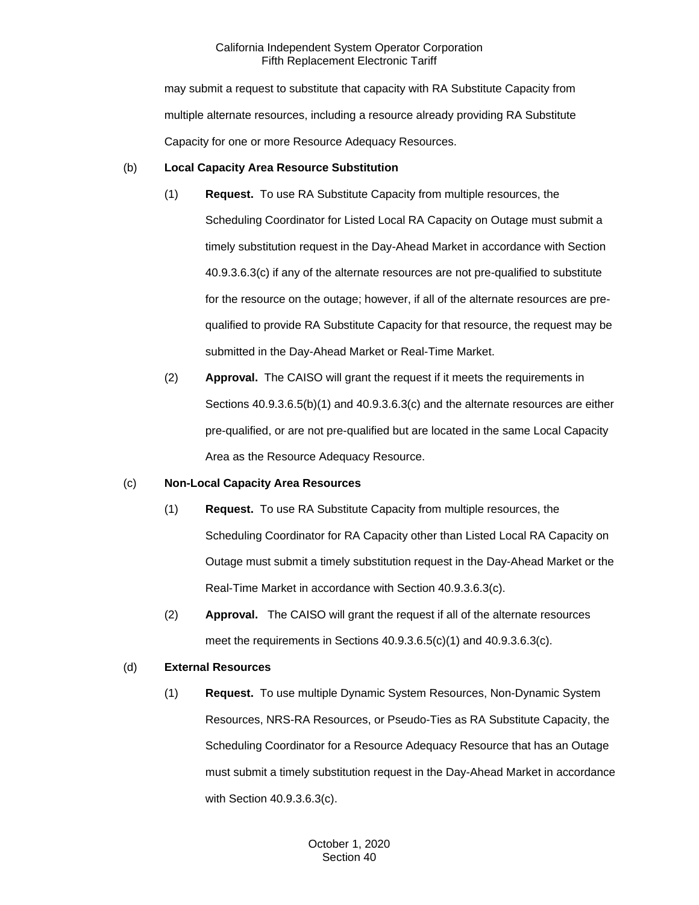may submit a request to substitute that capacity with RA Substitute Capacity from multiple alternate resources, including a resource already providing RA Substitute Capacity for one or more Resource Adequacy Resources.

(b) **Local Capacity Area Resource Substitution**

(1) **Request.** To use RA Substitute Capacity from multiple resources, the Scheduling Coordinator for Listed Local RA Capacity on Outage must submit a timely substitution request in the Day-Ahead Market in accordance with Section 40.9.3.6.3(c) if any of the alternate resources are not pre-qualified to substitute for the resource on the outage; however, if all of the alternate resources are pre-qualified to provide RA Substitute Capacity for that resource, the request may be submitted in the Day-Ahead Market or Real-Time Market.

(2) **Approval.** The CAISO will grant the request if it meets the requirements in Sections 40.9.3.6.5(b)(1) and 40.9.3.6.3(c) and the alternate resources are either pre-qualified, or are not pre-qualified but are located in the same Local Capacity Area as the Resource Adequacy Resource.

(c) **Non-Local Capacity Area Resources**

(1) **Request.** To use RA Substitute Capacity from multiple resources, the Scheduling Coordinator for RA Capacity other than Listed Local RA Capacity on Outage must submit a timely substitution request in the Day-Ahead Market or the Real-Time Market in accordance with Section 40.9.3.6.3(c).

(2) **Approval.** The CAISO will grant the request if all of the alternate resources meet the requirements in Sections 40.9.3.6.5(c)(1) and 40.9.3.6.3(c).

(d) **External Resources**

(1) **Request.** To use multiple Dynamic System Resources, Non-Dynamic System Resources, NRS-RA Resources, or Pseudo-Ties as RA Substitute Capacity, the Scheduling Coordinator for a Resource Adequacy Resource that has an Outage must submit a timely substitution request in the Day-Ahead Market in accordance with Section 40.9.3.6.3(c).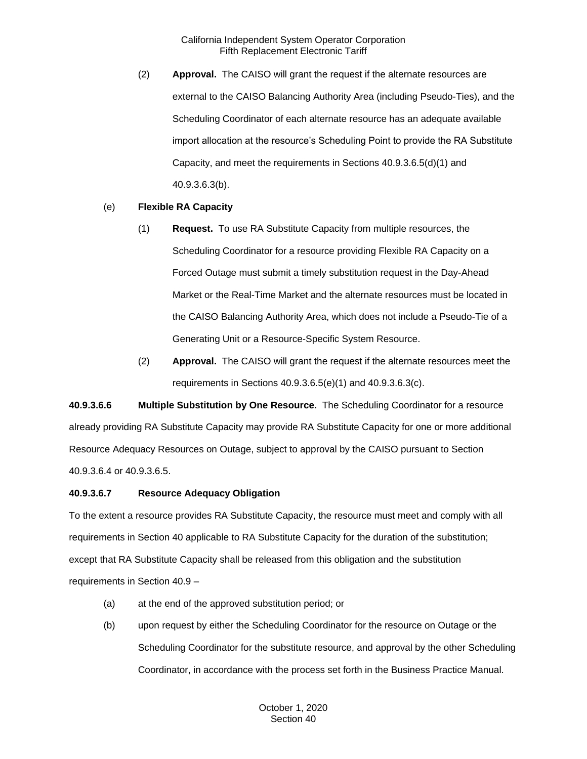(2) **Approval.** The CAISO will grant the request if the alternate resources are external to the CAISO Balancing Authority Area (including Pseudo-Ties), and the Scheduling Coordinator of each alternate resource has an adequate available import allocation at the resource's Scheduling Point to provide the RA Substitute Capacity, and meet the requirements in Sections 40.9.3.6.5(d)(1) and 40.9.3.6.3(b).

(e) **Flexible RA Capacity**

(1) **Request.** To use RA Substitute Capacity from multiple resources, the Scheduling Coordinator for a resource providing Flexible RA Capacity on a Forced Outage must submit a timely substitution request in the Day-Ahead Market or the Real-Time Market and the alternate resources must be located in the CAISO Balancing Authority Area, which does not include a Pseudo-Tie of a Generating Unit or a Resource-Specific System Resource.

(2) **Approval.** The CAISO will grant the request if the alternate resources meet the requirements in Sections 40.9.3.6.5(e)(1) and 40.9.3.6.3(c).

**40.9.3.6.6 Multiple Substitution by One Resource.** The Scheduling Coordinator for a resource already providing RA Substitute Capacity may provide RA Substitute Capacity for one or more additional Resource Adequacy Resources on Outage, subject to approval by the CAISO pursuant to Section 40.9.3.6.4 or 40.9.3.6.5.

**40.9.3.6.7 Resource Adequacy Obligation**

To the extent a resource provides RA Substitute Capacity, the resource must meet and comply with all requirements in Section 40 applicable to RA Substitute Capacity for the duration of the substitution; except that RA Substitute Capacity shall be released from this obligation and the substitution requirements in Section 40.9 –

(a) at the end of the approved substitution period; or

(b) upon request by either the Scheduling Coordinator for the resource on Outage or the Scheduling Coordinator for the substitute resource, and approval by the other Scheduling Coordinator, in accordance with the process set forth in the Business Practice Manual.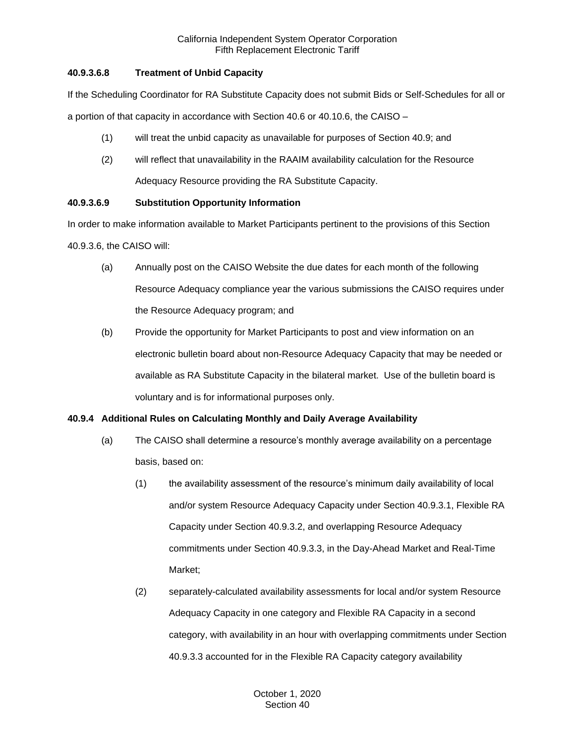#### 40.9.3.6.8 Treatment of Unbid Capacity

If the Scheduling Coordinator for RA Substitute Capacity does not submit Bids or Self-Schedules for all or a portion of that capacity in accordance with Section 40.6 or 40.10.6, the CAISO –

(1) will treat the unbid capacity as unavailable for purposes of Section 40.9; and

(2) will reflect that unavailability in the RAAIM availability calculation for the Resource Adequacy Resource providing the RA Substitute Capacity.

#### 40.9.3.6.9 Substitution Opportunity Information

In order to make information available to Market Participants pertinent to the provisions of this Section 40.9.3.6, the CAISO will:

(a) Annually post on the CAISO Website the due dates for each month of the following Resource Adequacy compliance year the various submissions the CAISO requires under the Resource Adequacy program; and

(b) Provide the opportunity for Market Participants to post and view information on an electronic bulletin board about non-Resource Adequacy Capacity that may be needed or available as RA Substitute Capacity in the bilateral market. Use of the bulletin board is voluntary and is for informational purposes only.

### 40.9.4 Additional Rules on Calculating Monthly and Daily Average Availability

(a) The CAISO shall determine a resource's monthly average availability on a percentage basis, based on:

(1) the availability assessment of the resource's minimum daily availability of local and/or system Resource Adequacy Capacity under Section 40.9.3.1, Flexible RA Capacity under Section 40.9.3.2, and overlapping Resource Adequacy commitments under Section 40.9.3.3, in the Day-Ahead Market and Real-Time Market;

(2) separately-calculated availability assessments for local and/or system Resource Adequacy Capacity in one category and Flexible RA Capacity in a second category, with availability in an hour with overlapping commitments under Section 40.9.3.3 accounted for in the Flexible RA Capacity category availability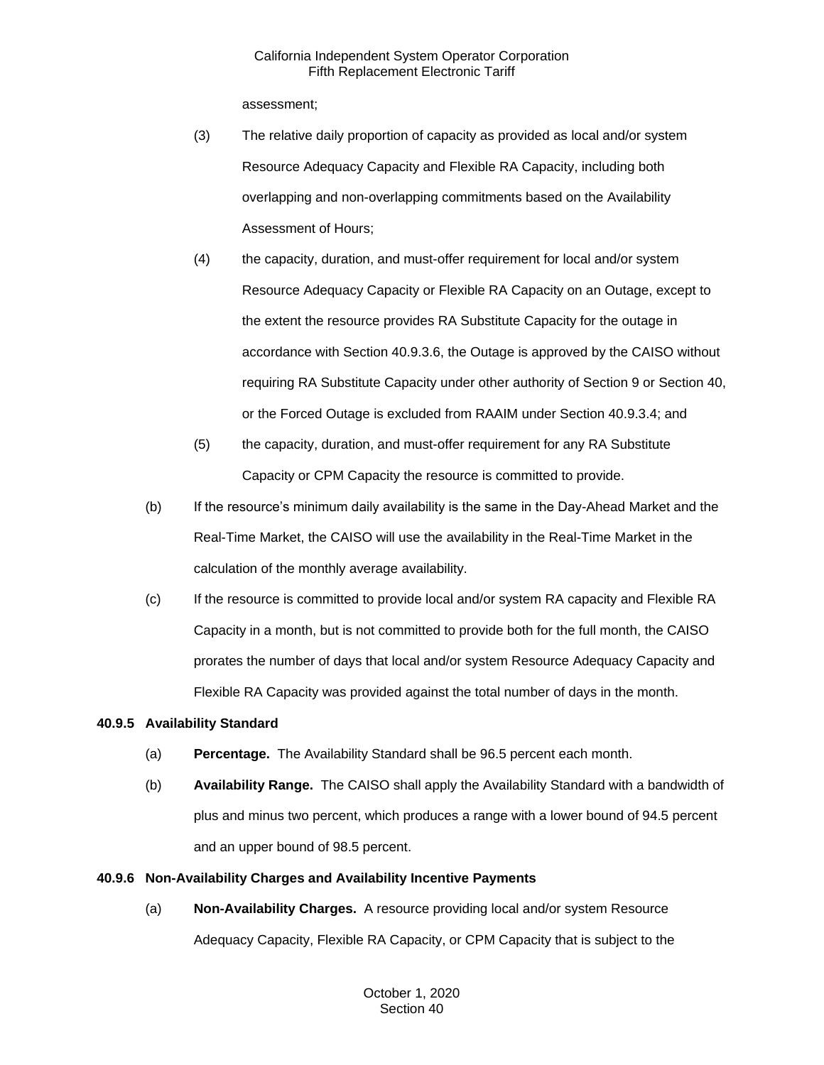assessment;

(3) The relative daily proportion of capacity as provided as local and/or system Resource Adequacy Capacity and Flexible RA Capacity, including both overlapping and non-overlapping commitments based on the Availability Assessment of Hours;

(4) the capacity, duration, and must-offer requirement for local and/or system Resource Adequacy Capacity or Flexible RA Capacity on an Outage, except to the extent the resource provides RA Substitute Capacity for the outage in accordance with Section 40.9.3.6, the Outage is approved by the CAISO without requiring RA Substitute Capacity under other authority of Section 9 or Section 40, or the Forced Outage is excluded from RAAIM under Section 40.9.3.4; and

(5) the capacity, duration, and must-offer requirement for any RA Substitute Capacity or CPM Capacity the resource is committed to provide.

(b) If the resource's minimum daily availability is the same in the Day-Ahead Market and the Real-Time Market, the CAISO will use the availability in the Real-Time Market in the calculation of the monthly average availability.

(c) If the resource is committed to provide local and/or system RA capacity and Flexible RA Capacity in a month, but is not committed to provide both for the full month, the CAISO prorates the number of days that local and/or system Resource Adequacy Capacity and Flexible RA Capacity was provided against the total number of days in the month.

### 40.9.5 Availability Standard

(a) **Percentage.** The Availability Standard shall be 96.5 percent each month.

(b) **Availability Range.** The CAISO shall apply the Availability Standard with a bandwidth of plus and minus two percent, which produces a range with a lower bound of 94.5 percent and an upper bound of 98.5 percent.

### 40.9.6 Non-Availability Charges and Availability Incentive Payments

(a) **Non-Availability Charges.** A resource providing local and/or system Resource Adequacy Capacity, Flexible RA Capacity, or CPM Capacity that is subject to the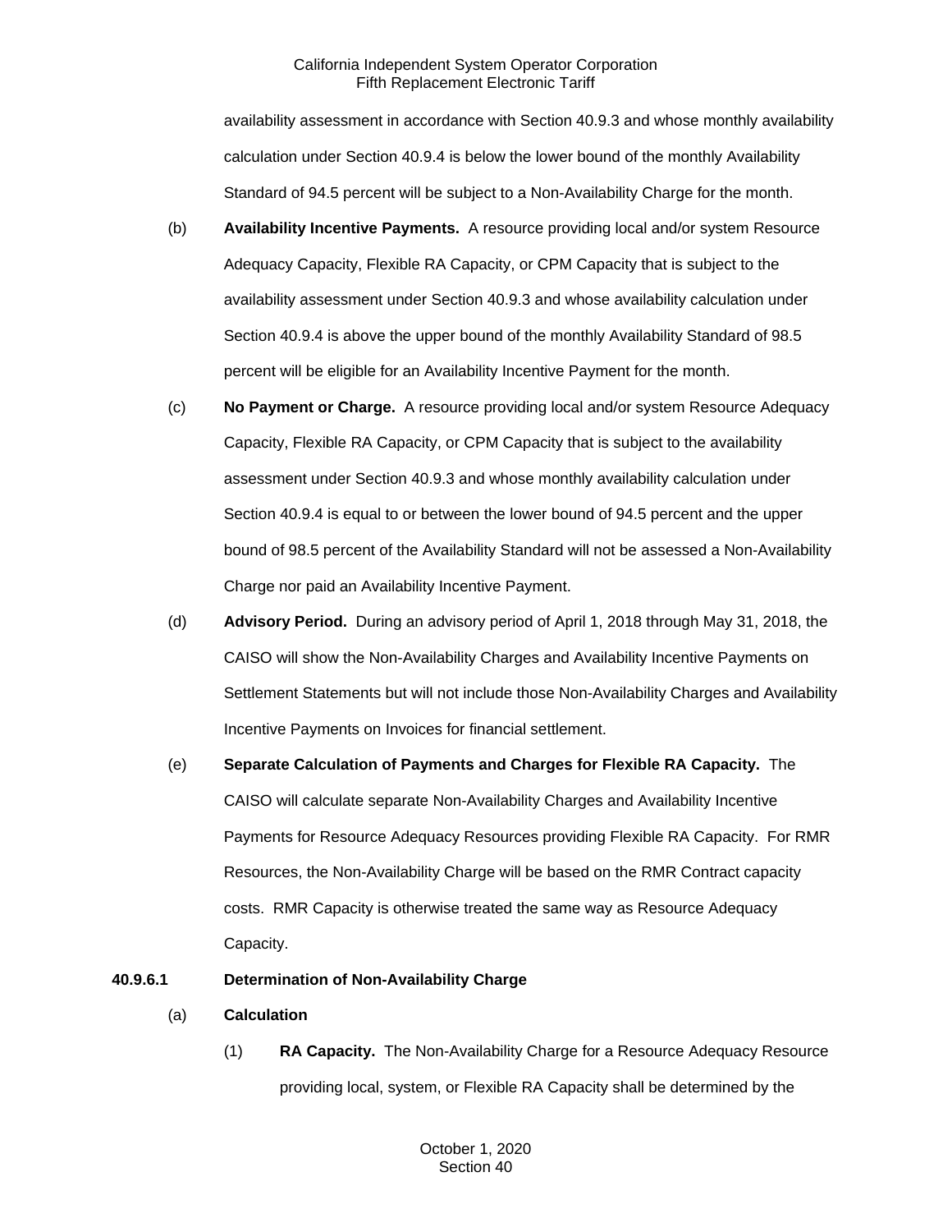availability assessment in accordance with Section 40.9.3 and whose monthly availability calculation under Section 40.9.4 is below the lower bound of the monthly Availability Standard of 94.5 percent will be subject to a Non-Availability Charge for the month.

(b) **Availability Incentive Payments.** A resource providing local and/or system Resource Adequacy Capacity, Flexible RA Capacity, or CPM Capacity that is subject to the availability assessment under Section 40.9.3 and whose availability calculation under Section 40.9.4 is above the upper bound of the monthly Availability Standard of 98.5 percent will be eligible for an Availability Incentive Payment for the month.

(c) **No Payment or Charge.** A resource providing local and/or system Resource Adequacy Capacity, Flexible RA Capacity, or CPM Capacity that is subject to the availability assessment under Section 40.9.3 and whose monthly availability calculation under Section 40.9.4 is equal to or between the lower bound of 94.5 percent and the upper bound of 98.5 percent of the Availability Standard will not be assessed a Non-Availability Charge nor paid an Availability Incentive Payment.

(d) **Advisory Period.** During an advisory period of April 1, 2018 through May 31, 2018, the CAISO will show the Non-Availability Charges and Availability Incentive Payments on Settlement Statements but will not include those Non-Availability Charges and Availability Incentive Payments on Invoices for financial settlement.

(e) **Separate Calculation of Payments and Charges for Flexible RA Capacity.** The CAISO will calculate separate Non-Availability Charges and Availability Incentive Payments for Resource Adequacy Resources providing Flexible RA Capacity. For RMR Resources, the Non-Availability Charge will be based on the RMR Contract capacity costs. RMR Capacity is otherwise treated the same way as Resource Adequacy Capacity.

**40.9.6.1 Determination of Non-Availability Charge**

(a) **Calculation**

(1) **RA Capacity.** The Non-Availability Charge for a Resource Adequacy Resource providing local, system, or Flexible RA Capacity shall be determined by the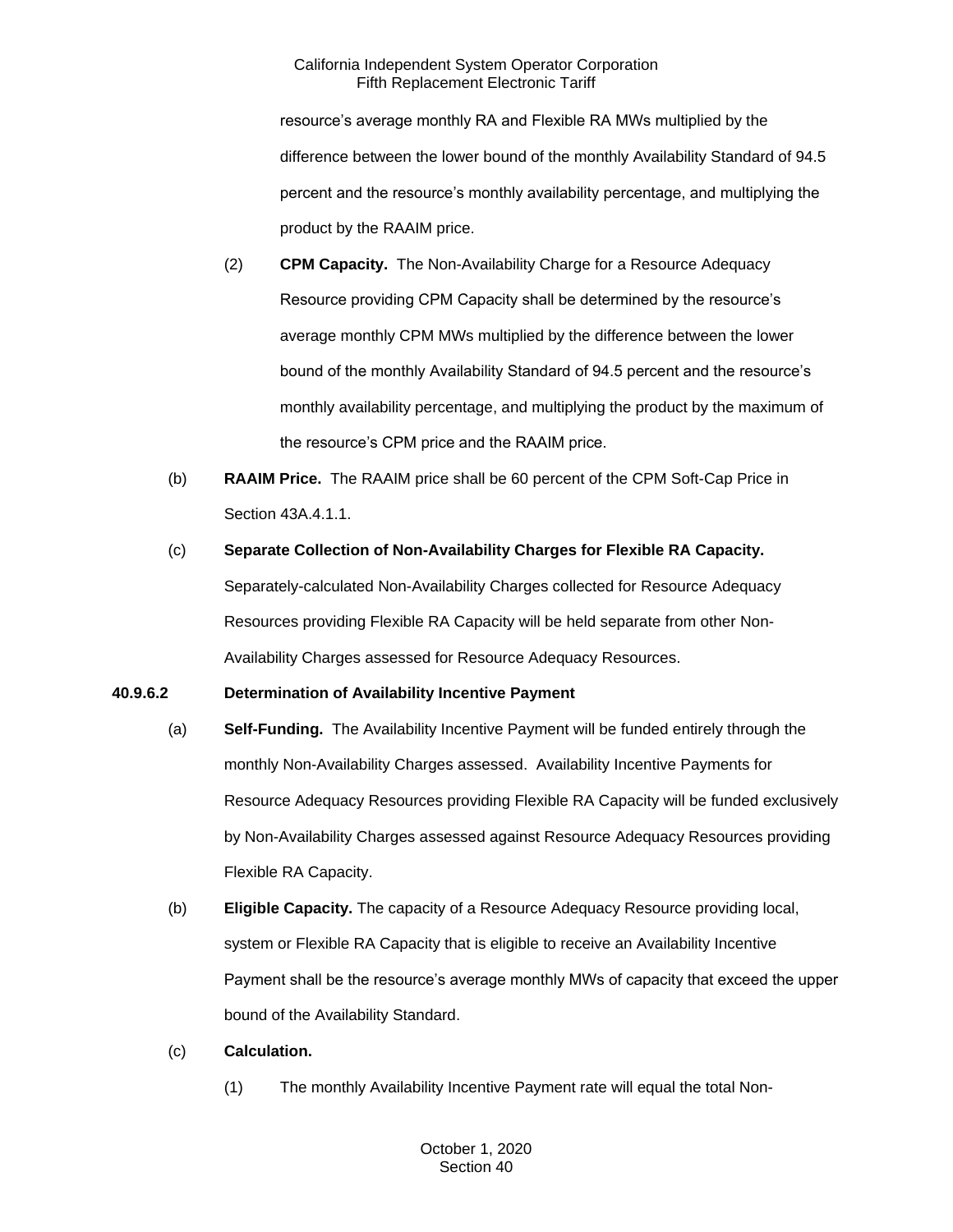resource's average monthly RA and Flexible RA MWs multiplied by the difference between the lower bound of the monthly Availability Standard of 94.5 percent and the resource's monthly availability percentage, and multiplying the product by the RAAIM price.

(2) **CPM Capacity.** The Non-Availability Charge for a Resource Adequacy Resource providing CPM Capacity shall be determined by the resource's average monthly CPM MWs multiplied by the difference between the lower bound of the monthly Availability Standard of 94.5 percent and the resource's monthly availability percentage, and multiplying the product by the maximum of the resource's CPM price and the RAAIM price.

(b) **RAAIM Price.** The RAAIM price shall be 60 percent of the CPM Soft-Cap Price in Section 43A.4.1.1.

(c) **Separate Collection of Non-Availability Charges for Flexible RA Capacity.** Separately-calculated Non-Availability Charges collected for Resource Adequacy Resources providing Flexible RA Capacity will be held separate from other Non-Availability Charges assessed for Resource Adequacy Resources.

**40.9.6.2 Determination of Availability Incentive Payment**

(a) **Self-Funding.** The Availability Incentive Payment will be funded entirely through the monthly Non-Availability Charges assessed. Availability Incentive Payments for Resource Adequacy Resources providing Flexible RA Capacity will be funded exclusively by Non-Availability Charges assessed against Resource Adequacy Resources providing Flexible RA Capacity.

(b) **Eligible Capacity.** The capacity of a Resource Adequacy Resource providing local, system or Flexible RA Capacity that is eligible to receive an Availability Incentive Payment shall be the resource's average monthly MWs of capacity that exceed the upper bound of the Availability Standard.

(c) **Calculation.**

(1) The monthly Availability Incentive Payment rate will equal the total Non-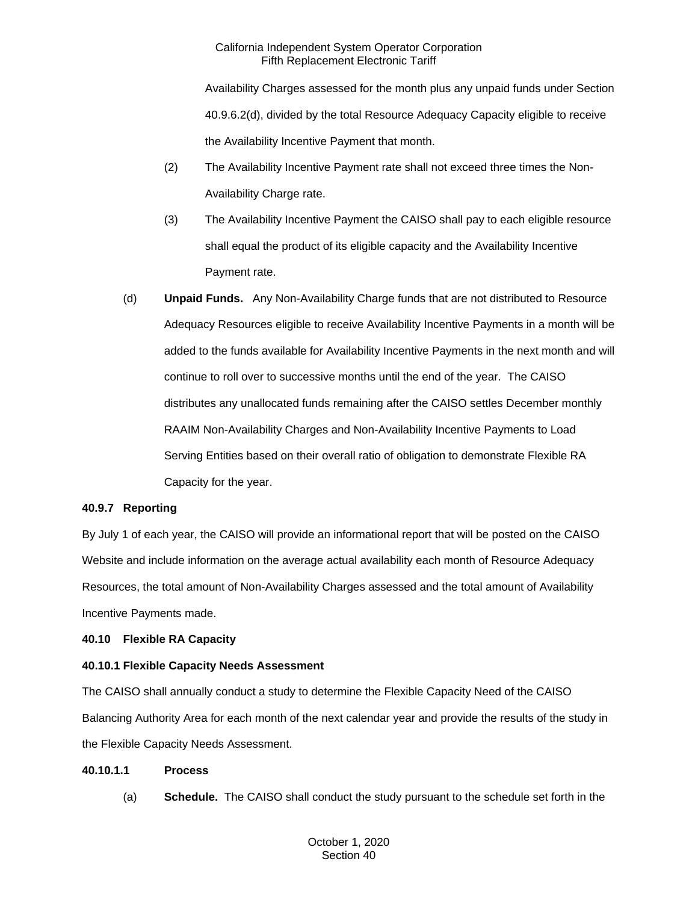Availability Charges assessed for the month plus any unpaid funds under Section 40.9.6.2(d), divided by the total Resource Adequacy Capacity eligible to receive the Availability Incentive Payment that month.

(2) The Availability Incentive Payment rate shall not exceed three times the Non-Availability Charge rate.

(3) The Availability Incentive Payment the CAISO shall pay to each eligible resource shall equal the product of its eligible capacity and the Availability Incentive Payment rate.

(d) **Unpaid Funds.** Any Non-Availability Charge funds that are not distributed to Resource Adequacy Resources eligible to receive Availability Incentive Payments in a month will be added to the funds available for Availability Incentive Payments in the next month and will continue to roll over to successive months until the end of the year. The CAISO distributes any unallocated funds remaining after the CAISO settles December monthly RAAIM Non-Availability Charges and Non-Availability Incentive Payments to Load Serving Entities based on their overall ratio of obligation to demonstrate Flexible RA Capacity for the year.

**40.9.7 Reporting**

By July 1 of each year, the CAISO will provide an informational report that will be posted on the CAISO Website and include information on the average actual availability each month of Resource Adequacy Resources, the total amount of Non-Availability Charges assessed and the total amount of Availability Incentive Payments made.

**40.10 Flexible RA Capacity**

**40.10.1 Flexible Capacity Needs Assessment**

The CAISO shall annually conduct a study to determine the Flexible Capacity Need of the CAISO Balancing Authority Area for each month of the next calendar year and provide the results of the study in the Flexible Capacity Needs Assessment.

**40.10.1.1 Process**

(a) **Schedule.** The CAISO shall conduct the study pursuant to the schedule set forth in the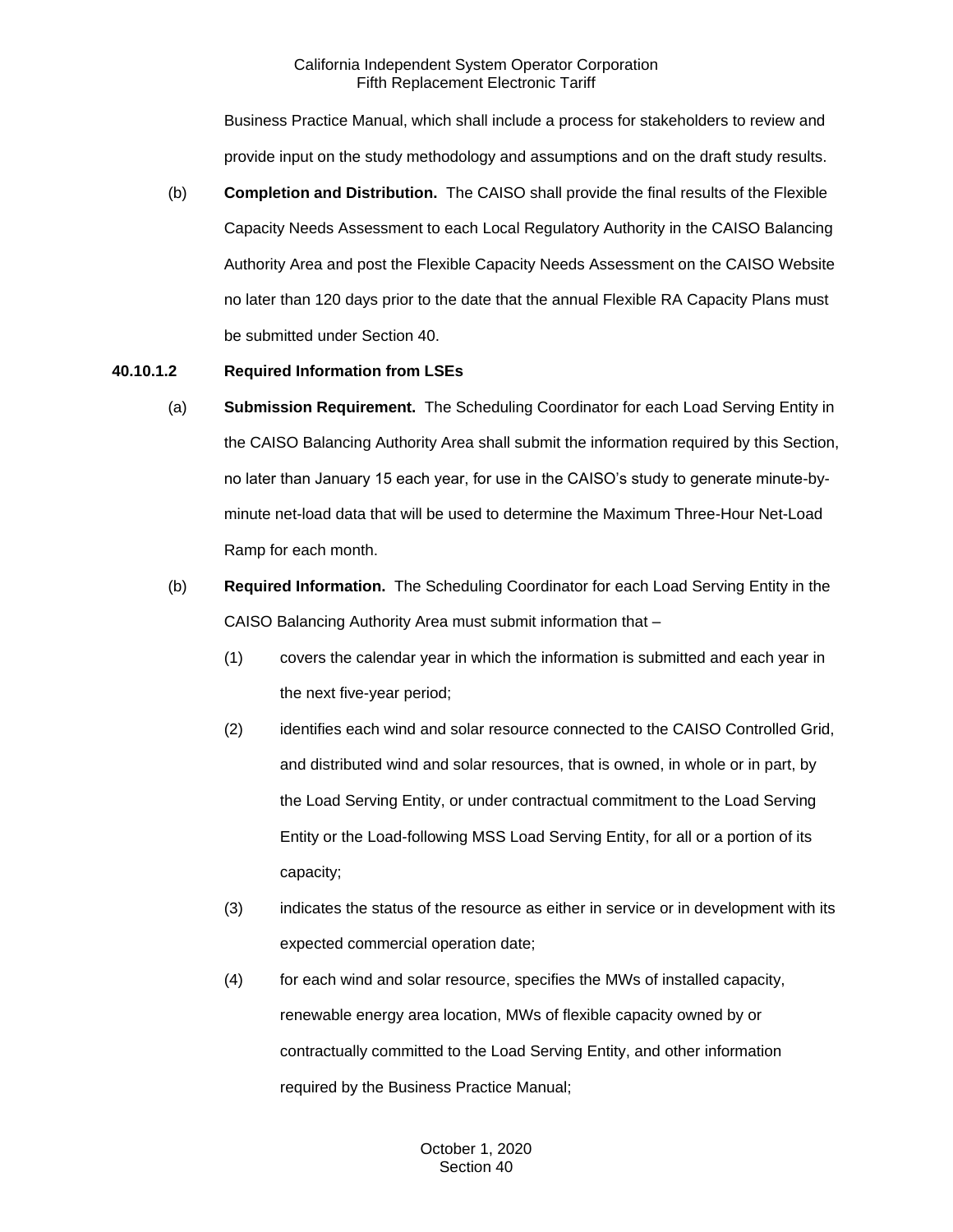Business Practice Manual, which shall include a process for stakeholders to review and provide input on the study methodology and assumptions and on the draft study results.

(b) **Completion and Distribution.** The CAISO shall provide the final results of the Flexible Capacity Needs Assessment to each Local Regulatory Authority in the CAISO Balancing Authority Area and post the Flexible Capacity Needs Assessment on the CAISO Website no later than 120 days prior to the date that the annual Flexible RA Capacity Plans must be submitted under Section 40.

**40.10.1.2 Required Information from LSEs**

(a) **Submission Requirement.** The Scheduling Coordinator for each Load Serving Entity in the CAISO Balancing Authority Area shall submit the information required by this Section, no later than January 15 each year, for use in the CAISO's study to generate minute-by-minute net-load data that will be used to determine the Maximum Three-Hour Net-Load Ramp for each month.

(b) **Required Information.** The Scheduling Coordinator for each Load Serving Entity in the CAISO Balancing Authority Area must submit information that –

(1) covers the calendar year in which the information is submitted and each year in the next five-year period;

(2) identifies each wind and solar resource connected to the CAISO Controlled Grid, and distributed wind and solar resources, that is owned, in whole or in part, by the Load Serving Entity, or under contractual commitment to the Load Serving Entity or the Load-following MSS Load Serving Entity, for all or a portion of its capacity;

(3) indicates the status of the resource as either in service or in development with its expected commercial operation date;

(4) for each wind and solar resource, specifies the MWs of installed capacity, renewable energy area location, MWs of flexible capacity owned by or contractually committed to the Load Serving Entity, and other information required by the Business Practice Manual;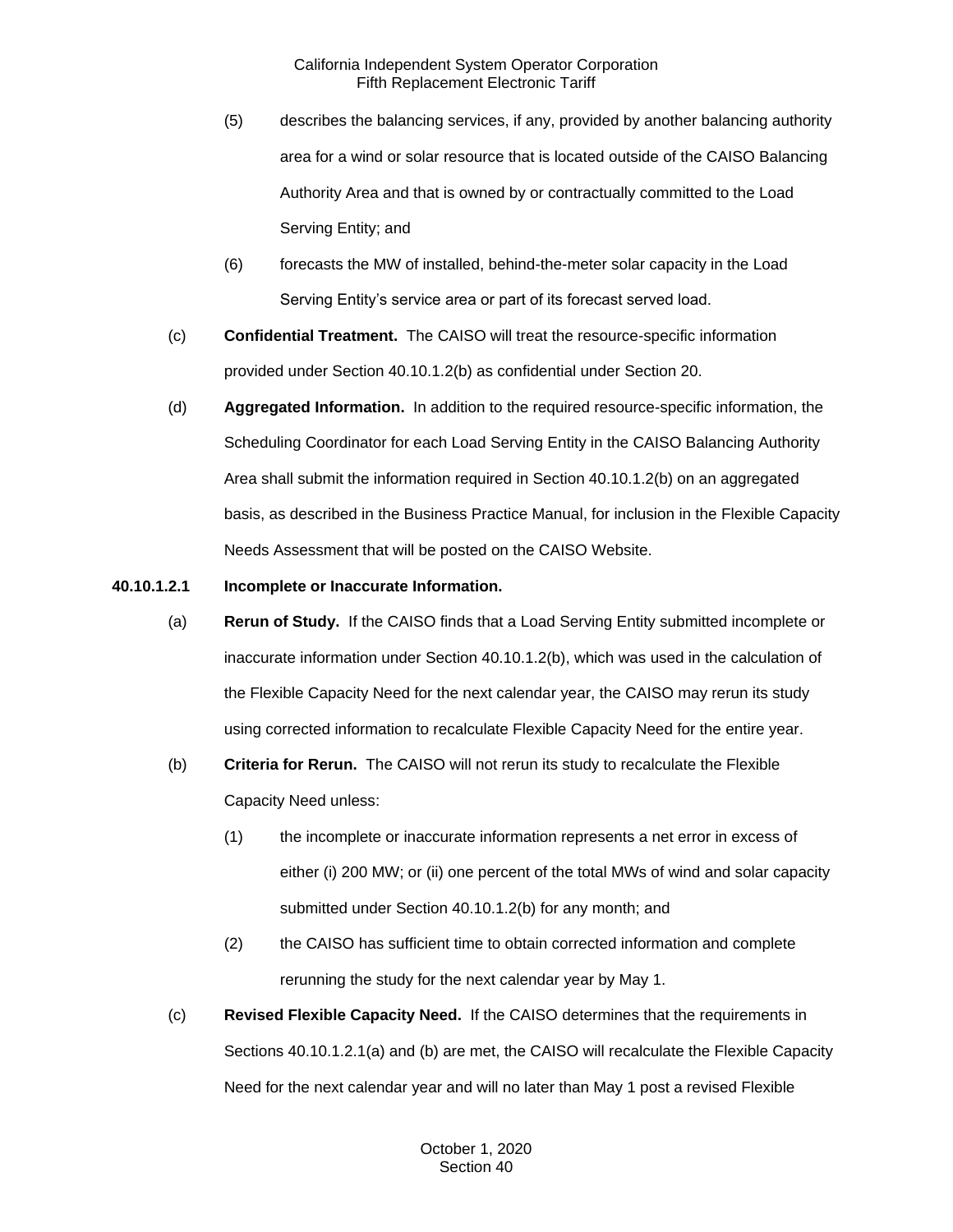(5) describes the balancing services, if any, provided by another balancing authority area for a wind or solar resource that is located outside of the CAISO Balancing Authority Area and that is owned by or contractually committed to the Load Serving Entity; and

(6) forecasts the MW of installed, behind-the-meter solar capacity in the Load Serving Entity's service area or part of its forecast served load.

(c) **Confidential Treatment.** The CAISO will treat the resource-specific information provided under Section 40.10.1.2(b) as confidential under Section 20.

(d) **Aggregated Information.** In addition to the required resource-specific information, the Scheduling Coordinator for each Load Serving Entity in the CAISO Balancing Authority Area shall submit the information required in Section 40.10.1.2(b) on an aggregated basis, as described in the Business Practice Manual, for inclusion in the Flexible Capacity Needs Assessment that will be posted on the CAISO Website.

**40.10.1.2.1 Incomplete or Inaccurate Information.**

(a) **Rerun of Study.** If the CAISO finds that a Load Serving Entity submitted incomplete or inaccurate information under Section 40.10.1.2(b), which was used in the calculation of the Flexible Capacity Need for the next calendar year, the CAISO may rerun its study using corrected information to recalculate Flexible Capacity Need for the entire year.

(b) **Criteria for Rerun.** The CAISO will not rerun its study to recalculate the Flexible Capacity Need unless:

(1) the incomplete or inaccurate information represents a net error in excess of either (i) 200 MW; or (ii) one percent of the total MWs of wind and solar capacity submitted under Section 40.10.1.2(b) for any month; and

(2) the CAISO has sufficient time to obtain corrected information and complete rerunning the study for the next calendar year by May 1.

(c) **Revised Flexible Capacity Need.** If the CAISO determines that the requirements in Sections 40.10.1.2.1(a) and (b) are met, the CAISO will recalculate the Flexible Capacity Need for the next calendar year and will no later than May 1 post a revised Flexible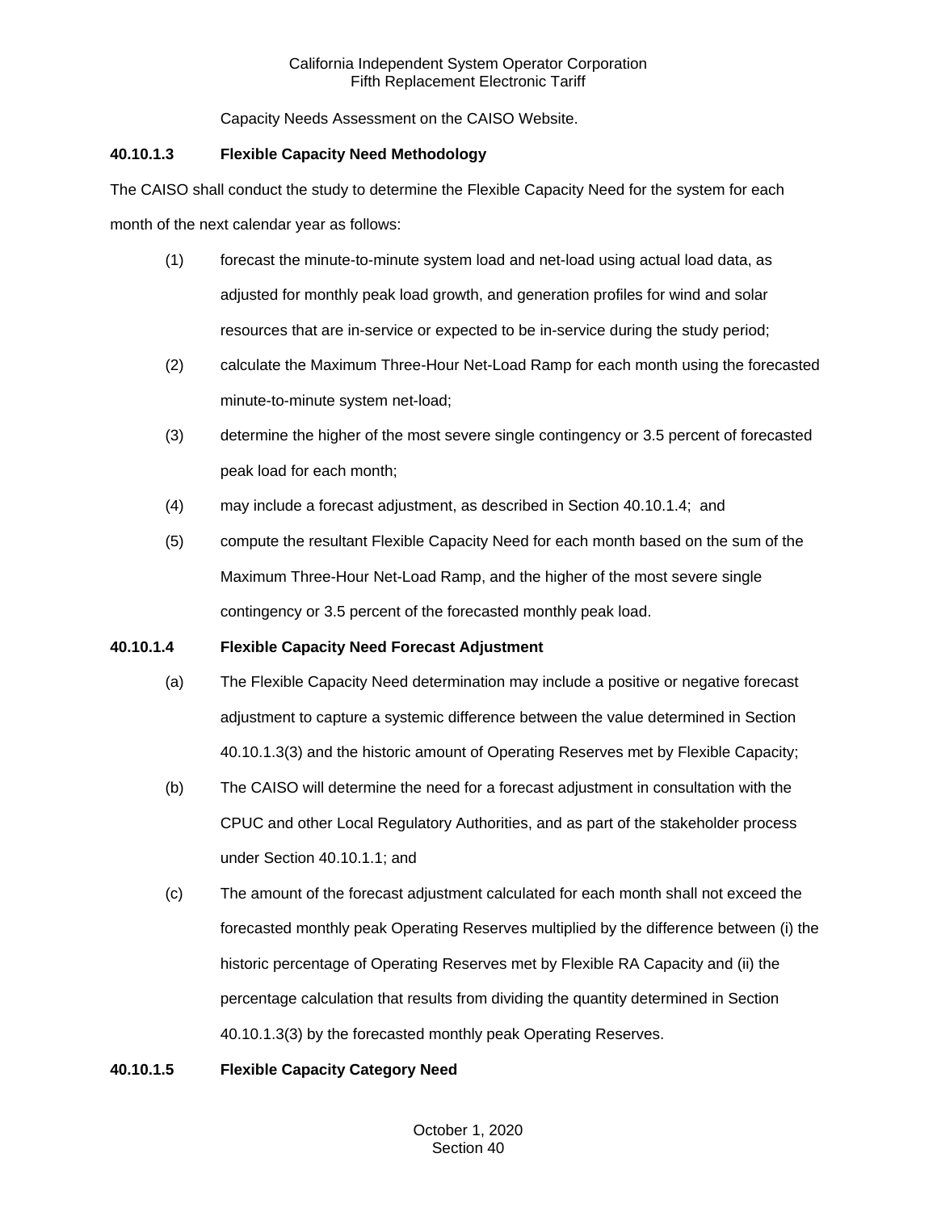Capacity Needs Assessment on the CAISO Website.

**40.10.1.3 Flexible Capacity Need Methodology**

The CAISO shall conduct the study to determine the Flexible Capacity Need for the system for each month of the next calendar year as follows:

(1) forecast the minute-to-minute system load and net-load using actual load data, as adjusted for monthly peak load growth, and generation profiles for wind and solar resources that are in-service or expected to be in-service during the study period;

(2) calculate the Maximum Three-Hour Net-Load Ramp for each month using the forecasted minute-to-minute system net-load;

(3) determine the higher of the most severe single contingency or 3.5 percent of forecasted peak load for each month;

(4) may include a forecast adjustment, as described in Section 40.10.1.4; and

(5) compute the resultant Flexible Capacity Need for each month based on the sum of the Maximum Three-Hour Net-Load Ramp, and the higher of the most severe single contingency or 3.5 percent of the forecasted monthly peak load.

**40.10.1.4 Flexible Capacity Need Forecast Adjustment**

(a) The Flexible Capacity Need determination may include a positive or negative forecast adjustment to capture a systemic difference between the value determined in Section 40.10.1.3(3) and the historic amount of Operating Reserves met by Flexible Capacity;

(b) The CAISO will determine the need for a forecast adjustment in consultation with the CPUC and other Local Regulatory Authorities, and as part of the stakeholder process under Section 40.10.1.1; and

(c) The amount of the forecast adjustment calculated for each month shall not exceed the forecasted monthly peak Operating Reserves multiplied by the difference between (i) the historic percentage of Operating Reserves met by Flexible RA Capacity and (ii) the percentage calculation that results from dividing the quantity determined in Section 40.10.1.3(3) by the forecasted monthly peak Operating Reserves.

**40.10.1.5 Flexible Capacity Category Need**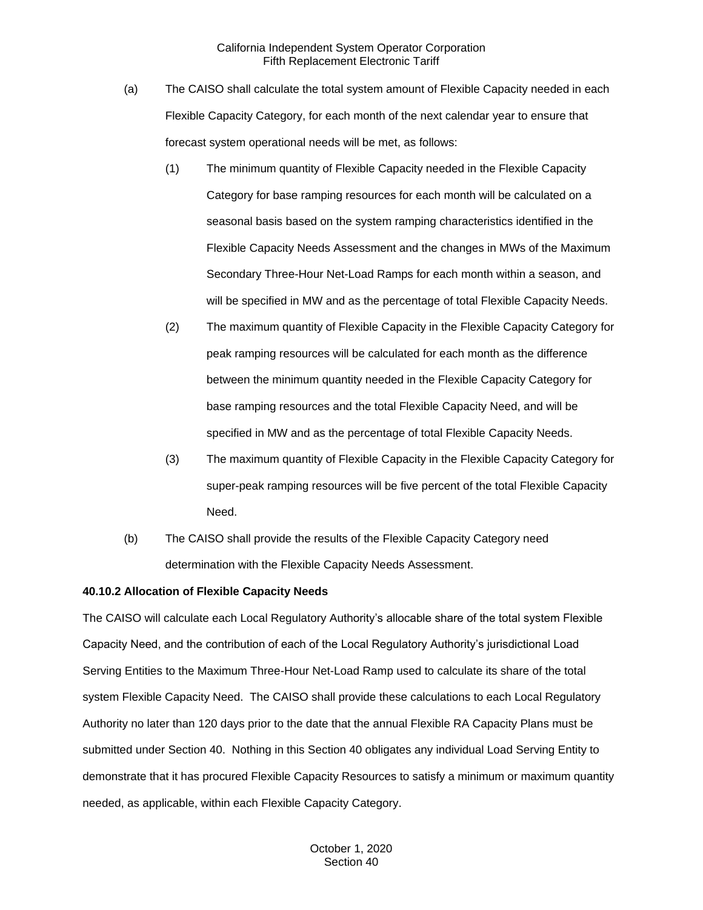(a) The CAISO shall calculate the total system amount of Flexible Capacity needed in each Flexible Capacity Category, for each month of the next calendar year to ensure that forecast system operational needs will be met, as follows:

(1) The minimum quantity of Flexible Capacity needed in the Flexible Capacity Category for base ramping resources for each month will be calculated on a seasonal basis based on the system ramping characteristics identified in the Flexible Capacity Needs Assessment and the changes in MWs of the Maximum Secondary Three-Hour Net-Load Ramps for each month within a season, and will be specified in MW and as the percentage of total Flexible Capacity Needs.

(2) The maximum quantity of Flexible Capacity in the Flexible Capacity Category for peak ramping resources will be calculated for each month as the difference between the minimum quantity needed in the Flexible Capacity Category for base ramping resources and the total Flexible Capacity Need, and will be specified in MW and as the percentage of total Flexible Capacity Needs.

(3) The maximum quantity of Flexible Capacity in the Flexible Capacity Category for super-peak ramping resources will be five percent of the total Flexible Capacity Need.

(b) The CAISO shall provide the results of the Flexible Capacity Category need determination with the Flexible Capacity Needs Assessment.

**40.10.2 Allocation of Flexible Capacity Needs**

The CAISO will calculate each Local Regulatory Authority's allocable share of the total system Flexible Capacity Need, and the contribution of each of the Local Regulatory Authority's jurisdictional Load Serving Entities to the Maximum Three-Hour Net-Load Ramp used to calculate its share of the total system Flexible Capacity Need. The CAISO shall provide these calculations to each Local Regulatory Authority no later than 120 days prior to the date that the annual Flexible RA Capacity Plans must be submitted under Section 40. Nothing in this Section 40 obligates any individual Load Serving Entity to demonstrate that it has procured Flexible Capacity Resources to satisfy a minimum or maximum quantity needed, as applicable, within each Flexible Capacity Category.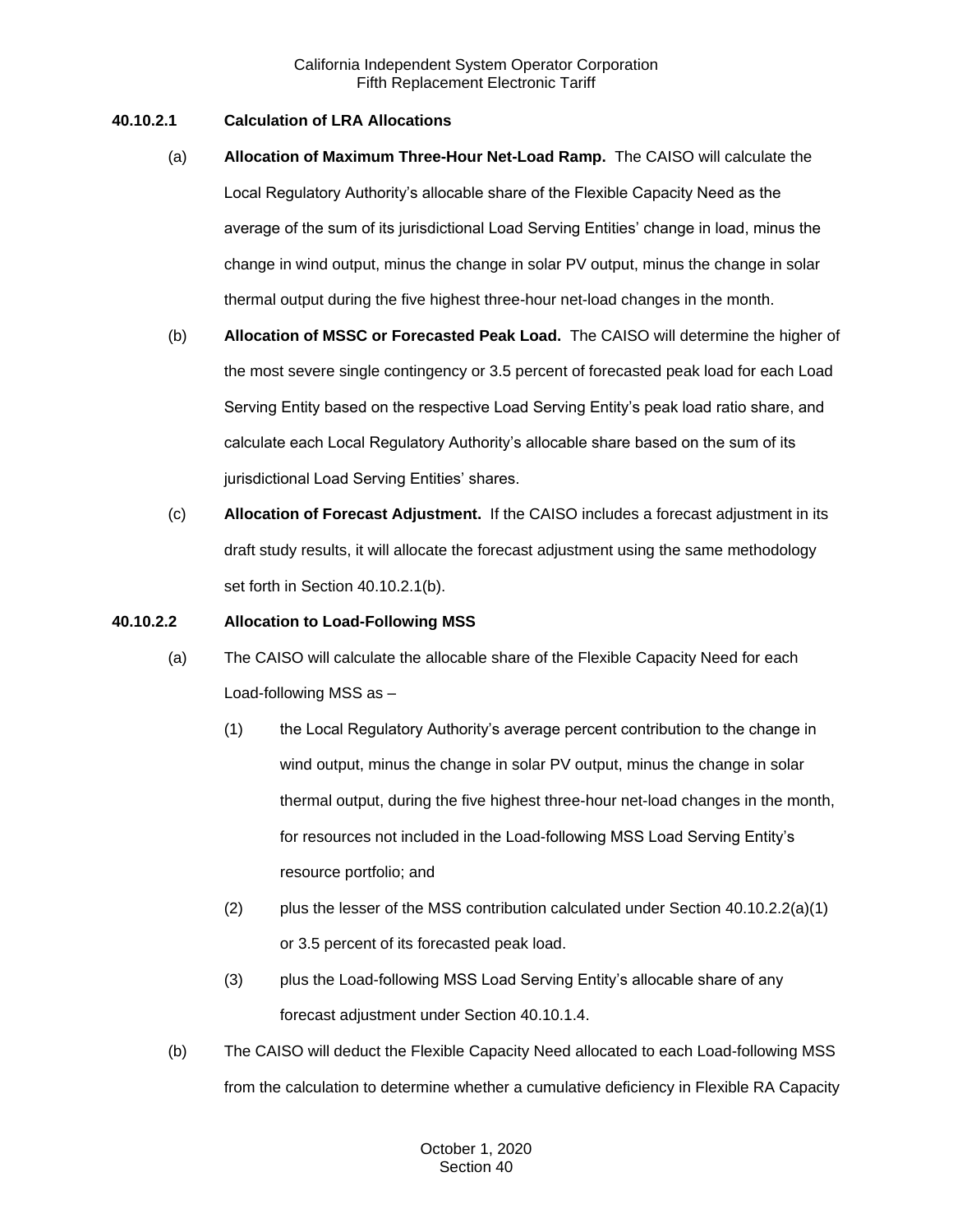**40.10.2.1 Calculation of LRA Allocations**

(a) **Allocation of Maximum Three-Hour Net-Load Ramp.** The CAISO will calculate the Local Regulatory Authority's allocable share of the Flexible Capacity Need as the average of the sum of its jurisdictional Load Serving Entities' change in load, minus the change in wind output, minus the change in solar PV output, minus the change in solar thermal output during the five highest three-hour net-load changes in the month.

(b) **Allocation of MSSC or Forecasted Peak Load.** The CAISO will determine the higher of the most severe single contingency or 3.5 percent of forecasted peak load for each Load Serving Entity based on the respective Load Serving Entity's peak load ratio share, and calculate each Local Regulatory Authority's allocable share based on the sum of its jurisdictional Load Serving Entities' shares.

(c) **Allocation of Forecast Adjustment.** If the CAISO includes a forecast adjustment in its draft study results, it will allocate the forecast adjustment using the same methodology set forth in Section 40.10.2.1(b).

**40.10.2.2 Allocation to Load-Following MSS**

(a) The CAISO will calculate the allocable share of the Flexible Capacity Need for each Load-following MSS as –

(1) the Local Regulatory Authority's average percent contribution to the change in wind output, minus the change in solar PV output, minus the change in solar thermal output, during the five highest three-hour net-load changes in the month, for resources not included in the Load-following MSS Load Serving Entity's resource portfolio; and

(2) plus the lesser of the MSS contribution calculated under Section 40.10.2.2(a)(1) or 3.5 percent of its forecasted peak load.

(3) plus the Load-following MSS Load Serving Entity's allocable share of any forecast adjustment under Section 40.10.1.4.

(b) The CAISO will deduct the Flexible Capacity Need allocated to each Load-following MSS from the calculation to determine whether a cumulative deficiency in Flexible RA Capacity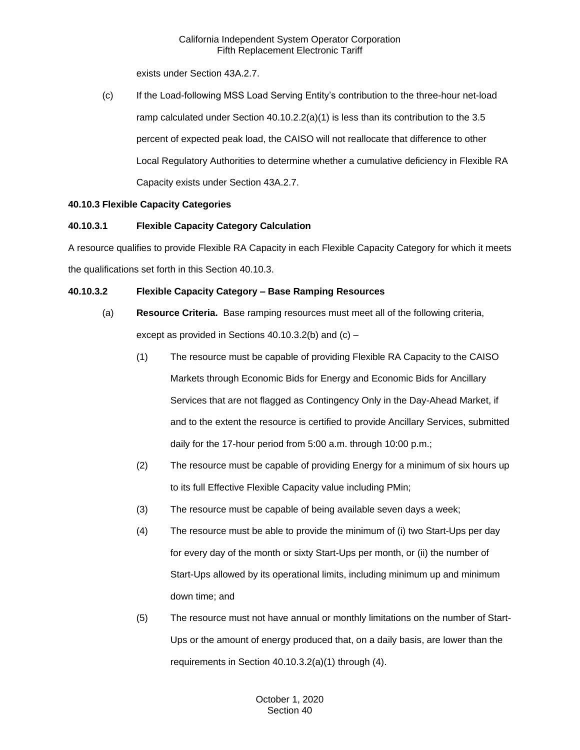exists under Section 43A.2.7.

(c) If the Load-following MSS Load Serving Entity's contribution to the three-hour net-load ramp calculated under Section 40.10.2.2(a)(1) is less than its contribution to the 3.5 percent of expected peak load, the CAISO will not reallocate that difference to other Local Regulatory Authorities to determine whether a cumulative deficiency in Flexible RA Capacity exists under Section 43A.2.7.

**40.10.3 Flexible Capacity Categories**

**40.10.3.1 Flexible Capacity Category Calculation**

A resource qualifies to provide Flexible RA Capacity in each Flexible Capacity Category for which it meets the qualifications set forth in this Section 40.10.3.

**40.10.3.2 Flexible Capacity Category – Base Ramping Resources**

(a) **Resource Criteria.** Base ramping resources must meet all of the following criteria, except as provided in Sections 40.10.3.2(b) and (c) –

(1) The resource must be capable of providing Flexible RA Capacity to the CAISO Markets through Economic Bids for Energy and Economic Bids for Ancillary Services that are not flagged as Contingency Only in the Day-Ahead Market, if and to the extent the resource is certified to provide Ancillary Services, submitted daily for the 17-hour period from 5:00 a.m. through 10:00 p.m.;

(2) The resource must be capable of providing Energy for a minimum of six hours up to its full Effective Flexible Capacity value including PMin;

(3) The resource must be capable of being available seven days a week;

(4) The resource must be able to provide the minimum of (i) two Start-Ups per day for every day of the month or sixty Start-Ups per month, or (ii) the number of Start-Ups allowed by its operational limits, including minimum up and minimum down time; and

(5) The resource must not have annual or monthly limitations on the number of Start-Ups or the amount of energy produced that, on a daily basis, are lower than the requirements in Section 40.10.3.2(a)(1) through (4).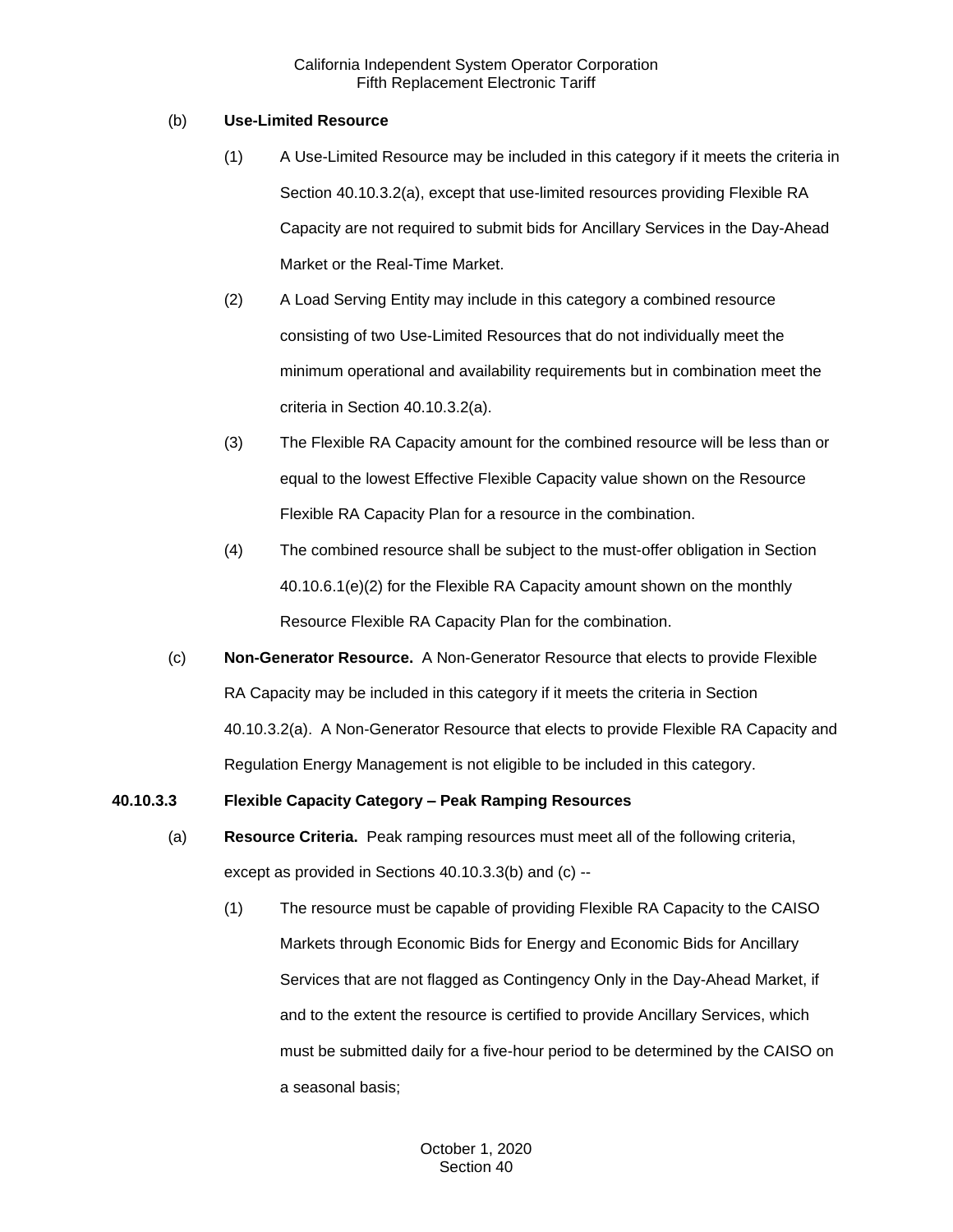(b) **Use-Limited Resource**

(1) A Use-Limited Resource may be included in this category if it meets the criteria in Section 40.10.3.2(a), except that use-limited resources providing Flexible RA Capacity are not required to submit bids for Ancillary Services in the Day-Ahead Market or the Real-Time Market.

(2) A Load Serving Entity may include in this category a combined resource consisting of two Use-Limited Resources that do not individually meet the minimum operational and availability requirements but in combination meet the criteria in Section 40.10.3.2(a).

(3) The Flexible RA Capacity amount for the combined resource will be less than or equal to the lowest Effective Flexible Capacity value shown on the Resource Flexible RA Capacity Plan for a resource in the combination.

(4) The combined resource shall be subject to the must-offer obligation in Section 40.10.6.1(e)(2) for the Flexible RA Capacity amount shown on the monthly Resource Flexible RA Capacity Plan for the combination.

(c) **Non-Generator Resource.** A Non-Generator Resource that elects to provide Flexible RA Capacity may be included in this category if it meets the criteria in Section 40.10.3.2(a). A Non-Generator Resource that elects to provide Flexible RA Capacity and Regulation Energy Management is not eligible to be included in this category.

**40.10.3.3 Flexible Capacity Category – Peak Ramping Resources**

(a) **Resource Criteria.** Peak ramping resources must meet all of the following criteria, except as provided in Sections 40.10.3.3(b) and (c) --

(1) The resource must be capable of providing Flexible RA Capacity to the CAISO Markets through Economic Bids for Energy and Economic Bids for Ancillary Services that are not flagged as Contingency Only in the Day-Ahead Market, if and to the extent the resource is certified to provide Ancillary Services, which must be submitted daily for a five-hour period to be determined by the CAISO on a seasonal basis;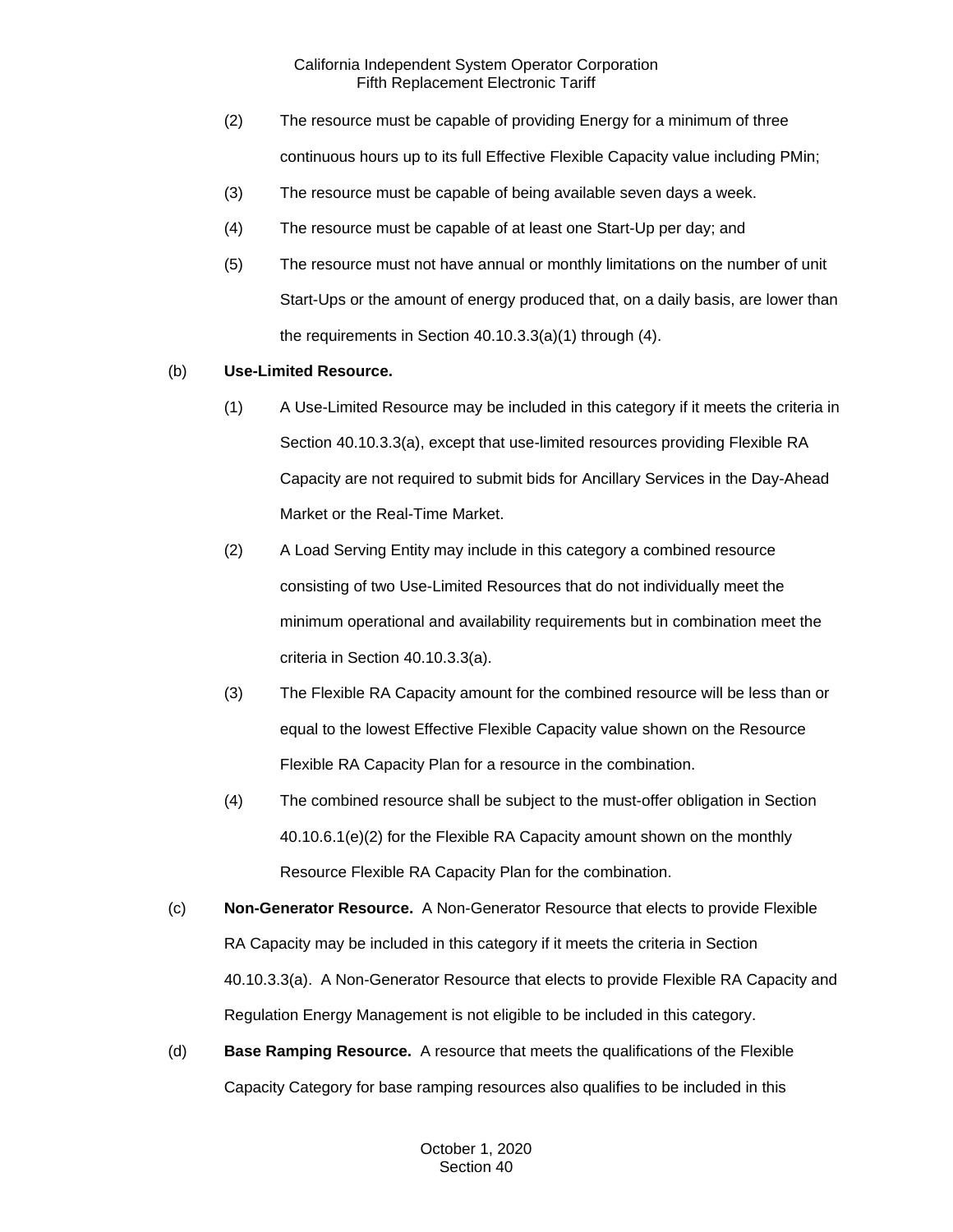(2) The resource must be capable of providing Energy for a minimum of three continuous hours up to its full Effective Flexible Capacity value including PMin;

(3) The resource must be capable of being available seven days a week.

(4) The resource must be capable of at least one Start-Up per day; and

(5) The resource must not have annual or monthly limitations on the number of unit Start-Ups or the amount of energy produced that, on a daily basis, are lower than the requirements in Section 40.10.3.3(a)(1) through (4).

(b) **Use-Limited Resource.**

(1) A Use-Limited Resource may be included in this category if it meets the criteria in Section 40.10.3.3(a), except that use-limited resources providing Flexible RA Capacity are not required to submit bids for Ancillary Services in the Day-Ahead Market or the Real-Time Market.

(2) A Load Serving Entity may include in this category a combined resource consisting of two Use-Limited Resources that do not individually meet the minimum operational and availability requirements but in combination meet the criteria in Section 40.10.3.3(a).

(3) The Flexible RA Capacity amount for the combined resource will be less than or equal to the lowest Effective Flexible Capacity value shown on the Resource Flexible RA Capacity Plan for a resource in the combination.

(4) The combined resource shall be subject to the must-offer obligation in Section 40.10.6.1(e)(2) for the Flexible RA Capacity amount shown on the monthly Resource Flexible RA Capacity Plan for the combination.

(c) **Non-Generator Resource.** A Non-Generator Resource that elects to provide Flexible RA Capacity may be included in this category if it meets the criteria in Section 40.10.3.3(a). A Non-Generator Resource that elects to provide Flexible RA Capacity and Regulation Energy Management is not eligible to be included in this category.

(d) **Base Ramping Resource.** A resource that meets the qualifications of the Flexible Capacity Category for base ramping resources also qualifies to be included in this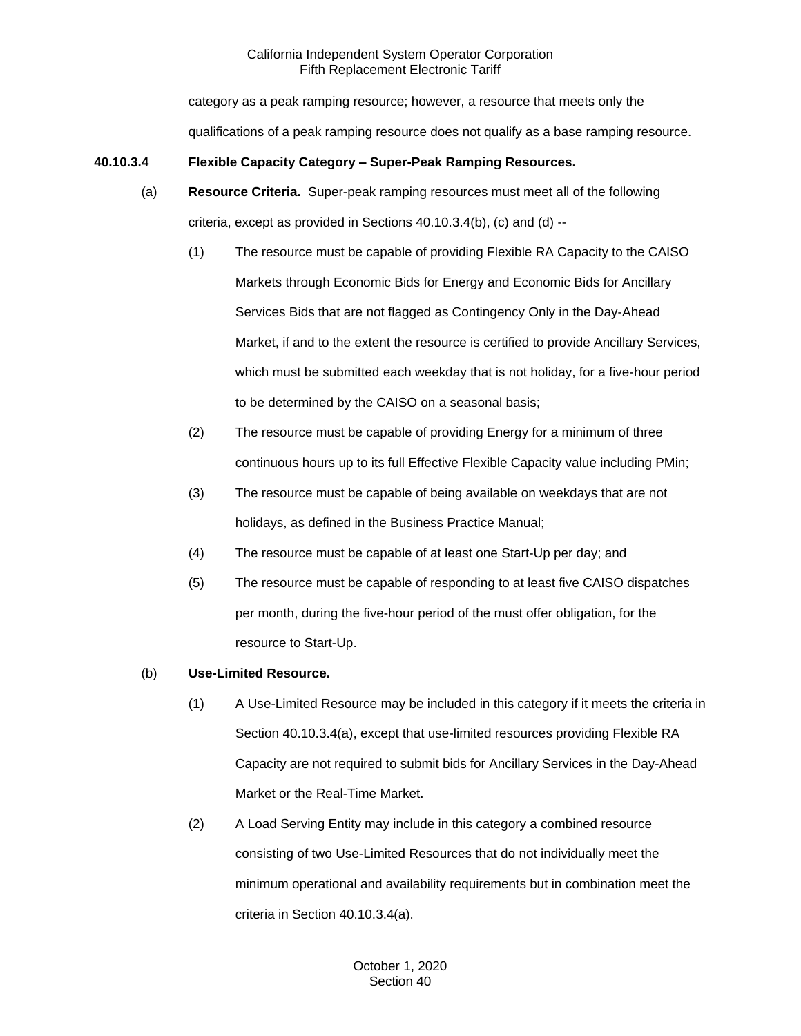category as a peak ramping resource; however, a resource that meets only the qualifications of a peak ramping resource does not qualify as a base ramping resource.

**40.10.3.4 Flexible Capacity Category – Super-Peak Ramping Resources.**

(a) **Resource Criteria.** Super-peak ramping resources must meet all of the following criteria, except as provided in Sections 40.10.3.4(b), (c) and (d) --

(1) The resource must be capable of providing Flexible RA Capacity to the CAISO Markets through Economic Bids for Energy and Economic Bids for Ancillary Services Bids that are not flagged as Contingency Only in the Day-Ahead Market, if and to the extent the resource is certified to provide Ancillary Services, which must be submitted each weekday that is not holiday, for a five-hour period to be determined by the CAISO on a seasonal basis;

(2) The resource must be capable of providing Energy for a minimum of three continuous hours up to its full Effective Flexible Capacity value including PMin;

(3) The resource must be capable of being available on weekdays that are not holidays, as defined in the Business Practice Manual;

(4) The resource must be capable of at least one Start-Up per day; and

(5) The resource must be capable of responding to at least five CAISO dispatches per month, during the five-hour period of the must offer obligation, for the resource to Start-Up.

(b) **Use-Limited Resource.**

(1) A Use-Limited Resource may be included in this category if it meets the criteria in Section 40.10.3.4(a), except that use-limited resources providing Flexible RA Capacity are not required to submit bids for Ancillary Services in the Day-Ahead Market or the Real-Time Market.

(2) A Load Serving Entity may include in this category a combined resource consisting of two Use-Limited Resources that do not individually meet the minimum operational and availability requirements but in combination meet the criteria in Section 40.10.3.4(a).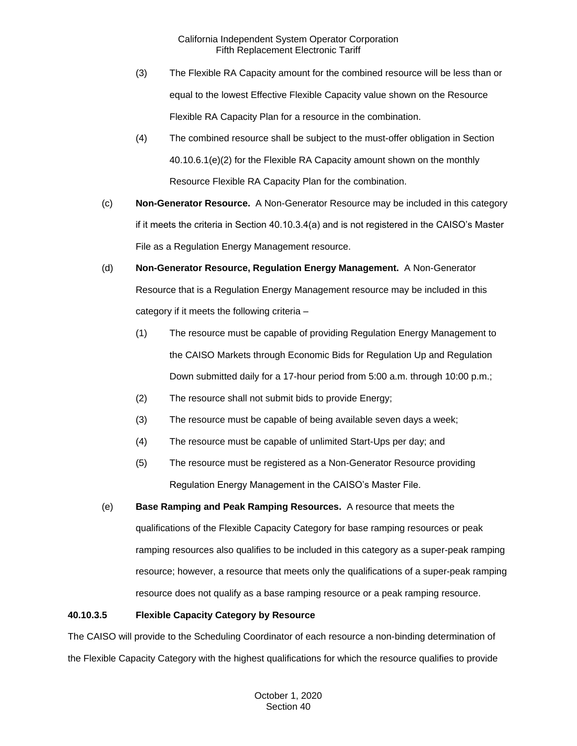(3) The Flexible RA Capacity amount for the combined resource will be less than or equal to the lowest Effective Flexible Capacity value shown on the Resource Flexible RA Capacity Plan for a resource in the combination.

(4) The combined resource shall be subject to the must-offer obligation in Section 40.10.6.1(e)(2) for the Flexible RA Capacity amount shown on the monthly Resource Flexible RA Capacity Plan for the combination.

(c) **Non-Generator Resource.** A Non-Generator Resource may be included in this category if it meets the criteria in Section 40.10.3.4(a) and is not registered in the CAISO's Master File as a Regulation Energy Management resource.

(d) **Non-Generator Resource, Regulation Energy Management.** A Non-Generator Resource that is a Regulation Energy Management resource may be included in this category if it meets the following criteria –

(1) The resource must be capable of providing Regulation Energy Management to the CAISO Markets through Economic Bids for Regulation Up and Regulation Down submitted daily for a 17-hour period from 5:00 a.m. through 10:00 p.m.;

(2) The resource shall not submit bids to provide Energy;

(3) The resource must be capable of being available seven days a week;

(4) The resource must be capable of unlimited Start-Ups per day; and

(5) The resource must be registered as a Non-Generator Resource providing Regulation Energy Management in the CAISO's Master File.

(e) **Base Ramping and Peak Ramping Resources.** A resource that meets the qualifications of the Flexible Capacity Category for base ramping resources or peak ramping resources also qualifies to be included in this category as a super-peak ramping resource; however, a resource that meets only the qualifications of a super-peak ramping resource does not qualify as a base ramping resource or a peak ramping resource.

**40.10.3.5 Flexible Capacity Category by Resource**

The CAISO will provide to the Scheduling Coordinator of each resource a non-binding determination of the Flexible Capacity Category with the highest qualifications for which the resource qualifies to provide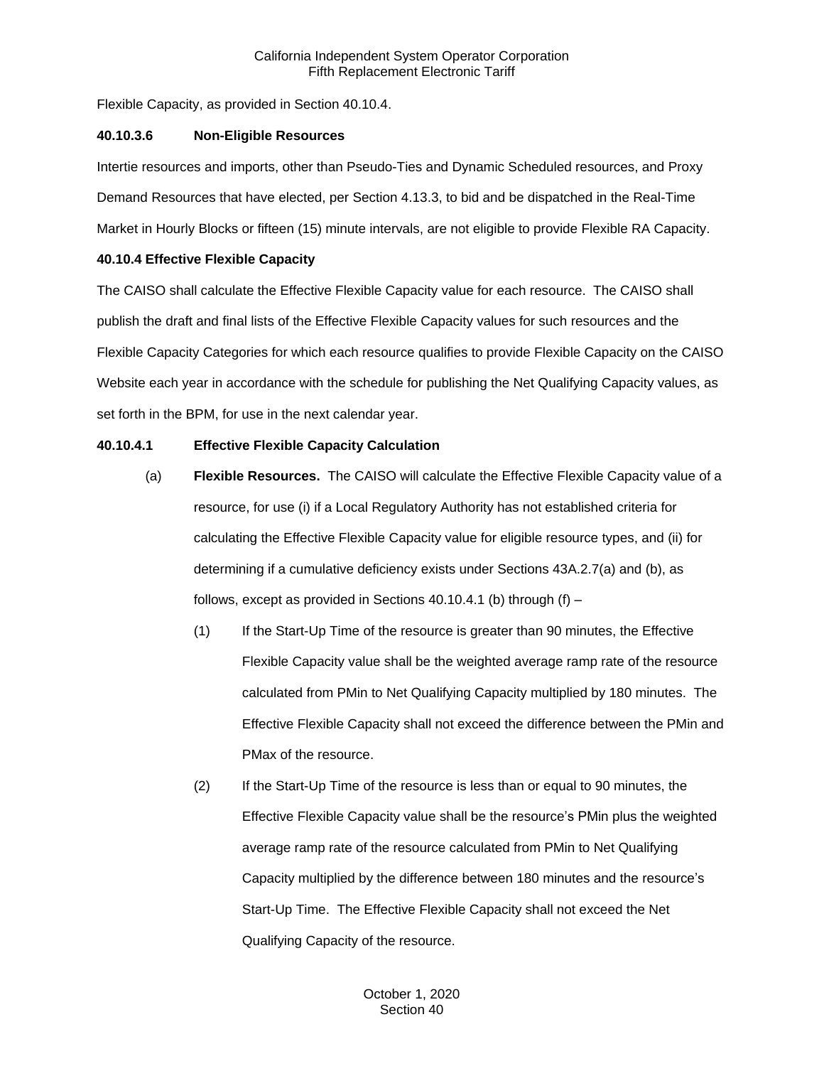Flexible Capacity, as provided in Section 40.10.4.

**40.10.3.6 Non-Eligible Resources**

Intertie resources and imports, other than Pseudo-Ties and Dynamic Scheduled resources, and Proxy Demand Resources that have elected, per Section 4.13.3, to bid and be dispatched in the Real-Time Market in Hourly Blocks or fifteen (15) minute intervals, are not eligible to provide Flexible RA Capacity.

**40.10.4 Effective Flexible Capacity**

The CAISO shall calculate the Effective Flexible Capacity value for each resource. The CAISO shall publish the draft and final lists of the Effective Flexible Capacity values for such resources and the Flexible Capacity Categories for which each resource qualifies to provide Flexible Capacity on the CAISO Website each year in accordance with the schedule for publishing the Net Qualifying Capacity values, as set forth in the BPM, for use in the next calendar year.

**40.10.4.1 Effective Flexible Capacity Calculation**

(a) **Flexible Resources.** The CAISO will calculate the Effective Flexible Capacity value of a resource, for use (i) if a Local Regulatory Authority has not established criteria for calculating the Effective Flexible Capacity value for eligible resource types, and (ii) for determining if a cumulative deficiency exists under Sections 43A.2.7(a) and (b), as follows, except as provided in Sections 40.10.4.1 (b) through (f) –

(1) If the Start-Up Time of the resource is greater than 90 minutes, the Effective Flexible Capacity value shall be the weighted average ramp rate of the resource calculated from PMin to Net Qualifying Capacity multiplied by 180 minutes. The Effective Flexible Capacity shall not exceed the difference between the PMin and PMax of the resource.

(2) If the Start-Up Time of the resource is less than or equal to 90 minutes, the Effective Flexible Capacity value shall be the resource's PMin plus the weighted average ramp rate of the resource calculated from PMin to Net Qualifying Capacity multiplied by the difference between 180 minutes and the resource's Start-Up Time. The Effective Flexible Capacity shall not exceed the Net Qualifying Capacity of the resource.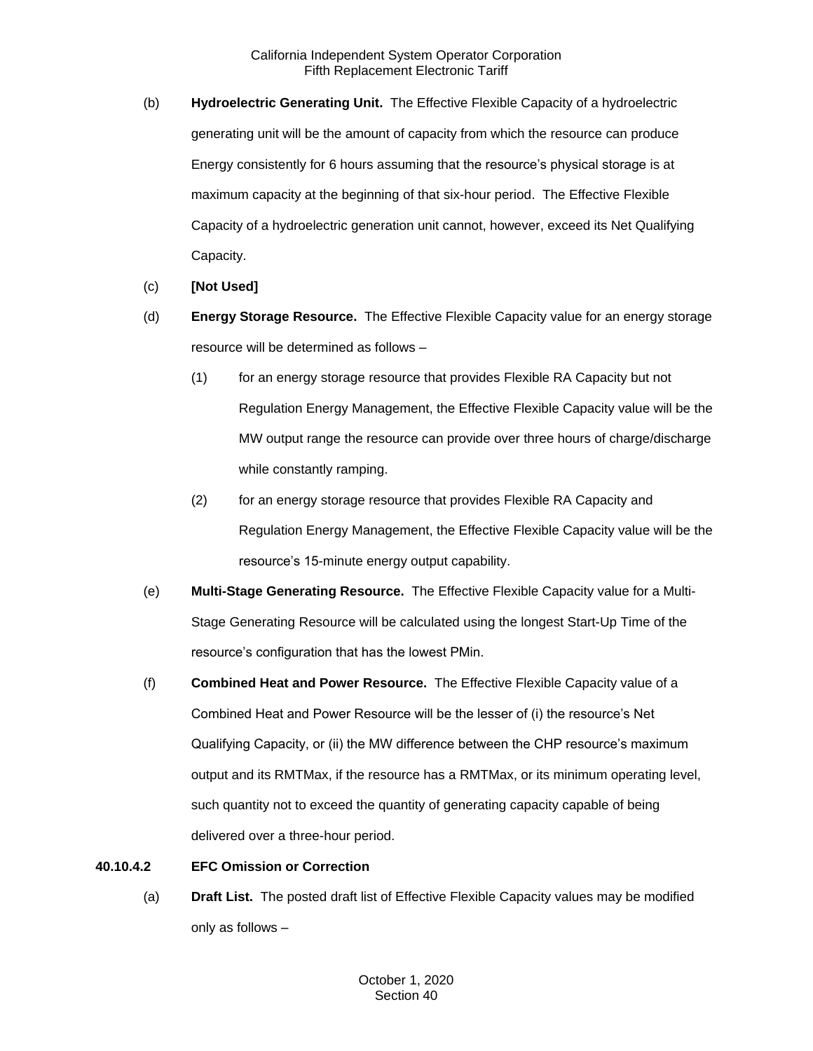(b) **Hydroelectric Generating Unit.** The Effective Flexible Capacity of a hydroelectric generating unit will be the amount of capacity from which the resource can produce Energy consistently for 6 hours assuming that the resource's physical storage is at maximum capacity at the beginning of that six-hour period. The Effective Flexible Capacity of a hydroelectric generation unit cannot, however, exceed its Net Qualifying Capacity.

(c) **[Not Used]**

(d) **Energy Storage Resource.** The Effective Flexible Capacity value for an energy storage resource will be determined as follows –

(1) for an energy storage resource that provides Flexible RA Capacity but not Regulation Energy Management, the Effective Flexible Capacity value will be the MW output range the resource can provide over three hours of charge/discharge while constantly ramping.

(2) for an energy storage resource that provides Flexible RA Capacity and Regulation Energy Management, the Effective Flexible Capacity value will be the resource's 15-minute energy output capability.

(e) **Multi-Stage Generating Resource.** The Effective Flexible Capacity value for a Multi-Stage Generating Resource will be calculated using the longest Start-Up Time of the resource's configuration that has the lowest PMin.

(f) **Combined Heat and Power Resource.** The Effective Flexible Capacity value of a Combined Heat and Power Resource will be the lesser of (i) the resource's Net Qualifying Capacity, or (ii) the MW difference between the CHP resource's maximum output and its RMTMax, if the resource has a RMTMax, or its minimum operating level, such quantity not to exceed the quantity of generating capacity capable of being delivered over a three-hour period.

### 40.10.4.2 EFC Omission or Correction

(a) **Draft List.** The posted draft list of Effective Flexible Capacity values may be modified only as follows –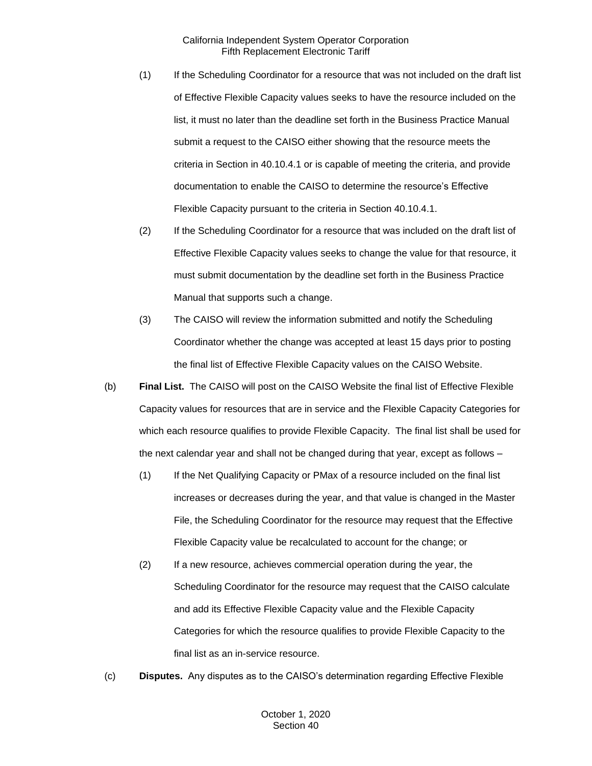(1) If the Scheduling Coordinator for a resource that was not included on the draft list of Effective Flexible Capacity values seeks to have the resource included on the list, it must no later than the deadline set forth in the Business Practice Manual submit a request to the CAISO either showing that the resource meets the criteria in Section in 40.10.4.1 or is capable of meeting the criteria, and provide documentation to enable the CAISO to determine the resource's Effective Flexible Capacity pursuant to the criteria in Section 40.10.4.1.

(2) If the Scheduling Coordinator for a resource that was included on the draft list of Effective Flexible Capacity values seeks to change the value for that resource, it must submit documentation by the deadline set forth in the Business Practice Manual that supports such a change.

(3) The CAISO will review the information submitted and notify the Scheduling Coordinator whether the change was accepted at least 15 days prior to posting the final list of Effective Flexible Capacity values on the CAISO Website.

(b) **Final List.** The CAISO will post on the CAISO Website the final list of Effective Flexible Capacity values for resources that are in service and the Flexible Capacity Categories for which each resource qualifies to provide Flexible Capacity. The final list shall be used for the next calendar year and shall not be changed during that year, except as follows –

(1) If the Net Qualifying Capacity or PMax of a resource included on the final list increases or decreases during the year, and that value is changed in the Master File, the Scheduling Coordinator for the resource may request that the Effective Flexible Capacity value be recalculated to account for the change; or

(2) If a new resource, achieves commercial operation during the year, the Scheduling Coordinator for the resource may request that the CAISO calculate and add its Effective Flexible Capacity value and the Flexible Capacity Categories for which the resource qualifies to provide Flexible Capacity to the final list as an in-service resource.

(c) **Disputes.** Any disputes as to the CAISO's determination regarding Effective Flexible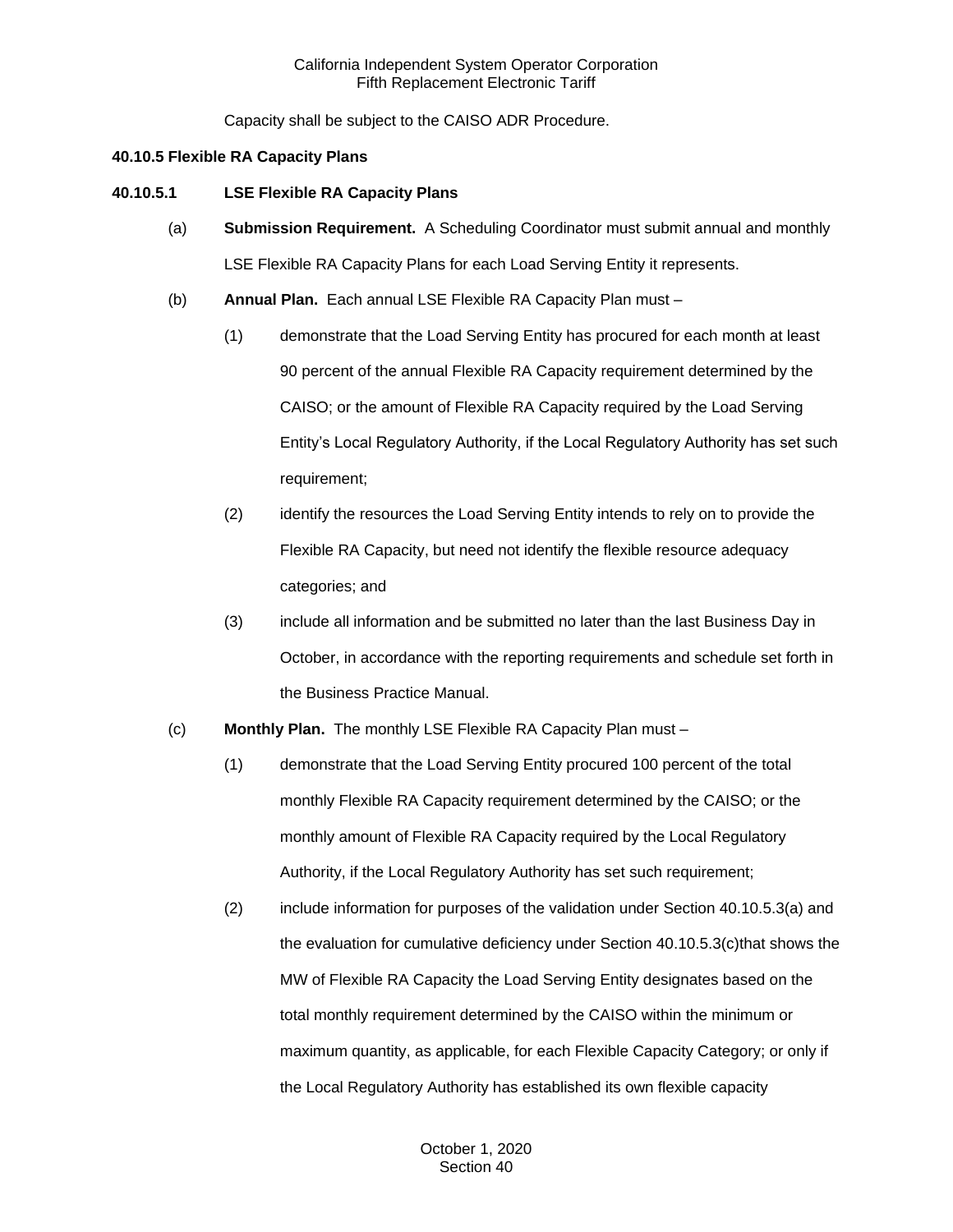Capacity shall be subject to the CAISO ADR Procedure.

**40.10.5 Flexible RA Capacity Plans**

**40.10.5.1 LSE Flexible RA Capacity Plans**

(a) **Submission Requirement.** A Scheduling Coordinator must submit annual and monthly LSE Flexible RA Capacity Plans for each Load Serving Entity it represents.

(b) **Annual Plan.** Each annual LSE Flexible RA Capacity Plan must –

(1) demonstrate that the Load Serving Entity has procured for each month at least 90 percent of the annual Flexible RA Capacity requirement determined by the CAISO; or the amount of Flexible RA Capacity required by the Load Serving Entity's Local Regulatory Authority, if the Local Regulatory Authority has set such requirement;

(2) identify the resources the Load Serving Entity intends to rely on to provide the Flexible RA Capacity, but need not identify the flexible resource adequacy categories; and

(3) include all information and be submitted no later than the last Business Day in October, in accordance with the reporting requirements and schedule set forth in the Business Practice Manual.

(c) **Monthly Plan.** The monthly LSE Flexible RA Capacity Plan must –

(1) demonstrate that the Load Serving Entity procured 100 percent of the total monthly Flexible RA Capacity requirement determined by the CAISO; or the monthly amount of Flexible RA Capacity required by the Local Regulatory Authority, if the Local Regulatory Authority has set such requirement;

(2) include information for purposes of the validation under Section 40.10.5.3(a) and the evaluation for cumulative deficiency under Section 40.10.5.3(c)that shows the MW of Flexible RA Capacity the Load Serving Entity designates based on the total monthly requirement determined by the CAISO within the minimum or maximum quantity, as applicable, for each Flexible Capacity Category; or only if the Local Regulatory Authority has established its own flexible capacity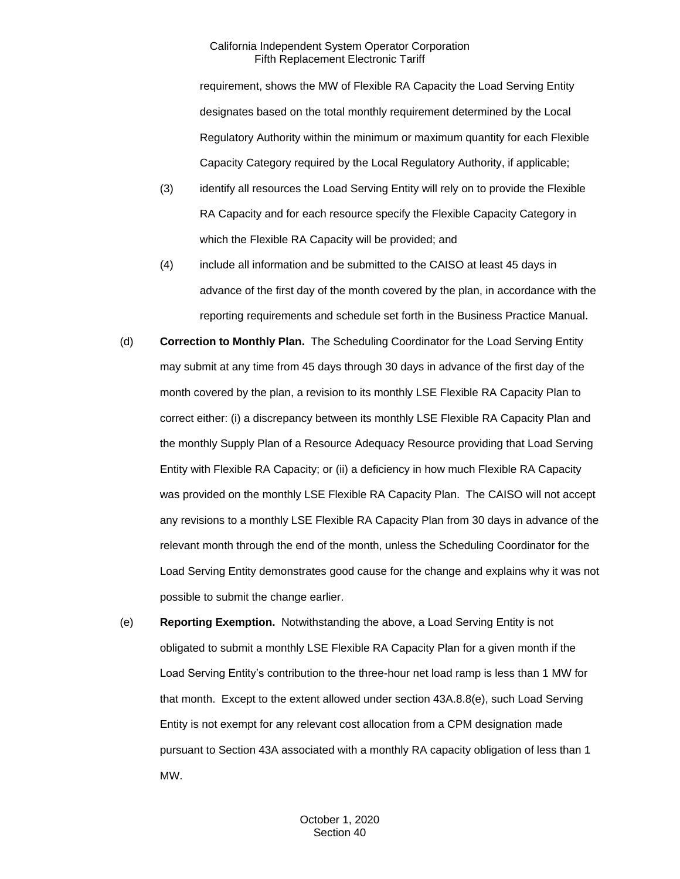requirement, shows the MW of Flexible RA Capacity the Load Serving Entity designates based on the total monthly requirement determined by the Local Regulatory Authority within the minimum or maximum quantity for each Flexible Capacity Category required by the Local Regulatory Authority, if applicable;

(3) identify all resources the Load Serving Entity will rely on to provide the Flexible RA Capacity and for each resource specify the Flexible Capacity Category in which the Flexible RA Capacity will be provided; and

(4) include all information and be submitted to the CAISO at least 45 days in advance of the first day of the month covered by the plan, in accordance with the reporting requirements and schedule set forth in the Business Practice Manual.

(d) **Correction to Monthly Plan.** The Scheduling Coordinator for the Load Serving Entity may submit at any time from 45 days through 30 days in advance of the first day of the month covered by the plan, a revision to its monthly LSE Flexible RA Capacity Plan to correct either: (i) a discrepancy between its monthly LSE Flexible RA Capacity Plan and the monthly Supply Plan of a Resource Adequacy Resource providing that Load Serving Entity with Flexible RA Capacity; or (ii) a deficiency in how much Flexible RA Capacity was provided on the monthly LSE Flexible RA Capacity Plan. The CAISO will not accept any revisions to a monthly LSE Flexible RA Capacity Plan from 30 days in advance of the relevant month through the end of the month, unless the Scheduling Coordinator for the Load Serving Entity demonstrates good cause for the change and explains why it was not possible to submit the change earlier.

(e) **Reporting Exemption.** Notwithstanding the above, a Load Serving Entity is not obligated to submit a monthly LSE Flexible RA Capacity Plan for a given month if the Load Serving Entity's contribution to the three-hour net load ramp is less than 1 MW for that month. Except to the extent allowed under section 43A.8.8(e), such Load Serving Entity is not exempt for any relevant cost allocation from a CPM designation made pursuant to Section 43A associated with a monthly RA capacity obligation of less than 1 MW.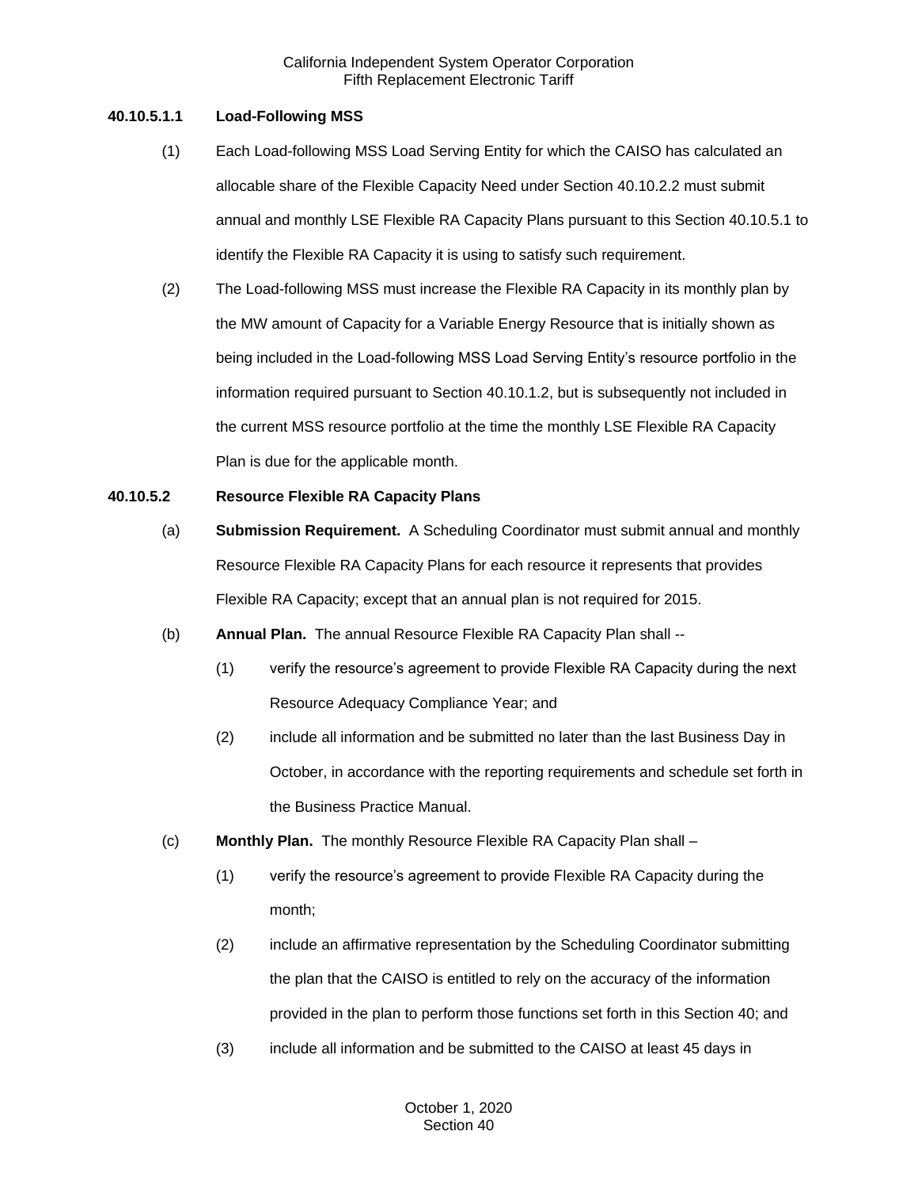#### 40.10.5.1.1 Load-Following MSS

(1) Each Load-following MSS Load Serving Entity for which the CAISO has calculated an allocable share of the Flexible Capacity Need under Section 40.10.2.2 must submit annual and monthly LSE Flexible RA Capacity Plans pursuant to this Section 40.10.5.1 to identify the Flexible RA Capacity it is using to satisfy such requirement.

(2) The Load-following MSS must increase the Flexible RA Capacity in its monthly plan by the MW amount of Capacity for a Variable Energy Resource that is initially shown as being included in the Load-following MSS Load Serving Entity's resource portfolio in the information required pursuant to Section 40.10.1.2, but is subsequently not included in the current MSS resource portfolio at the time the monthly LSE Flexible RA Capacity Plan is due for the applicable month.

#### 40.10.5.2 Resource Flexible RA Capacity Plans

(a) **Submission Requirement.** A Scheduling Coordinator must submit annual and monthly Resource Flexible RA Capacity Plans for each resource it represents that provides Flexible RA Capacity; except that an annual plan is not required for 2015.

(b) **Annual Plan.** The annual Resource Flexible RA Capacity Plan shall --

(1) verify the resource's agreement to provide Flexible RA Capacity during the next Resource Adequacy Compliance Year; and

(2) include all information and be submitted no later than the last Business Day in October, in accordance with the reporting requirements and schedule set forth in the Business Practice Manual.

(c) **Monthly Plan.** The monthly Resource Flexible RA Capacity Plan shall –

(1) verify the resource's agreement to provide Flexible RA Capacity during the month;

(2) include an affirmative representation by the Scheduling Coordinator submitting the plan that the CAISO is entitled to rely on the accuracy of the information provided in the plan to perform those functions set forth in this Section 40; and

(3) include all information and be submitted to the CAISO at least 45 days in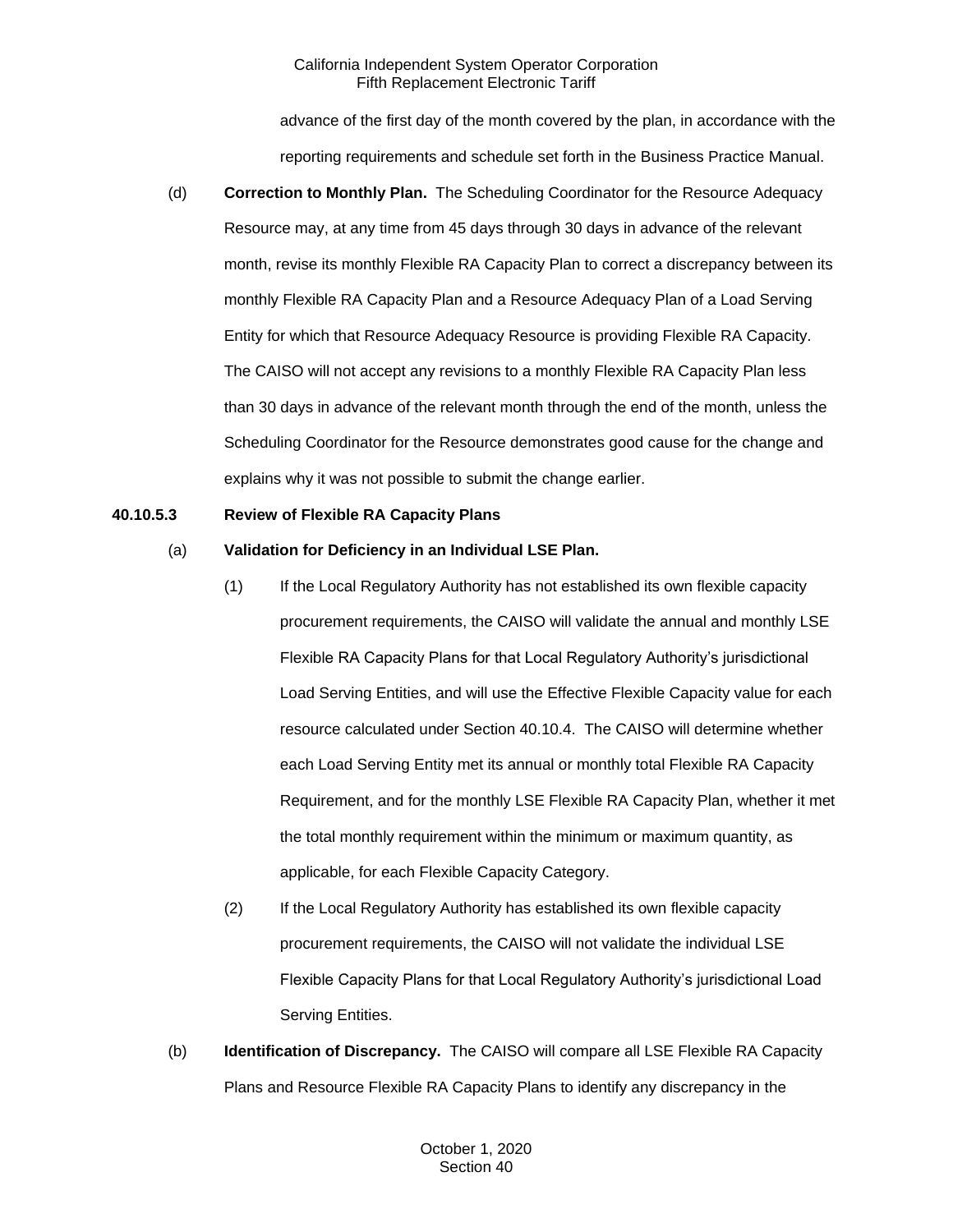advance of the first day of the month covered by the plan, in accordance with the reporting requirements and schedule set forth in the Business Practice Manual.

(d) **Correction to Monthly Plan.** The Scheduling Coordinator for the Resource Adequacy Resource may, at any time from 45 days through 30 days in advance of the relevant month, revise its monthly Flexible RA Capacity Plan to correct a discrepancy between its monthly Flexible RA Capacity Plan and a Resource Adequacy Plan of a Load Serving Entity for which that Resource Adequacy Resource is providing Flexible RA Capacity. The CAISO will not accept any revisions to a monthly Flexible RA Capacity Plan less than 30 days in advance of the relevant month through the end of the month, unless the Scheduling Coordinator for the Resource demonstrates good cause for the change and explains why it was not possible to submit the change earlier.

**40.10.5.3 Review of Flexible RA Capacity Plans**

(a) **Validation for Deficiency in an Individual LSE Plan.**

(1) If the Local Regulatory Authority has not established its own flexible capacity procurement requirements, the CAISO will validate the annual and monthly LSE Flexible RA Capacity Plans for that Local Regulatory Authority's jurisdictional Load Serving Entities, and will use the Effective Flexible Capacity value for each resource calculated under Section 40.10.4. The CAISO will determine whether each Load Serving Entity met its annual or monthly total Flexible RA Capacity Requirement, and for the monthly LSE Flexible RA Capacity Plan, whether it met the total monthly requirement within the minimum or maximum quantity, as applicable, for each Flexible Capacity Category.

(2) If the Local Regulatory Authority has established its own flexible capacity procurement requirements, the CAISO will not validate the individual LSE Flexible Capacity Plans for that Local Regulatory Authority's jurisdictional Load Serving Entities.

(b) **Identification of Discrepancy.** The CAISO will compare all LSE Flexible RA Capacity Plans and Resource Flexible RA Capacity Plans to identify any discrepancy in the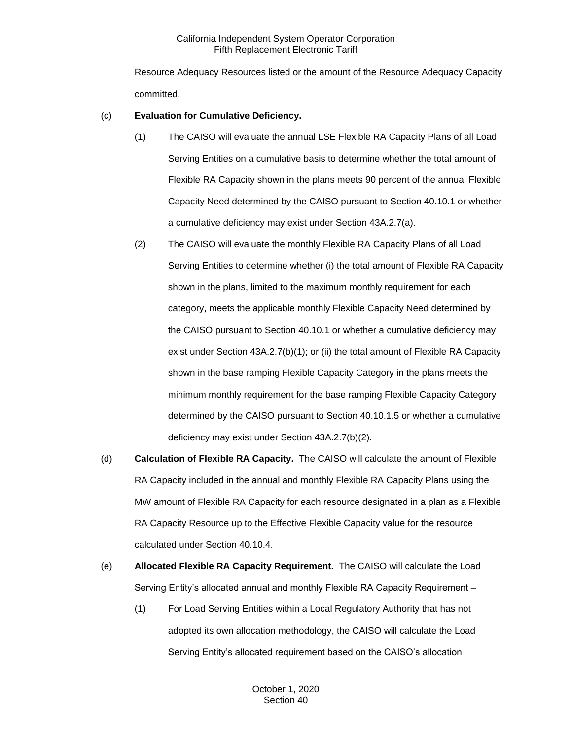Resource Adequacy Resources listed or the amount of the Resource Adequacy Capacity committed.

(c) **Evaluation for Cumulative Deficiency.**

(1) The CAISO will evaluate the annual LSE Flexible RA Capacity Plans of all Load Serving Entities on a cumulative basis to determine whether the total amount of Flexible RA Capacity shown in the plans meets 90 percent of the annual Flexible Capacity Need determined by the CAISO pursuant to Section 40.10.1 or whether a cumulative deficiency may exist under Section 43A.2.7(a).

(2) The CAISO will evaluate the monthly Flexible RA Capacity Plans of all Load Serving Entities to determine whether (i) the total amount of Flexible RA Capacity shown in the plans, limited to the maximum monthly requirement for each category, meets the applicable monthly Flexible Capacity Need determined by the CAISO pursuant to Section 40.10.1 or whether a cumulative deficiency may exist under Section 43A.2.7(b)(1); or (ii) the total amount of Flexible RA Capacity shown in the base ramping Flexible Capacity Category in the plans meets the minimum monthly requirement for the base ramping Flexible Capacity Category determined by the CAISO pursuant to Section 40.10.1.5 or whether a cumulative deficiency may exist under Section 43A.2.7(b)(2).

(d) **Calculation of Flexible RA Capacity.** The CAISO will calculate the amount of Flexible RA Capacity included in the annual and monthly Flexible RA Capacity Plans using the MW amount of Flexible RA Capacity for each resource designated in a plan as a Flexible RA Capacity Resource up to the Effective Flexible Capacity value for the resource calculated under Section 40.10.4.

(e) **Allocated Flexible RA Capacity Requirement.** The CAISO will calculate the Load Serving Entity's allocated annual and monthly Flexible RA Capacity Requirement –

(1) For Load Serving Entities within a Local Regulatory Authority that has not adopted its own allocation methodology, the CAISO will calculate the Load Serving Entity's allocated requirement based on the CAISO's allocation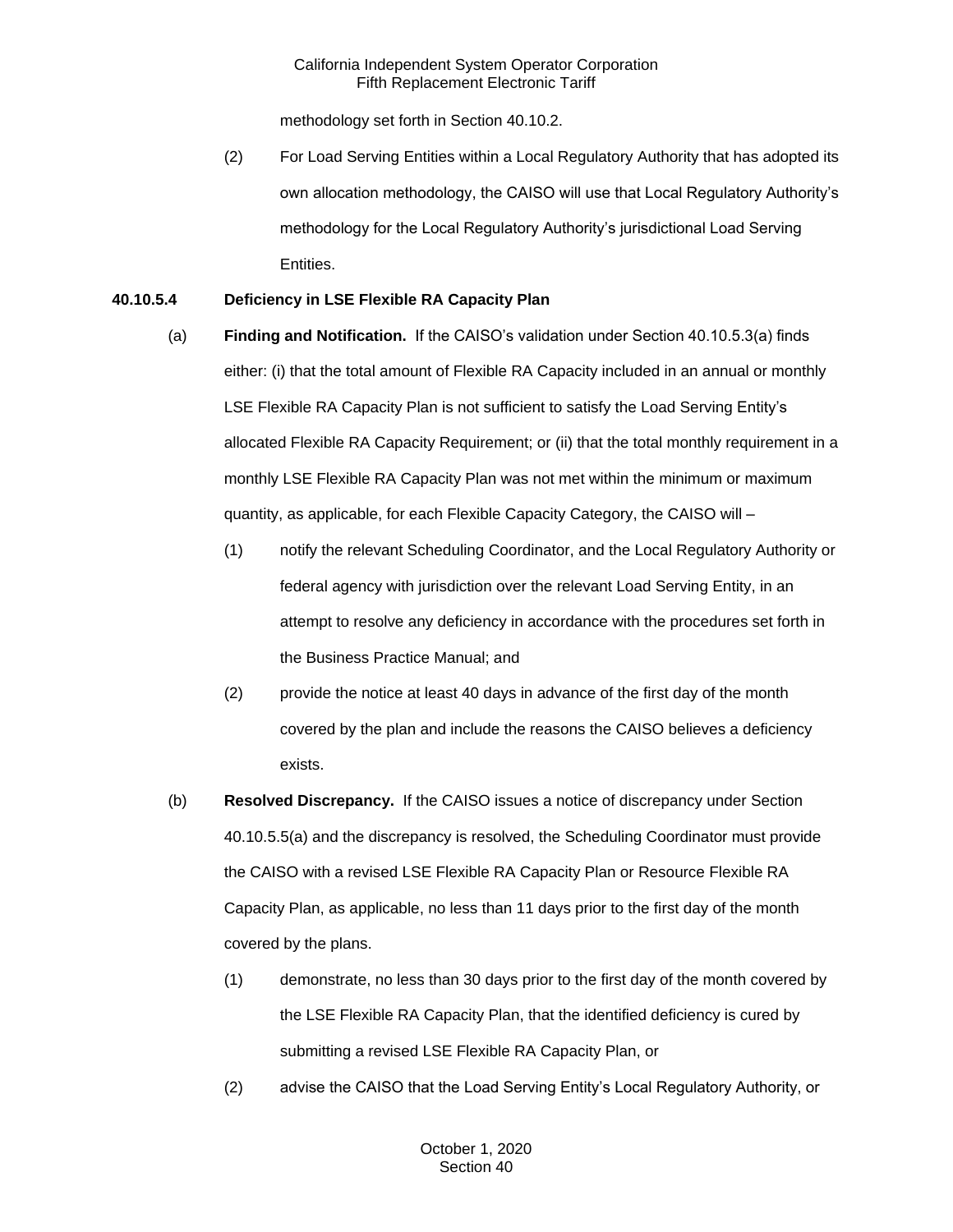methodology set forth in Section 40.10.2.

(2) For Load Serving Entities within a Local Regulatory Authority that has adopted its own allocation methodology, the CAISO will use that Local Regulatory Authority's methodology for the Local Regulatory Authority's jurisdictional Load Serving Entities.

**40.10.5.4 Deficiency in LSE Flexible RA Capacity Plan**

(a) **Finding and Notification.** If the CAISO's validation under Section 40.10.5.3(a) finds either: (i) that the total amount of Flexible RA Capacity included in an annual or monthly LSE Flexible RA Capacity Plan is not sufficient to satisfy the Load Serving Entity's allocated Flexible RA Capacity Requirement; or (ii) that the total monthly requirement in a monthly LSE Flexible RA Capacity Plan was not met within the minimum or maximum quantity, as applicable, for each Flexible Capacity Category, the CAISO will –

(1) notify the relevant Scheduling Coordinator, and the Local Regulatory Authority or federal agency with jurisdiction over the relevant Load Serving Entity, in an attempt to resolve any deficiency in accordance with the procedures set forth in the Business Practice Manual; and

(2) provide the notice at least 40 days in advance of the first day of the month covered by the plan and include the reasons the CAISO believes a deficiency exists.

(b) **Resolved Discrepancy.** If the CAISO issues a notice of discrepancy under Section 40.10.5.5(a) and the discrepancy is resolved, the Scheduling Coordinator must provide the CAISO with a revised LSE Flexible RA Capacity Plan or Resource Flexible RA Capacity Plan, as applicable, no less than 11 days prior to the first day of the month covered by the plans.

(1) demonstrate, no less than 30 days prior to the first day of the month covered by the LSE Flexible RA Capacity Plan, that the identified deficiency is cured by submitting a revised LSE Flexible RA Capacity Plan, or

(2) advise the CAISO that the Load Serving Entity's Local Regulatory Authority, or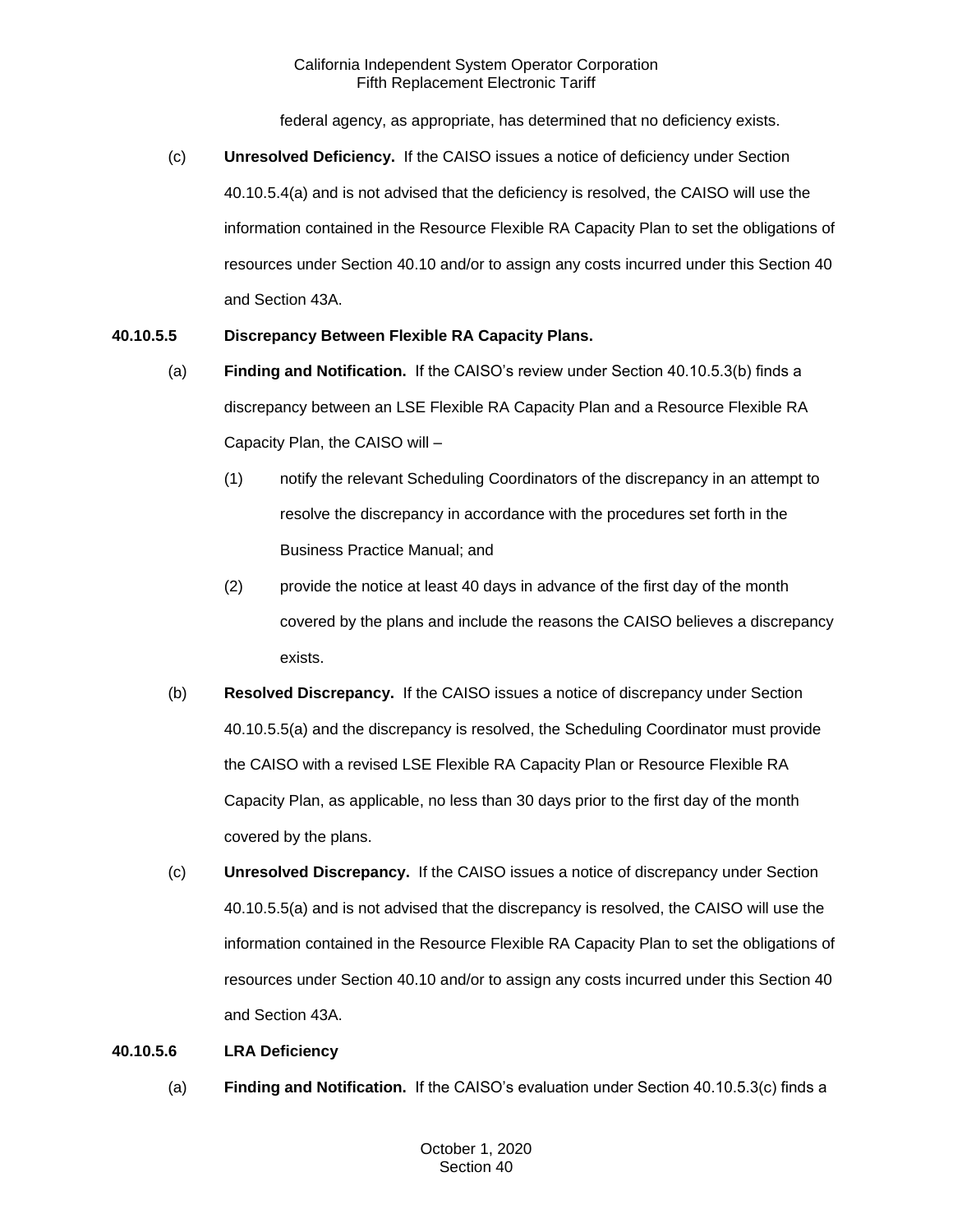federal agency, as appropriate, has determined that no deficiency exists.

(c) **Unresolved Deficiency.** If the CAISO issues a notice of deficiency under Section 40.10.5.4(a) and is not advised that the deficiency is resolved, the CAISO will use the information contained in the Resource Flexible RA Capacity Plan to set the obligations of resources under Section 40.10 and/or to assign any costs incurred under this Section 40 and Section 43A.

**40.10.5.5 Discrepancy Between Flexible RA Capacity Plans.**

(a) **Finding and Notification.** If the CAISO's review under Section 40.10.5.3(b) finds a discrepancy between an LSE Flexible RA Capacity Plan and a Resource Flexible RA Capacity Plan, the CAISO will –

(1) notify the relevant Scheduling Coordinators of the discrepancy in an attempt to resolve the discrepancy in accordance with the procedures set forth in the Business Practice Manual; and

(2) provide the notice at least 40 days in advance of the first day of the month covered by the plans and include the reasons the CAISO believes a discrepancy exists.

(b) **Resolved Discrepancy.** If the CAISO issues a notice of discrepancy under Section 40.10.5.5(a) and the discrepancy is resolved, the Scheduling Coordinator must provide the CAISO with a revised LSE Flexible RA Capacity Plan or Resource Flexible RA Capacity Plan, as applicable, no less than 30 days prior to the first day of the month covered by the plans.

(c) **Unresolved Discrepancy.** If the CAISO issues a notice of discrepancy under Section 40.10.5.5(a) and is not advised that the discrepancy is resolved, the CAISO will use the information contained in the Resource Flexible RA Capacity Plan to set the obligations of resources under Section 40.10 and/or to assign any costs incurred under this Section 40 and Section 43A.

**40.10.5.6 LRA Deficiency**

(a) **Finding and Notification.** If the CAISO's evaluation under Section 40.10.5.3(c) finds a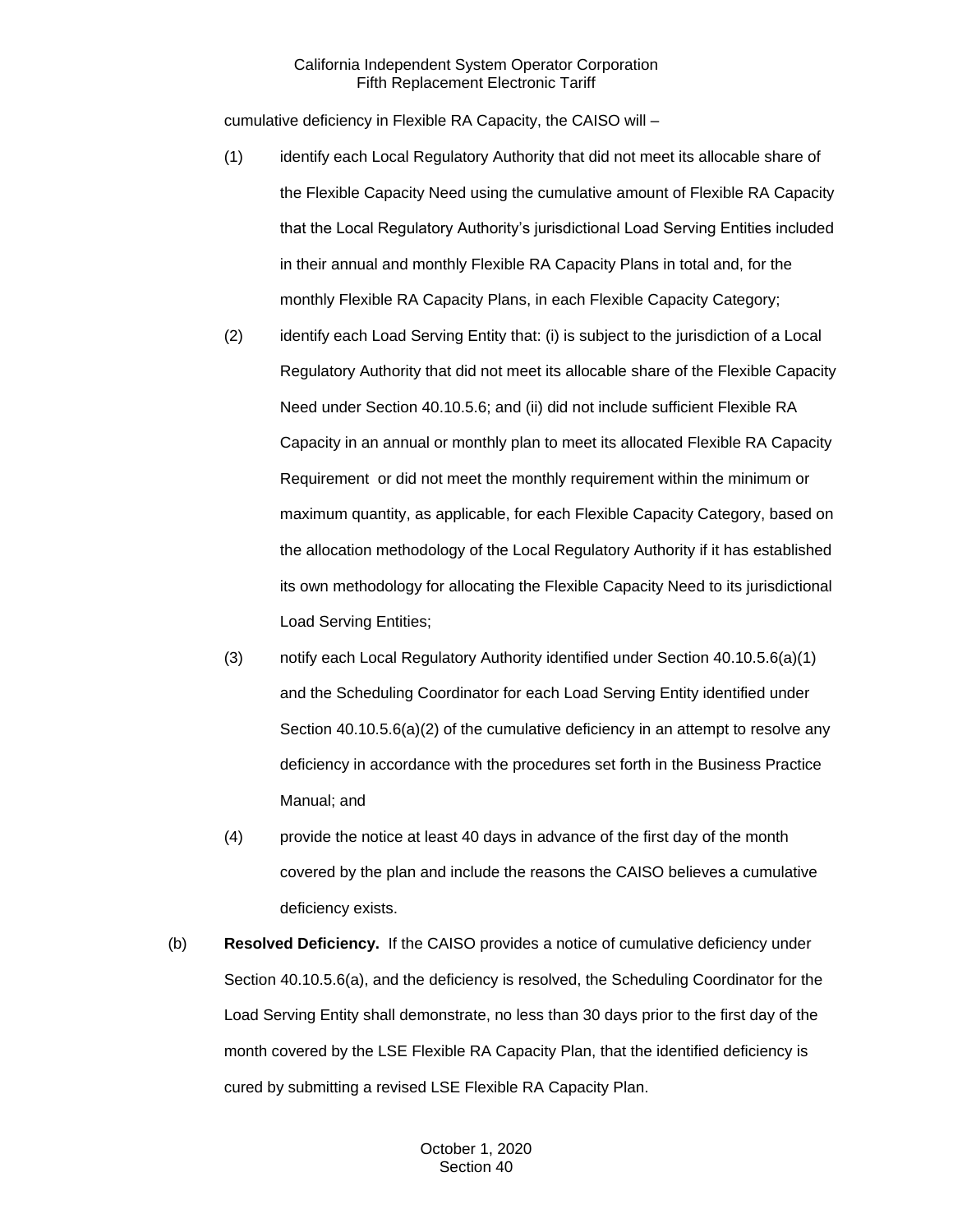cumulative deficiency in Flexible RA Capacity, the CAISO will –

(1) identify each Local Regulatory Authority that did not meet its allocable share of the Flexible Capacity Need using the cumulative amount of Flexible RA Capacity that the Local Regulatory Authority's jurisdictional Load Serving Entities included in their annual and monthly Flexible RA Capacity Plans in total and, for the monthly Flexible RA Capacity Plans, in each Flexible Capacity Category;

(2) identify each Load Serving Entity that: (i) is subject to the jurisdiction of a Local Regulatory Authority that did not meet its allocable share of the Flexible Capacity Need under Section 40.10.5.6; and (ii) did not include sufficient Flexible RA Capacity in an annual or monthly plan to meet its allocated Flexible RA Capacity Requirement or did not meet the monthly requirement within the minimum or maximum quantity, as applicable, for each Flexible Capacity Category, based on the allocation methodology of the Local Regulatory Authority if it has established its own methodology for allocating the Flexible Capacity Need to its jurisdictional Load Serving Entities;

(3) notify each Local Regulatory Authority identified under Section 40.10.5.6(a)(1) and the Scheduling Coordinator for each Load Serving Entity identified under Section 40.10.5.6(a)(2) of the cumulative deficiency in an attempt to resolve any deficiency in accordance with the procedures set forth in the Business Practice Manual; and

(4) provide the notice at least 40 days in advance of the first day of the month covered by the plan and include the reasons the CAISO believes a cumulative deficiency exists.

(b) **Resolved Deficiency.** If the CAISO provides a notice of cumulative deficiency under Section 40.10.5.6(a), and the deficiency is resolved, the Scheduling Coordinator for the Load Serving Entity shall demonstrate, no less than 30 days prior to the first day of the month covered by the LSE Flexible RA Capacity Plan, that the identified deficiency is cured by submitting a revised LSE Flexible RA Capacity Plan.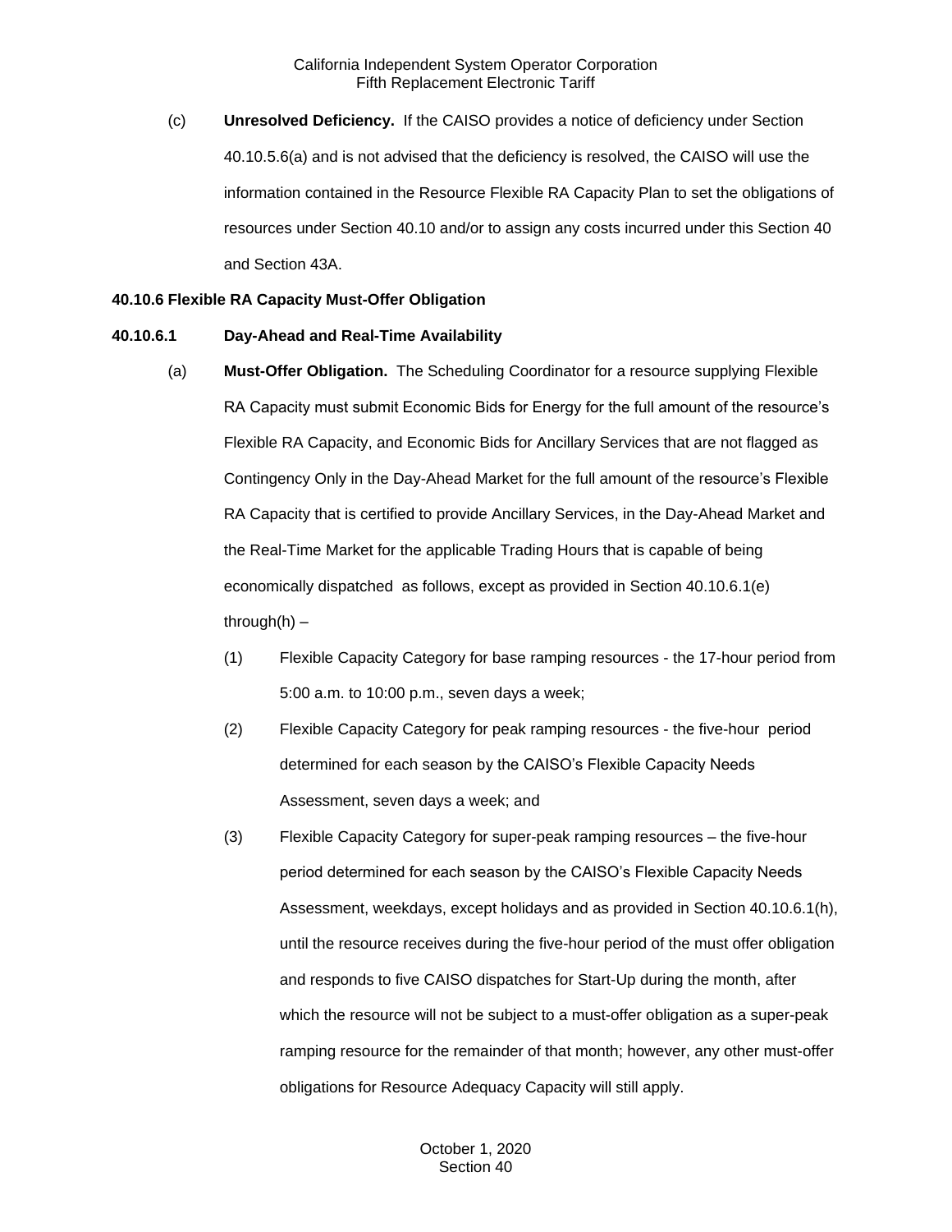(c) **Unresolved Deficiency.** If the CAISO provides a notice of deficiency under Section 40.10.5.6(a) and is not advised that the deficiency is resolved, the CAISO will use the information contained in the Resource Flexible RA Capacity Plan to set the obligations of resources under Section 40.10 and/or to assign any costs incurred under this Section 40 and Section 43A.

**40.10.6 Flexible RA Capacity Must-Offer Obligation**

**40.10.6.1 Day-Ahead and Real-Time Availability**

(a) **Must-Offer Obligation.** The Scheduling Coordinator for a resource supplying Flexible RA Capacity must submit Economic Bids for Energy for the full amount of the resource's Flexible RA Capacity, and Economic Bids for Ancillary Services that are not flagged as Contingency Only in the Day-Ahead Market for the full amount of the resource's Flexible RA Capacity that is certified to provide Ancillary Services, in the Day-Ahead Market and the Real-Time Market for the applicable Trading Hours that is capable of being economically dispatched as follows, except as provided in Section 40.10.6.1(e) through(h) –

(1) Flexible Capacity Category for base ramping resources - the 17-hour period from 5:00 a.m. to 10:00 p.m., seven days a week;

(2) Flexible Capacity Category for peak ramping resources - the five-hour period determined for each season by the CAISO's Flexible Capacity Needs Assessment, seven days a week; and

(3) Flexible Capacity Category for super-peak ramping resources – the five-hour period determined for each season by the CAISO's Flexible Capacity Needs Assessment, weekdays, except holidays and as provided in Section 40.10.6.1(h), until the resource receives during the five-hour period of the must offer obligation and responds to five CAISO dispatches for Start-Up during the month, after which the resource will not be subject to a must-offer obligation as a super-peak ramping resource for the remainder of that month; however, any other must-offer obligations for Resource Adequacy Capacity will still apply.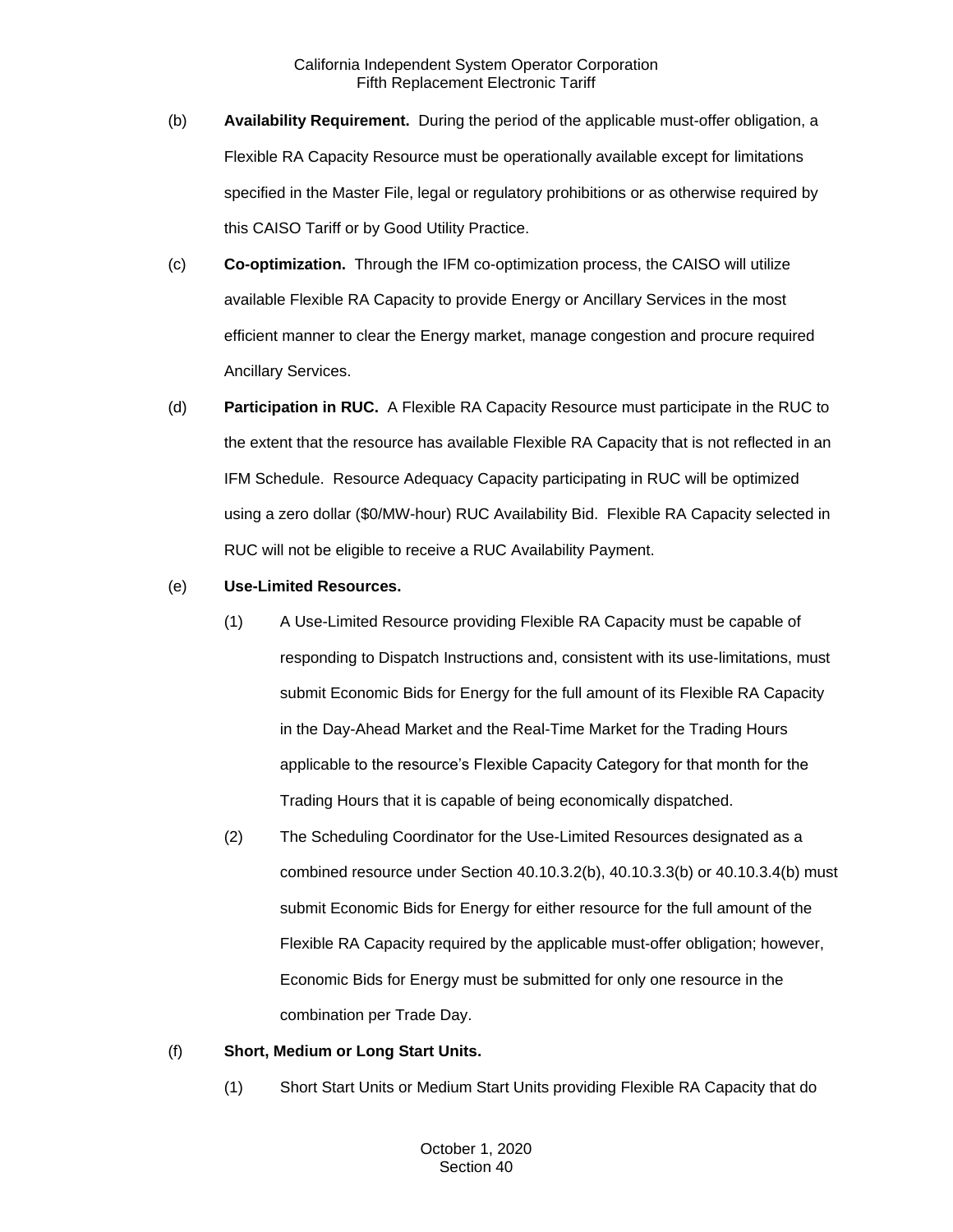(b) **Availability Requirement.** During the period of the applicable must-offer obligation, a Flexible RA Capacity Resource must be operationally available except for limitations specified in the Master File, legal or regulatory prohibitions or as otherwise required by this CAISO Tariff or by Good Utility Practice.

(c) **Co-optimization.** Through the IFM co-optimization process, the CAISO will utilize available Flexible RA Capacity to provide Energy or Ancillary Services in the most efficient manner to clear the Energy market, manage congestion and procure required Ancillary Services.

(d) **Participation in RUC.** A Flexible RA Capacity Resource must participate in the RUC to the extent that the resource has available Flexible RA Capacity that is not reflected in an IFM Schedule. Resource Adequacy Capacity participating in RUC will be optimized using a zero dollar ($0/MW-hour) RUC Availability Bid. Flexible RA Capacity selected in RUC will not be eligible to receive a RUC Availability Payment.

(e) **Use-Limited Resources.**

(1) A Use-Limited Resource providing Flexible RA Capacity must be capable of responding to Dispatch Instructions and, consistent with its use-limitations, must submit Economic Bids for Energy for the full amount of its Flexible RA Capacity in the Day-Ahead Market and the Real-Time Market for the Trading Hours applicable to the resource's Flexible Capacity Category for that month for the Trading Hours that it is capable of being economically dispatched.

(2) The Scheduling Coordinator for the Use-Limited Resources designated as a combined resource under Section 40.10.3.2(b), 40.10.3.3(b) or 40.10.3.4(b) must submit Economic Bids for Energy for either resource for the full amount of the Flexible RA Capacity required by the applicable must-offer obligation; however, Economic Bids for Energy must be submitted for only one resource in the combination per Trade Day.

(f) **Short, Medium or Long Start Units.**

(1) Short Start Units or Medium Start Units providing Flexible RA Capacity that do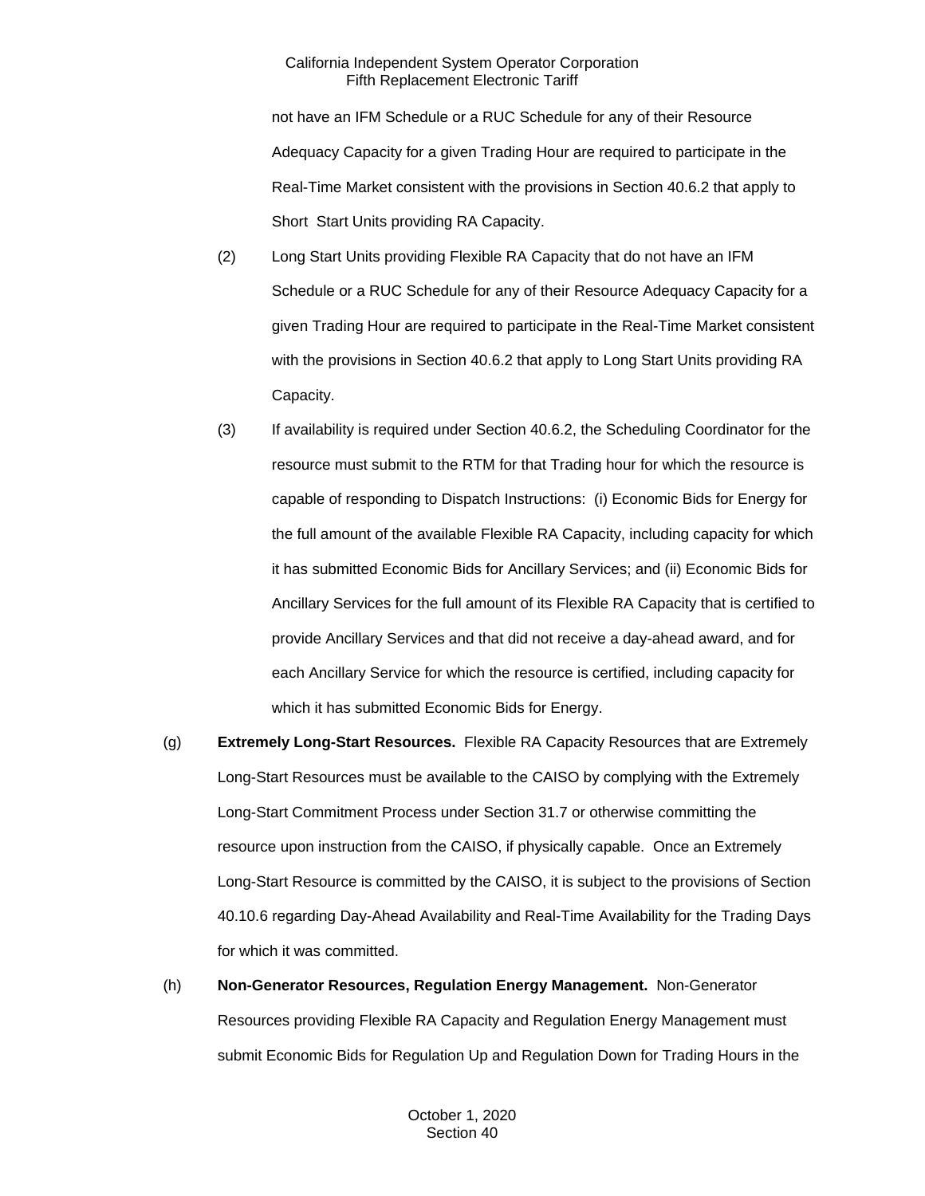not have an IFM Schedule or a RUC Schedule for any of their Resource Adequacy Capacity for a given Trading Hour are required to participate in the Real-Time Market consistent with the provisions in Section 40.6.2 that apply to Short Start Units providing RA Capacity.

(2) Long Start Units providing Flexible RA Capacity that do not have an IFM Schedule or a RUC Schedule for any of their Resource Adequacy Capacity for a given Trading Hour are required to participate in the Real-Time Market consistent with the provisions in Section 40.6.2 that apply to Long Start Units providing RA Capacity.

(3) If availability is required under Section 40.6.2, the Scheduling Coordinator for the resource must submit to the RTM for that Trading hour for which the resource is capable of responding to Dispatch Instructions: (i) Economic Bids for Energy for the full amount of the available Flexible RA Capacity, including capacity for which it has submitted Economic Bids for Ancillary Services; and (ii) Economic Bids for Ancillary Services for the full amount of its Flexible RA Capacity that is certified to provide Ancillary Services and that did not receive a day-ahead award, and for each Ancillary Service for which the resource is certified, including capacity for which it has submitted Economic Bids for Energy.

(g) **Extremely Long-Start Resources.** Flexible RA Capacity Resources that are Extremely Long-Start Resources must be available to the CAISO by complying with the Extremely Long-Start Commitment Process under Section 31.7 or otherwise committing the resource upon instruction from the CAISO, if physically capable. Once an Extremely Long-Start Resource is committed by the CAISO, it is subject to the provisions of Section 40.10.6 regarding Day-Ahead Availability and Real-Time Availability for the Trading Days for which it was committed.

(h) **Non-Generator Resources, Regulation Energy Management.** Non-Generator Resources providing Flexible RA Capacity and Regulation Energy Management must submit Economic Bids for Regulation Up and Regulation Down for Trading Hours in the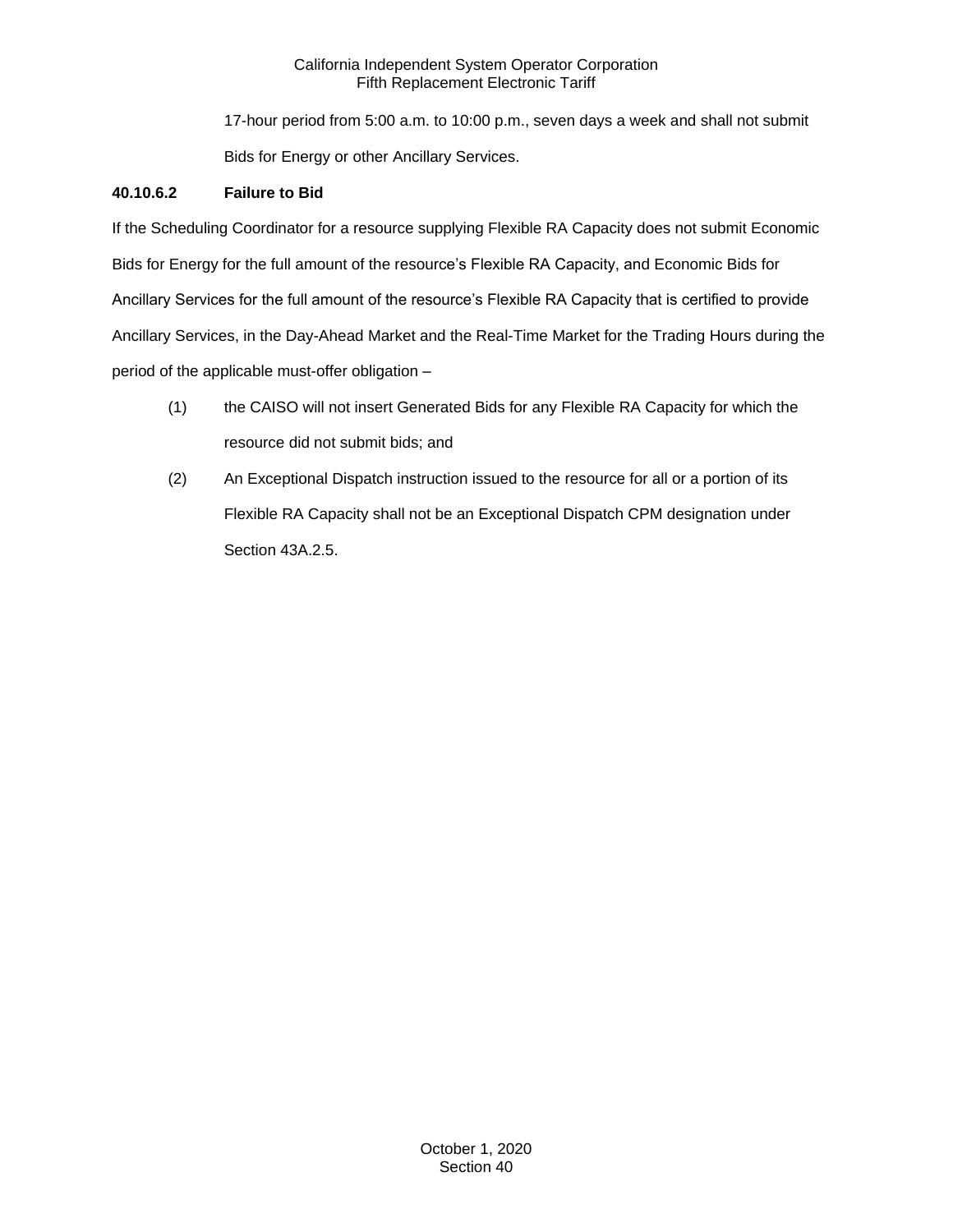17-hour period from 5:00 a.m. to 10:00 p.m., seven days a week and shall not submit Bids for Energy or other Ancillary Services.

**40.10.6.2 Failure to Bid**

If the Scheduling Coordinator for a resource supplying Flexible RA Capacity does not submit Economic Bids for Energy for the full amount of the resource's Flexible RA Capacity, and Economic Bids for Ancillary Services for the full amount of the resource's Flexible RA Capacity that is certified to provide Ancillary Services, in the Day-Ahead Market and the Real-Time Market for the Trading Hours during the period of the applicable must-offer obligation –

(1) the CAISO will not insert Generated Bids for any Flexible RA Capacity for which the resource did not submit bids; and

(2) An Exceptional Dispatch instruction issued to the resource for all or a portion of its Flexible RA Capacity shall not be an Exceptional Dispatch CPM designation under Section 43A.2.5.